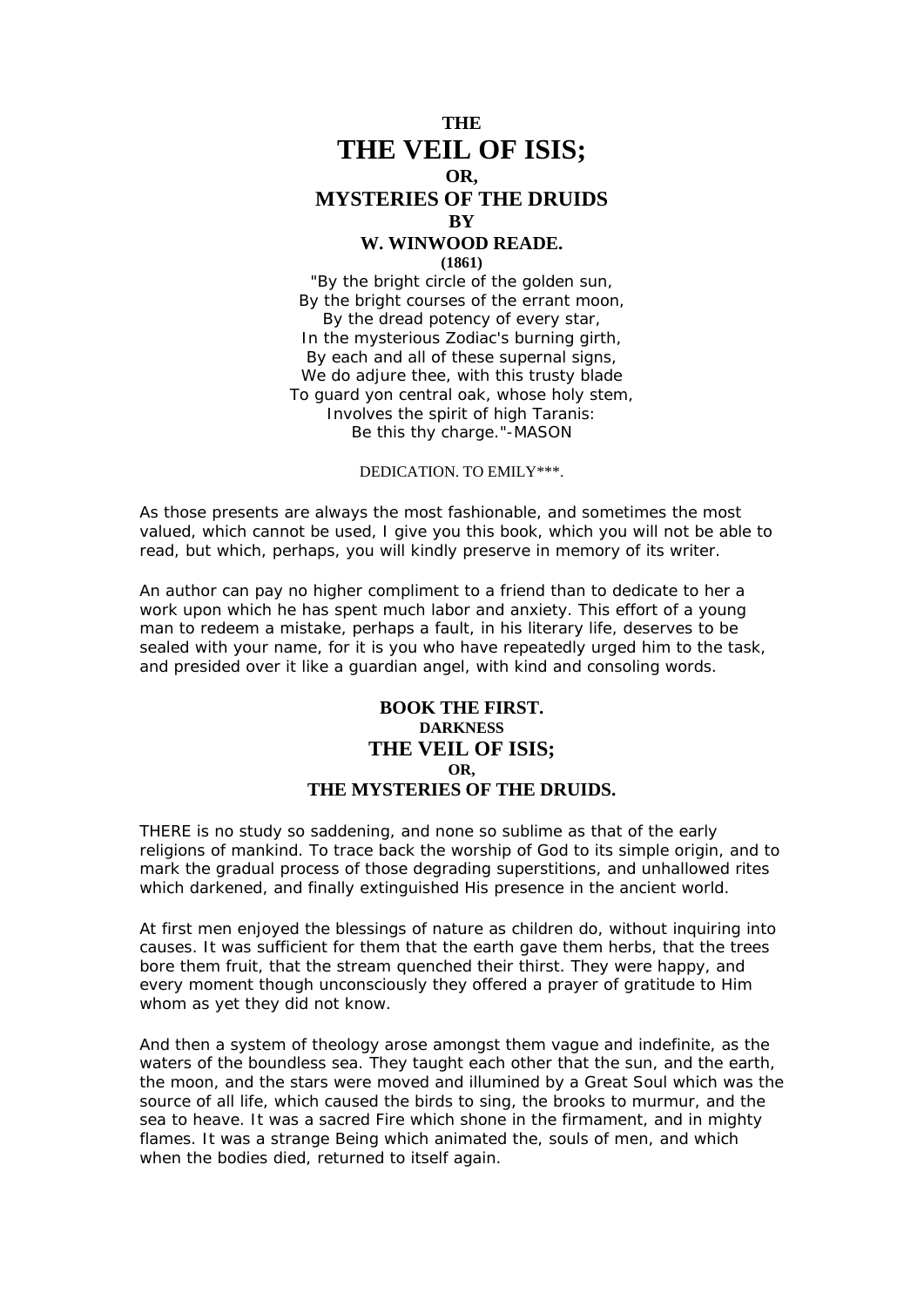# THE
# THE VEIL OF ISIS;
## OR,
## MYSTERIES OF THE DRUIDS
### BY
### W. WINWOOD READE.
**(1861)**

"By the bright circle of the golden sun,
By the bright courses of the errant moon,
By the dread potency of every star,
In the mysterious Zodiac's burning girth,
By each and all of these supernal signs,
We do adjure thee, with this trusty blade
To guard yon central oak, whose holy stem,
Involves the spirit of high Taranis:
Be this thy charge."-MASON

DEDICATION. TO EMILY***.

As those presents are always the most fashionable, and sometimes the most valued, which cannot be used, I give you this book, which you will not be able to read, but which, perhaps, you will kindly preserve in memory of its writer.

An author can pay no higher compliment to a friend than to dedicate to her a work upon which he has spent much labor and anxiety. This effort of a young man to redeem a mistake, perhaps a fault, in his literary life, deserves to be sealed with your name, for it is you who have repeatedly urged him to the task, and presided over it like a guardian angel, with kind and consoling words.

## BOOK THE FIRST.
### DARKNESS
## THE VEIL OF ISIS;
### OR,
## THE MYSTERIES OF THE DRUIDS.

THERE is no study so saddening, and none so sublime as that of the early religions of mankind. To trace back the worship of God to its simple origin, and to mark the gradual process of those degrading superstitions, and unhallowed rites which darkened, and finally extinguished His presence in the ancient world.

At first men enjoyed the blessings of nature as children do, without inquiring into causes. It was sufficient for them that the earth gave them herbs, that the trees bore them fruit, that the stream quenched their thirst. They were happy, and every moment though unconsciously they offered a prayer of gratitude to Him whom as yet they did not know.

And then a system of theology arose amongst them vague and indefinite, as the waters of the boundless sea. They taught each other that the sun, and the earth, the moon, and the stars were moved and illumined by a Great Soul which was the source of all life, which caused the birds to sing, the brooks to murmur, and the sea to heave. It was a sacred Fire which shone in the firmament, and in mighty flames. It was a strange Being which animated the, souls of men, and which when the bodies died, returned to itself again.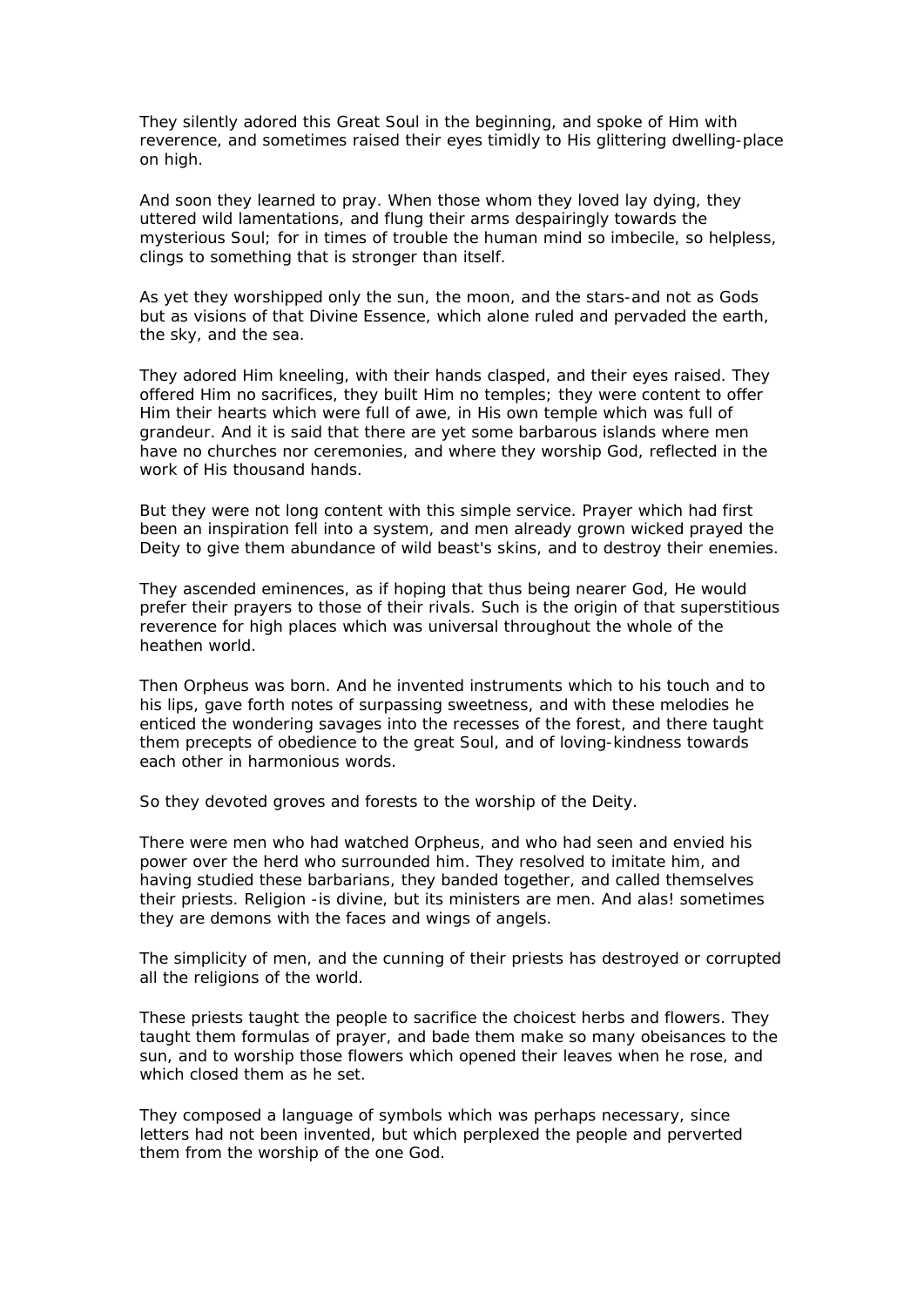They silently adored this Great Soul in the beginning, and spoke of Him with reverence, and sometimes raised their eyes timidly to His glittering dwelling-place on high.

And soon they learned to pray. When those whom they loved lay dying, they uttered wild lamentations, and flung their arms despairingly towards the mysterious Soul; for in times of trouble the human mind so imbecile, so helpless, clings to something that is stronger than itself.

As yet they worshipped only the sun, the moon, and the stars-and not as Gods but as visions of that Divine Essence, which alone ruled and pervaded the earth, the sky, and the sea.

They adored Him kneeling, with their hands clasped, and their eyes raised. They offered Him no sacrifices, they built Him no temples; they were content to offer Him their hearts which were full of awe, in His own temple which was full of grandeur. And it is said that there are yet some barbarous islands where men have no churches nor ceremonies, and where they worship God, reflected in the work of His thousand hands.

But they were not long content with this simple service. Prayer which had first been an inspiration fell into a system, and men already grown wicked prayed the Deity to give them abundance of wild beast's skins, and to destroy their enemies.

They ascended eminences, as if hoping that thus being nearer God, He would prefer their prayers to those of their rivals. Such is the origin of that superstitious reverence for high places which was universal throughout the whole of the heathen world.

Then Orpheus was born. And he invented instruments which to his touch and to his lips, gave forth notes of surpassing sweetness, and with these melodies he enticed the wondering savages into the recesses of the forest, and there taught them precepts of obedience to the great Soul, and of loving-kindness towards each other in harmonious words.

So they devoted groves and forests to the worship of the Deity.

There were men who had watched Orpheus, and who had seen and envied his power over the herd who surrounded him. They resolved to imitate him, and having studied these barbarians, they banded together, and called themselves their priests. Religion -is divine, but its ministers are men. And alas! sometimes they are demons with the faces and wings of angels.

The simplicity of men, and the cunning of their priests has destroyed or corrupted all the religions of the world.

These priests taught the people to sacrifice the choicest herbs and flowers. They taught them formulas of prayer, and bade them make so many obeisances to the sun, and to worship those flowers which opened their leaves when he rose, and which closed them as he set.

They composed a language of symbols which was perhaps necessary, since letters had not been invented, but which perplexed the people and perverted them from the worship of the one God.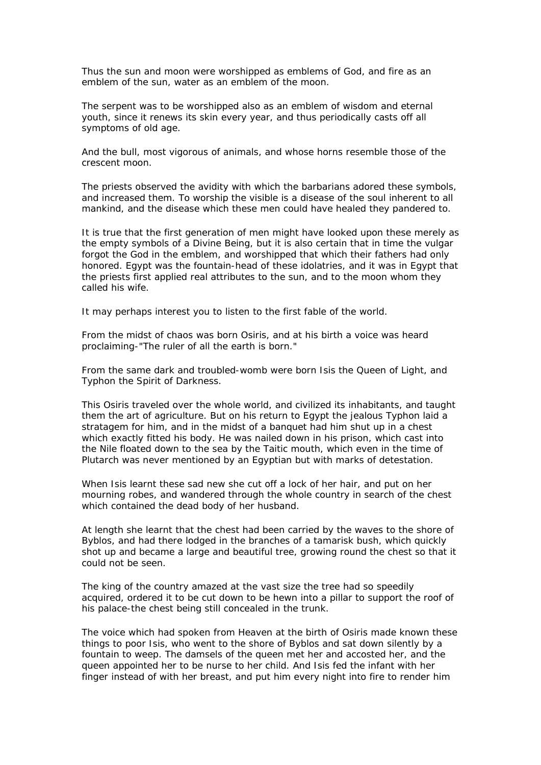Thus the sun and moon were worshipped as emblems of God, and fire as an emblem of the sun, water as an emblem of the moon.

The serpent was to be worshipped also as an emblem of wisdom and eternal youth, since it renews its skin every year, and thus periodically casts off all symptoms of old age.

And the bull, most vigorous of animals, and whose horns resemble those of the crescent moon.

The priests observed the avidity with which the barbarians adored these symbols, and increased them. To worship the visible is a disease of the soul inherent to all mankind, and the disease which these men could have healed they pandered to.

It is true that the first generation of men might have looked upon these merely as the empty symbols of a Divine Being, but it is also certain that in time the vulgar forgot the God in the emblem, and worshipped that which their fathers had only honored. Egypt was the fountain-head of these idolatries, and it was in Egypt that the priests first applied real attributes to the sun, and to the moon whom they called his wife.

It may perhaps interest you to listen to the first fable of the world.

From the midst of chaos was born Osiris, and at his birth a voice was heard proclaiming-"The ruler of all the earth is born."

From the same dark and troubled-womb were born Isis the Queen of Light, and Typhon the Spirit of Darkness.

This Osiris traveled over the whole world, and civilized its inhabitants, and taught them the art of agriculture. But on his return to Egypt the jealous Typhon laid a stratagem for him, and in the midst of a banquet had him shut up in a chest which exactly fitted his body. He was nailed down in his prison, which cast into the Nile floated down to the sea by the Taitic mouth, which even in the time of Plutarch was never mentioned by an Egyptian but with marks of detestation.

When Isis learnt these sad new she cut off a lock of her hair, and put on her mourning robes, and wandered through the whole country in search of the chest which contained the dead body of her husband.

At length she learnt that the chest had been carried by the waves to the shore of Byblos, and had there lodged in the branches of a tamarisk bush, which quickly shot up and became a large and beautiful tree, growing round the chest so that it could not be seen.

The king of the country amazed at the vast size the tree had so speedily acquired, ordered it to be cut down to be hewn into a pillar to support the roof of his palace-the chest being still concealed in the trunk.

The voice which had spoken from Heaven at the birth of Osiris made known these things to poor Isis, who went to the shore of Byblos and sat down silently by a fountain to weep. The damsels of the queen met her and accosted her, and the queen appointed her to be nurse to her child. And Isis fed the infant with her finger instead of with her breast, and put him every night into fire to render him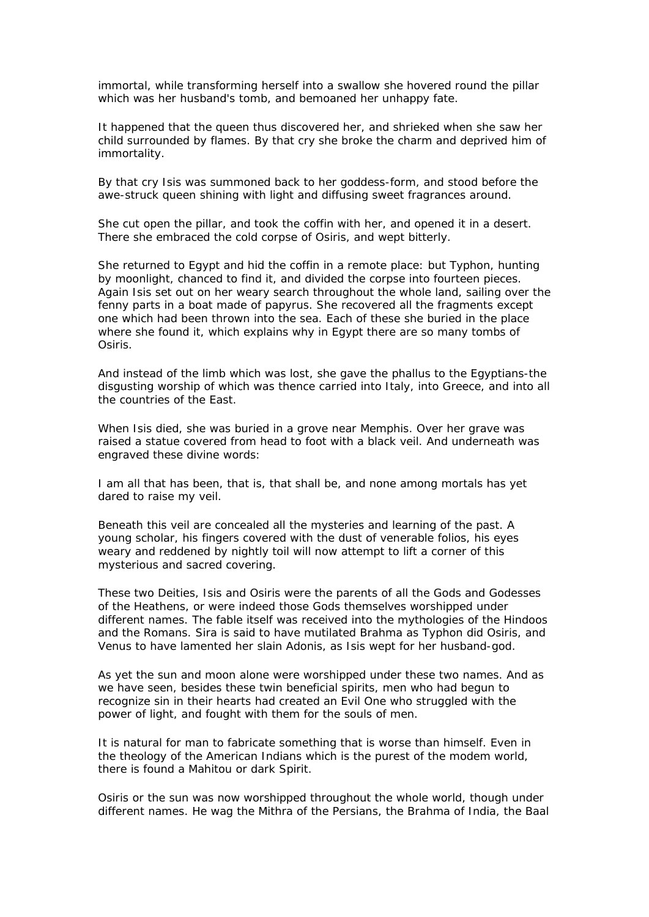immortal, while transforming herself into a swallow she hovered round the pillar which was her husband's tomb, and bemoaned her unhappy fate.

It happened that the queen thus discovered her, and shrieked when she saw her child surrounded by flames. By that cry she broke the charm and deprived him of immortality.

By that cry Isis was summoned back to her goddess-form, and stood before the awe-struck queen shining with light and diffusing sweet fragrances around.

She cut open the pillar, and took the coffin with her, and opened it in a desert. There she embraced the cold corpse of Osiris, and wept bitterly.

She returned to Egypt and hid the coffin in a remote place: but Typhon, hunting by moonlight, chanced to find it, and divided the corpse into fourteen pieces. Again Isis set out on her weary search throughout the whole land, sailing over the fenny parts in a boat made of papyrus. She recovered all the fragments except one which had been thrown into the sea. Each of these she buried in the place where she found it, which explains why in Egypt there are so many tombs of Osiris.

And instead of the limb which was lost, she gave the phallus to the Egyptians-the disgusting worship of which was thence carried into Italy, into Greece, and into all the countries of the East.

When Isis died, she was buried in a grove near Memphis. Over her grave was raised a statue covered from head to foot with a black veil. And underneath was engraved these divine words:

I am all that has been, that is, that shall be, and none among mortals has yet dared to raise my veil.

Beneath this veil are concealed all the mysteries and learning of the past. A young scholar, his fingers covered with the dust of venerable folios, his eyes weary and reddened by nightly toil will now attempt to lift a corner of this mysterious and sacred covering.

These two Deities, Isis and Osiris were the parents of all the Gods and Godesses of the Heathens, or were indeed those Gods themselves worshipped under different names. The fable itself was received into the mythologies of the Hindoos and the Romans. Sira is said to have mutilated Brahma as Typhon did Osiris, and Venus to have lamented her slain Adonis, as Isis wept for her husband-god.

As yet the sun and moon alone were worshipped under these two names. And as we have seen, besides these twin beneficial spirits, men who had begun to recognize sin in their hearts had created an Evil One who struggled with the power of light, and fought with them for the souls of men.

It is natural for man to fabricate something that is worse than himself. Even in the theology of the American Indians which is the purest of the modem world, there is found a Mahitou or dark Spirit.

Osiris or the sun was now worshipped throughout the whole world, though under different names. He wag the Mithra of the Persians, the Brahma of India, the Baal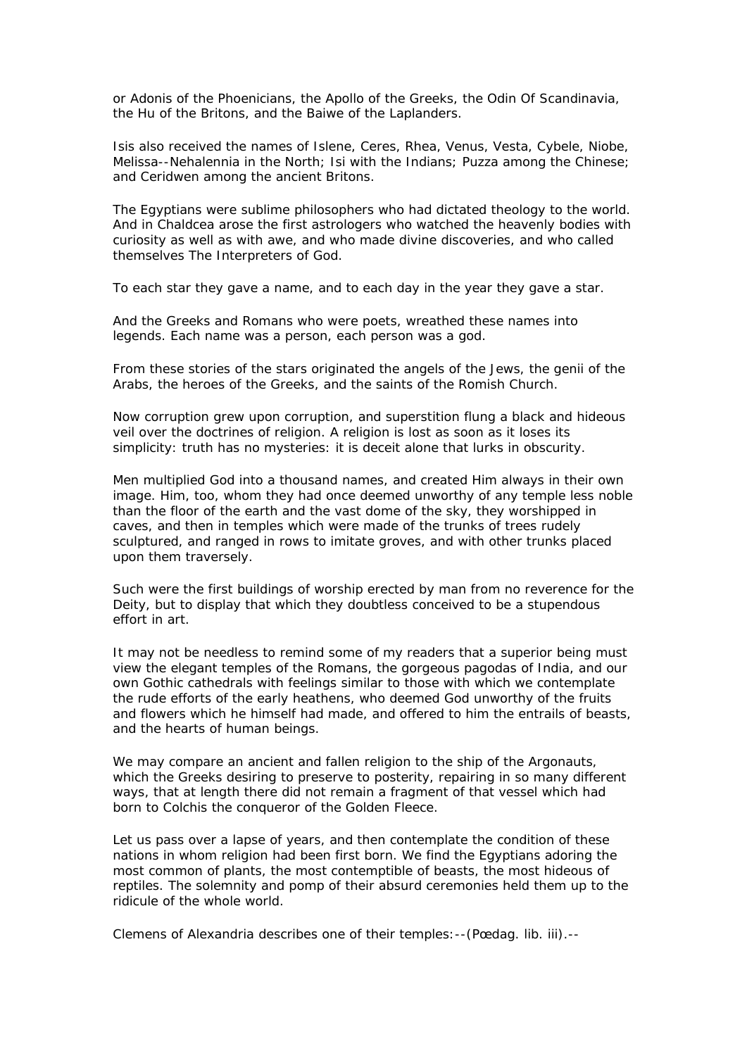or Adonis of the Phoenicians, the Apollo of the Greeks, the Odin Of Scandinavia, the Hu of the Britons, and the Baiwe of the Laplanders.

Isis also received the names of Islene, Ceres, Rhea, Venus, Vesta, Cybele, Niobe, Melissa--Nehalennia in the North; Isi with the Indians; Puzza among the Chinese; and Ceridwen among the ancient Britons.

The Egyptians were sublime philosophers who had dictated theology to the world. And in Chaldcea arose the first astrologers who watched the heavenly bodies with curiosity as well as with awe, and who made divine discoveries, and who called themselves The Interpreters of God.

To each star they gave a name, and to each day in the year they gave a star.

And the Greeks and Romans who were poets, wreathed these names into legends. Each name was a person, each person was a god.

From these stories of the stars originated the angels of the Jews, the genii of the Arabs, the heroes of the Greeks, and the saints of the Romish Church.

Now corruption grew upon corruption, and superstition flung a black and hideous veil over the doctrines of religion. A religion is lost as soon as it loses its simplicity: truth has no mysteries: it is deceit alone that lurks in obscurity.

Men multiplied God into a thousand names, and created Him always in their own image. Him, too, whom they had once deemed unworthy of any temple less noble than the floor of the earth and the vast dome of the sky, they worshipped in caves, and then in temples which were made of the trunks of trees rudely sculptured, and ranged in rows to imitate groves, and with other trunks placed upon them traversely.

Such were the first buildings of worship erected by man from no reverence for the Deity, but to display that which they doubtless conceived to be a stupendous effort in art.

It may not be needless to remind some of my readers that a superior being must view the elegant temples of the Romans, the gorgeous pagodas of India, and our own Gothic cathedrals with feelings similar to those with which we contemplate the rude efforts of the early heathens, who deemed God unworthy of the fruits and flowers which he himself had made, and offered to him the entrails of beasts, and the hearts of human beings.

We may compare an ancient and fallen religion to the ship of the Argonauts, which the Greeks desiring to preserve to posterity, repairing in so many different ways, that at length there did not remain a fragment of that vessel which had born to Colchis the conqueror of the Golden Fleece.

Let us pass over a lapse of years, and then contemplate the condition of these nations in whom religion had been first born. We find the Egyptians adoring the most common of plants, the most contemptible of beasts, the most hideous of reptiles. The solemnity and pomp of their absurd ceremonies held them up to the ridicule of the whole world.

Clemens of Alexandria describes one of their temples:--(Pœdag. lib. iii).--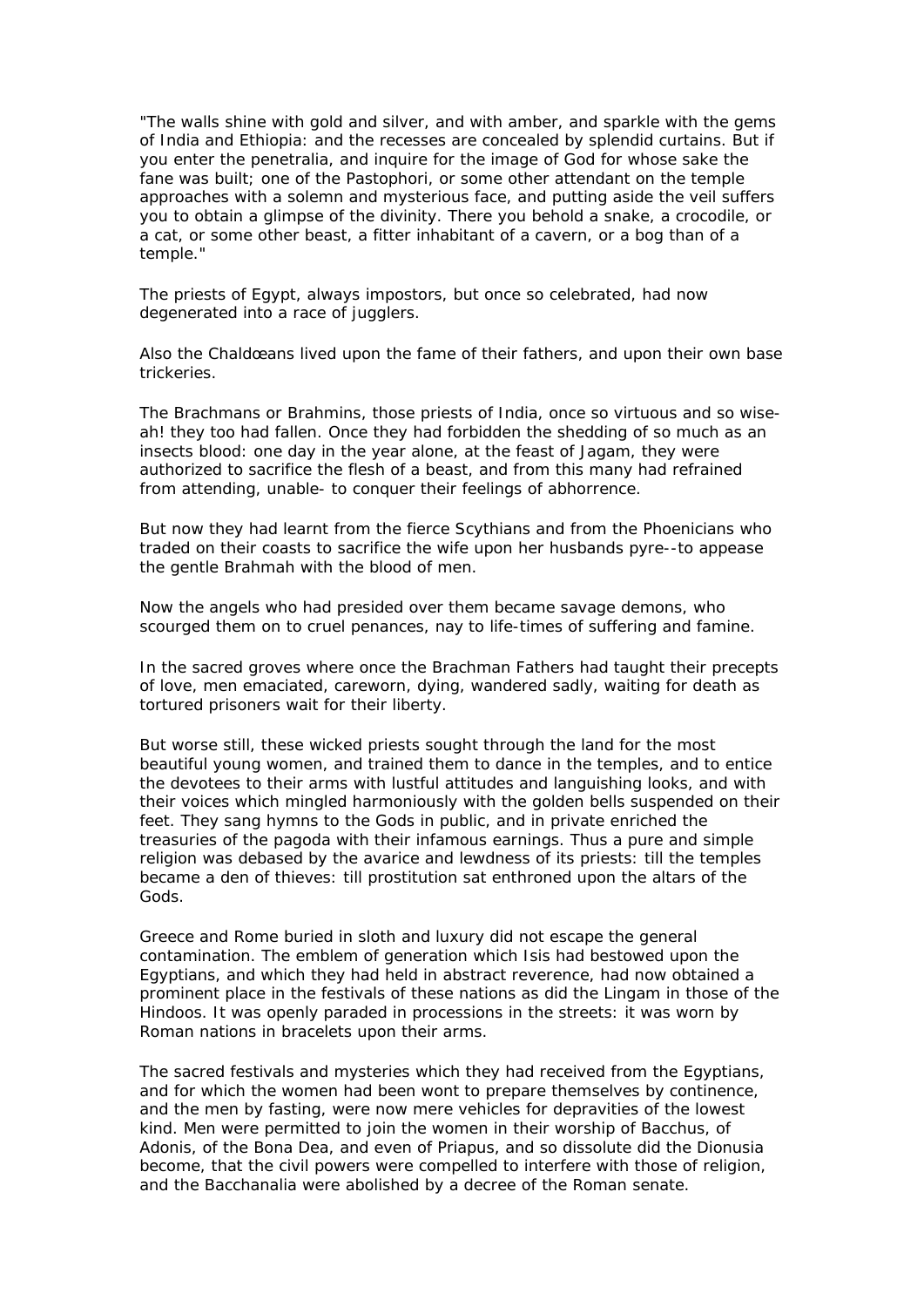"The walls shine with gold and silver, and with amber, and sparkle with the gems of India and Ethiopia: and the recesses are concealed by splendid curtains. But if you enter the penetralia, and inquire for the image of God for whose sake the fane was built; one of the Pastophori, or some other attendant on the temple approaches with a solemn and mysterious face, and putting aside the veil suffers you to obtain a glimpse of the divinity. There you behold a snake, a crocodile, or a cat, or some other beast, a fitter inhabitant of a cavern, or a bog than of a temple."

The priests of Egypt, always impostors, but once so celebrated, had now degenerated into a race of jugglers.

Also the Chaldœans lived upon the fame of their fathers, and upon their own base trickeries.

The Brachmans or Brahmins, those priests of India, once so virtuous and so wise-ah! they too had fallen. Once they had forbidden the shedding of so much as an insects blood: one day in the year alone, at the feast of Jagam, they were authorized to sacrifice the flesh of a beast, and from this many had refrained from attending, unable- to conquer their feelings of abhorrence.

But now they had learnt from the fierce Scythians and from the Phoenicians who traded on their coasts to sacrifice the wife upon her husbands pyre--to appease the gentle Brahmah with the blood of men.

Now the angels who had presided over them became savage demons, who scourged them on to cruel penances, nay to life-times of suffering and famine.

In the sacred groves where once the Brachman Fathers had taught their precepts of love, men emaciated, careworn, dying, wandered sadly, waiting for death as tortured prisoners wait for their liberty.

But worse still, these wicked priests sought through the land for the most beautiful young women, and trained them to dance in the temples, and to entice the devotees to their arms with lustful attitudes and languishing looks, and with their voices which mingled harmoniously with the golden bells suspended on their feet. They sang hymns to the Gods in public, and in private enriched the treasuries of the pagoda with their infamous earnings. Thus a pure and simple religion was debased by the avarice and lewdness of its priests: till the temples became a den of thieves: till prostitution sat enthroned upon the altars of the Gods.

Greece and Rome buried in sloth and luxury did not escape the general contamination. The emblem of generation which Isis had bestowed upon the Egyptians, and which they had held in abstract reverence, had now obtained a prominent place in the festivals of these nations as did the Lingam in those of the Hindoos. It was openly paraded in processions in the streets: it was worn by Roman nations in bracelets upon their arms.

The sacred festivals and mysteries which they had received from the Egyptians, and for which the women had been wont to prepare themselves by continence, and the men by fasting, were now mere vehicles for depravities of the lowest kind. Men were permitted to join the women in their worship of Bacchus, of Adonis, of the Bona Dea, and even of Priapus, and so dissolute did the Dionusia become, that the civil powers were compelled to interfere with those of religion, and the Bacchanalia were abolished by a decree of the Roman senate.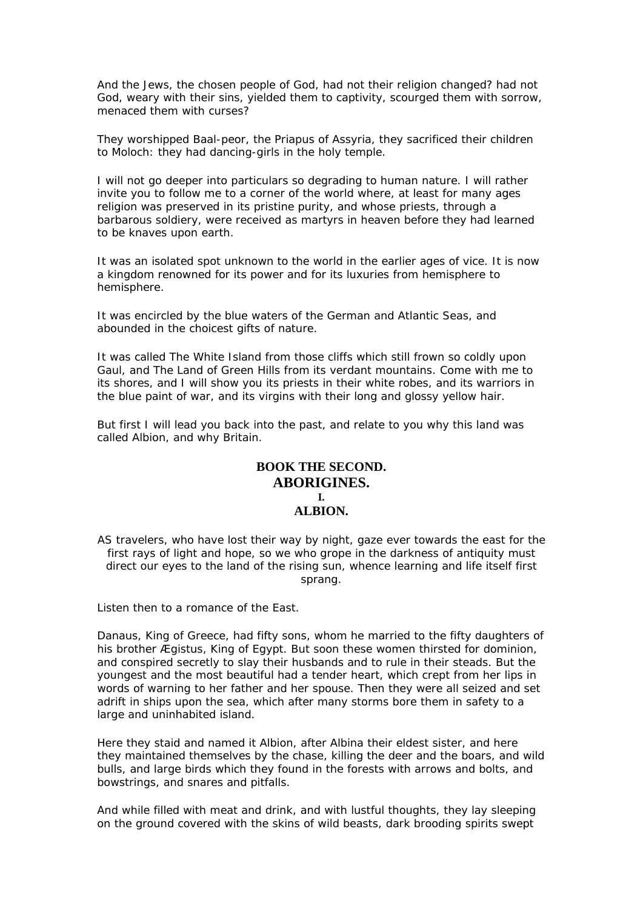And the Jews, the chosen people of God, had not their religion changed? had not God, weary with their sins, yielded them to captivity, scourged them with sorrow, menaced them with curses?

They worshipped Baal-peor, the Priapus of Assyria, they sacrificed their children to Moloch: they had dancing-girls in the holy temple.

I will not go deeper into particulars so degrading to human nature. I will rather invite you to follow me to a corner of the world where, at least for many ages religion was preserved in its pristine purity, and whose priests, through a barbarous soldiery, were received as martyrs in heaven before they had learned to be knaves upon earth.

It was an isolated spot unknown to the world in the earlier ages of vice. It is now a kingdom renowned for its power and for its luxuries from hemisphere to hemisphere.

It was encircled by the blue waters of the German and Atlantic Seas, and abounded in the choicest gifts of nature.

It was called The White Island from those cliffs which still frown so coldly upon Gaul, and The Land of Green Hills from its verdant mountains. Come with me to its shores, and I will show you its priests in their white robes, and its warriors in the blue paint of war, and its virgins with their long and glossy yellow hair.

But first I will lead you back into the past, and relate to you why this land was called Albion, and why Britain.

# BOOK THE SECOND.

## ABORIGINES.

### I.

### ALBION.

AS travelers, who have lost their way by night, gaze ever towards the east for the first rays of light and hope, so we who grope in the darkness of antiquity must direct our eyes to the land of the rising sun, whence learning and life itself first sprang.

Listen then to a romance of the East.

Danaus, King of Greece, had fifty sons, whom he married to the fifty daughters of his brother Ægistus, King of Egypt. But soon these women thirsted for dominion, and conspired secretly to slay their husbands and to rule in their steads. But the youngest and the most beautiful had a tender heart, which crept from her lips in words of warning to her father and her spouse. Then they were all seized and set adrift in ships upon the sea, which after many storms bore them in safety to a large and uninhabited island.

Here they staid and named it Albion, after Albina their eldest sister, and here they maintained themselves by the chase, killing the deer and the boars, and wild bulls, and large birds which they found in the forests with arrows and bolts, and bowstrings, and snares and pitfalls.

And while filled with meat and drink, and with lustful thoughts, they lay sleeping on the ground covered with the skins of wild beasts, dark brooding spirits swept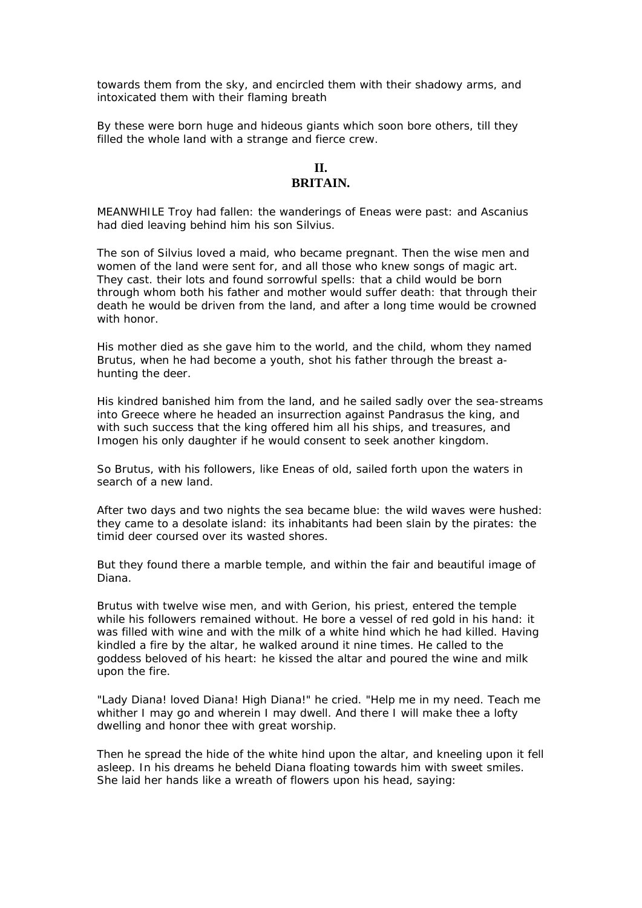towards them from the sky, and encircled them with their shadowy arms, and intoxicated them with their flaming breath

By these were born huge and hideous giants which soon bore others, till they filled the whole land with a strange and fierce crew.

## II.
## BRITAIN.

MEANWHILE Troy had fallen: the wanderings of Eneas were past: and Ascanius had died leaving behind him his son Silvius.

The son of Silvius loved a maid, who became pregnant. Then the wise men and women of the land were sent for, and all those who knew songs of magic art. They cast. their lots and found sorrowful spells: that a child would be born through whom both his father and mother would suffer death: that through their death he would be driven from the land, and after a long time would be crowned with honor.

His mother died as she gave him to the world, and the child, whom they named Brutus, when he had become a youth, shot his father through the breast a-hunting the deer.

His kindred banished him from the land, and he sailed sadly over the sea-streams into Greece where he headed an insurrection against Pandrasus the king, and with such success that the king offered him all his ships, and treasures, and Imogen his only daughter if he would consent to seek another kingdom.

So Brutus, with his followers, like Eneas of old, sailed forth upon the waters in search of a new land.

After two days and two nights the sea became blue: the wild waves were hushed: they came to a desolate island: its inhabitants had been slain by the pirates: the timid deer coursed over its wasted shores.

But they found there a marble temple, and within the fair and beautiful image of Diana.

Brutus with twelve wise men, and with Gerion, his priest, entered the temple while his followers remained without. He bore a vessel of red gold in his hand: it was filled with wine and with the milk of a white hind which he had killed. Having kindled a fire by the altar, he walked around it nine times. He called to the goddess beloved of his heart: he kissed the altar and poured the wine and milk upon the fire.

"Lady Diana! loved Diana! High Diana!" he cried. "Help me in my need. Teach me whither I may go and wherein I may dwell. And there I will make thee a lofty dwelling and honor thee with great worship.

Then he spread the hide of the white hind upon the altar, and kneeling upon it fell asleep. In his dreams he beheld Diana floating towards him with sweet smiles. She laid her hands like a wreath of flowers upon his head, saying: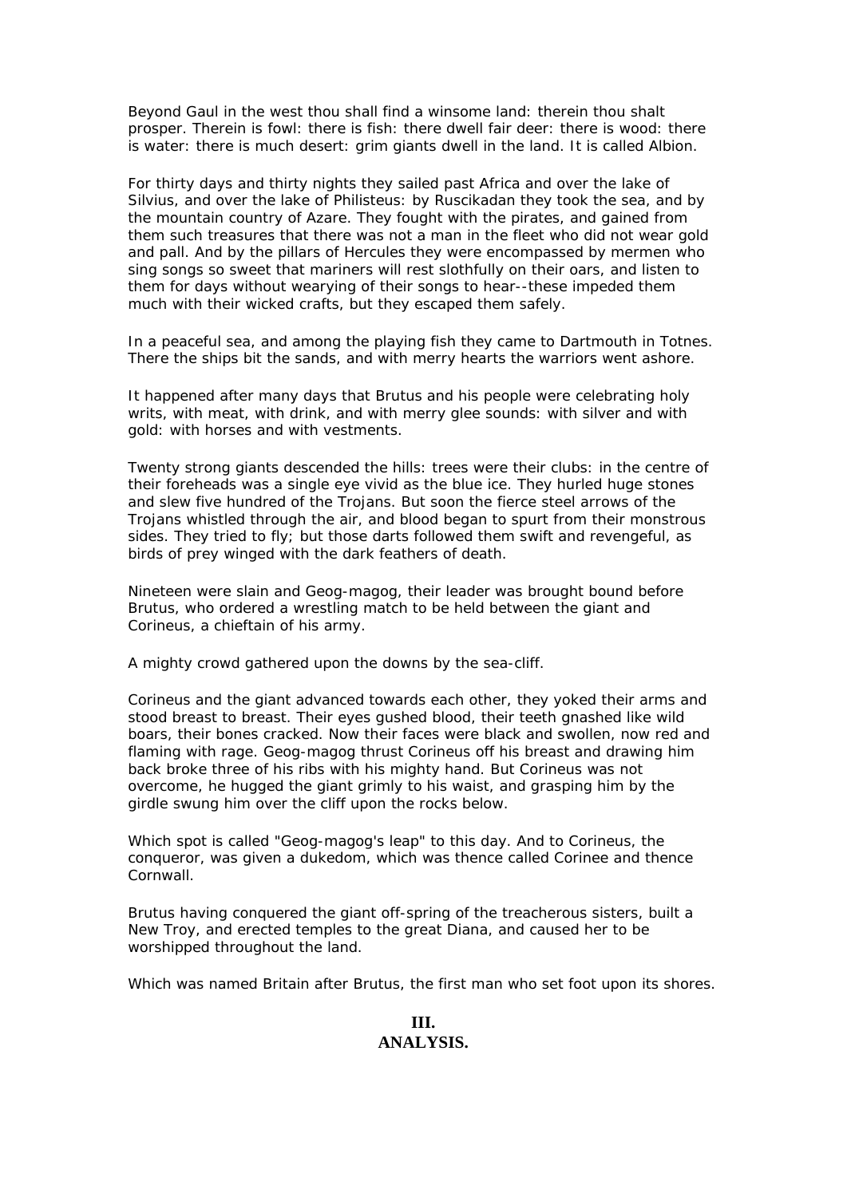Beyond Gaul in the west thou shall find a winsome land: therein thou shalt prosper. Therein is fowl: there is fish: there dwell fair deer: there is wood: there is water: there is much desert: grim giants dwell in the land. It is called Albion.

For thirty days and thirty nights they sailed past Africa and over the lake of Silvius, and over the lake of Philisteus: by Ruscikadan they took the sea, and by the mountain country of Azare. They fought with the pirates, and gained from them such treasures that there was not a man in the fleet who did not wear gold and pall. And by the pillars of Hercules they were encompassed by mermen who sing songs so sweet that mariners will rest slothfully on their oars, and listen to them for days without wearying of their songs to hear--these impeded them much with their wicked crafts, but they escaped them safely.

In a peaceful sea, and among the playing fish they came to Dartmouth in Totnes. There the ships bit the sands, and with merry hearts the warriors went ashore.

It happened after many days that Brutus and his people were celebrating holy writs, with meat, with drink, and with merry glee sounds: with silver and with gold: with horses and with vestments.

Twenty strong giants descended the hills: trees were their clubs: in the centre of their foreheads was a single eye vivid as the blue ice. They hurled huge stones and slew five hundred of the Trojans. But soon the fierce steel arrows of the Trojans whistled through the air, and blood began to spurt from their monstrous sides. They tried to fly; but those darts followed them swift and revengeful, as birds of prey winged with the dark feathers of death.

Nineteen were slain and Geog-magog, their leader was brought bound before Brutus, who ordered a wrestling match to be held between the giant and Corineus, a chieftain of his army.

A mighty crowd gathered upon the downs by the sea-cliff.

Corineus and the giant advanced towards each other, they yoked their arms and stood breast to breast. Their eyes gushed blood, their teeth gnashed like wild boars, their bones cracked. Now their faces were black and swollen, now red and flaming with rage. Geog-magog thrust Corineus off his breast and drawing him back broke three of his ribs with his mighty hand. But Corineus was not overcome, he hugged the giant grimly to his waist, and grasping him by the girdle swung him over the cliff upon the rocks below.

Which spot is called "Geog-magog's leap" to this day. And to Corineus, the conqueror, was given a dukedom, which was thence called Corinee and thence Cornwall.

Brutus having conquered the giant off-spring of the treacherous sisters, built a New Troy, and erected temples to the great Diana, and caused her to be worshipped throughout the land.

Which was named Britain after Brutus, the first man who set foot upon its shores.

## III.
## ANALYSIS.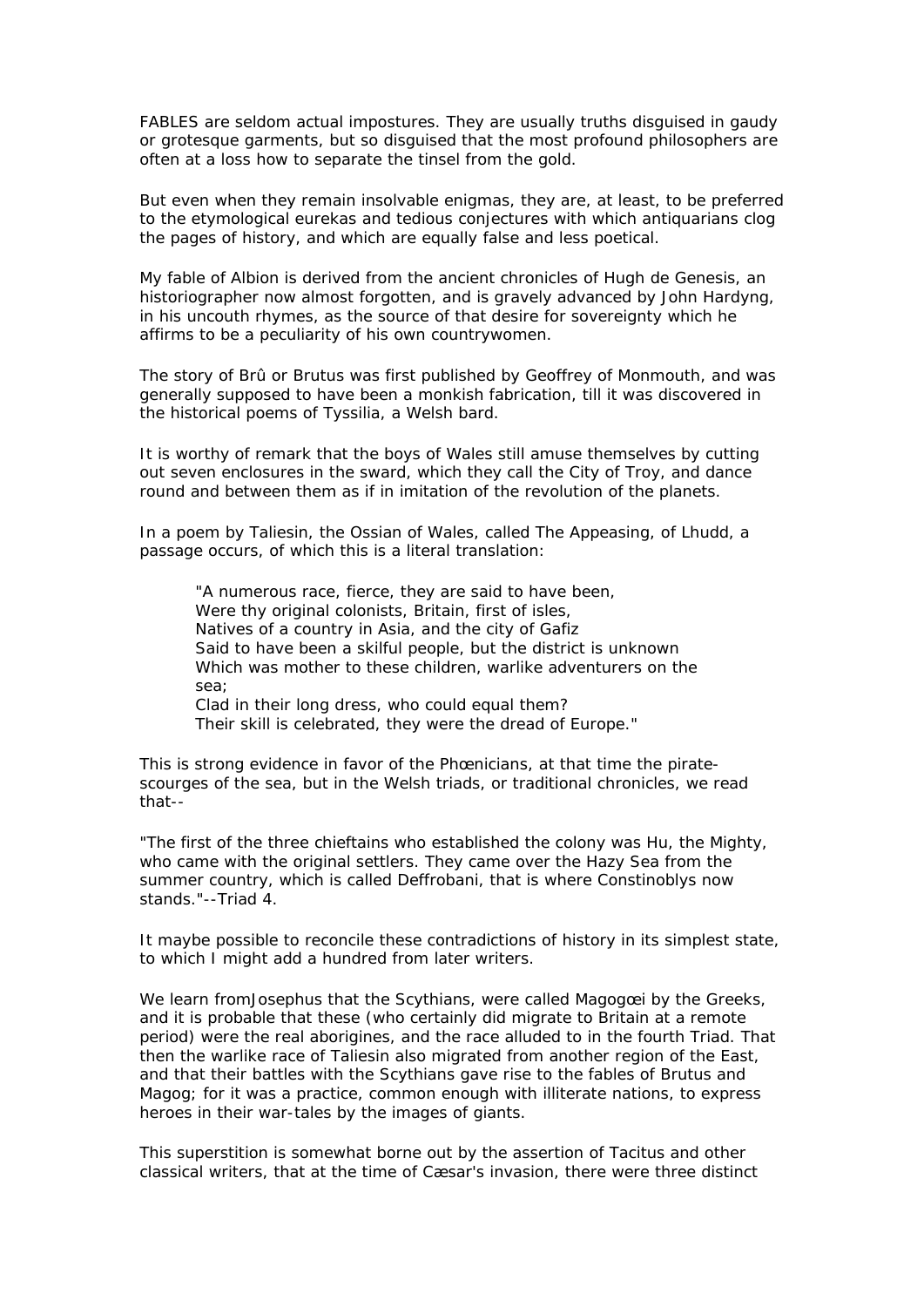FABLES are seldom actual impostures. They are usually truths disguised in gaudy or grotesque garments, but so disguised that the most profound philosophers are often at a loss how to separate the tinsel from the gold.

But even when they remain insolvable enigmas, they are, at least, to be preferred to the etymological eurekas and tedious conjectures with which antiquarians clog the pages of history, and which are equally false and less poetical.

My fable of Albion is derived from the ancient chronicles of Hugh de Genesis, an historiographer now almost forgotten, and is gravely advanced by John Hardyng, in his uncouth rhymes, as the source of that desire for sovereignty which he affirms to be a peculiarity of his own countrywomen.

The story of Brû or Brutus was first published by Geoffrey of Monmouth, and was generally supposed to have been a monkish fabrication, till it was discovered in the historical poems of Tyssilia, a Welsh bard.

It is worthy of remark that the boys of Wales still amuse themselves by cutting out seven enclosures in the sward, which they call the City of Troy, and dance round and between them as if in imitation of the revolution of the planets.

In a poem by Taliesin, the Ossian of Wales, called The Appeasing, of Lhudd, a passage occurs, of which this is a literal translation:

> "A numerous race, fierce, they are said to have been,
> Were thy original colonists, Britain, first of isles,
> Natives of a country in Asia, and the city of Gafiz
> Said to have been a skilful people, but the district is unknown
> Which was mother to these children, warlike adventurers on the sea;
> Clad in their long dress, who could equal them?
> Their skill is celebrated, they were the dread of Europe."

This is strong evidence in favor of the Phœnicians, at that time the pirate-scourges of the sea, but in the Welsh triads, or traditional chronicles, we read that--

"The first of the three chieftains who established the colony was Hu, the Mighty, who came with the original settlers. They came over the Hazy Sea from the summer country, which is called Deffrobani, that is where Constinoblys now stands."--Triad 4.

It maybe possible to reconcile these contradictions of history in its simplest state, to which I might add a hundred from later writers.

We learn fromJosephus that the Scythians, were called Magogœi by the Greeks, and it is probable that these (who certainly did migrate to Britain at a remote period) were the real aborigines, and the race alluded to in the fourth Triad. That then the warlike race of Taliesin also migrated from another region of the East, and that their battles with the Scythians gave rise to the fables of Brutus and Magog; for it was a practice, common enough with illiterate nations, to express heroes in their war-tales by the images of giants.

This superstition is somewhat borne out by the assertion of Tacitus and other classical writers, that at the time of Cæsar's invasion, there were three distinct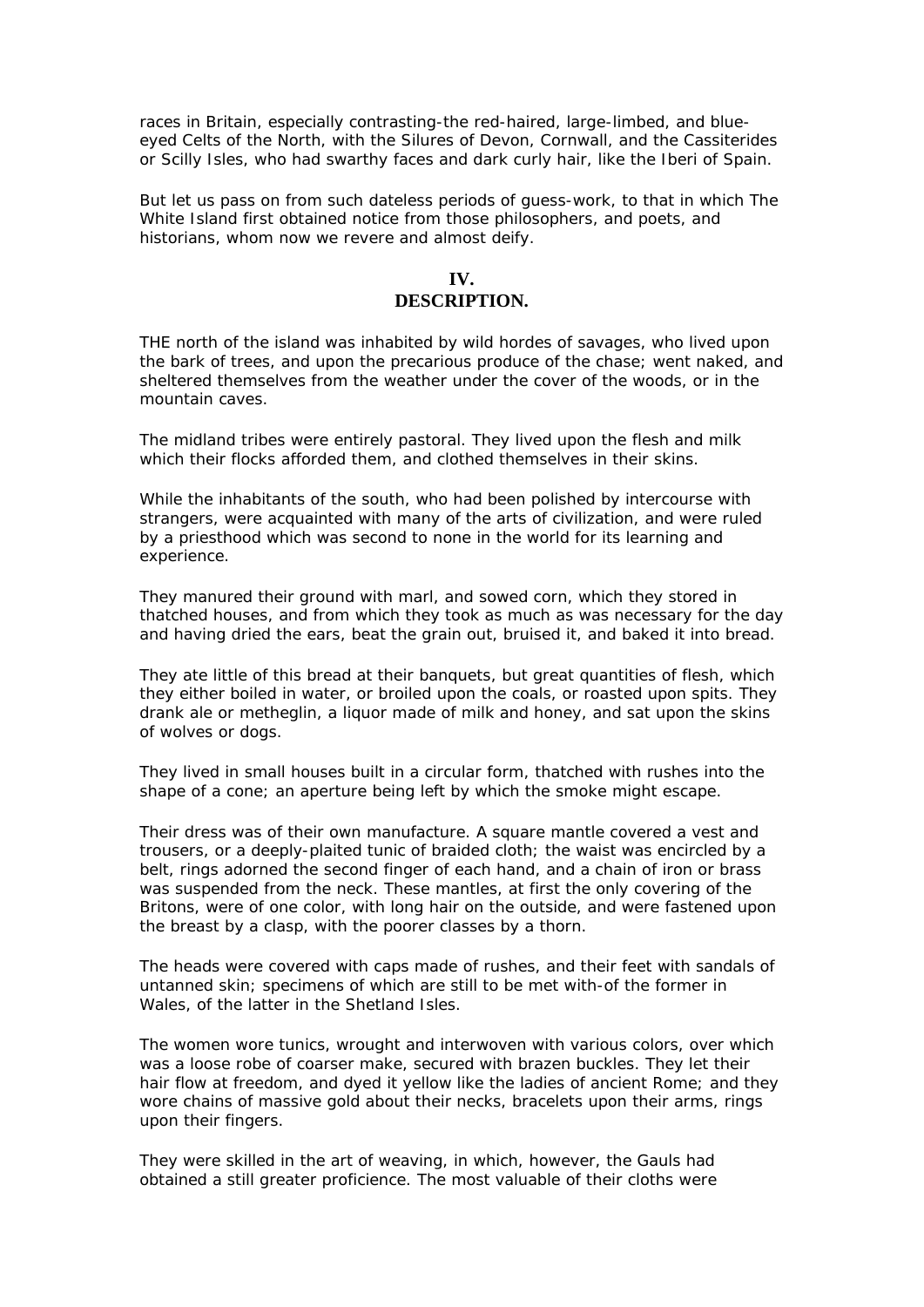races in Britain, especially contrasting-the red-haired, large-limbed, and blue-eyed Celts of the North, with the Silures of Devon, Cornwall, and the Cassiterides or Scilly Isles, who had swarthy faces and dark curly hair, like the Iberi of Spain.

But let us pass on from such dateless periods of guess-work, to that in which The White Island first obtained notice from those philosophers, and poets, and historians, whom now we revere and almost deify.

## IV.
## DESCRIPTION.

THE north of the island was inhabited by wild hordes of savages, who lived upon the bark of trees, and upon the precarious produce of the chase; went naked, and sheltered themselves from the weather under the cover of the woods, or in the mountain caves.

The midland tribes were entirely pastoral. They lived upon the flesh and milk which their flocks afforded them, and clothed themselves in their skins.

While the inhabitants of the south, who had been polished by intercourse with strangers, were acquainted with many of the arts of civilization, and were ruled by a priesthood which was second to none in the world for its learning and experience.

They manured their ground with marl, and sowed corn, which they stored in thatched houses, and from which they took as much as was necessary for the day and having dried the ears, beat the grain out, bruised it, and baked it into bread.

They ate little of this bread at their banquets, but great quantities of flesh, which they either boiled in water, or broiled upon the coals, or roasted upon spits. They drank ale or metheglin, a liquor made of milk and honey, and sat upon the skins of wolves or dogs.

They lived in small houses built in a circular form, thatched with rushes into the shape of a cone; an aperture being left by which the smoke might escape.

Their dress was of their own manufacture. A square mantle covered a vest and trousers, or a deeply-plaited tunic of braided cloth; the waist was encircled by a belt, rings adorned the second finger of each hand, and a chain of iron or brass was suspended from the neck. These mantles, at first the only covering of the Britons, were of one color, with long hair on the outside, and were fastened upon the breast by a clasp, with the poorer classes by a thorn.

The heads were covered with caps made of rushes, and their feet with sandals of untanned skin; specimens of which are still to be met with-of the former in Wales, of the latter in the Shetland Isles.

The women wore tunics, wrought and interwoven with various colors, over which was a loose robe of coarser make, secured with brazen buckles. They let their hair flow at freedom, and dyed it yellow like the ladies of ancient Rome; and they wore chains of massive gold about their necks, bracelets upon their arms, rings upon their fingers.

They were skilled in the art of weaving, in which, however, the Gauls had obtained a still greater proficience. The most valuable of their cloths were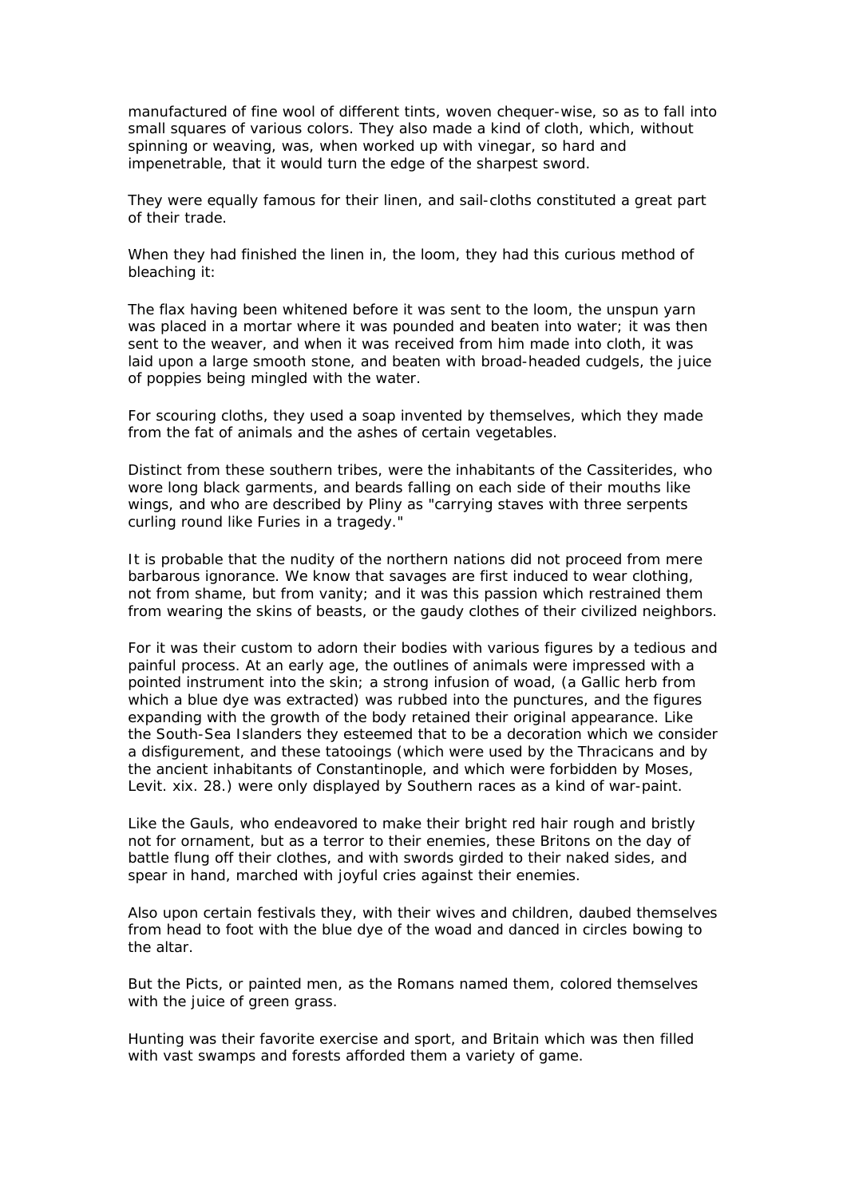manufactured of fine wool of different tints, woven chequer-wise, so as to fall into small squares of various colors. They also made a kind of cloth, which, without spinning or weaving, was, when worked up with vinegar, so hard and impenetrable, that it would turn the edge of the sharpest sword.

They were equally famous for their linen, and sail-cloths constituted a great part of their trade.

When they had finished the linen in, the loom, they had this curious method of bleaching it:

The flax having been whitened before it was sent to the loom, the unspun yarn was placed in a mortar where it was pounded and beaten into water; it was then sent to the weaver, and when it was received from him made into cloth, it was laid upon a large smooth stone, and beaten with broad-headed cudgels, the juice of poppies being mingled with the water.

For scouring cloths, they used a soap invented by themselves, which they made from the fat of animals and the ashes of certain vegetables.

Distinct from these southern tribes, were the inhabitants of the Cassiterides, who wore long black garments, and beards falling on each side of their mouths like wings, and who are described by Pliny as "carrying staves with three serpents curling round like Furies in a tragedy."

It is probable that the nudity of the northern nations did not proceed from mere barbarous ignorance. We know that savages are first induced to wear clothing, not from shame, but from vanity; and it was this passion which restrained them from wearing the skins of beasts, or the gaudy clothes of their civilized neighbors.

For it was their custom to adorn their bodies with various figures by a tedious and painful process. At an early age, the outlines of animals were impressed with a pointed instrument into the skin; a strong infusion of woad, (a Gallic herb from which a blue dye was extracted) was rubbed into the punctures, and the figures expanding with the growth of the body retained their original appearance. Like the South-Sea Islanders they esteemed that to be a decoration which we consider a disfigurement, and these tatooings (which were used by the Thracicans and by the ancient inhabitants of Constantinople, and which were forbidden by Moses, Levit. xix. 28.) were only displayed by Southern races as a kind of war-paint.

Like the Gauls, who endeavored to make their bright red hair rough and bristly not for ornament, but as a terror to their enemies, these Britons on the day of battle flung off their clothes, and with swords girded to their naked sides, and spear in hand, marched with joyful cries against their enemies.

Also upon certain festivals they, with their wives and children, daubed themselves from head to foot with the blue dye of the woad and danced in circles bowing to the altar.

But the Picts, or painted men, as the Romans named them, colored themselves with the juice of green grass.

Hunting was their favorite exercise and sport, and Britain which was then filled with vast swamps and forests afforded them a variety of game.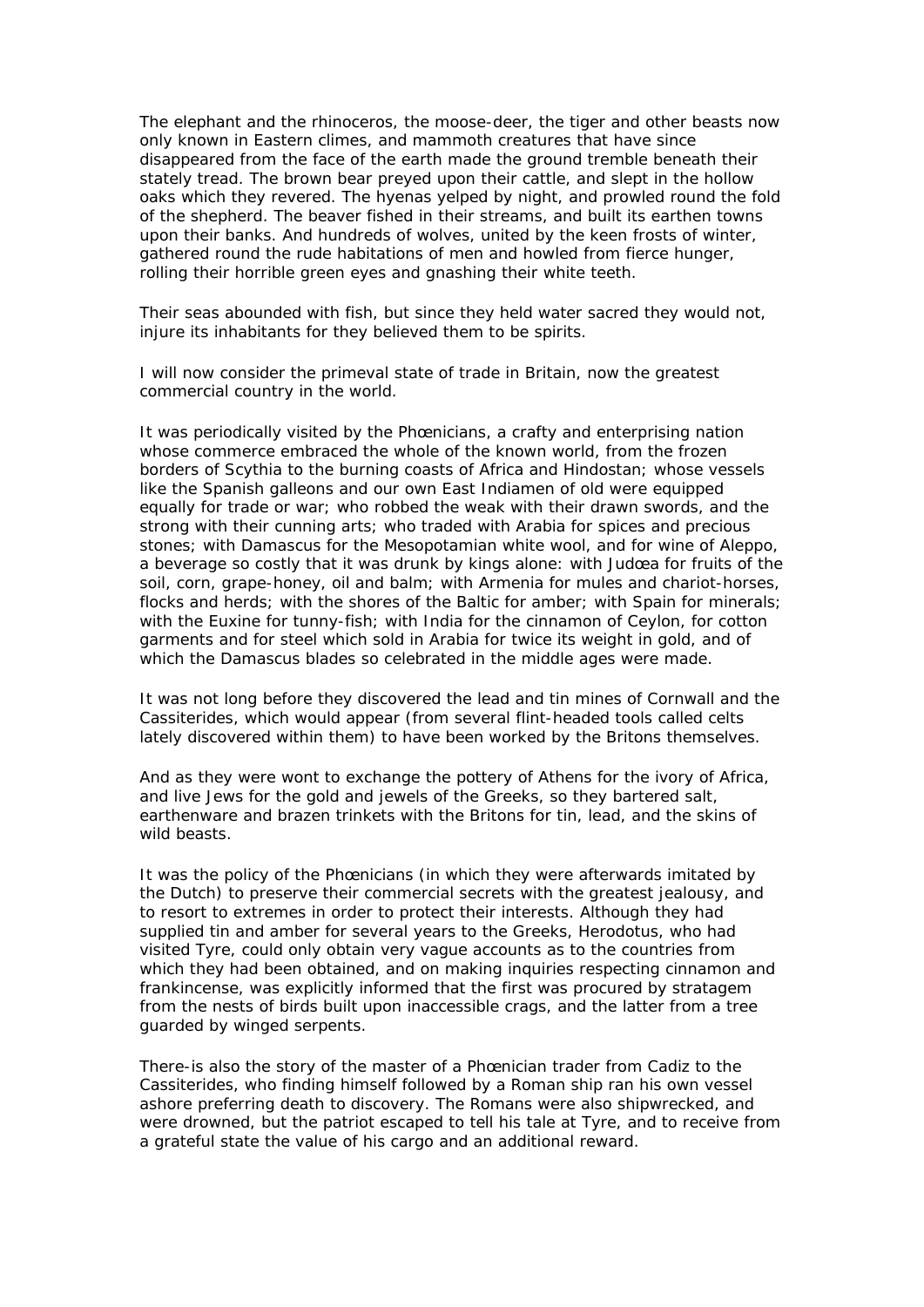The elephant and the rhinoceros, the moose-deer, the tiger and other beasts now only known in Eastern climes, and mammoth creatures that have since disappeared from the face of the earth made the ground tremble beneath their stately tread. The brown bear preyed upon their cattle, and slept in the hollow oaks which they revered. The hyenas yelped by night, and prowled round the fold of the shepherd. The beaver fished in their streams, and built its earthen towns upon their banks. And hundreds of wolves, united by the keen frosts of winter, gathered round the rude habitations of men and howled from fierce hunger, rolling their horrible green eyes and gnashing their white teeth.

Their seas abounded with fish, but since they held water sacred they would not, injure its inhabitants for they believed them to be spirits.

I will now consider the primeval state of trade in Britain, now the greatest commercial country in the world.

It was periodically visited by the Phœnicians, a crafty and enterprising nation whose commerce embraced the whole of the known world, from the frozen borders of Scythia to the burning coasts of Africa and Hindostan; whose vessels like the Spanish galleons and our own East Indiamen of old were equipped equally for trade or war; who robbed the weak with their drawn swords, and the strong with their cunning arts; who traded with Arabia for spices and precious stones; with Damascus for the Mesopotamian white wool, and for wine of Aleppo, a beverage so costly that it was drunk by kings alone: with Judœa for fruits of the soil, corn, grape-honey, oil and balm; with Armenia for mules and chariot-horses, flocks and herds; with the shores of the Baltic for amber; with Spain for minerals; with the Euxine for tunny-fish; with India for the cinnamon of Ceylon, for cotton garments and for steel which sold in Arabia for twice its weight in gold, and of which the Damascus blades so celebrated in the middle ages were made.

It was not long before they discovered the lead and tin mines of Cornwall and the Cassiterides, which would appear (from several flint-headed tools called celts lately discovered within them) to have been worked by the Britons themselves.

And as they were wont to exchange the pottery of Athens for the ivory of Africa, and live Jews for the gold and jewels of the Greeks, so they bartered salt, earthenware and brazen trinkets with the Britons for tin, lead, and the skins of wild beasts.

It was the policy of the Phœnicians (in which they were afterwards imitated by the Dutch) to preserve their commercial secrets with the greatest jealousy, and to resort to extremes in order to protect their interests. Although they had supplied tin and amber for several years to the Greeks, Herodotus, who had visited Tyre, could only obtain very vague accounts as to the countries from which they had been obtained, and on making inquiries respecting cinnamon and frankincense, was explicitly informed that the first was procured by stratagem from the nests of birds built upon inaccessible crags, and the latter from a tree guarded by winged serpents.

There-is also the story of the master of a Phœnician trader from Cadiz to the Cassiterides, who finding himself followed by a Roman ship ran his own vessel ashore preferring death to discovery. The Romans were also shipwrecked, and were drowned, but the patriot escaped to tell his tale at Tyre, and to receive from a grateful state the value of his cargo and an additional reward.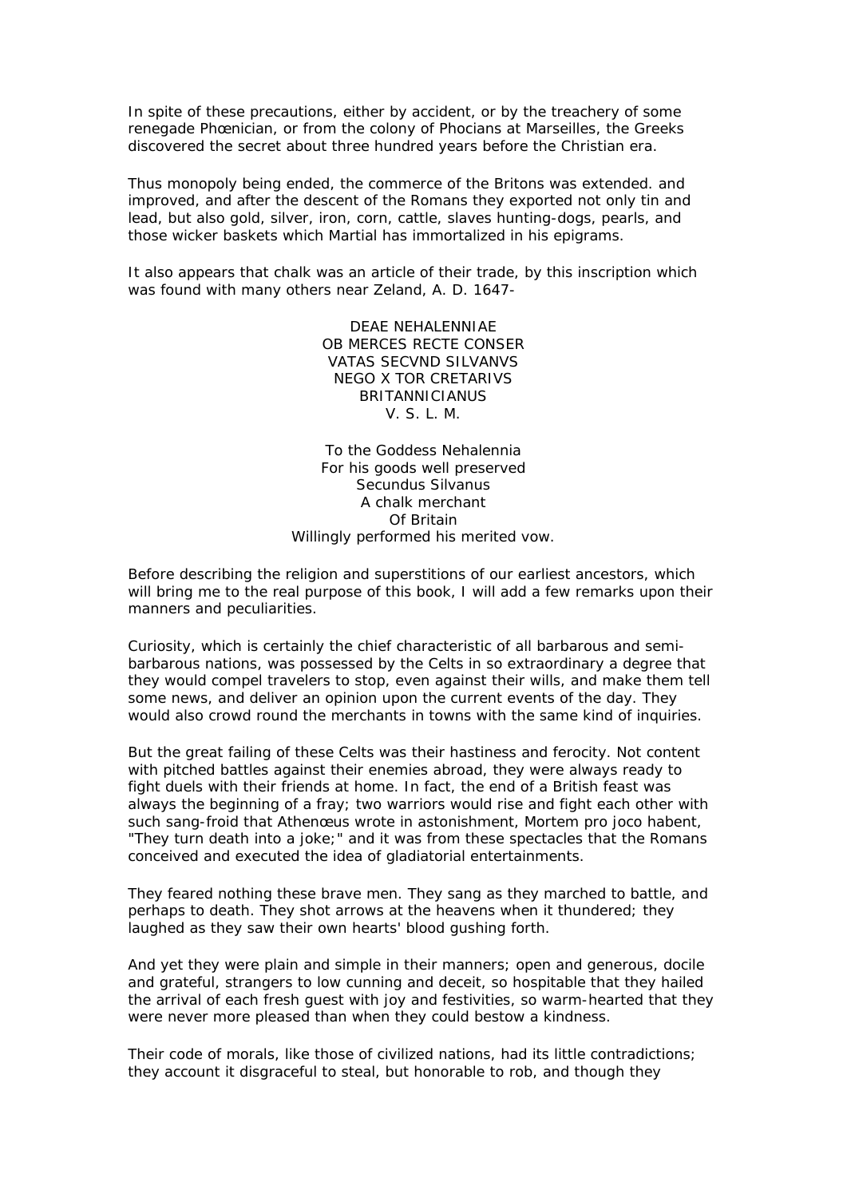In spite of these precautions, either by accident, or by the treachery of some renegade Phœnician, or from the colony of Phocians at Marseilles, the Greeks discovered the secret about three hundred years before the Christian era.

Thus monopoly being ended, the commerce of the Britons was extended. and improved, and after the descent of the Romans they exported not only tin and lead, but also gold, silver, iron, corn, cattle, slaves hunting-dogs, pearls, and those wicker baskets which Martial has immortalized in his epigrams.

It also appears that chalk was an article of their trade, by this inscription which was found with many others near Zeland, A. D. 1647-

DEAE NEHALENNIAE  
OB MERCES RECTE CONSER  
VATAS SECVND SILVANVS  
NEGO X TOR CRETARIVS  
BRITANNICIANUS  
V. S. L. M.

To the Goddess Nehalennia  
For his goods well preserved  
Secundus Silvanus  
A chalk merchant  
Of Britain  
Willingly performed his merited vow.

Before describing the religion and superstitions of our earliest ancestors, which will bring me to the real purpose of this book, I will add a few remarks upon their manners and peculiarities.

Curiosity, which is certainly the chief characteristic of all barbarous and semi-barbarous nations, was possessed by the Celts in so extraordinary a degree that they would compel travelers to stop, even against their wills, and make them tell some news, and deliver an opinion upon the current events of the day. They would also crowd round the merchants in towns with the same kind of inquiries.

But the great failing of these Celts was their hastiness and ferocity. Not content with pitched battles against their enemies abroad, they were always ready to fight duels with their friends at home. In fact, the end of a British feast was always the beginning of a fray; two warriors would rise and fight each other with such sang-froid that Athenœus wrote in astonishment, Mortem pro joco habent, "They turn death into a joke;" and it was from these spectacles that the Romans conceived and executed the idea of gladiatorial entertainments.

They feared nothing these brave men. They sang as they marched to battle, and perhaps to death. They shot arrows at the heavens when it thundered; they laughed as they saw their own hearts' blood gushing forth.

And yet they were plain and simple in their manners; open and generous, docile and grateful, strangers to low cunning and deceit, so hospitable that they hailed the arrival of each fresh guest with joy and festivities, so warm-hearted that they were never more pleased than when they could bestow a kindness.

Their code of morals, like those of civilized nations, had its little contradictions; they account it disgraceful to steal, but honorable to rob, and though they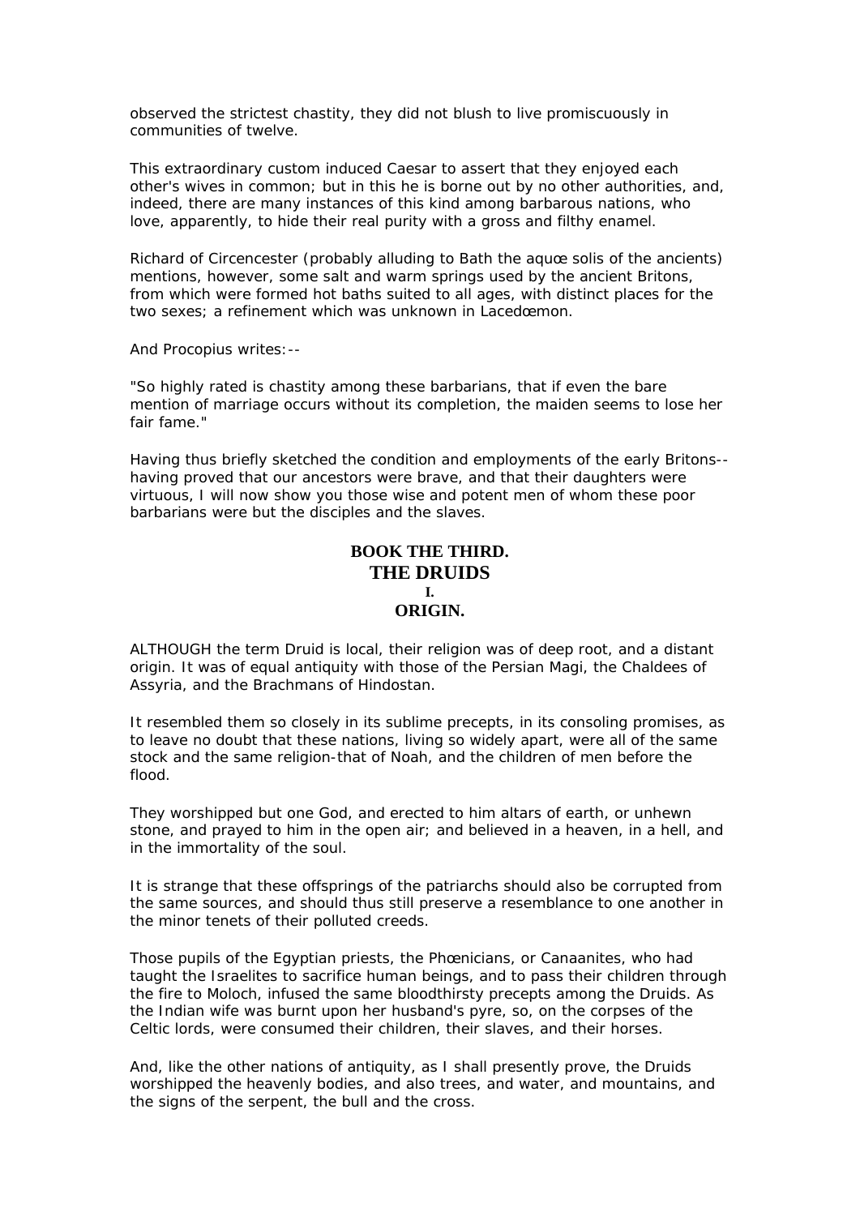observed the strictest chastity, they did not blush to live promiscuously in communities of twelve.

This extraordinary custom induced Caesar to assert that they enjoyed each other's wives in common; but in this he is borne out by no other authorities, and, indeed, there are many instances of this kind among barbarous nations, who love, apparently, to hide their real purity with a gross and filthy enamel.

Richard of Circencester (probably alluding to Bath the aquœ solis of the ancients) mentions, however, some salt and warm springs used by the ancient Britons, from which were formed hot baths suited to all ages, with distinct places for the two sexes; a refinement which was unknown in Lacedœmon.

And Procopius writes:--

"So highly rated is chastity among these barbarians, that if even the bare mention of marriage occurs without its completion, the maiden seems to lose her fair fame."

Having thus briefly sketched the condition and employments of the early Britons--having proved that our ancestors were brave, and that their daughters were virtuous, I will now show you those wise and potent men of whom these poor barbarians were but the disciples and the slaves.

# BOOK THE THIRD.
## THE DRUIDS
### I.
### ORIGIN.

ALTHOUGH the term Druid is local, their religion was of deep root, and a distant origin. It was of equal antiquity with those of the Persian Magi, the Chaldees of Assyria, and the Brachmans of Hindostan.

It resembled them so closely in its sublime precepts, in its consoling promises, as to leave no doubt that these nations, living so widely apart, were all of the same stock and the same religion-that of Noah, and the children of men before the flood.

They worshipped but one God, and erected to him altars of earth, or unhewn stone, and prayed to him in the open air; and believed in a heaven, in a hell, and in the immortality of the soul.

It is strange that these offsprings of the patriarchs should also be corrupted from the same sources, and should thus still preserve a resemblance to one another in the minor tenets of their polluted creeds.

Those pupils of the Egyptian priests, the Phœnicians, or Canaanites, who had taught the Israelites to sacrifice human beings, and to pass their children through the fire to Moloch, infused the same bloodthirsty precepts among the Druids. As the Indian wife was burnt upon her husband's pyre, so, on the corpses of the Celtic lords, were consumed their children, their slaves, and their horses.

And, like the other nations of antiquity, as I shall presently prove, the Druids worshipped the heavenly bodies, and also trees, and water, and mountains, and the signs of the serpent, the bull and the cross.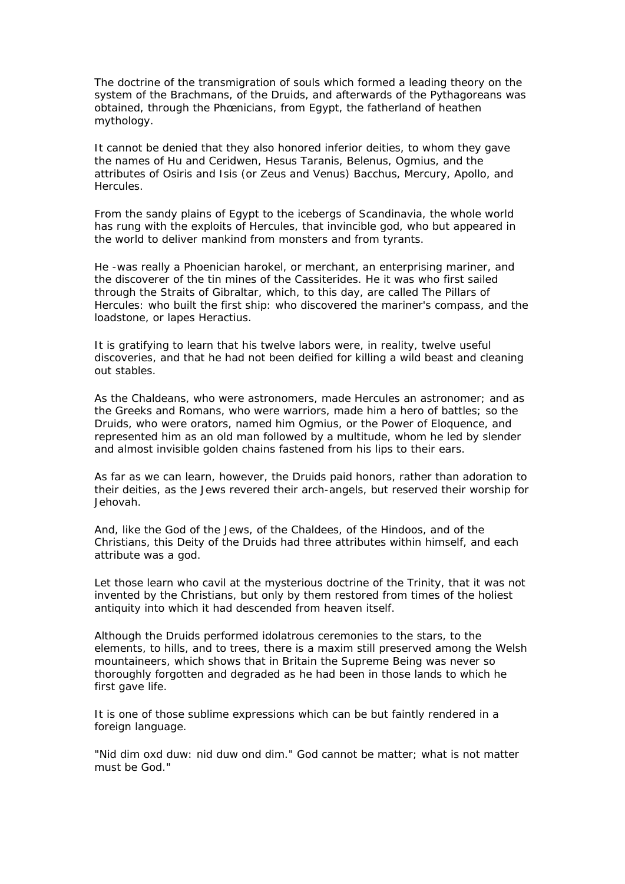The doctrine of the transmigration of souls which formed a leading theory on the system of the Brachmans, of the Druids, and afterwards of the Pythagoreans was obtained, through the Phœnicians, from Egypt, the fatherland of heathen mythology.

It cannot be denied that they also honored inferior deities, to whom they gave the names of Hu and Ceridwen, Hesus Taranis, Belenus, Ogmius, and the attributes of Osiris and Isis (or Zeus and Venus) Bacchus, Mercury, Apollo, and Hercules.

From the sandy plains of Egypt to the icebergs of Scandinavia, the whole world has rung with the exploits of Hercules, that invincible god, who but appeared in the world to deliver mankind from monsters and from tyrants.

He -was really a Phoenician harokel, or merchant, an enterprising mariner, and the discoverer of the tin mines of the Cassiterides. He it was who first sailed through the Straits of Gibraltar, which, to this day, are called The Pillars of Hercules: who built the first ship: who discovered the mariner's compass, and the loadstone, or lapes Heractius.

It is gratifying to learn that his twelve labors were, in reality, twelve useful discoveries, and that he had not been deified for killing a wild beast and cleaning out stables.

As the Chaldeans, who were astronomers, made Hercules an astronomer; and as the Greeks and Romans, who were warriors, made him a hero of battles; so the Druids, who were orators, named him Ogmius, or the Power of Eloquence, and represented him as an old man followed by a multitude, whom he led by slender and almost invisible golden chains fastened from his lips to their ears.

As far as we can learn, however, the Druids paid honors, rather than adoration to their deities, as the Jews revered their arch-angels, but reserved their worship for Jehovah.

And, like the God of the Jews, of the Chaldees, of the Hindoos, and of the Christians, this Deity of the Druids had three attributes within himself, and each attribute was a god.

Let those learn who cavil at the mysterious doctrine of the Trinity, that it was not invented by the Christians, but only by them restored from times of the holiest antiquity into which it had descended from heaven itself.

Although the Druids performed idolatrous ceremonies to the stars, to the elements, to hills, and to trees, there is a maxim still preserved among the Welsh mountaineers, which shows that in Britain the Supreme Being was never so thoroughly forgotten and degraded as he had been in those lands to which he first gave life.

It is one of those sublime expressions which can be but faintly rendered in a foreign language.

"Nid dim oxd duw: nid duw ond dim." God cannot be matter; what is not matter must be God."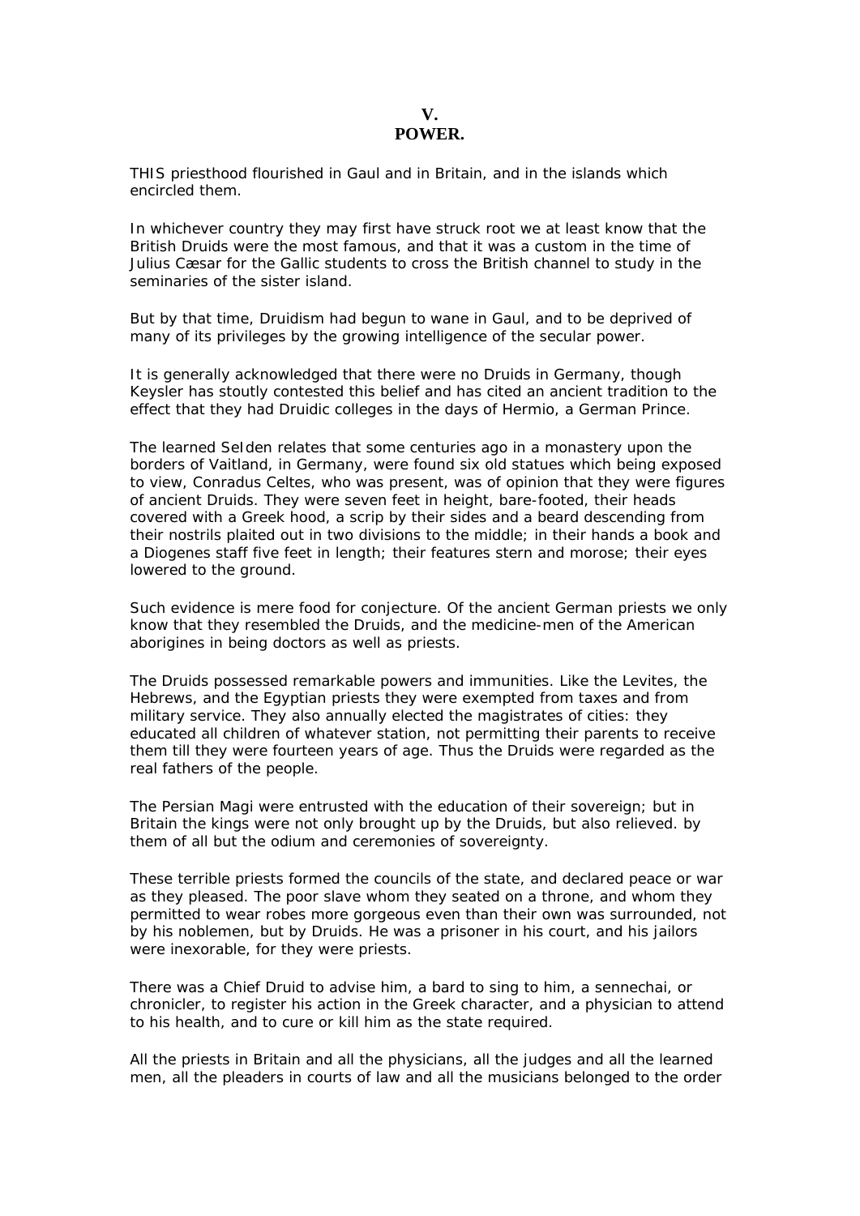## V.
## POWER.

THIS priesthood flourished in Gaul and in Britain, and in the islands which encircled them.

In whichever country they may first have struck root we at least know that the British Druids were the most famous, and that it was a custom in the time of Julius Cæsar for the Gallic students to cross the British channel to study in the seminaries of the sister island.

But by that time, Druidism had begun to wane in Gaul, and to be deprived of many of its privileges by the growing intelligence of the secular power.

It is generally acknowledged that there were no Druids in Germany, though Keysler has stoutly contested this belief and has cited an ancient tradition to the effect that they had Druidic colleges in the days of Hermio, a German Prince.

The learned Selden relates that some centuries ago in a monastery upon the borders of Vaitland, in Germany, were found six old statues which being exposed to view, Conradus Celtes, who was present, was of opinion that they were figures of ancient Druids. They were seven feet in height, bare-footed, their heads covered with a Greek hood, a scrip by their sides and a beard descending from their nostrils plaited out in two divisions to the middle; in their hands a book and a Diogenes staff five feet in length; their features stern and morose; their eyes lowered to the ground.

Such evidence is mere food for conjecture. Of the ancient German priests we only know that they resembled the Druids, and the medicine-men of the American aborigines in being doctors as well as priests.

The Druids possessed remarkable powers and immunities. Like the Levites, the Hebrews, and the Egyptian priests they were exempted from taxes and from military service. They also annually elected the magistrates of cities: they educated all children of whatever station, not permitting their parents to receive them till they were fourteen years of age. Thus the Druids were regarded as the real fathers of the people.

The Persian Magi were entrusted with the education of their sovereign; but in Britain the kings were not only brought up by the Druids, but also relieved. by them of all but the odium and ceremonies of sovereignty.

These terrible priests formed the councils of the state, and declared peace or war as they pleased. The poor slave whom they seated on a throne, and whom they permitted to wear robes more gorgeous even than their own was surrounded, not by his noblemen, but by Druids. He was a prisoner in his court, and his jailors were inexorable, for they were priests.

There was a Chief Druid to advise him, a bard to sing to him, a sennechai, or chronicler, to register his action in the Greek character, and a physician to attend to his health, and to cure or kill him as the state required.

All the priests in Britain and all the physicians, all the judges and all the learned men, all the pleaders in courts of law and all the musicians belonged to the order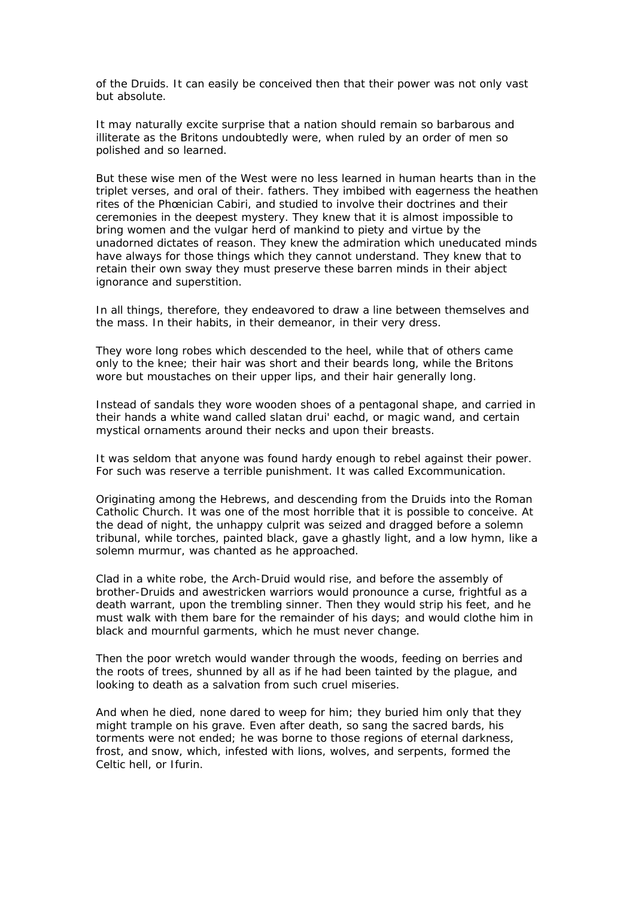of the Druids. It can easily be conceived then that their power was not only vast but absolute.

It may naturally excite surprise that a nation should remain so barbarous and illiterate as the Britons undoubtedly were, when ruled by an order of men so polished and so learned.

But these wise men of the West were no less learned in human hearts than in the triplet verses, and oral of their. fathers. They imbibed with eagerness the heathen rites of the Phœnician Cabiri, and studied to involve their doctrines and their ceremonies in the deepest mystery. They knew that it is almost impossible to bring women and the vulgar herd of mankind to piety and virtue by the unadorned dictates of reason. They knew the admiration which uneducated minds have always for those things which they cannot understand. They knew that to retain their own sway they must preserve these barren minds in their abject ignorance and superstition.

In all things, therefore, they endeavored to draw a line between themselves and the mass. In their habits, in their demeanor, in their very dress.

They wore long robes which descended to the heel, while that of others came only to the knee; their hair was short and their beards long, while the Britons wore but moustaches on their upper lips, and their hair generally long.

Instead of sandals they wore wooden shoes of a pentagonal shape, and carried in their hands a white wand called slatan drui' eachd, or magic wand, and certain mystical ornaments around their necks and upon their breasts.

It was seldom that anyone was found hardy enough to rebel against their power. For such was reserve a terrible punishment. It was called Excommunication.

Originating among the Hebrews, and descending from the Druids into the Roman Catholic Church. It was one of the most horrible that it is possible to conceive. At the dead of night, the unhappy culprit was seized and dragged before a solemn tribunal, while torches, painted black, gave a ghastly light, and a low hymn, like a solemn murmur, was chanted as he approached.

Clad in a white robe, the Arch-Druid would rise, and before the assembly of brother-Druids and awestricken warriors would pronounce a curse, frightful as a death warrant, upon the trembling sinner. Then they would strip his feet, and he must walk with them bare for the remainder of his days; and would clothe him in black and mournful garments, which he must never change.

Then the poor wretch would wander through the woods, feeding on berries and the roots of trees, shunned by all as if he had been tainted by the plague, and looking to death as a salvation from such cruel miseries.

And when he died, none dared to weep for him; they buried him only that they might trample on his grave. Even after death, so sang the sacred bards, his torments were not ended; he was borne to those regions of eternal darkness, frost, and snow, which, infested with lions, wolves, and serpents, formed the Celtic hell, or Ifurin.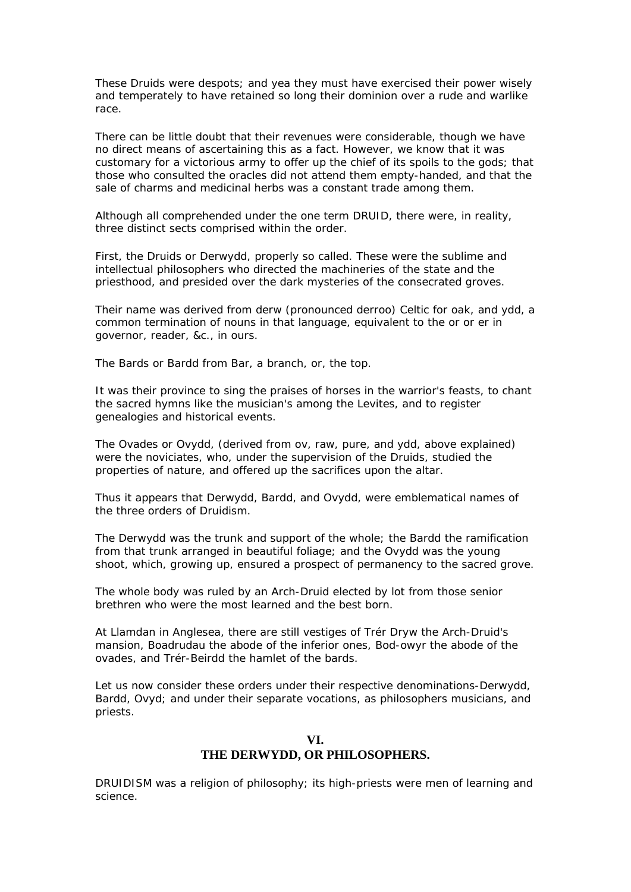These Druids were despots; and yea they must have exercised their power wisely and temperately to have retained so long their dominion over a rude and warlike race.

There can be little doubt that their revenues were considerable, though we have no direct means of ascertaining this as a fact. However, we know that it was customary for a victorious army to offer up the chief of its spoils to the gods; that those who consulted the oracles did not attend them empty-handed, and that the sale of charms and medicinal herbs was a constant trade among them.

Although all comprehended under the one term DRUID, there were, in reality, three distinct sects comprised within the order.

First, the Druids or Derwydd, properly so called. These were the sublime and intellectual philosophers who directed the machineries of the state and the priesthood, and presided over the dark mysteries of the consecrated groves.

Their name was derived from derw (pronounced derroo) Celtic for oak, and ydd, a common termination of nouns in that language, equivalent to the or or er in governor, reader, &c., in ours.

The Bards or Bardd from Bar, a branch, or, the top.

It was their province to sing the praises of horses in the warrior's feasts, to chant the sacred hymns like the musician's among the Levites, and to register genealogies and historical events.

The Ovades or Ovydd, (derived from ov, raw, pure, and ydd, above explained) were the noviciates, who, under the supervision of the Druids, studied the properties of nature, and offered up the sacrifices upon the altar.

Thus it appears that Derwydd, Bardd, and Ovydd, were emblematical names of the three orders of Druidism.

The Derwydd was the trunk and support of the whole; the Bardd the ramification from that trunk arranged in beautiful foliage; and the Ovydd was the young shoot, which, growing up, ensured a prospect of permanency to the sacred grove.

The whole body was ruled by an Arch-Druid elected by lot from those senior brethren who were the most learned and the best born.

At Llamdan in Anglesea, there are still vestiges of Trér Dryw the Arch-Druid's mansion, Boadrudau the abode of the inferior ones, Bod-owyr the abode of the ovades, and Trér-Beirdd the hamlet of the bards.

Let us now consider these orders under their respective denominations-Derwydd, Bardd, Ovyd; and under their separate vocations, as philosophers musicians, and priests.

## VI.
## THE DERWYDD, OR PHILOSOPHERS.

DRUIDISM was a religion of philosophy; its high-priests were men of learning and science.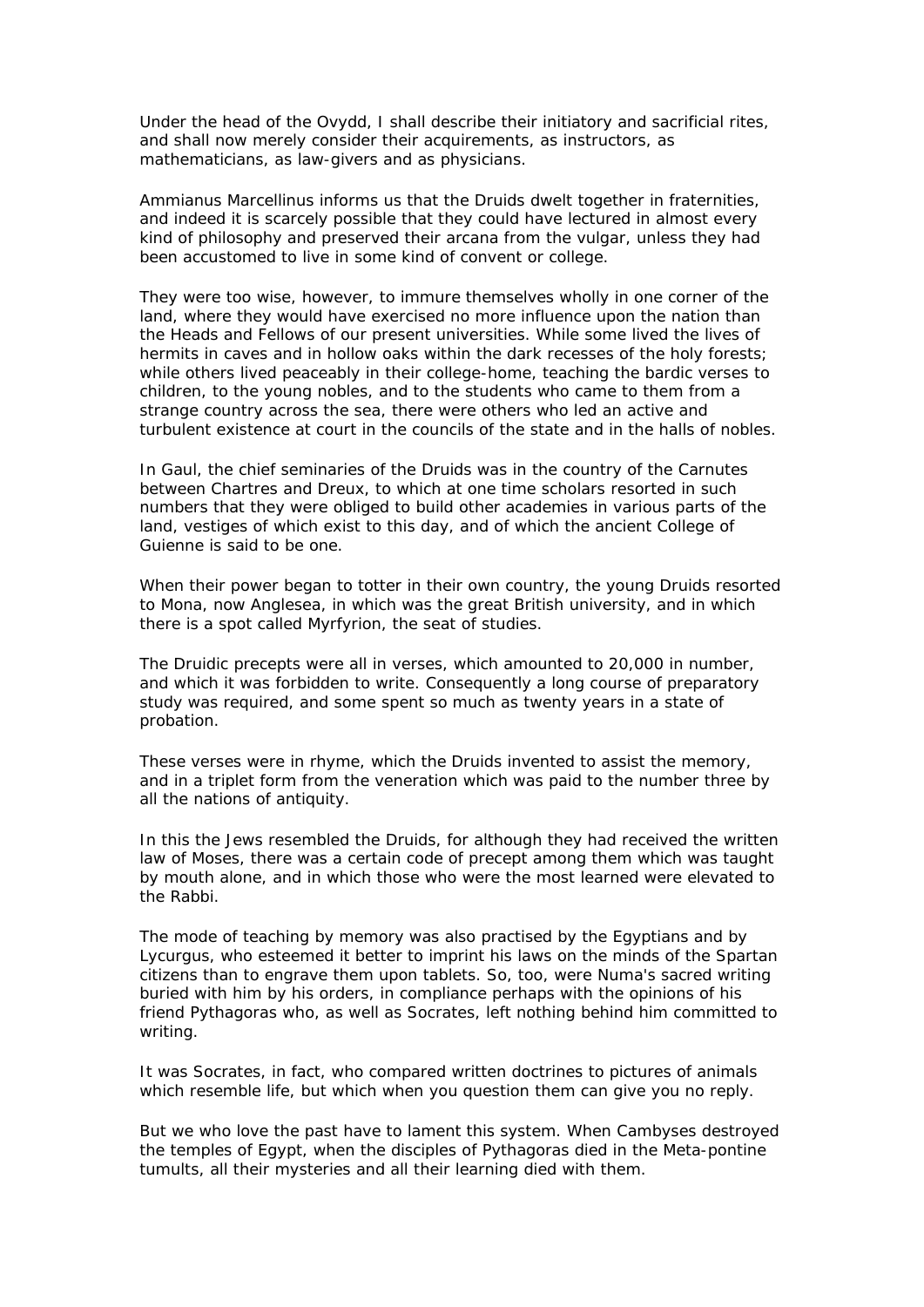Under the head of the Ovydd, I shall describe their initiatory and sacrificial rites, and shall now merely consider their acquirements, as instructors, as mathematicians, as law-givers and as physicians.

Ammianus Marcellinus informs us that the Druids dwelt together in fraternities, and indeed it is scarcely possible that they could have lectured in almost every kind of philosophy and preserved their arcana from the vulgar, unless they had been accustomed to live in some kind of convent or college.

They were too wise, however, to immure themselves wholly in one corner of the land, where they would have exercised no more influence upon the nation than the Heads and Fellows of our present universities. While some lived the lives of hermits in caves and in hollow oaks within the dark recesses of the holy forests; while others lived peaceably in their college-home, teaching the bardic verses to children, to the young nobles, and to the students who came to them from a strange country across the sea, there were others who led an active and turbulent existence at court in the councils of the state and in the halls of nobles.

In Gaul, the chief seminaries of the Druids was in the country of the Carnutes between Chartres and Dreux, to which at one time scholars resorted in such numbers that they were obliged to build other academies in various parts of the land, vestiges of which exist to this day, and of which the ancient College of Guienne is said to be one.

When their power began to totter in their own country, the young Druids resorted to Mona, now Anglesea, in which was the great British university, and in which there is a spot called Myrfyrion, the seat of studies.

The Druidic precepts were all in verses, which amounted to 20,000 in number, and which it was forbidden to write. Consequently a long course of preparatory study was required, and some spent so much as twenty years in a state of probation.

These verses were in rhyme, which the Druids invented to assist the memory, and in a triplet form from the veneration which was paid to the number three by all the nations of antiquity.

In this the Jews resembled the Druids, for although they had received the written law of Moses, there was a certain code of precept among them which was taught by mouth alone, and in which those who were the most learned were elevated to the Rabbi.

The mode of teaching by memory was also practised by the Egyptians and by Lycurgus, who esteemed it better to imprint his laws on the minds of the Spartan citizens than to engrave them upon tablets. So, too, were Numa's sacred writing buried with him by his orders, in compliance perhaps with the opinions of his friend Pythagoras who, as well as Socrates, left nothing behind him committed to writing.

It was Socrates, in fact, who compared written doctrines to pictures of animals which resemble life, but which when you question them can give you no reply.

But we who love the past have to lament this system. When Cambyses destroyed the temples of Egypt, when the disciples of Pythagoras died in the Meta-pontine tumults, all their mysteries and all their learning died with them.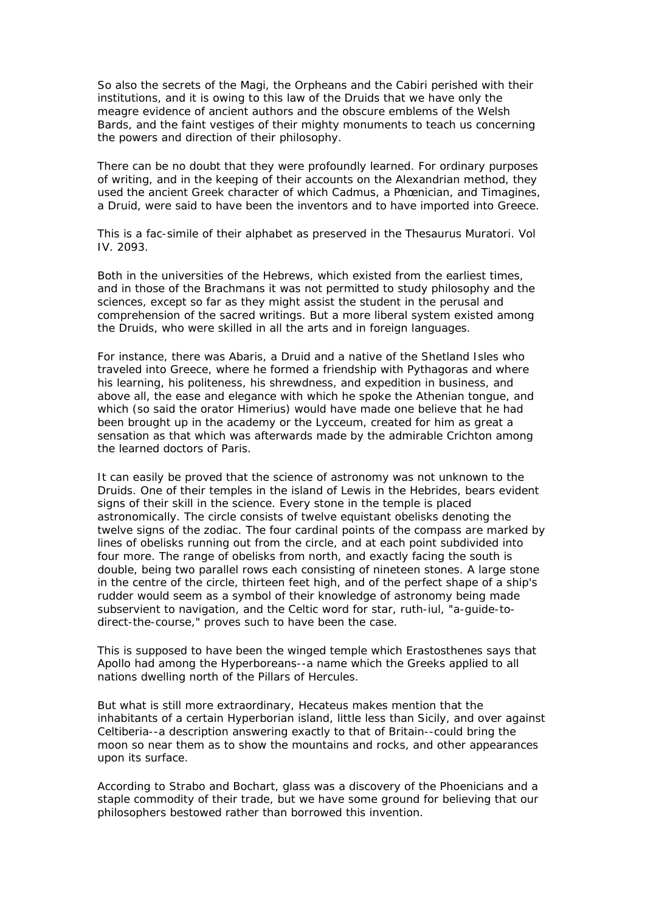So also the secrets of the Magi, the Orpheans and the Cabiri perished with their institutions, and it is owing to this law of the Druids that we have only the meagre evidence of ancient authors and the obscure emblems of the Welsh Bards, and the faint vestiges of their mighty monuments to teach us concerning the powers and direction of their philosophy.

There can be no doubt that they were profoundly learned. For ordinary purposes of writing, and in the keeping of their accounts on the Alexandrian method, they used the ancient Greek character of which Cadmus, a Phœnician, and Timagines, a Druid, were said to have been the inventors and to have imported into Greece.

This is a fac-simile of their alphabet as preserved in the Thesaurus Muratori. Vol IV. 2093.

Both in the universities of the Hebrews, which existed from the earliest times, and in those of the Brachmans it was not permitted to study philosophy and the sciences, except so far as they might assist the student in the perusal and comprehension of the sacred writings. But a more liberal system existed among the Druids, who were skilled in all the arts and in foreign languages.

For instance, there was Abaris, a Druid and a native of the Shetland Isles who traveled into Greece, where he formed a friendship with Pythagoras and where his learning, his politeness, his shrewdness, and expedition in business, and above all, the ease and elegance with which he spoke the Athenian tongue, and which (so said the orator Himerius) would have made one believe that he had been brought up in the academy or the Lycceum, created for him as great a sensation as that which was afterwards made by the admirable Crichton among the learned doctors of Paris.

It can easily be proved that the science of astronomy was not unknown to the Druids. One of their temples in the island of Lewis in the Hebrides, bears evident signs of their skill in the science. Every stone in the temple is placed astronomically. The circle consists of twelve equistant obelisks denoting the twelve signs of the zodiac. The four cardinal points of the compass are marked by lines of obelisks running out from the circle, and at each point subdivided into four more. The range of obelisks from north, and exactly facing the south is double, being two parallel rows each consisting of nineteen stones. A large stone in the centre of the circle, thirteen feet high, and of the perfect shape of a ship's rudder would seem as a symbol of their knowledge of astronomy being made subservient to navigation, and the Celtic word for star, ruth-iul, "a-guide-to-direct-the-course," proves such to have been the case.

This is supposed to have been the winged temple which Erastosthenes says that Apollo had among the Hyperboreans--a name which the Greeks applied to all nations dwelling north of the Pillars of Hercules.

But what is still more extraordinary, Hecateus makes mention that the inhabitants of a certain Hyperborian island, little less than Sicily, and over against Celtiberia--a description answering exactly to that of Britain--could bring the moon so near them as to show the mountains and rocks, and other appearances upon its surface.

According to Strabo and Bochart, glass was a discovery of the Phoenicians and a staple commodity of their trade, but we have some ground for believing that our philosophers bestowed rather than borrowed this invention.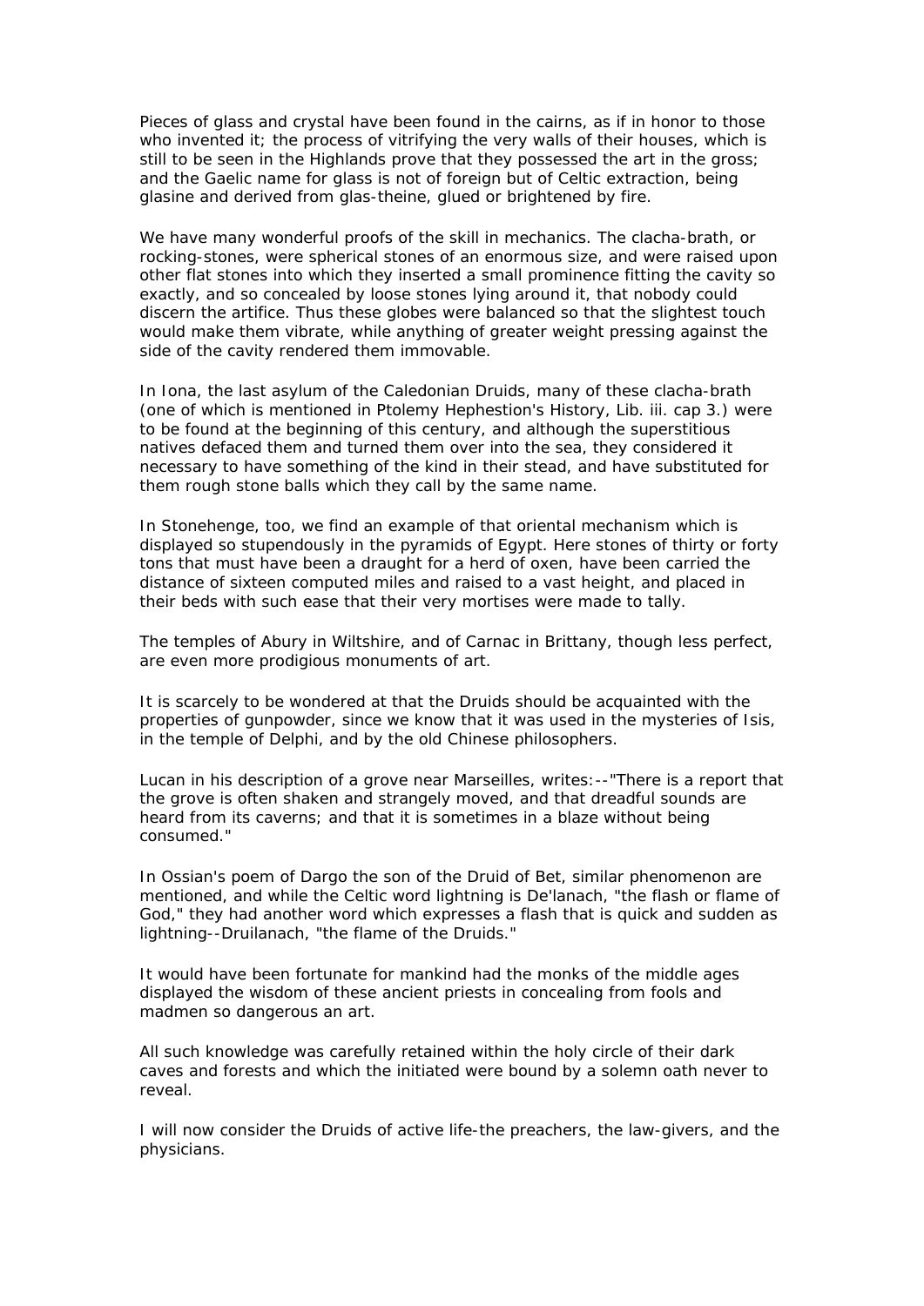Pieces of glass and crystal have been found in the cairns, as if in honor to those who invented it; the process of vitrifying the very walls of their houses, which is still to be seen in the Highlands prove that they possessed the art in the gross; and the Gaelic name for glass is not of foreign but of Celtic extraction, being glasine and derived from glas-theine, glued or brightened by fire.

We have many wonderful proofs of the skill in mechanics. The clacha-brath, or rocking-stones, were spherical stones of an enormous size, and were raised upon other flat stones into which they inserted a small prominence fitting the cavity so exactly, and so concealed by loose stones lying around it, that nobody could discern the artifice. Thus these globes were balanced so that the slightest touch would make them vibrate, while anything of greater weight pressing against the side of the cavity rendered them immovable.

In Iona, the last asylum of the Caledonian Druids, many of these clacha-brath (one of which is mentioned in Ptolemy Hephestion's History, Lib. iii. cap 3.) were to be found at the beginning of this century, and although the superstitious natives defaced them and turned them over into the sea, they considered it necessary to have something of the kind in their stead, and have substituted for them rough stone balls which they call by the same name.

In Stonehenge, too, we find an example of that oriental mechanism which is displayed so stupendously in the pyramids of Egypt. Here stones of thirty or forty tons that must have been a draught for a herd of oxen, have been carried the distance of sixteen computed miles and raised to a vast height, and placed in their beds with such ease that their very mortises were made to tally.

The temples of Abury in Wiltshire, and of Carnac in Brittany, though less perfect, are even more prodigious monuments of art.

It is scarcely to be wondered at that the Druids should be acquainted with the properties of gunpowder, since we know that it was used in the mysteries of Isis, in the temple of Delphi, and by the old Chinese philosophers.

Lucan in his description of a grove near Marseilles, writes:--"There is a report that the grove is often shaken and strangely moved, and that dreadful sounds are heard from its caverns; and that it is sometimes in a blaze without being consumed."

In Ossian's poem of Dargo the son of the Druid of Bet, similar phenomenon are mentioned, and while the Celtic word lightning is De'lanach, "the flash or flame of God," they had another word which expresses a flash that is quick and sudden as lightning--Druilanach, "the flame of the Druids."

It would have been fortunate for mankind had the monks of the middle ages displayed the wisdom of these ancient priests in concealing from fools and madmen so dangerous an art.

All such knowledge was carefully retained within the holy circle of their dark caves and forests and which the initiated were bound by a solemn oath never to reveal.

I will now consider the Druids of active life-the preachers, the law-givers, and the physicians.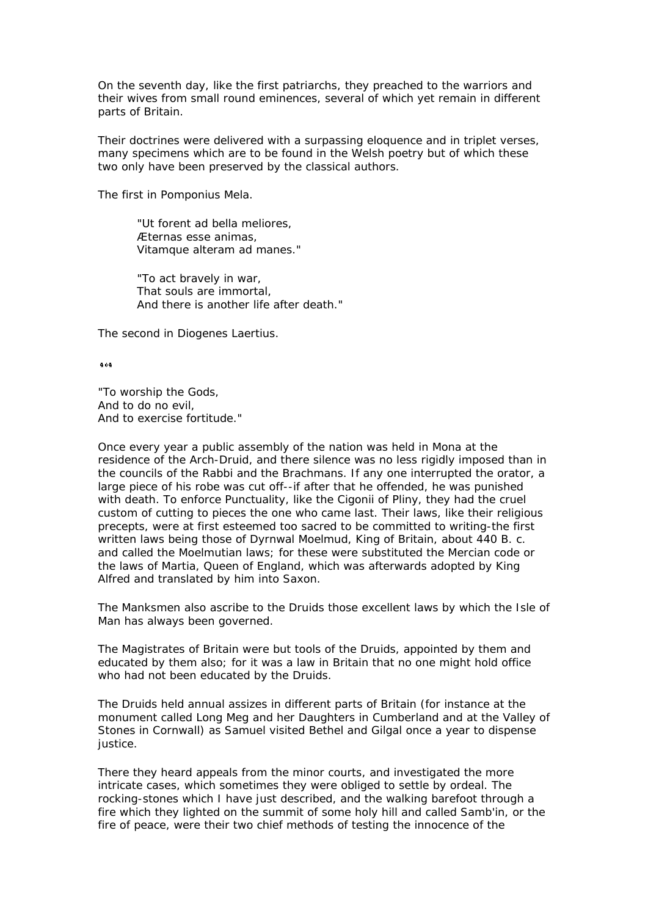On the seventh day, like the first patriarchs, they preached to the warriors and their wives from small round eminences, several of which yet remain in different parts of Britain.

Their doctrines were delivered with a surpassing eloquence and in triplet verses, many specimens which are to be found in the Welsh poetry but of which these two only have been preserved by the classical authors.

The first in Pomponius Mela.

> "Ut forent ad bella meliores,
> Æternas esse animas,
> Vitamque alteram ad manes."
>
> "To act bravely in war,
> That souls are immortal,
> And there is another life after death."

The second in Diogenes Laertius.

"To worship the Gods,
And to do no evil,
And to exercise fortitude."

Once every year a public assembly of the nation was held in Mona at the residence of the Arch-Druid, and there silence was no less rigidly imposed than in the councils of the Rabbi and the Brachmans. If any one interrupted the orator, a large piece of his robe was cut off--if after that he offended, he was punished with death. To enforce Punctuality, like the Cigonii of Pliny, they had the cruel custom of cutting to pieces the one who came last. Their laws, like their religious precepts, were at first esteemed too sacred to be committed to writing-the first written laws being those of Dyrnwal Moelmud, King of Britain, about 440 B. c. and called the Moelmutian laws; for these were substituted the Mercian code or the laws of Martia, Queen of England, which was afterwards adopted by King Alfred and translated by him into Saxon.

The Manksmen also ascribe to the Druids those excellent laws by which the Isle of Man has always been governed.

The Magistrates of Britain were but tools of the Druids, appointed by them and educated by them also; for it was a law in Britain that no one might hold office who had not been educated by the Druids.

The Druids held annual assizes in different parts of Britain (for instance at the monument called Long Meg and her Daughters in Cumberland and at the Valley of Stones in Cornwall) as Samuel visited Bethel and Gilgal once a year to dispense justice.

There they heard appeals from the minor courts, and investigated the more intricate cases, which sometimes they were obliged to settle by ordeal. The rocking-stones which I have just described, and the walking barefoot through a fire which they lighted on the summit of some holy hill and called Samb'in, or the fire of peace, were their two chief methods of testing the innocence of the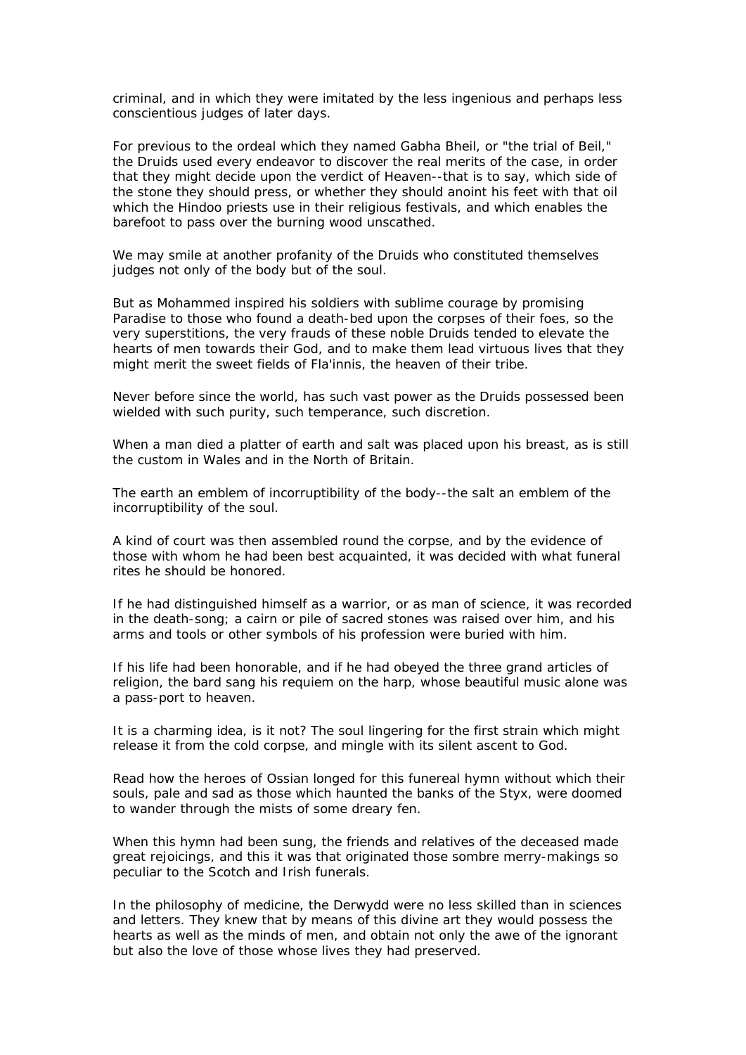criminal, and in which they were imitated by the less ingenious and perhaps less conscientious judges of later days.

For previous to the ordeal which they named Gabha Bheil, or "the trial of Beil," the Druids used every endeavor to discover the real merits of the case, in order that they might decide upon the verdict of Heaven--that is to say, which side of the stone they should press, or whether they should anoint his feet with that oil which the Hindoo priests use in their religious festivals, and which enables the barefoot to pass over the burning wood unscathed.

We may smile at another profanity of the Druids who constituted themselves judges not only of the body but of the soul.

But as Mohammed inspired his soldiers with sublime courage by promising Paradise to those who found a death-bed upon the corpses of their foes, so the very superstitions, the very frauds of these noble Druids tended to elevate the hearts of men towards their God, and to make them lead virtuous lives that they might merit the sweet fields of Fla'innis, the heaven of their tribe.

Never before since the world, has such vast power as the Druids possessed been wielded with such purity, such temperance, such discretion.

When a man died a platter of earth and salt was placed upon his breast, as is still the custom in Wales and in the North of Britain.

The earth an emblem of incorruptibility of the body--the salt an emblem of the incorruptibility of the soul.

A kind of court was then assembled round the corpse, and by the evidence of those with whom he had been best acquainted, it was decided with what funeral rites he should be honored.

If he had distinguished himself as a warrior, or as man of science, it was recorded in the death-song; a cairn or pile of sacred stones was raised over him, and his arms and tools or other symbols of his profession were buried with him.

If his life had been honorable, and if he had obeyed the three grand articles of religion, the bard sang his requiem on the harp, whose beautiful music alone was a pass-port to heaven.

It is a charming idea, is it not? The soul lingering for the first strain which might release it from the cold corpse, and mingle with its silent ascent to God.

Read how the heroes of Ossian longed for this funereal hymn without which their souls, pale and sad as those which haunted the banks of the Styx, were doomed to wander through the mists of some dreary fen.

When this hymn had been sung, the friends and relatives of the deceased made great rejoicings, and this it was that originated those sombre merry-makings so peculiar to the Scotch and Irish funerals.

In the philosophy of medicine, the Derwydd were no less skilled than in sciences and letters. They knew that by means of this divine art they would possess the hearts as well as the minds of men, and obtain not only the awe of the ignorant but also the love of those whose lives they had preserved.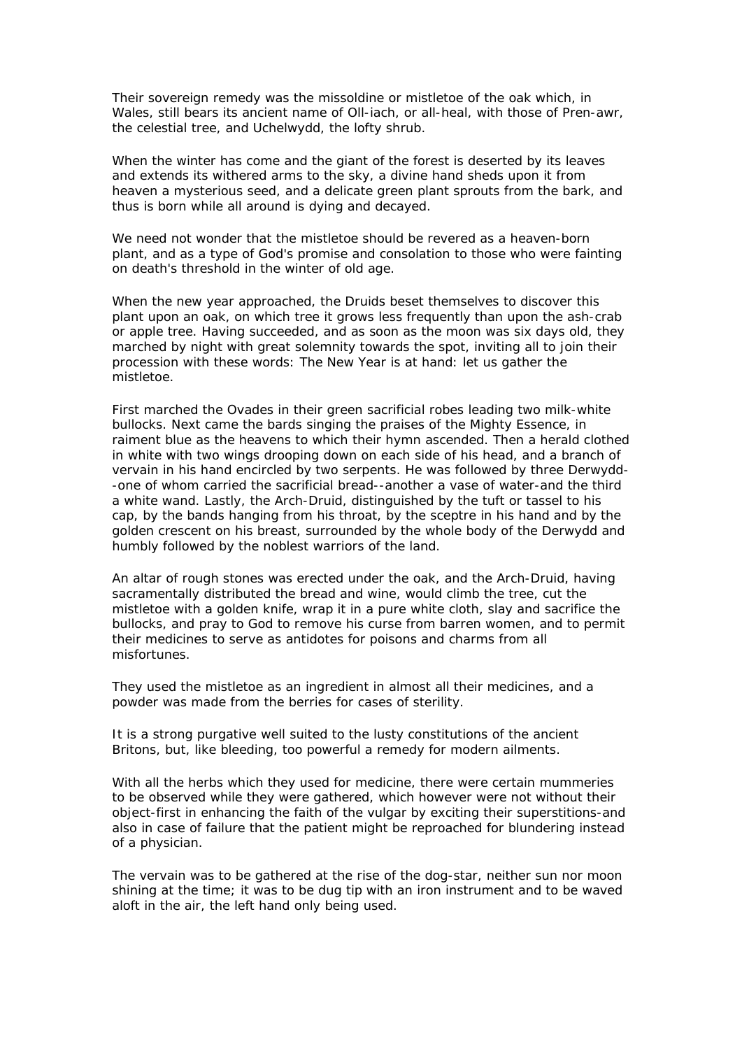Their sovereign remedy was the missoldine or mistletoe of the oak which, in Wales, still bears its ancient name of Oll-iach, or all-heal, with those of Pren-awr, the celestial tree, and Uchelwydd, the lofty shrub.

When the winter has come and the giant of the forest is deserted by its leaves and extends its withered arms to the sky, a divine hand sheds upon it from heaven a mysterious seed, and a delicate green plant sprouts from the bark, and thus is born while all around is dying and decayed.

We need not wonder that the mistletoe should be revered as a heaven-born plant, and as a type of God's promise and consolation to those who were fainting on death's threshold in the winter of old age.

When the new year approached, the Druids beset themselves to discover this plant upon an oak, on which tree it grows less frequently than upon the ash-crab or apple tree. Having succeeded, and as soon as the moon was six days old, they marched by night with great solemnity towards the spot, inviting all to join their procession with these words: The New Year is at hand: let us gather the mistletoe.

First marched the Ovades in their green sacrificial robes leading two milk-white bullocks. Next came the bards singing the praises of the Mighty Essence, in raiment blue as the heavens to which their hymn ascended. Then a herald clothed in white with two wings drooping down on each side of his head, and a branch of vervain in his hand encircled by two serpents. He was followed by three Derwydd--one of whom carried the sacrificial bread--another a vase of water-and the third a white wand. Lastly, the Arch-Druid, distinguished by the tuft or tassel to his cap, by the bands hanging from his throat, by the sceptre in his hand and by the golden crescent on his breast, surrounded by the whole body of the Derwydd and humbly followed by the noblest warriors of the land.

An altar of rough stones was erected under the oak, and the Arch-Druid, having sacramentally distributed the bread and wine, would climb the tree, cut the mistletoe with a golden knife, wrap it in a pure white cloth, slay and sacrifice the bullocks, and pray to God to remove his curse from barren women, and to permit their medicines to serve as antidotes for poisons and charms from all misfortunes.

They used the mistletoe as an ingredient in almost all their medicines, and a powder was made from the berries for cases of sterility.

It is a strong purgative well suited to the lusty constitutions of the ancient Britons, but, like bleeding, too powerful a remedy for modern ailments.

With all the herbs which they used for medicine, there were certain mummeries to be observed while they were gathered, which however were not without their object-first in enhancing the faith of the vulgar by exciting their superstitions-and also in case of failure that the patient might be reproached for blundering instead of a physician.

The vervain was to be gathered at the rise of the dog-star, neither sun nor moon shining at the time; it was to be dug tip with an iron instrument and to be waved aloft in the air, the left hand only being used.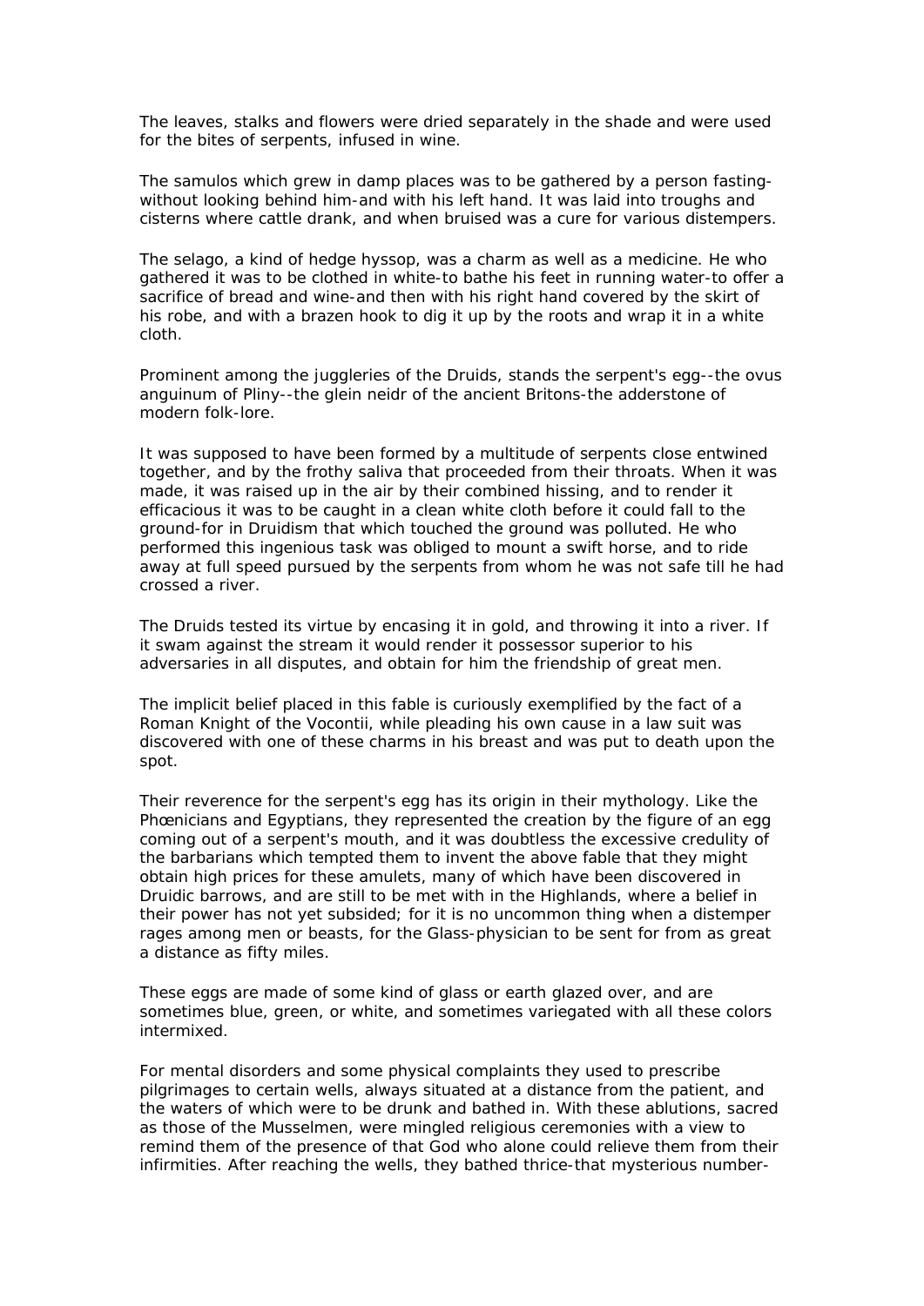The leaves, stalks and flowers were dried separately in the shade and were used for the bites of serpents, infused in wine.

The samulos which grew in damp places was to be gathered by a person fasting-without looking behind him-and with his left hand. It was laid into troughs and cisterns where cattle drank, and when bruised was a cure for various distempers.

The selago, a kind of hedge hyssop, was a charm as well as a medicine. He who gathered it was to be clothed in white-to bathe his feet in running water-to offer a sacrifice of bread and wine-and then with his right hand covered by the skirt of his robe, and with a brazen hook to dig it up by the roots and wrap it in a white cloth.

Prominent among the juggleries of the Druids, stands the serpent's egg--the ovus anguinum of Pliny--the glein neidr of the ancient Britons-the adderstone of modern folk-lore.

It was supposed to have been formed by a multitude of serpents close entwined together, and by the frothy saliva that proceeded from their throats. When it was made, it was raised up in the air by their combined hissing, and to render it efficacious it was to be caught in a clean white cloth before it could fall to the ground-for in Druidism that which touched the ground was polluted. He who performed this ingenious task was obliged to mount a swift horse, and to ride away at full speed pursued by the serpents from whom he was not safe till he had crossed a river.

The Druids tested its virtue by encasing it in gold, and throwing it into a river. If it swam against the stream it would render it possessor superior to his adversaries in all disputes, and obtain for him the friendship of great men.

The implicit belief placed in this fable is curiously exemplified by the fact of a Roman Knight of the Vocontii, while pleading his own cause in a law suit was discovered with one of these charms in his breast and was put to death upon the spot.

Their reverence for the serpent's egg has its origin in their mythology. Like the Phœnicians and Egyptians, they represented the creation by the figure of an egg coming out of a serpent's mouth, and it was doubtless the excessive credulity of the barbarians which tempted them to invent the above fable that they might obtain high prices for these amulets, many of which have been discovered in Druidic barrows, and are still to be met with in the Highlands, where a belief in their power has not yet subsided; for it is no uncommon thing when a distemper rages among men or beasts, for the Glass-physician to be sent for from as great a distance as fifty miles.

These eggs are made of some kind of glass or earth glazed over, and are sometimes blue, green, or white, and sometimes variegated with all these colors intermixed.

For mental disorders and some physical complaints they used to prescribe pilgrimages to certain wells, always situated at a distance from the patient, and the waters of which were to be drunk and bathed in. With these ablutions, sacred as those of the Musselmen, were mingled religious ceremonies with a view to remind them of the presence of that God who alone could relieve them from their infirmities. After reaching the wells, they bathed thrice-that mysterious number-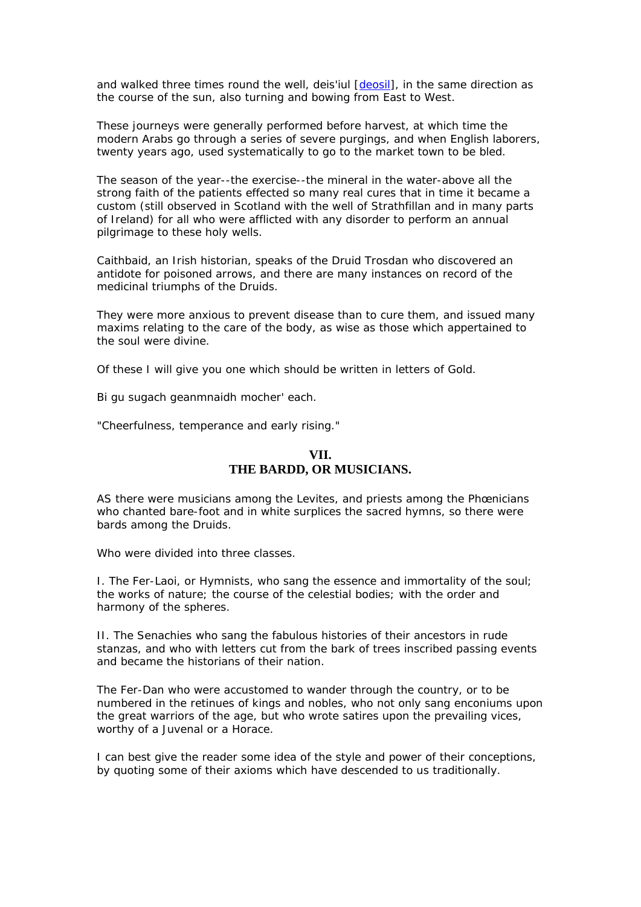and walked three times round the well, deis'iul [deosil], in the same direction as the course of the sun, also turning and bowing from East to West.

These journeys were generally performed before harvest, at which time the modern Arabs go through a series of severe purgings, and when English laborers, twenty years ago, used systematically to go to the market town to be bled.

The season of the year--the exercise--the mineral in the water-above all the strong faith of the patients effected so many real cures that in time it became a custom (still observed in Scotland with the well of Strathfillan and in many parts of Ireland) for all who were afflicted with any disorder to perform an annual pilgrimage to these holy wells.

Caithbaid, an Irish historian, speaks of the Druid Trosdan who discovered an antidote for poisoned arrows, and there are many instances on record of the medicinal triumphs of the Druids.

They were more anxious to prevent disease than to cure them, and issued many maxims relating to the care of the body, as wise as those which appertained to the soul were divine.

Of these I will give you one which should be written in letters of Gold.

Bi gu sugach geanmnaidh mocher' each.

"Cheerfulness, temperance and early rising."

## VII.
## THE BARDD, OR MUSICIANS.

AS there were musicians among the Levites, and priests among the Phœnicians who chanted bare-foot and in white surplices the sacred hymns, so there were bards among the Druids.

Who were divided into three classes.

I. The Fer-Laoi, or Hymnists, who sang the essence and immortality of the soul; the works of nature; the course of the celestial bodies; with the order and harmony of the spheres.

II. The Senachies who sang the fabulous histories of their ancestors in rude stanzas, and who with letters cut from the bark of trees inscribed passing events and became the historians of their nation.

The Fer-Dan who were accustomed to wander through the country, or to be numbered in the retinues of kings and nobles, who not only sang enconiums upon the great warriors of the age, but who wrote satires upon the prevailing vices, worthy of a Juvenal or a Horace.

I can best give the reader some idea of the style and power of their conceptions, by quoting some of their axioms which have descended to us traditionally.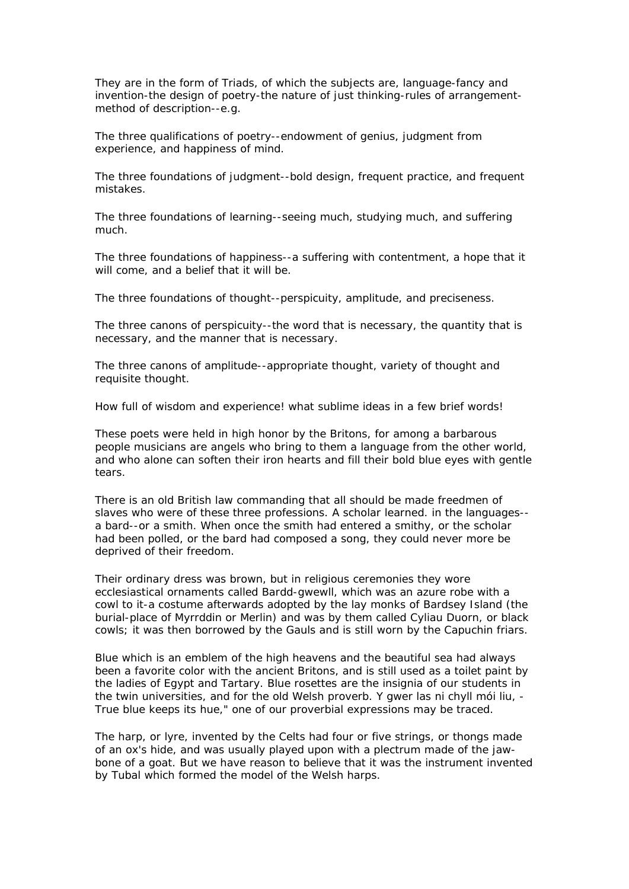They are in the form of Triads, of which the subjects are, language-fancy and invention-the design of poetry-the nature of just thinking-rules of arrangement-method of description--e.g.

The three qualifications of poetry--endowment of genius, judgment from experience, and happiness of mind.

The three foundations of judgment--bold design, frequent practice, and frequent mistakes.

The three foundations of learning--seeing much, studying much, and suffering much.

The three foundations of happiness--a suffering with contentment, a hope that it will come, and a belief that it will be.

The three foundations of thought--perspicuity, amplitude, and preciseness.

The three canons of perspicuity--the word that is necessary, the quantity that is necessary, and the manner that is necessary.

The three canons of amplitude--appropriate thought, variety of thought and requisite thought.

How full of wisdom and experience! what sublime ideas in a few brief words!

These poets were held in high honor by the Britons, for among a barbarous people musicians are angels who bring to them a language from the other world, and who alone can soften their iron hearts and fill their bold blue eyes with gentle tears.

There is an old British law commanding that all should be made freedmen of slaves who were of these three professions. A scholar learned. in the languages--a bard--or a smith. When once the smith had entered a smithy, or the scholar had been polled, or the bard had composed a song, they could never more be deprived of their freedom.

Their ordinary dress was brown, but in religious ceremonies they wore ecclesiastical ornaments called Bardd-gwewll, which was an azure robe with a cowl to it-a costume afterwards adopted by the lay monks of Bardsey Island (the burial-place of Myrrddin or Merlin) and was by them called Cyliau Duorn, or black cowls; it was then borrowed by the Gauls and is still worn by the Capuchin friars.

Blue which is an emblem of the high heavens and the beautiful sea had always been a favorite color with the ancient Britons, and is still used as a toilet paint by the ladies of Egypt and Tartary. Blue rosettes are the insignia of our students in the twin universities, and for the old Welsh proverb. Y gwer las ni chyll mói liu, - True blue keeps its hue," one of our proverbial expressions may be traced.

The harp, or lyre, invented by the Celts had four or five strings, or thongs made of an ox's hide, and was usually played upon with a plectrum made of the jaw-bone of a goat. But we have reason to believe that it was the instrument invented by Tubal which formed the model of the Welsh harps.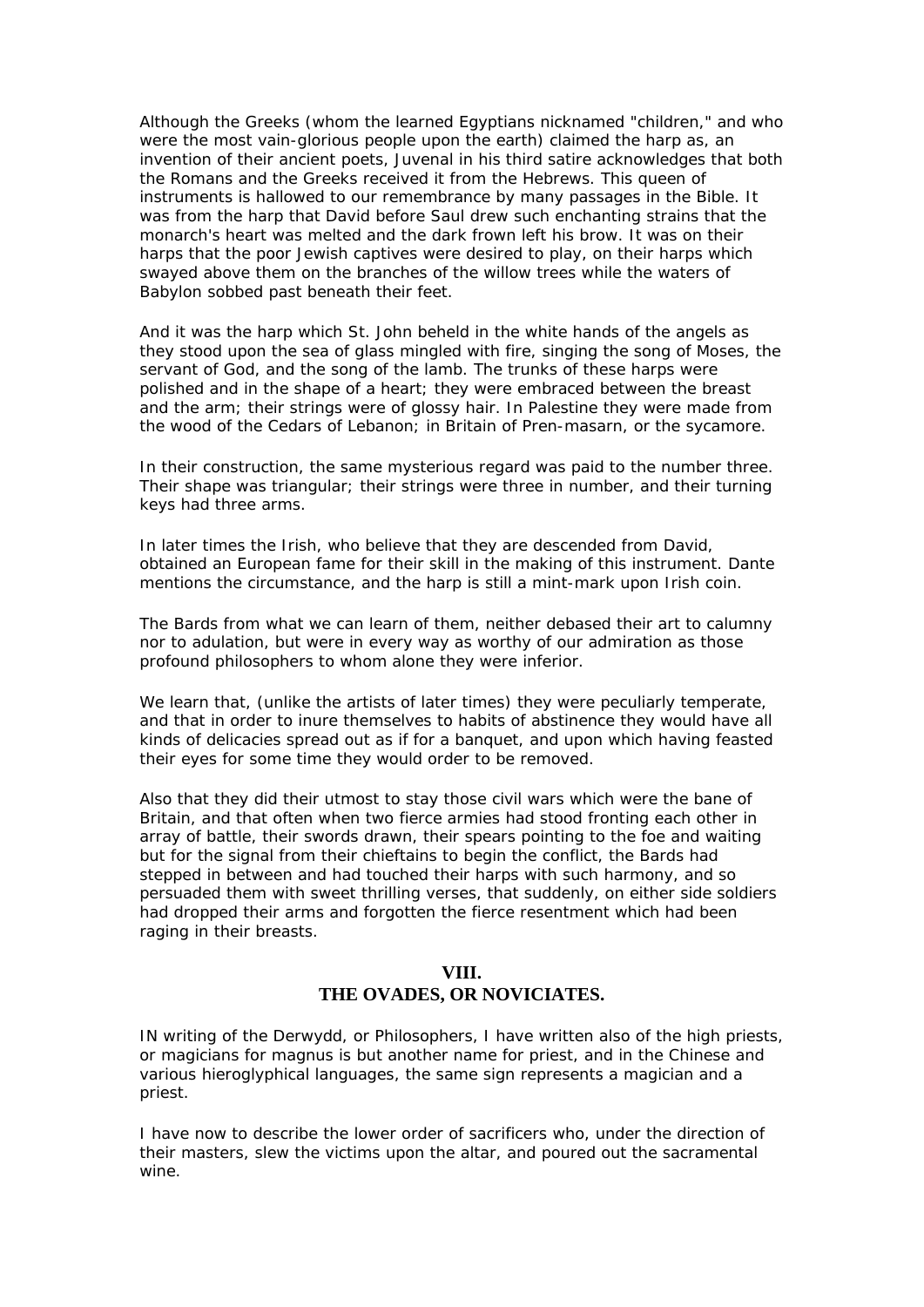Although the Greeks (whom the learned Egyptians nicknamed "children," and who were the most vain-glorious people upon the earth) claimed the harp as, an invention of their ancient poets, Juvenal in his third satire acknowledges that both the Romans and the Greeks received it from the Hebrews. This queen of instruments is hallowed to our remembrance by many passages in the Bible. It was from the harp that David before Saul drew such enchanting strains that the monarch's heart was melted and the dark frown left his brow. It was on their harps that the poor Jewish captives were desired to play, on their harps which swayed above them on the branches of the willow trees while the waters of Babylon sobbed past beneath their feet.

And it was the harp which St. John beheld in the white hands of the angels as they stood upon the sea of glass mingled with fire, singing the song of Moses, the servant of God, and the song of the lamb. The trunks of these harps were polished and in the shape of a heart; they were embraced between the breast and the arm; their strings were of glossy hair. In Palestine they were made from the wood of the Cedars of Lebanon; in Britain of Pren-masarn, or the sycamore.

In their construction, the same mysterious regard was paid to the number three. Their shape was triangular; their strings were three in number, and their turning keys had three arms.

In later times the Irish, who believe that they are descended from David, obtained an European fame for their skill in the making of this instrument. Dante mentions the circumstance, and the harp is still a mint-mark upon Irish coin.

The Bards from what we can learn of them, neither debased their art to calumny nor to adulation, but were in every way as worthy of our admiration as those profound philosophers to whom alone they were inferior.

We learn that, (unlike the artists of later times) they were peculiarly temperate, and that in order to inure themselves to habits of abstinence they would have all kinds of delicacies spread out as if for a banquet, and upon which having feasted their eyes for some time they would order to be removed.

Also that they did their utmost to stay those civil wars which were the bane of Britain, and that often when two fierce armies had stood fronting each other in array of battle, their swords drawn, their spears pointing to the foe and waiting but for the signal from their chieftains to begin the conflict, the Bards had stepped in between and had touched their harps with such harmony, and so persuaded them with sweet thrilling verses, that suddenly, on either side soldiers had dropped their arms and forgotten the fierce resentment which had been raging in their breasts.

## VIII.
## THE OVADES, OR NOVICIATES.

IN writing of the Derwydd, or Philosophers, I have written also of the high priests, or magicians for magnus is but another name for priest, and in the Chinese and various hieroglyphical languages, the same sign represents a magician and a priest.

I have now to describe the lower order of sacrificers who, under the direction of their masters, slew the victims upon the altar, and poured out the sacramental wine.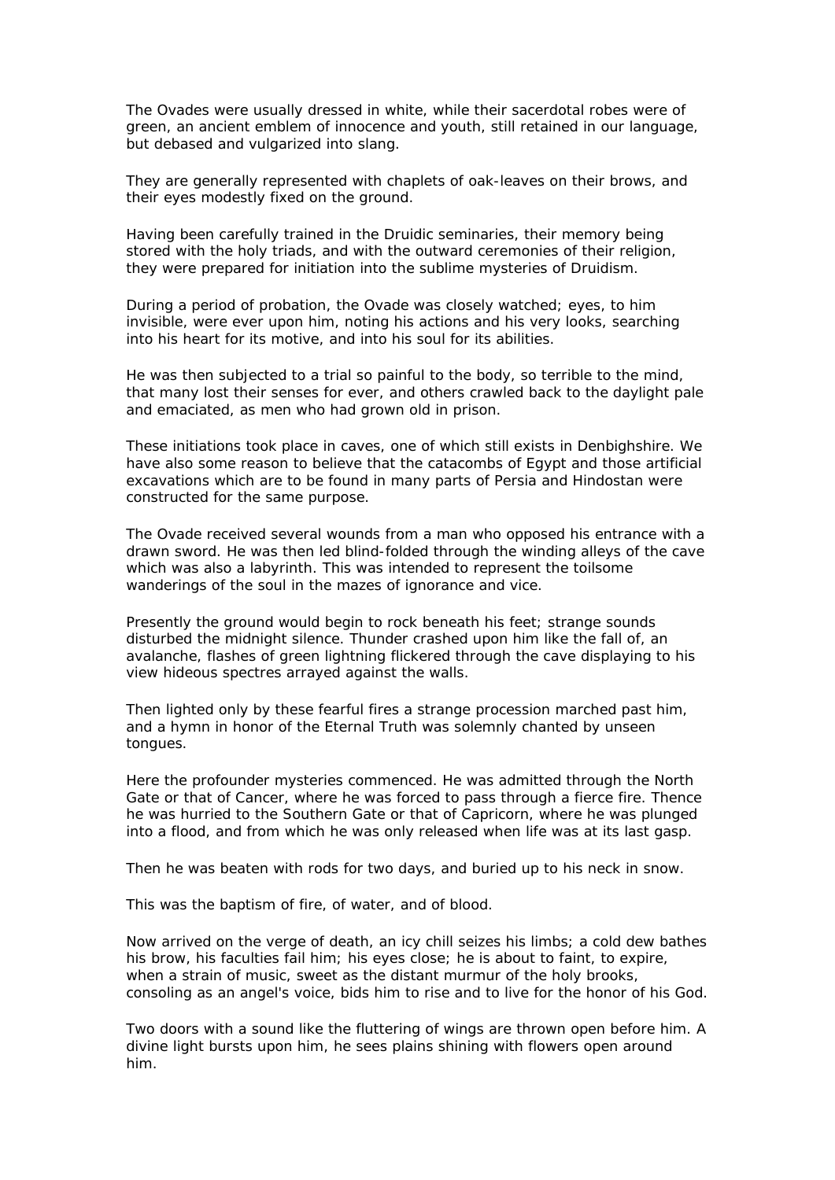The Ovades were usually dressed in white, while their sacerdotal robes were of green, an ancient emblem of innocence and youth, still retained in our language, but debased and vulgarized into slang.

They are generally represented with chaplets of oak-leaves on their brows, and their eyes modestly fixed on the ground.

Having been carefully trained in the Druidic seminaries, their memory being stored with the holy triads, and with the outward ceremonies of their religion, they were prepared for initiation into the sublime mysteries of Druidism.

During a period of probation, the Ovade was closely watched; eyes, to him invisible, were ever upon him, noting his actions and his very looks, searching into his heart for its motive, and into his soul for its abilities.

He was then subjected to a trial so painful to the body, so terrible to the mind, that many lost their senses for ever, and others crawled back to the daylight pale and emaciated, as men who had grown old in prison.

These initiations took place in caves, one of which still exists in Denbighshire. We have also some reason to believe that the catacombs of Egypt and those artificial excavations which are to be found in many parts of Persia and Hindostan were constructed for the same purpose.

The Ovade received several wounds from a man who opposed his entrance with a drawn sword. He was then led blind-folded through the winding alleys of the cave which was also a labyrinth. This was intended to represent the toilsome wanderings of the soul in the mazes of ignorance and vice.

Presently the ground would begin to rock beneath his feet; strange sounds disturbed the midnight silence. Thunder crashed upon him like the fall of, an avalanche, flashes of green lightning flickered through the cave displaying to his view hideous spectres arrayed against the walls.

Then lighted only by these fearful fires a strange procession marched past him, and a hymn in honor of the Eternal Truth was solemnly chanted by unseen tongues.

Here the profounder mysteries commenced. He was admitted through the North Gate or that of Cancer, where he was forced to pass through a fierce fire. Thence he was hurried to the Southern Gate or that of Capricorn, where he was plunged into a flood, and from which he was only released when life was at its last gasp.

Then he was beaten with rods for two days, and buried up to his neck in snow.

This was the baptism of fire, of water, and of blood.

Now arrived on the verge of death, an icy chill seizes his limbs; a cold dew bathes his brow, his faculties fail him; his eyes close; he is about to faint, to expire, when a strain of music, sweet as the distant murmur of the holy brooks, consoling as an angel's voice, bids him to rise and to live for the honor of his God.

Two doors with a sound like the fluttering of wings are thrown open before him. A divine light bursts upon him, he sees plains shining with flowers open around him.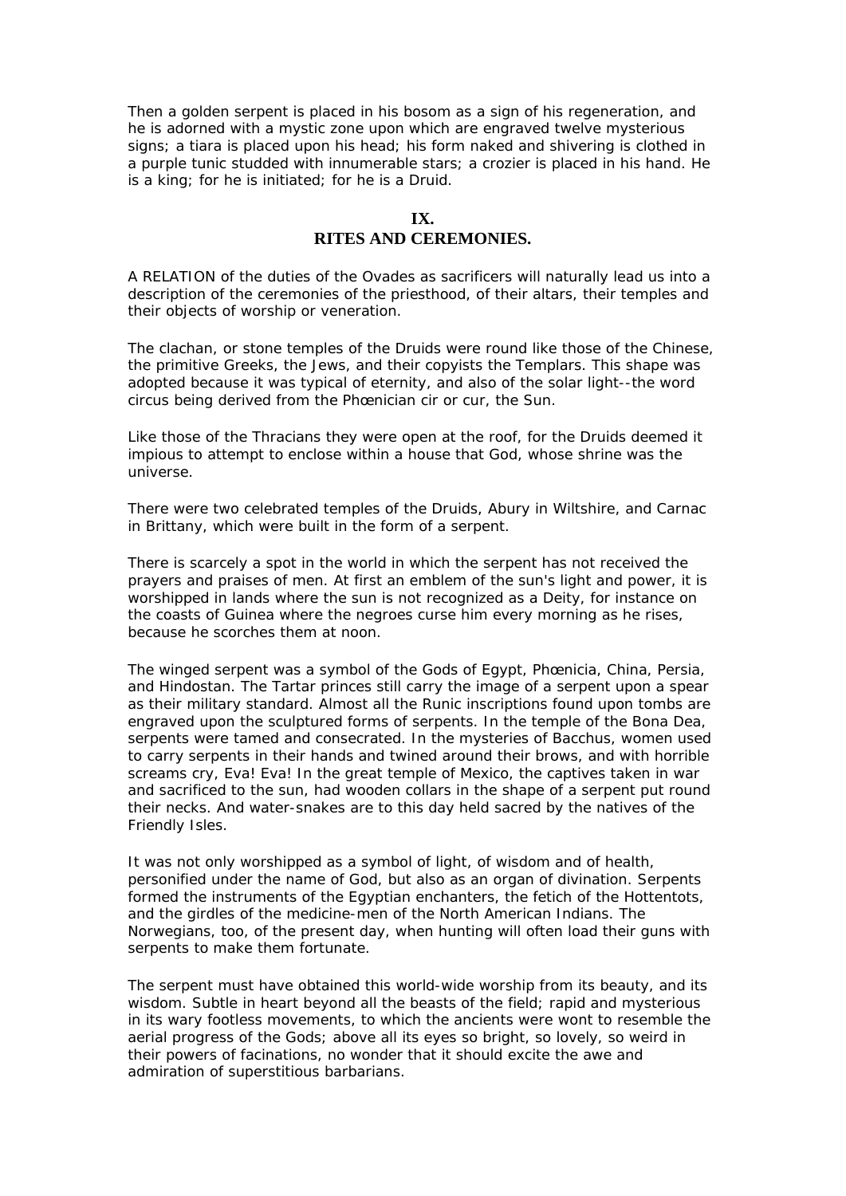Then a golden serpent is placed in his bosom as a sign of his regeneration, and he is adorned with a mystic zone upon which are engraved twelve mysterious signs; a tiara is placed upon his head; his form naked and shivering is clothed in a purple tunic studded with innumerable stars; a crozier is placed in his hand. He is a king; for he is initiated; for he is a Druid.

## IX.
## RITES AND CEREMONIES.

A RELATION of the duties of the Ovades as sacrificers will naturally lead us into a description of the ceremonies of the priesthood, of their altars, their temples and their objects of worship or veneration.

The clachan, or stone temples of the Druids were round like those of the Chinese, the primitive Greeks, the Jews, and their copyists the Templars. This shape was adopted because it was typical of eternity, and also of the solar light--the word circus being derived from the Phœnician cir or cur, the Sun.

Like those of the Thracians they were open at the roof, for the Druids deemed it impious to attempt to enclose within a house that God, whose shrine was the universe.

There were two celebrated temples of the Druids, Abury in Wiltshire, and Carnac in Brittany, which were built in the form of a serpent.

There is scarcely a spot in the world in which the serpent has not received the prayers and praises of men. At first an emblem of the sun's light and power, it is worshipped in lands where the sun is not recognized as a Deity, for instance on the coasts of Guinea where the negroes curse him every morning as he rises, because he scorches them at noon.

The winged serpent was a symbol of the Gods of Egypt, Phœnicia, China, Persia, and Hindostan. The Tartar princes still carry the image of a serpent upon a spear as their military standard. Almost all the Runic inscriptions found upon tombs are engraved upon the sculptured forms of serpents. In the temple of the Bona Dea, serpents were tamed and consecrated. In the mysteries of Bacchus, women used to carry serpents in their hands and twined around their brows, and with horrible screams cry, Eva! Eva! In the great temple of Mexico, the captives taken in war and sacrificed to the sun, had wooden collars in the shape of a serpent put round their necks. And water-snakes are to this day held sacred by the natives of the Friendly Isles.

It was not only worshipped as a symbol of light, of wisdom and of health, personified under the name of God, but also as an organ of divination. Serpents formed the instruments of the Egyptian enchanters, the fetich of the Hottentots, and the girdles of the medicine-men of the North American Indians. The Norwegians, too, of the present day, when hunting will often load their guns with serpents to make them fortunate.

The serpent must have obtained this world-wide worship from its beauty, and its wisdom. Subtle in heart beyond all the beasts of the field; rapid and mysterious in its wary footless movements, to which the ancients were wont to resemble the aerial progress of the Gods; above all its eyes so bright, so lovely, so weird in their powers of facinations, no wonder that it should excite the awe and admiration of superstitious barbarians.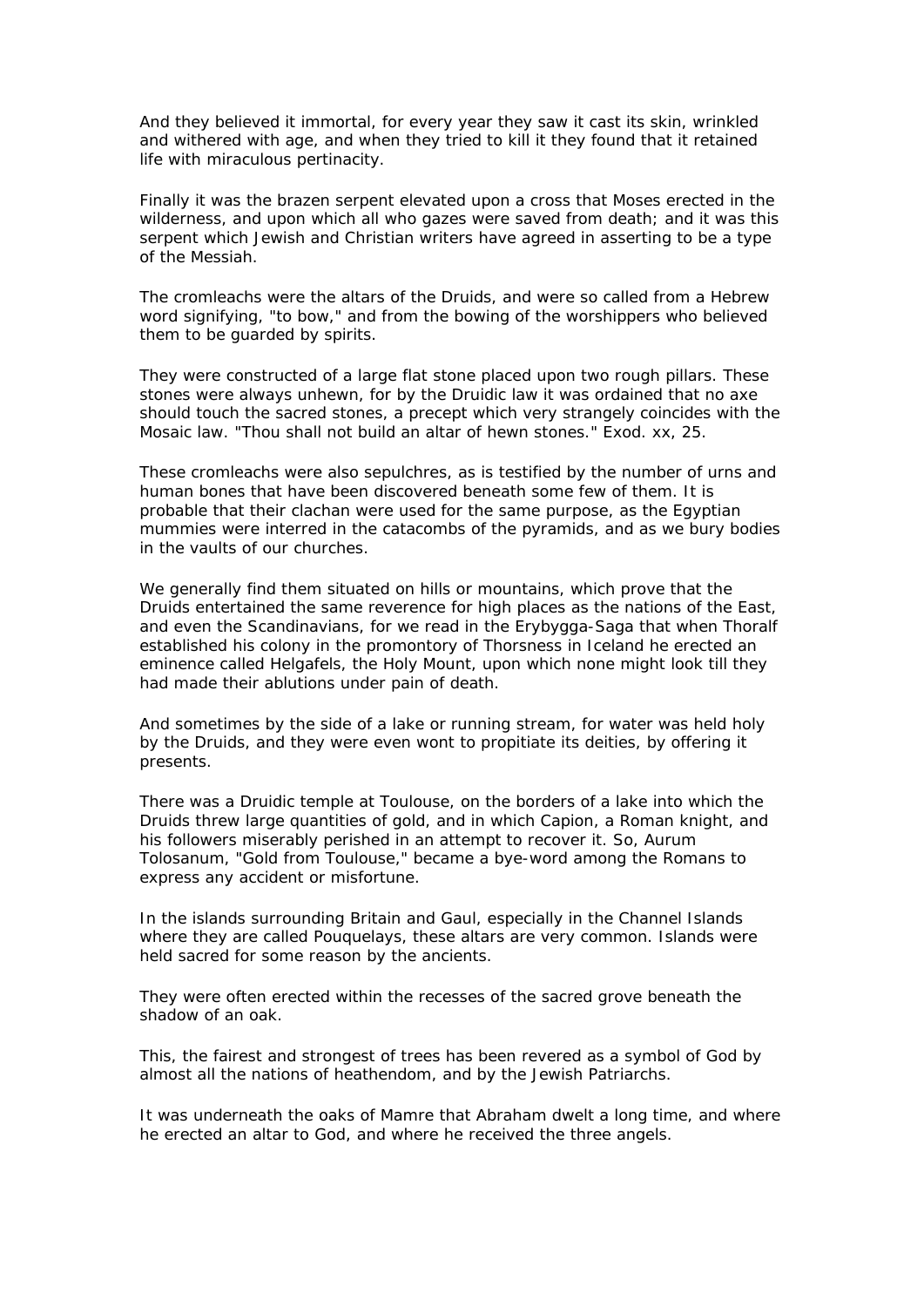And they believed it immortal, for every year they saw it cast its skin, wrinkled and withered with age, and when they tried to kill it they found that it retained life with miraculous pertinacity.

Finally it was the brazen serpent elevated upon a cross that Moses erected in the wilderness, and upon which all who gazes were saved from death; and it was this serpent which Jewish and Christian writers have agreed in asserting to be a type of the Messiah.

The cromleachs were the altars of the Druids, and were so called from a Hebrew word signifying, "to bow," and from the bowing of the worshippers who believed them to be guarded by spirits.

They were constructed of a large flat stone placed upon two rough pillars. These stones were always unhewn, for by the Druidic law it was ordained that no axe should touch the sacred stones, a precept which very strangely coincides with the Mosaic law. "Thou shall not build an altar of hewn stones." Exod. xx, 25.

These cromleachs were also sepulchres, as is testified by the number of urns and human bones that have been discovered beneath some few of them. It is probable that their clachan were used for the same purpose, as the Egyptian mummies were interred in the catacombs of the pyramids, and as we bury bodies in the vaults of our churches.

We generally find them situated on hills or mountains, which prove that the Druids entertained the same reverence for high places as the nations of the East, and even the Scandinavians, for we read in the Erybygga-Saga that when Thoralf established his colony in the promontory of Thorsness in Iceland he erected an eminence called Helgafels, the Holy Mount, upon which none might look till they had made their ablutions under pain of death.

And sometimes by the side of a lake or running stream, for water was held holy by the Druids, and they were even wont to propitiate its deities, by offering it presents.

There was a Druidic temple at Toulouse, on the borders of a lake into which the Druids threw large quantities of gold, and in which Capion, a Roman knight, and his followers miserably perished in an attempt to recover it. So, Aurum Tolosanum, "Gold from Toulouse," became a bye-word among the Romans to express any accident or misfortune.

In the islands surrounding Britain and Gaul, especially in the Channel Islands where they are called Pouquelays, these altars are very common. Islands were held sacred for some reason by the ancients.

They were often erected within the recesses of the sacred grove beneath the shadow of an oak.

This, the fairest and strongest of trees has been revered as a symbol of God by almost all the nations of heathendom, and by the Jewish Patriarchs.

It was underneath the oaks of Mamre that Abraham dwelt a long time, and where he erected an altar to God, and where he received the three angels.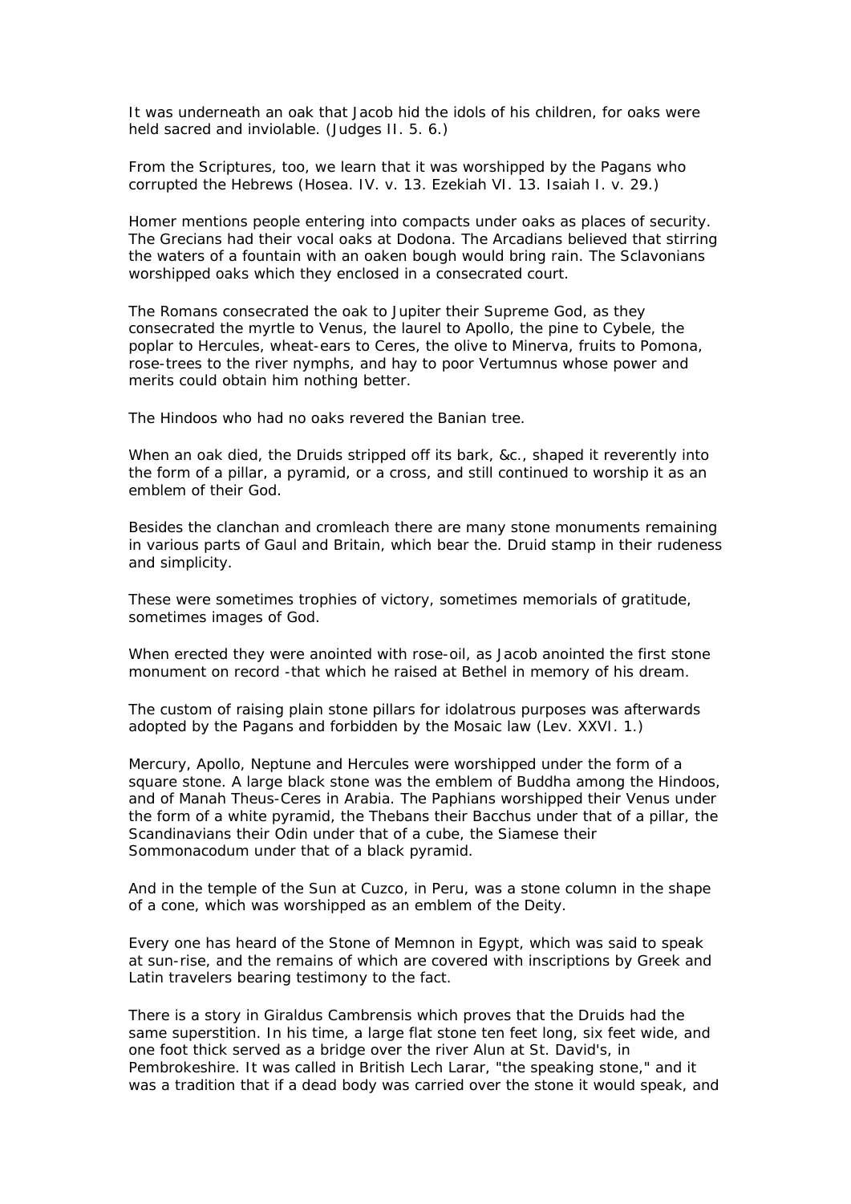It was underneath an oak that Jacob hid the idols of his children, for oaks were held sacred and inviolable. (Judges II. 5. 6.)

From the Scriptures, too, we learn that it was worshipped by the Pagans who corrupted the Hebrews (Hosea. IV. v. 13. Ezekiah VI. 13. Isaiah I. v. 29.)

Homer mentions people entering into compacts under oaks as places of security. The Grecians had their vocal oaks at Dodona. The Arcadians believed that stirring the waters of a fountain with an oaken bough would bring rain. The Sclavonians worshipped oaks which they enclosed in a consecrated court.

The Romans consecrated the oak to Jupiter their Supreme God, as they consecrated the myrtle to Venus, the laurel to Apollo, the pine to Cybele, the poplar to Hercules, wheat-ears to Ceres, the olive to Minerva, fruits to Pomona, rose-trees to the river nymphs, and hay to poor Vertumnus whose power and merits could obtain him nothing better.

The Hindoos who had no oaks revered the Banian tree.

When an oak died, the Druids stripped off its bark, &c., shaped it reverently into the form of a pillar, a pyramid, or a cross, and still continued to worship it as an emblem of their God.

Besides the clanchan and cromleach there are many stone monuments remaining in various parts of Gaul and Britain, which bear the. Druid stamp in their rudeness and simplicity.

These were sometimes trophies of victory, sometimes memorials of gratitude, sometimes images of God.

When erected they were anointed with rose-oil, as Jacob anointed the first stone monument on record -that which he raised at Bethel in memory of his dream.

The custom of raising plain stone pillars for idolatrous purposes was afterwards adopted by the Pagans and forbidden by the Mosaic law (Lev. XXVI. 1.)

Mercury, Apollo, Neptune and Hercules were worshipped under the form of a square stone. A large black stone was the emblem of Buddha among the Hindoos, and of Manah Theus-Ceres in Arabia. The Paphians worshipped their Venus under the form of a white pyramid, the Thebans their Bacchus under that of a pillar, the Scandinavians their Odin under that of a cube, the Siamese their Sommonacodum under that of a black pyramid.

And in the temple of the Sun at Cuzco, in Peru, was a stone column in the shape of a cone, which was worshipped as an emblem of the Deity.

Every one has heard of the Stone of Memnon in Egypt, which was said to speak at sun-rise, and the remains of which are covered with inscriptions by Greek and Latin travelers bearing testimony to the fact.

There is a story in Giraldus Cambrensis which proves that the Druids had the same superstition. In his time, a large flat stone ten feet long, six feet wide, and one foot thick served as a bridge over the river Alun at St. David's, in Pembrokeshire. It was called in British Lech Larar, "the speaking stone," and it was a tradition that if a dead body was carried over the stone it would speak, and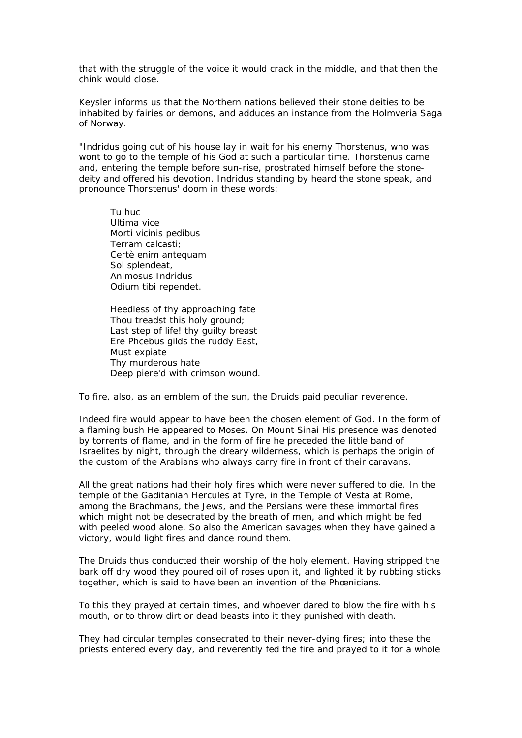that with the struggle of the voice it would crack in the middle, and that then the chink would close.

Keysler informs us that the Northern nations believed their stone deities to be inhabited by fairies or demons, and adduces an instance from the Holmveria Saga of Norway.

"Indridus going out of his house lay in wait for his enemy Thorstenus, who was wont to go to the temple of his God at such a particular time. Thorstenus came and, entering the temple before sun-rise, prostrated himself before the stone-deity and offered his devotion. Indridus standing by heard the stone speak, and pronounce Thorstenus' doom in these words:

> Tu huc
> Ultima vice
> Morti vicinis pedibus
> Terram calcasti;
> Certè enim antequam
> Sol splendeat,
> Animosus Indridus
> Odium tibi rependet.
>
> Heedless of thy approaching fate
> Thou treadst this holy ground;
> Last step of life! thy guilty breast
> Ere Phcebus gilds the ruddy East,
> Must expiate
> Thy murderous hate
> Deep piere'd with crimson wound.

To fire, also, as an emblem of the sun, the Druids paid peculiar reverence.

Indeed fire would appear to have been the chosen element of God. In the form of a flaming bush He appeared to Moses. On Mount Sinai His presence was denoted by torrents of flame, and in the form of fire he preceded the little band of Israelites by night, through the dreary wilderness, which is perhaps the origin of the custom of the Arabians who always carry fire in front of their caravans.

All the great nations had their holy fires which were never suffered to die. In the temple of the Gaditanian Hercules at Tyre, in the Temple of Vesta at Rome, among the Brachmans, the Jews, and the Persians were these immortal fires which might not be desecrated by the breath of men, and which might be fed with peeled wood alone. So also the American savages when they have gained a victory, would light fires and dance round them.

The Druids thus conducted their worship of the holy element. Having stripped the bark off dry wood they poured oil of roses upon it, and lighted it by rubbing sticks together, which is said to have been an invention of the Phœnicians.

To this they prayed at certain times, and whoever dared to blow the fire with his mouth, or to throw dirt or dead beasts into it they punished with death.

They had circular temples consecrated to their never-dying fires; into these the priests entered every day, and reverently fed the fire and prayed to it for a whole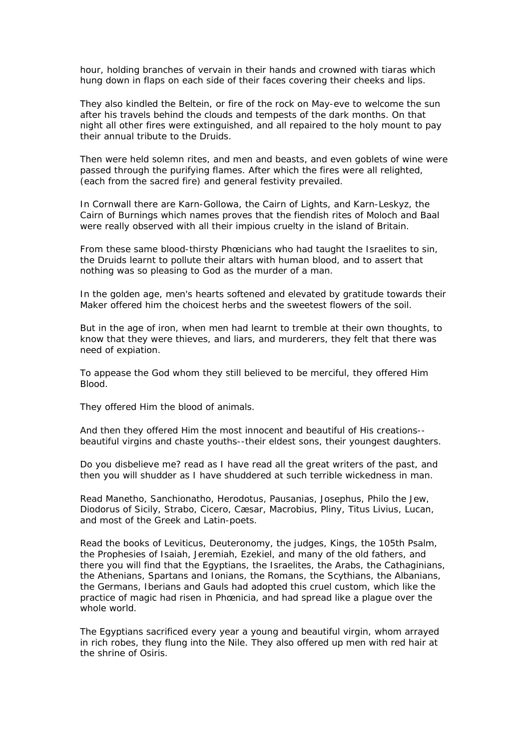hour, holding branches of vervain in their hands and crowned with tiaras which hung down in flaps on each side of their faces covering their cheeks and lips.

They also kindled the Beltein, or fire of the rock on May-eve to welcome the sun after his travels behind the clouds and tempests of the dark months. On that night all other fires were extinguished, and all repaired to the holy mount to pay their annual tribute to the Druids.

Then were held solemn rites, and men and beasts, and even goblets of wine were passed through the purifying flames. After which the fires were all relighted, (each from the sacred fire) and general festivity prevailed.

In Cornwall there are Karn-Gollowa, the Cairn of Lights, and Karn-Leskyz, the Cairn of Burnings which names proves that the fiendish rites of Moloch and Baal were really observed with all their impious cruelty in the island of Britain.

From these same blood-thirsty Phœnicians who had taught the Israelites to sin, the Druids learnt to pollute their altars with human blood, and to assert that nothing was so pleasing to God as the murder of a man.

In the golden age, men's hearts softened and elevated by gratitude towards their Maker offered him the choicest herbs and the sweetest flowers of the soil.

But in the age of iron, when men had learnt to tremble at their own thoughts, to know that they were thieves, and liars, and murderers, they felt that there was need of expiation.

To appease the God whom they still believed to be merciful, they offered Him Blood.

They offered Him the blood of animals.

And then they offered Him the most innocent and beautiful of His creations--beautiful virgins and chaste youths--their eldest sons, their youngest daughters.

Do you disbelieve me? read as I have read all the great writers of the past, and then you will shudder as I have shuddered at such terrible wickedness in man.

Read Manetho, Sanchionatho, Herodotus, Pausanias, Josephus, Philo the Jew, Diodorus of Sicily, Strabo, Cicero, Cæsar, Macrobius, Pliny, Titus Livius, Lucan, and most of the Greek and Latin-poets.

Read the books of Leviticus, Deuteronomy, the judges, Kings, the 105th Psalm, the Prophesies of Isaiah, Jeremiah, Ezekiel, and many of the old fathers, and there you will find that the Egyptians, the Israelites, the Arabs, the Cathaginians, the Athenians, Spartans and Ionians, the Romans, the Scythians, the Albanians, the Germans, Iberians and Gauls had adopted this cruel custom, which like the practice of magic had risen in Phœnicia, and had spread like a plague over the whole world.

The Egyptians sacrificed every year a young and beautiful virgin, whom arrayed in rich robes, they flung into the Nile. They also offered up men with red hair at the shrine of Osiris.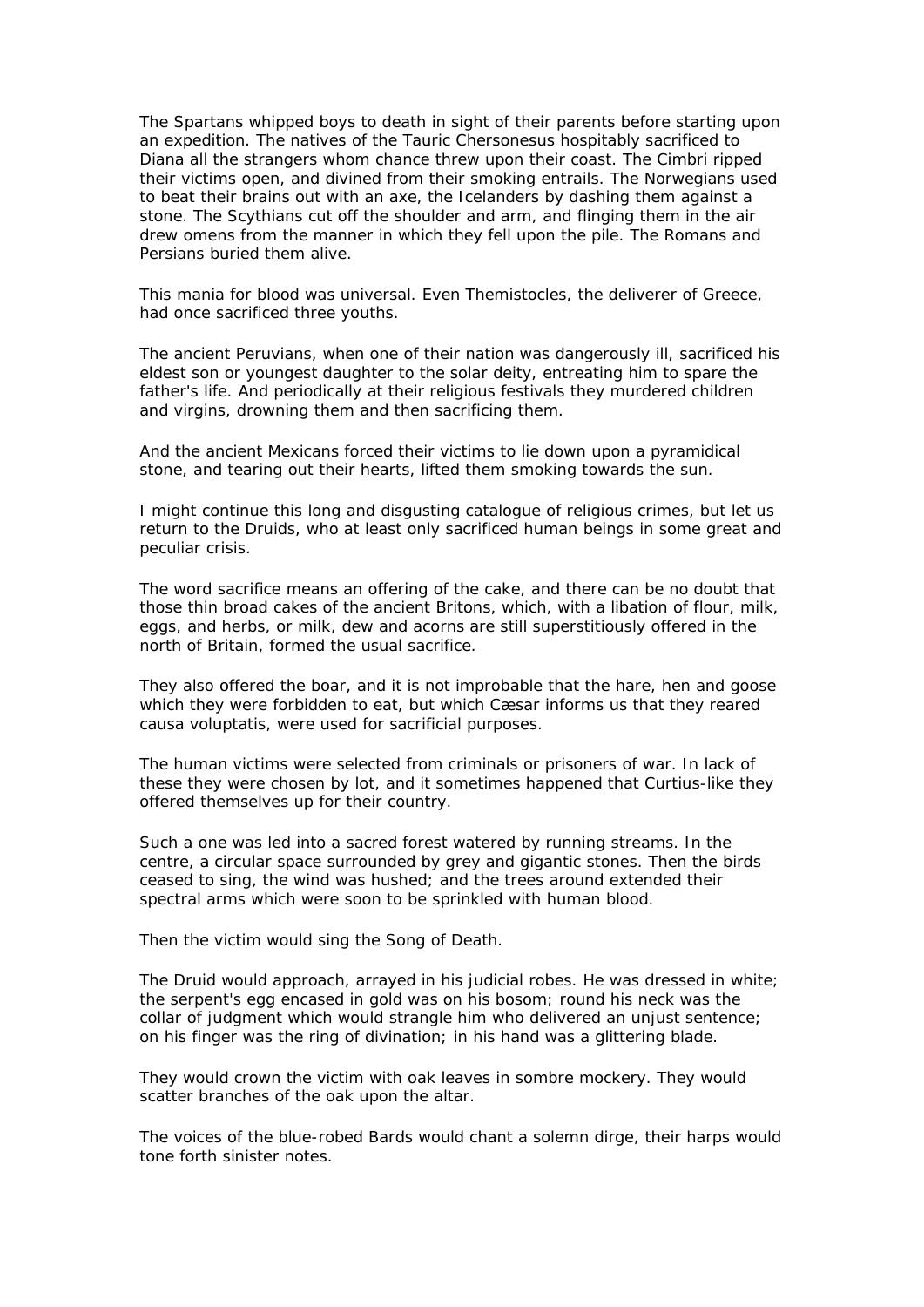The Spartans whipped boys to death in sight of their parents before starting upon an expedition. The natives of the Tauric Chersonesus hospitably sacrificed to Diana all the strangers whom chance threw upon their coast. The Cimbri ripped their victims open, and divined from their smoking entrails. The Norwegians used to beat their brains out with an axe, the Icelanders by dashing them against a stone. The Scythians cut off the shoulder and arm, and flinging them in the air drew omens from the manner in which they fell upon the pile. The Romans and Persians buried them alive.

This mania for blood was universal. Even Themistocles, the deliverer of Greece, had once sacrificed three youths.

The ancient Peruvians, when one of their nation was dangerously ill, sacrificed his eldest son or youngest daughter to the solar deity, entreating him to spare the father's life. And periodically at their religious festivals they murdered children and virgins, drowning them and then sacrificing them.

And the ancient Mexicans forced their victims to lie down upon a pyramidical stone, and tearing out their hearts, lifted them smoking towards the sun.

I might continue this long and disgusting catalogue of religious crimes, but let us return to the Druids, who at least only sacrificed human beings in some great and peculiar crisis.

The word sacrifice means an offering of the cake, and there can be no doubt that those thin broad cakes of the ancient Britons, which, with a libation of flour, milk, eggs, and herbs, or milk, dew and acorns are still superstitiously offered in the north of Britain, formed the usual sacrifice.

They also offered the boar, and it is not improbable that the hare, hen and goose which they were forbidden to eat, but which Cæsar informs us that they reared causa voluptatis, were used for sacrificial purposes.

The human victims were selected from criminals or prisoners of war. In lack of these they were chosen by lot, and it sometimes happened that Curtius-like they offered themselves up for their country.

Such a one was led into a sacred forest watered by running streams. In the centre, a circular space surrounded by grey and gigantic stones. Then the birds ceased to sing, the wind was hushed; and the trees around extended their spectral arms which were soon to be sprinkled with human blood.

Then the victim would sing the Song of Death.

The Druid would approach, arrayed in his judicial robes. He was dressed in white; the serpent's egg encased in gold was on his bosom; round his neck was the collar of judgment which would strangle him who delivered an unjust sentence; on his finger was the ring of divination; in his hand was a glittering blade.

They would crown the victim with oak leaves in sombre mockery. They would scatter branches of the oak upon the altar.

The voices of the blue-robed Bards would chant a solemn dirge, their harps would tone forth sinister notes.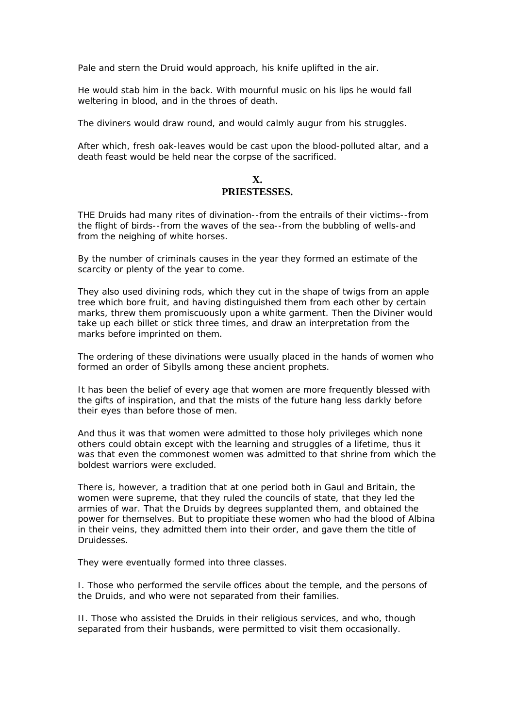Pale and stern the Druid would approach, his knife uplifted in the air.

He would stab him in the back. With mournful music on his lips he would fall weltering in blood, and in the throes of death.

The diviners would draw round, and would calmly augur from his struggles.

After which, fresh oak-leaves would be cast upon the blood-polluted altar, and a death feast would be held near the corpse of the sacrificed.

## X.
## PRIESTESSES.

THE Druids had many rites of divination--from the entrails of their victims--from the flight of birds--from the waves of the sea--from the bubbling of wells-and from the neighing of white horses.

By the number of criminals causes in the year they formed an estimate of the scarcity or plenty of the year to come.

They also used divining rods, which they cut in the shape of twigs from an apple tree which bore fruit, and having distinguished them from each other by certain marks, threw them promiscuously upon a white garment. Then the Diviner would take up each billet or stick three times, and draw an interpretation from the marks before imprinted on them.

The ordering of these divinations were usually placed in the hands of women who formed an order of Sibylls among these ancient prophets.

It has been the belief of every age that women are more frequently blessed with the gifts of inspiration, and that the mists of the future hang less darkly before their eyes than before those of men.

And thus it was that women were admitted to those holy privileges which none others could obtain except with the learning and struggles of a lifetime, thus it was that even the commonest women was admitted to that shrine from which the boldest warriors were excluded.

There is, however, a tradition that at one period both in Gaul and Britain, the women were supreme, that they ruled the councils of state, that they led the armies of war. That the Druids by degrees supplanted them, and obtained the power for themselves. But to propitiate these women who had the blood of Albina in their veins, they admitted them into their order, and gave them the title of Druidesses.

They were eventually formed into three classes.

I. Those who performed the servile offices about the temple, and the persons of the Druids, and who were not separated from their families.

II. Those who assisted the Druids in their religious services, and who, though separated from their husbands, were permitted to visit them occasionally.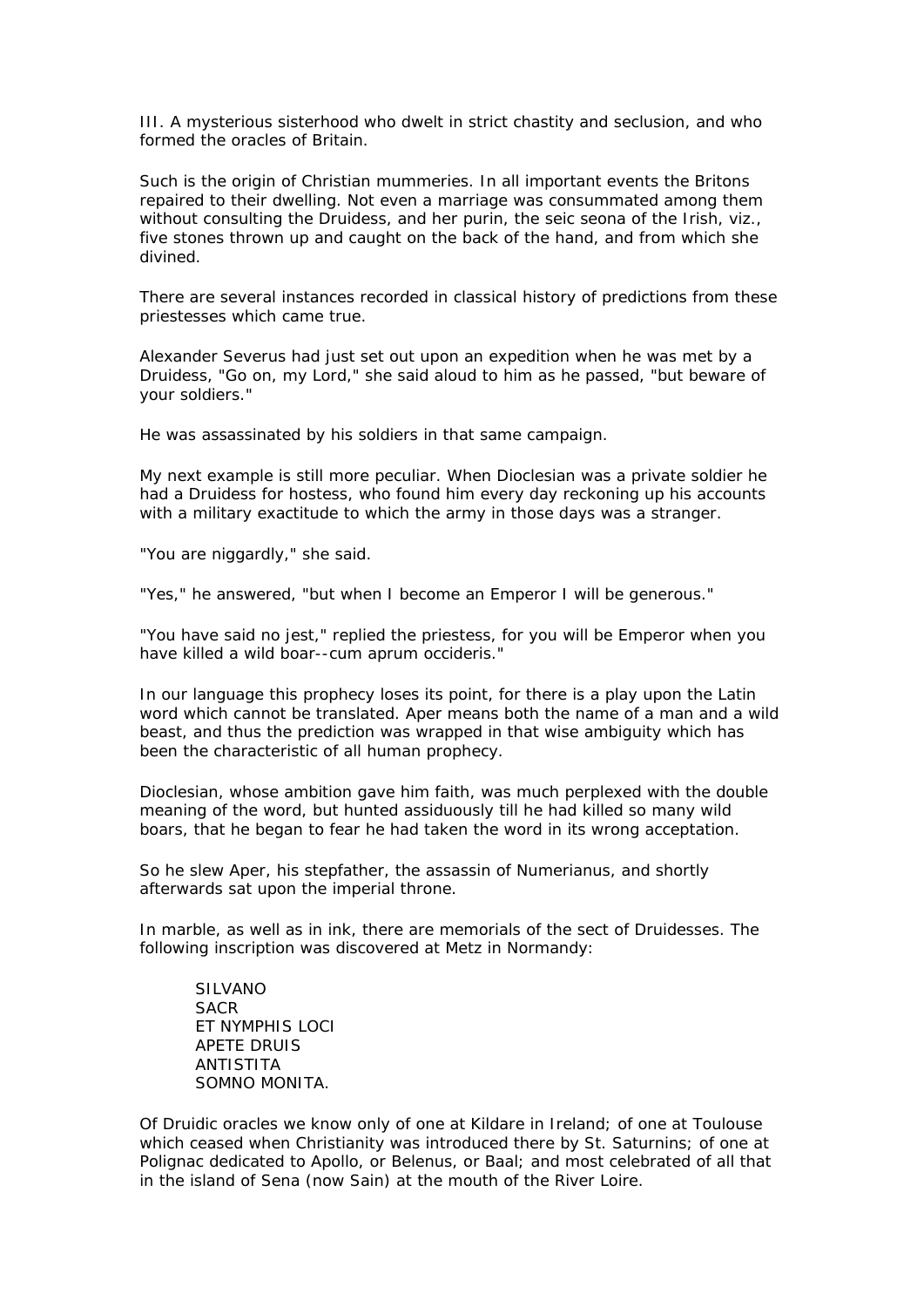III. A mysterious sisterhood who dwelt in strict chastity and seclusion, and who formed the oracles of Britain.

Such is the origin of Christian mummeries. In all important events the Britons repaired to their dwelling. Not even a marriage was consummated among them without consulting the Druidess, and her purin, the seic seona of the Irish, viz., five stones thrown up and caught on the back of the hand, and from which she divined.

There are several instances recorded in classical history of predictions from these priestesses which came true.

Alexander Severus had just set out upon an expedition when he was met by a Druidess, "Go on, my Lord," she said aloud to him as he passed, "but beware of your soldiers."

He was assassinated by his soldiers in that same campaign.

My next example is still more peculiar. When Dioclesian was a private soldier he had a Druidess for hostess, who found him every day reckoning up his accounts with a military exactitude to which the army in those days was a stranger.

"You are niggardly," she said.

"Yes," he answered, "but when I become an Emperor I will be generous."

"You have said no jest," replied the priestess, for you will be Emperor when you have killed a wild boar--cum aprum occideris."

In our language this prophecy loses its point, for there is a play upon the Latin word which cannot be translated. Aper means both the name of a man and a wild beast, and thus the prediction was wrapped in that wise ambiguity which has been the characteristic of all human prophecy.

Dioclesian, whose ambition gave him faith, was much perplexed with the double meaning of the word, but hunted assiduously till he had killed so many wild boars, that he began to fear he had taken the word in its wrong acceptation.

So he slew Aper, his stepfather, the assassin of Numerianus, and shortly afterwards sat upon the imperial throne.

In marble, as well as in ink, there are memorials of the sect of Druidesses. The following inscription was discovered at Metz in Normandy:

> SILVANO
> SACR
> ET NYMPHIS LOCI
> APETE DRUIS
> ANTISTITA
> SOMNO MONITA.

Of Druidic oracles we know only of one at Kildare in Ireland; of one at Toulouse which ceased when Christianity was introduced there by St. Saturnins; of one at Polignac dedicated to Apollo, or Belenus, or Baal; and most celebrated of all that in the island of Sena (now Sain) at the mouth of the River Loire.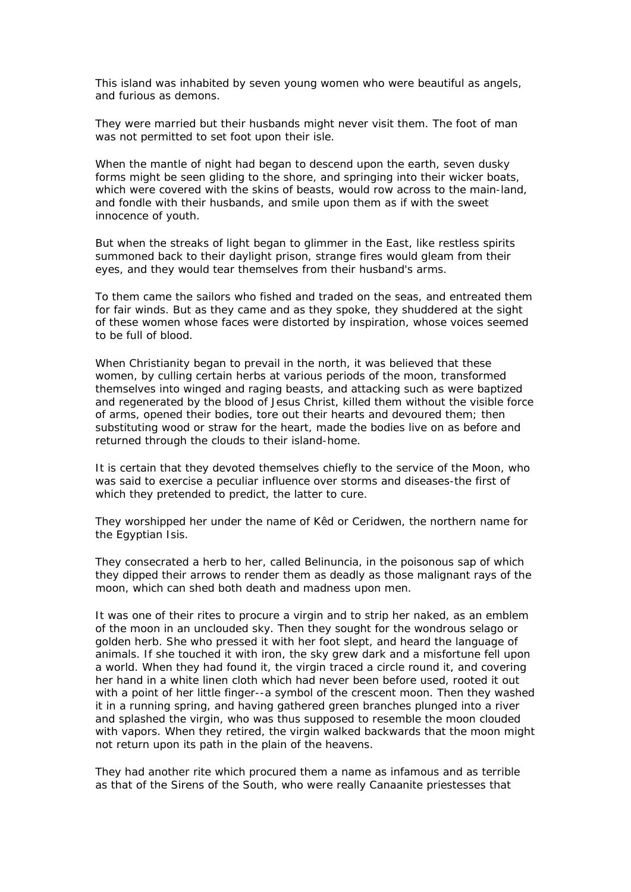This island was inhabited by seven young women who were beautiful as angels, and furious as demons.

They were married but their husbands might never visit them. The foot of man was not permitted to set foot upon their isle.

When the mantle of night had began to descend upon the earth, seven dusky forms might be seen gliding to the shore, and springing into their wicker boats, which were covered with the skins of beasts, would row across to the main-land, and fondle with their husbands, and smile upon them as if with the sweet innocence of youth.

But when the streaks of light began to glimmer in the East, like restless spirits summoned back to their daylight prison, strange fires would gleam from their eyes, and they would tear themselves from their husband's arms.

To them came the sailors who fished and traded on the seas, and entreated them for fair winds. But as they came and as they spoke, they shuddered at the sight of these women whose faces were distorted by inspiration, whose voices seemed to be full of blood.

When Christianity began to prevail in the north, it was believed that these women, by culling certain herbs at various periods of the moon, transformed themselves into winged and raging beasts, and attacking such as were baptized and regenerated by the blood of Jesus Christ, killed them without the visible force of arms, opened their bodies, tore out their hearts and devoured them; then substituting wood or straw for the heart, made the bodies live on as before and returned through the clouds to their island-home.

It is certain that they devoted themselves chiefly to the service of the Moon, who was said to exercise a peculiar influence over storms and diseases-the first of which they pretended to predict, the latter to cure.

They worshipped her under the name of Kêd or Ceridwen, the northern name for the Egyptian Isis.

They consecrated a herb to her, called Belinuncia, in the poisonous sap of which they dipped their arrows to render them as deadly as those malignant rays of the moon, which can shed both death and madness upon men.

It was one of their rites to procure a virgin and to strip her naked, as an emblem of the moon in an unclouded sky. Then they sought for the wondrous selago or golden herb. She who pressed it with her foot slept, and heard the language of animals. If she touched it with iron, the sky grew dark and a misfortune fell upon a world. When they had found it, the virgin traced a circle round it, and covering her hand in a white linen cloth which had never been before used, rooted it out with a point of her little finger--a symbol of the crescent moon. Then they washed it in a running spring, and having gathered green branches plunged into a river and splashed the virgin, who was thus supposed to resemble the moon clouded with vapors. When they retired, the virgin walked backwards that the moon might not return upon its path in the plain of the heavens.

They had another rite which procured them a name as infamous and as terrible as that of the Sirens of the South, who were really Canaanite priestesses that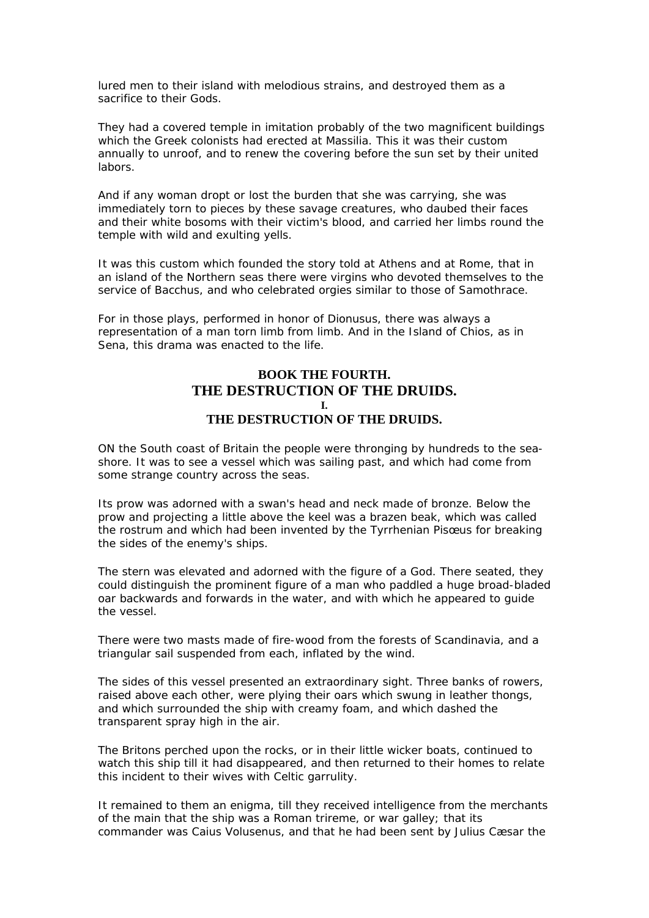lured men to their island with melodious strains, and destroyed them as a sacrifice to their Gods.

They had a covered temple in imitation probably of the two magnificent buildings which the Greek colonists had erected at Massilia. This it was their custom annually to unroof, and to renew the covering before the sun set by their united labors.

And if any woman dropt or lost the burden that she was carrying, she was immediately torn to pieces by these savage creatures, who daubed their faces and their white bosoms with their victim's blood, and carried her limbs round the temple with wild and exulting yells.

It was this custom which founded the story told at Athens and at Rome, that in an island of the Northern seas there were virgins who devoted themselves to the service of Bacchus, and who celebrated orgies similar to those of Samothrace.

For in those plays, performed in honor of Dionusus, there was always a representation of a man torn limb from limb. And in the Island of Chios, as in Sena, this drama was enacted to the life.

## BOOK THE FOURTH.
## THE DESTRUCTION OF THE DRUIDS.
### I.
### THE DESTRUCTION OF THE DRUIDS.

ON the South coast of Britain the people were thronging by hundreds to the sea-shore. It was to see a vessel which was sailing past, and which had come from some strange country across the seas.

Its prow was adorned with a swan's head and neck made of bronze. Below the prow and projecting a little above the keel was a brazen beak, which was called the rostrum and which had been invented by the Tyrrhenian Pisœus for breaking the sides of the enemy's ships.

The stern was elevated and adorned with the figure of a God. There seated, they could distinguish the prominent figure of a man who paddled a huge broad-bladed oar backwards and forwards in the water, and with which he appeared to guide the vessel.

There were two masts made of fire-wood from the forests of Scandinavia, and a triangular sail suspended from each, inflated by the wind.

The sides of this vessel presented an extraordinary sight. Three banks of rowers, raised above each other, were plying their oars which swung in leather thongs, and which surrounded the ship with creamy foam, and which dashed the transparent spray high in the air.

The Britons perched upon the rocks, or in their little wicker boats, continued to watch this ship till it had disappeared, and then returned to their homes to relate this incident to their wives with Celtic garrulity.

It remained to them an enigma, till they received intelligence from the merchants of the main that the ship was a Roman trireme, or war galley; that its commander was Caius Volusenus, and that he had been sent by Julius Cæsar the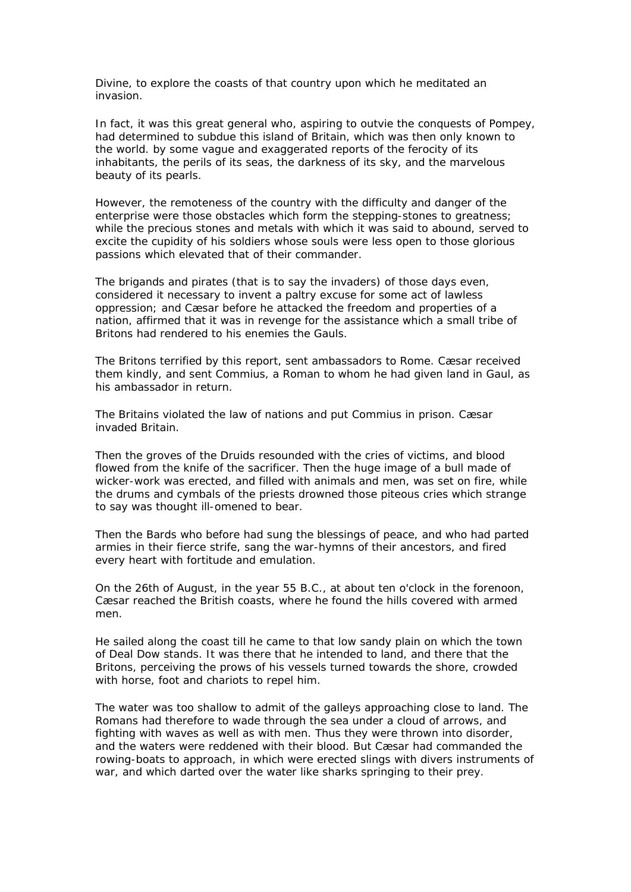Divine, to explore the coasts of that country upon which he meditated an invasion.

In fact, it was this great general who, aspiring to outvie the conquests of Pompey, had determined to subdue this island of Britain, which was then only known to the world. by some vague and exaggerated reports of the ferocity of its inhabitants, the perils of its seas, the darkness of its sky, and the marvelous beauty of its pearls.

However, the remoteness of the country with the difficulty and danger of the enterprise were those obstacles which form the stepping-stones to greatness; while the precious stones and metals with which it was said to abound, served to excite the cupidity of his soldiers whose souls were less open to those glorious passions which elevated that of their commander.

The brigands and pirates (that is to say the invaders) of those days even, considered it necessary to invent a paltry excuse for some act of lawless oppression; and Cæsar before he attacked the freedom and properties of a nation, affirmed that it was in revenge for the assistance which a small tribe of Britons had rendered to his enemies the Gauls.

The Britons terrified by this report, sent ambassadors to Rome. Cæsar received them kindly, and sent Commius, a Roman to whom he had given land in Gaul, as his ambassador in return.

The Britains violated the law of nations and put Commius in prison. Cæsar invaded Britain.

Then the groves of the Druids resounded with the cries of victims, and blood flowed from the knife of the sacrificer. Then the huge image of a bull made of wicker-work was erected, and filled with animals and men, was set on fire, while the drums and cymbals of the priests drowned those piteous cries which strange to say was thought ill-omened to bear.

Then the Bards who before had sung the blessings of peace, and who had parted armies in their fierce strife, sang the war-hymns of their ancestors, and fired every heart with fortitude and emulation.

On the 26th of August, in the year 55 B.C., at about ten o'clock in the forenoon, Cæsar reached the British coasts, where he found the hills covered with armed men.

He sailed along the coast till he came to that low sandy plain on which the town of Deal Dow stands. It was there that he intended to land, and there that the Britons, perceiving the prows of his vessels turned towards the shore, crowded with horse, foot and chariots to repel him.

The water was too shallow to admit of the galleys approaching close to land. The Romans had therefore to wade through the sea under a cloud of arrows, and fighting with waves as well as with men. Thus they were thrown into disorder, and the waters were reddened with their blood. But Cæsar had commanded the rowing-boats to approach, in which were erected slings with divers instruments of war, and which darted over the water like sharks springing to their prey.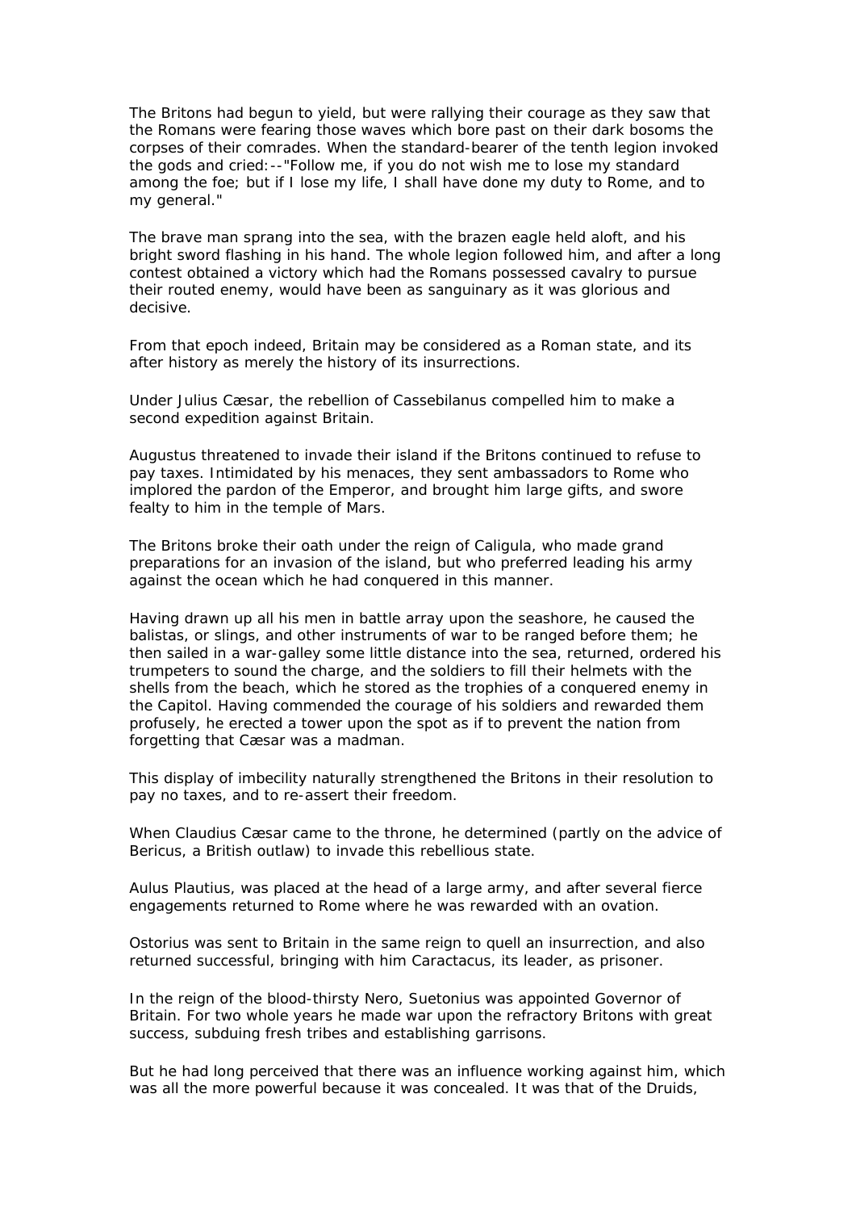The Britons had begun to yield, but were rallying their courage as they saw that the Romans were fearing those waves which bore past on their dark bosoms the corpses of their comrades. When the standard-bearer of the tenth legion invoked the gods and cried:--"Follow me, if you do not wish me to lose my standard among the foe; but if I lose my life, I shall have done my duty to Rome, and to my general."

The brave man sprang into the sea, with the brazen eagle held aloft, and his bright sword flashing in his hand. The whole legion followed him, and after a long contest obtained a victory which had the Romans possessed cavalry to pursue their routed enemy, would have been as sanguinary as it was glorious and decisive.

From that epoch indeed, Britain may be considered as a Roman state, and its after history as merely the history of its insurrections.

Under Julius Cæsar, the rebellion of Cassebilanus compelled him to make a second expedition against Britain.

Augustus threatened to invade their island if the Britons continued to refuse to pay taxes. Intimidated by his menaces, they sent ambassadors to Rome who implored the pardon of the Emperor, and brought him large gifts, and swore fealty to him in the temple of Mars.

The Britons broke their oath under the reign of Caligula, who made grand preparations for an invasion of the island, but who preferred leading his army against the ocean which he had conquered in this manner.

Having drawn up all his men in battle array upon the seashore, he caused the balistas, or slings, and other instruments of war to be ranged before them; he then sailed in a war-galley some little distance into the sea, returned, ordered his trumpeters to sound the charge, and the soldiers to fill their helmets with the shells from the beach, which he stored as the trophies of a conquered enemy in the Capitol. Having commended the courage of his soldiers and rewarded them profusely, he erected a tower upon the spot as if to prevent the nation from forgetting that Cæsar was a madman.

This display of imbecility naturally strengthened the Britons in their resolution to pay no taxes, and to re-assert their freedom.

When Claudius Cæsar came to the throne, he determined (partly on the advice of Bericus, a British outlaw) to invade this rebellious state.

Aulus Plautius, was placed at the head of a large army, and after several fierce engagements returned to Rome where he was rewarded with an ovation.

Ostorius was sent to Britain in the same reign to quell an insurrection, and also returned successful, bringing with him Caractacus, its leader, as prisoner.

In the reign of the blood-thirsty Nero, Suetonius was appointed Governor of Britain. For two whole years he made war upon the refractory Britons with great success, subduing fresh tribes and establishing garrisons.

But he had long perceived that there was an influence working against him, which was all the more powerful because it was concealed. It was that of the Druids,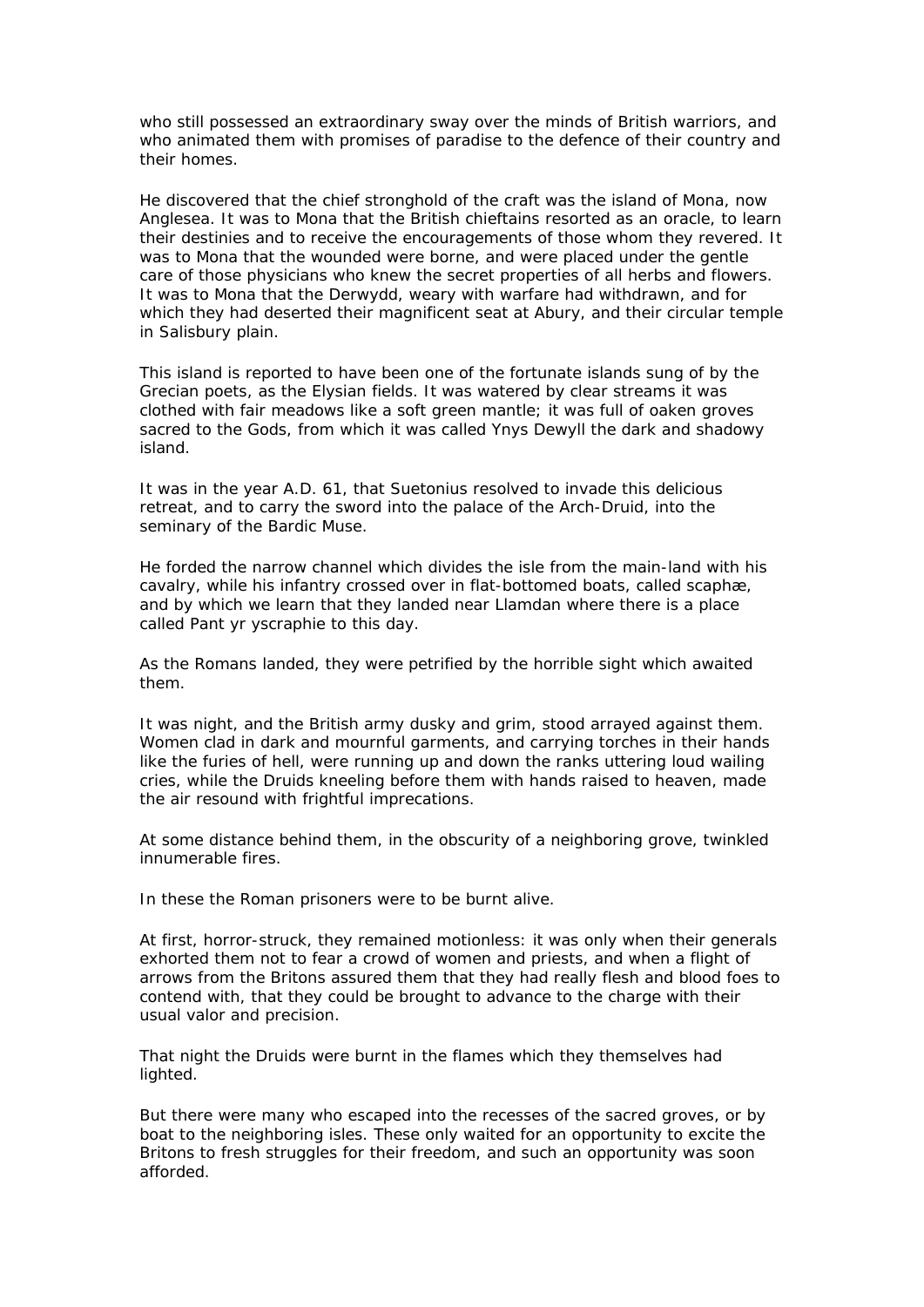who still possessed an extraordinary sway over the minds of British warriors, and who animated them with promises of paradise to the defence of their country and their homes.

He discovered that the chief stronghold of the craft was the island of Mona, now Anglesea. It was to Mona that the British chieftains resorted as an oracle, to learn their destinies and to receive the encouragements of those whom they revered. It was to Mona that the wounded were borne, and were placed under the gentle care of those physicians who knew the secret properties of all herbs and flowers. It was to Mona that the Derwydd, weary with warfare had withdrawn, and for which they had deserted their magnificent seat at Abury, and their circular temple in Salisbury plain.

This island is reported to have been one of the fortunate islands sung of by the Grecian poets, as the Elysian fields. It was watered by clear streams it was clothed with fair meadows like a soft green mantle; it was full of oaken groves sacred to the Gods, from which it was called Ynys Dewyll the dark and shadowy island.

It was in the year A.D. 61, that Suetonius resolved to invade this delicious retreat, and to carry the sword into the palace of the Arch-Druid, into the seminary of the Bardic Muse.

He forded the narrow channel which divides the isle from the main-land with his cavalry, while his infantry crossed over in flat-bottomed boats, called scaphæ, and by which we learn that they landed near Llamdan where there is a place called Pant yr yscraphie to this day.

As the Romans landed, they were petrified by the horrible sight which awaited them.

It was night, and the British army dusky and grim, stood arrayed against them. Women clad in dark and mournful garments, and carrying torches in their hands like the furies of hell, were running up and down the ranks uttering loud wailing cries, while the Druids kneeling before them with hands raised to heaven, made the air resound with frightful imprecations.

At some distance behind them, in the obscurity of a neighboring grove, twinkled innumerable fires.

In these the Roman prisoners were to be burnt alive.

At first, horror-struck, they remained motionless: it was only when their generals exhorted them not to fear a crowd of women and priests, and when a flight of arrows from the Britons assured them that they had really flesh and blood foes to contend with, that they could be brought to advance to the charge with their usual valor and precision.

That night the Druids were burnt in the flames which they themselves had lighted.

But there were many who escaped into the recesses of the sacred groves, or by boat to the neighboring isles. These only waited for an opportunity to excite the Britons to fresh struggles for their freedom, and such an opportunity was soon afforded.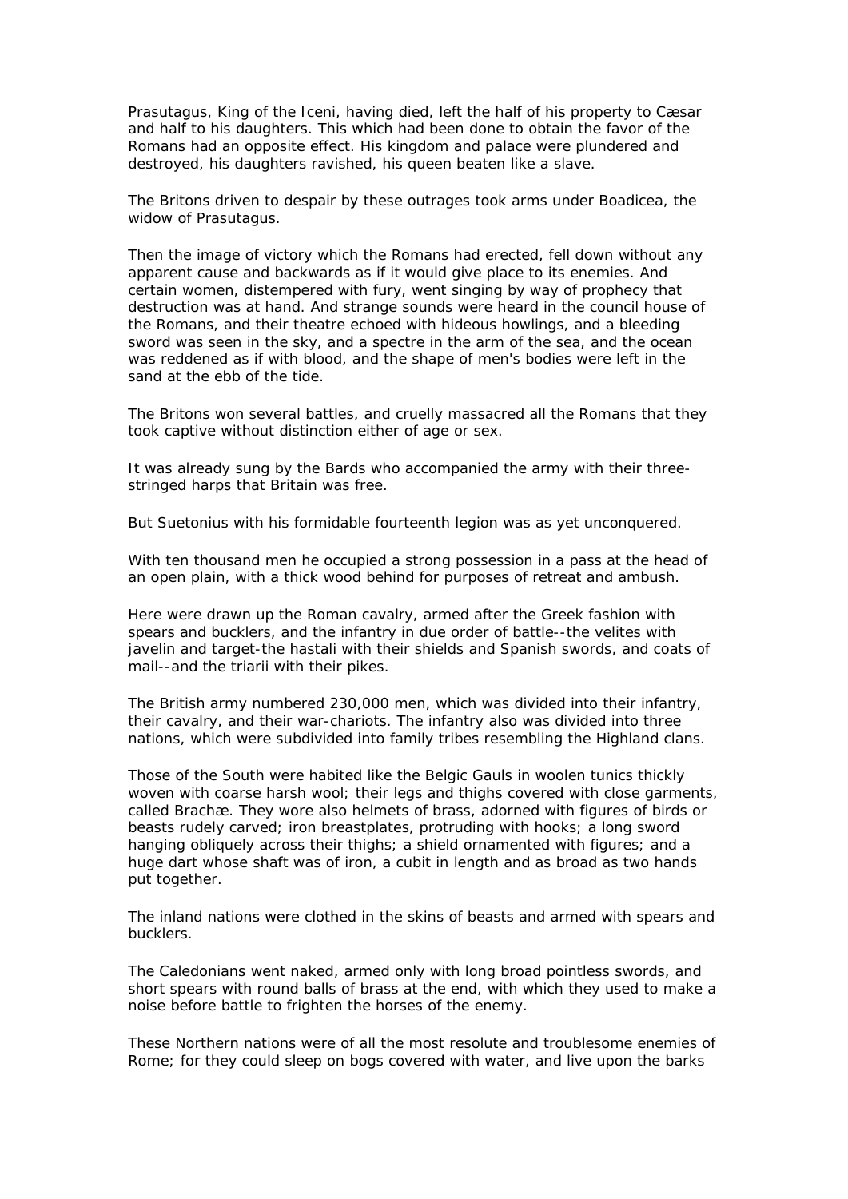Prasutagus, King of the Iceni, having died, left the half of his property to Cæsar and half to his daughters. This which had been done to obtain the favor of the Romans had an opposite effect. His kingdom and palace were plundered and destroyed, his daughters ravished, his queen beaten like a slave.

The Britons driven to despair by these outrages took arms under Boadicea, the widow of Prasutagus.

Then the image of victory which the Romans had erected, fell down without any apparent cause and backwards as if it would give place to its enemies. And certain women, distempered with fury, went singing by way of prophecy that destruction was at hand. And strange sounds were heard in the council house of the Romans, and their theatre echoed with hideous howlings, and a bleeding sword was seen in the sky, and a spectre in the arm of the sea, and the ocean was reddened as if with blood, and the shape of men's bodies were left in the sand at the ebb of the tide.

The Britons won several battles, and cruelly massacred all the Romans that they took captive without distinction either of age or sex.

It was already sung by the Bards who accompanied the army with their three-stringed harps that Britain was free.

But Suetonius with his formidable fourteenth legion was as yet unconquered.

With ten thousand men he occupied a strong possession in a pass at the head of an open plain, with a thick wood behind for purposes of retreat and ambush.

Here were drawn up the Roman cavalry, armed after the Greek fashion with spears and bucklers, and the infantry in due order of battle--the velites with javelin and target-the hastali with their shields and Spanish swords, and coats of mail--and the triarii with their pikes.

The British army numbered 230,000 men, which was divided into their infantry, their cavalry, and their war-chariots. The infantry also was divided into three nations, which were subdivided into family tribes resembling the Highland clans.

Those of the South were habited like the Belgic Gauls in woolen tunics thickly woven with coarse harsh wool; their legs and thighs covered with close garments, called Brachæ. They wore also helmets of brass, adorned with figures of birds or beasts rudely carved; iron breastplates, protruding with hooks; a long sword hanging obliquely across their thighs; a shield ornamented with figures; and a huge dart whose shaft was of iron, a cubit in length and as broad as two hands put together.

The inland nations were clothed in the skins of beasts and armed with spears and bucklers.

The Caledonians went naked, armed only with long broad pointless swords, and short spears with round balls of brass at the end, with which they used to make a noise before battle to frighten the horses of the enemy.

These Northern nations were of all the most resolute and troublesome enemies of Rome; for they could sleep on bogs covered with water, and live upon the barks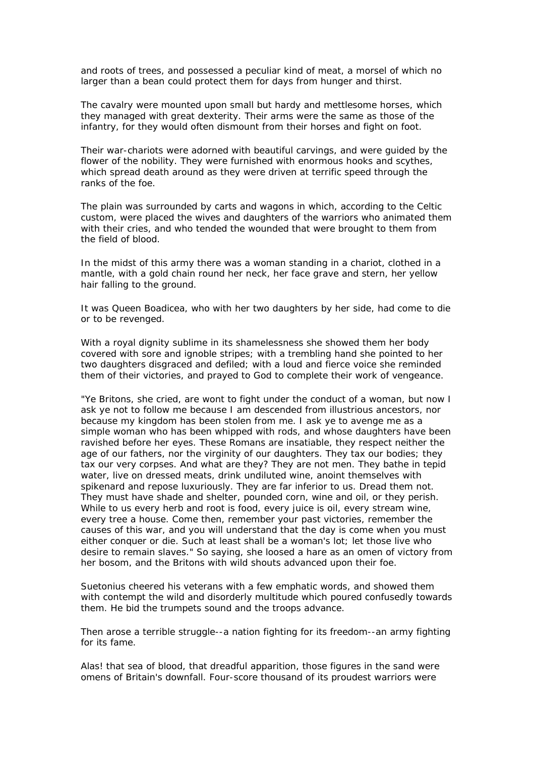and roots of trees, and possessed a peculiar kind of meat, a morsel of which no larger than a bean could protect them for days from hunger and thirst.

The cavalry were mounted upon small but hardy and mettlesome horses, which they managed with great dexterity. Their arms were the same as those of the infantry, for they would often dismount from their horses and fight on foot.

Their war-chariots were adorned with beautiful carvings, and were guided by the flower of the nobility. They were furnished with enormous hooks and scythes, which spread death around as they were driven at terrific speed through the ranks of the foe.

The plain was surrounded by carts and wagons in which, according to the Celtic custom, were placed the wives and daughters of the warriors who animated them with their cries, and who tended the wounded that were brought to them from the field of blood.

In the midst of this army there was a woman standing in a chariot, clothed in a mantle, with a gold chain round her neck, her face grave and stern, her yellow hair falling to the ground.

It was Queen Boadicea, who with her two daughters by her side, had come to die or to be revenged.

With a royal dignity sublime in its shamelessness she showed them her body covered with sore and ignoble stripes; with a trembling hand she pointed to her two daughters disgraced and defiled; with a loud and fierce voice she reminded them of their victories, and prayed to God to complete their work of vengeance.

"Ye Britons, she cried, are wont to fight under the conduct of a woman, but now I ask ye not to follow me because I am descended from illustrious ancestors, nor because my kingdom has been stolen from me. I ask ye to avenge me as a simple woman who has been whipped with rods, and whose daughters have been ravished before her eyes. These Romans are insatiable, they respect neither the age of our fathers, nor the virginity of our daughters. They tax our bodies; they tax our very corpses. And what are they? They are not men. They bathe in tepid water, live on dressed meats, drink undiluted wine, anoint themselves with spikenard and repose luxuriously. They are far inferior to us. Dread them not. They must have shade and shelter, pounded corn, wine and oil, or they perish. While to us every herb and root is food, every juice is oil, every stream wine, every tree a house. Come then, remember your past victories, remember the causes of this war, and you will understand that the day is come when you must either conquer or die. Such at least shall be a woman's lot; let those live who desire to remain slaves." So saying, she loosed a hare as an omen of victory from her bosom, and the Britons with wild shouts advanced upon their foe.

Suetonius cheered his veterans with a few emphatic words, and showed them with contempt the wild and disorderly multitude which poured confusedly towards them. He bid the trumpets sound and the troops advance.

Then arose a terrible struggle--a nation fighting for its freedom--an army fighting for its fame.

Alas! that sea of blood, that dreadful apparition, those figures in the sand were omens of Britain's downfall. Four-score thousand of its proudest warriors were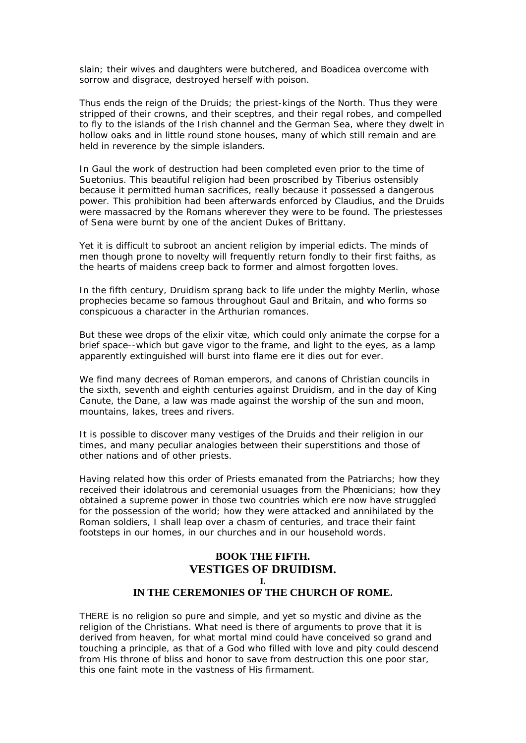slain; their wives and daughters were butchered, and Boadicea overcome with sorrow and disgrace, destroyed herself with poison.

Thus ends the reign of the Druids; the priest-kings of the North. Thus they were stripped of their crowns, and their sceptres, and their regal robes, and compelled to fly to the islands of the Irish channel and the German Sea, where they dwelt in hollow oaks and in little round stone houses, many of which still remain and are held in reverence by the simple islanders.

In Gaul the work of destruction had been completed even prior to the time of Suetonius. This beautiful religion had been proscribed by Tiberius ostensibly because it permitted human sacrifices, really because it possessed a dangerous power. This prohibition had been afterwards enforced by Claudius, and the Druids were massacred by the Romans wherever they were to be found. The priestesses of Sena were burnt by one of the ancient Dukes of Brittany.

Yet it is difficult to subroot an ancient religion by imperial edicts. The minds of men though prone to novelty will frequently return fondly to their first faiths, as the hearts of maidens creep back to former and almost forgotten loves.

In the fifth century, Druidism sprang back to life under the mighty Merlin, whose prophecies became so famous throughout Gaul and Britain, and who forms so conspicuous a character in the Arthurian romances.

But these wee drops of the elixir vitæ, which could only animate the corpse for a brief space--which but gave vigor to the frame, and light to the eyes, as a lamp apparently extinguished will burst into flame ere it dies out for ever.

We find many decrees of Roman emperors, and canons of Christian councils in the sixth, seventh and eighth centuries against Druidism, and in the day of King Canute, the Dane, a law was made against the worship of the sun and moon, mountains, lakes, trees and rivers.

It is possible to discover many vestiges of the Druids and their religion in our times, and many peculiar analogies between their superstitions and those of other nations and of other priests.

Having related how this order of Priests emanated from the Patriarchs; how they received their idolatrous and ceremonial usuages from the Phœnicians; how they obtained a supreme power in those two countries which ere now have struggled for the possession of the world; how they were attacked and annihilated by the Roman soldiers, I shall leap over a chasm of centuries, and trace their faint footsteps in our homes, in our churches and in our household words.

# BOOK THE FIFTH.
# VESTIGES OF DRUIDISM.
### I.
## IN THE CEREMONIES OF THE CHURCH OF ROME.

THERE is no religion so pure and simple, and yet so mystic and divine as the religion of the Christians. What need is there of arguments to prove that it is derived from heaven, for what mortal mind could have conceived so grand and touching a principle, as that of a God who filled with love and pity could descend from His throne of bliss and honor to save from destruction this one poor star, this one faint mote in the vastness of His firmament.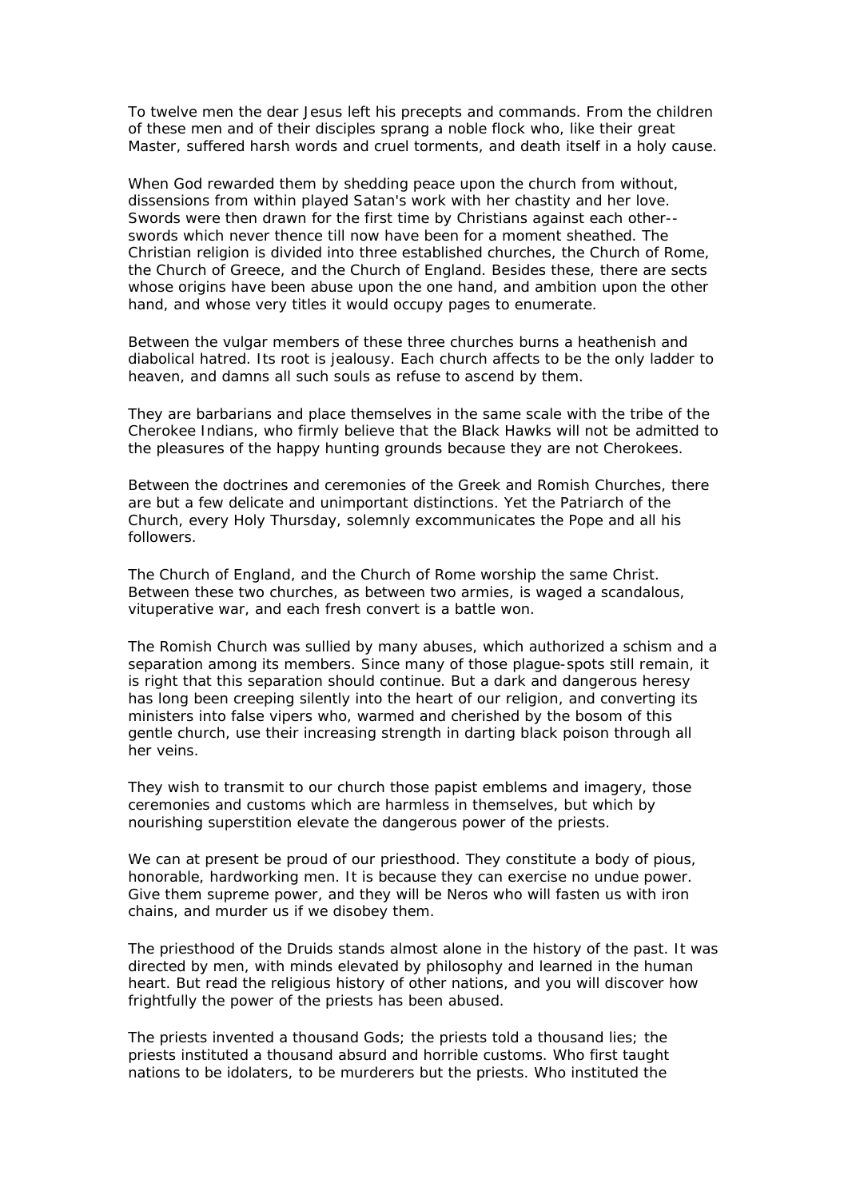To twelve men the dear Jesus left his precepts and commands. From the children of these men and of their disciples sprang a noble flock who, like their great Master, suffered harsh words and cruel torments, and death itself in a holy cause.

When God rewarded them by shedding peace upon the church from without, dissensions from within played Satan's work with her chastity and her love. Swords were then drawn for the first time by Christians against each other--swords which never thence till now have been for a moment sheathed. The Christian religion is divided into three established churches, the Church of Rome, the Church of Greece, and the Church of England. Besides these, there are sects whose origins have been abuse upon the one hand, and ambition upon the other hand, and whose very titles it would occupy pages to enumerate.

Between the vulgar members of these three churches burns a heathenish and diabolical hatred. Its root is jealousy. Each church affects to be the only ladder to heaven, and damns all such souls as refuse to ascend by them.

They are barbarians and place themselves in the same scale with the tribe of the Cherokee Indians, who firmly believe that the Black Hawks will not be admitted to the pleasures of the happy hunting grounds because they are not Cherokees.

Between the doctrines and ceremonies of the Greek and Romish Churches, there are but a few delicate and unimportant distinctions. Yet the Patriarch of the Church, every Holy Thursday, solemnly excommunicates the Pope and all his followers.

The Church of England, and the Church of Rome worship the same Christ. Between these two churches, as between two armies, is waged a scandalous, vituperative war, and each fresh convert is a battle won.

The Romish Church was sullied by many abuses, which authorized a schism and a separation among its members. Since many of those plague-spots still remain, it is right that this separation should continue. But a dark and dangerous heresy has long been creeping silently into the heart of our religion, and converting its ministers into false vipers who, warmed and cherished by the bosom of this gentle church, use their increasing strength in darting black poison through all her veins.

They wish to transmit to our church those papist emblems and imagery, those ceremonies and customs which are harmless in themselves, but which by nourishing superstition elevate the dangerous power of the priests.

We can at present be proud of our priesthood. They constitute a body of pious, honorable, hardworking men. It is because they can exercise no undue power. Give them supreme power, and they will be Neros who will fasten us with iron chains, and murder us if we disobey them.

The priesthood of the Druids stands almost alone in the history of the past. It was directed by men, with minds elevated by philosophy and learned in the human heart. But read the religious history of other nations, and you will discover how frightfully the power of the priests has been abused.

The priests invented a thousand Gods; the priests told a thousand lies; the priests instituted a thousand absurd and horrible customs. Who first taught nations to be idolaters, to be murderers but the priests. Who instituted the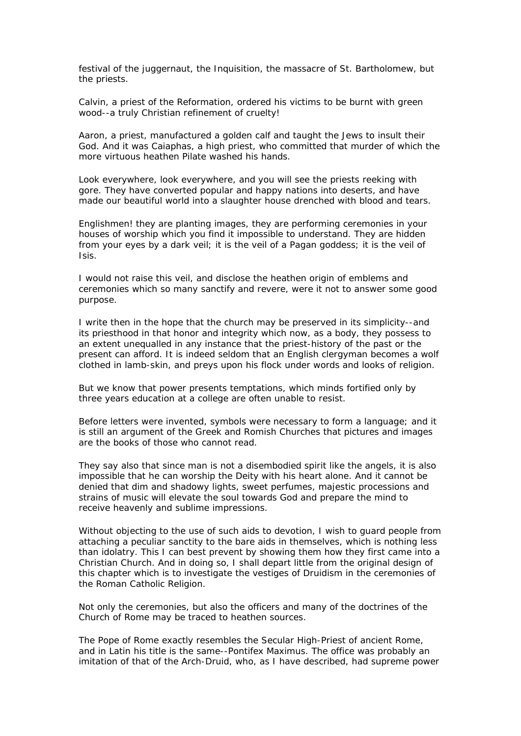festival of the juggernaut, the Inquisition, the massacre of St. Bartholomew, but the priests.

Calvin, a priest of the Reformation, ordered his victims to be burnt with green wood--a truly Christian refinement of cruelty!

Aaron, a priest, manufactured a golden calf and taught the Jews to insult their God. And it was Caiaphas, a high priest, who committed that murder of which the more virtuous heathen Pilate washed his hands.

Look everywhere, look everywhere, and you will see the priests reeking with gore. They have converted popular and happy nations into deserts, and have made our beautiful world into a slaughter house drenched with blood and tears.

Englishmen! they are planting images, they are performing ceremonies in your houses of worship which you find it impossible to understand. They are hidden from your eyes by a dark veil; it is the veil of a Pagan goddess; it is the veil of Isis.

I would not raise this veil, and disclose the heathen origin of emblems and ceremonies which so many sanctify and revere, were it not to answer some good purpose.

I write then in the hope that the church may be preserved in its simplicity--and its priesthood in that honor and integrity which now, as a body, they possess to an extent unequalled in any instance that the priest-history of the past or the present can afford. It is indeed seldom that an English clergyman becomes a wolf clothed in lamb-skin, and preys upon his flock under words and looks of religion.

But we know that power presents temptations, which minds fortified only by three years education at a college are often unable to resist.

Before letters were invented, symbols were necessary to form a language; and it is still an argument of the Greek and Romish Churches that pictures and images are the books of those who cannot read.

They say also that since man is not a disembodied spirit like the angels, it is also impossible that he can worship the Deity with his heart alone. And it cannot be denied that dim and shadowy lights, sweet perfumes, majestic processions and strains of music will elevate the soul towards God and prepare the mind to receive heavenly and sublime impressions.

Without objecting to the use of such aids to devotion, I wish to guard people from attaching a peculiar sanctity to the bare aids in themselves, which is nothing less than idolatry. This I can best prevent by showing them how they first came into a Christian Church. And in doing so, I shall depart little from the original design of this chapter which is to investigate the vestiges of Druidism in the ceremonies of the Roman Catholic Religion.

Not only the ceremonies, but also the officers and many of the doctrines of the Church of Rome may be traced to heathen sources.

The Pope of Rome exactly resembles the Secular High-Priest of ancient Rome, and in Latin his title is the same--Pontifex Maximus. The office was probably an imitation of that of the Arch-Druid, who, as I have described, had supreme power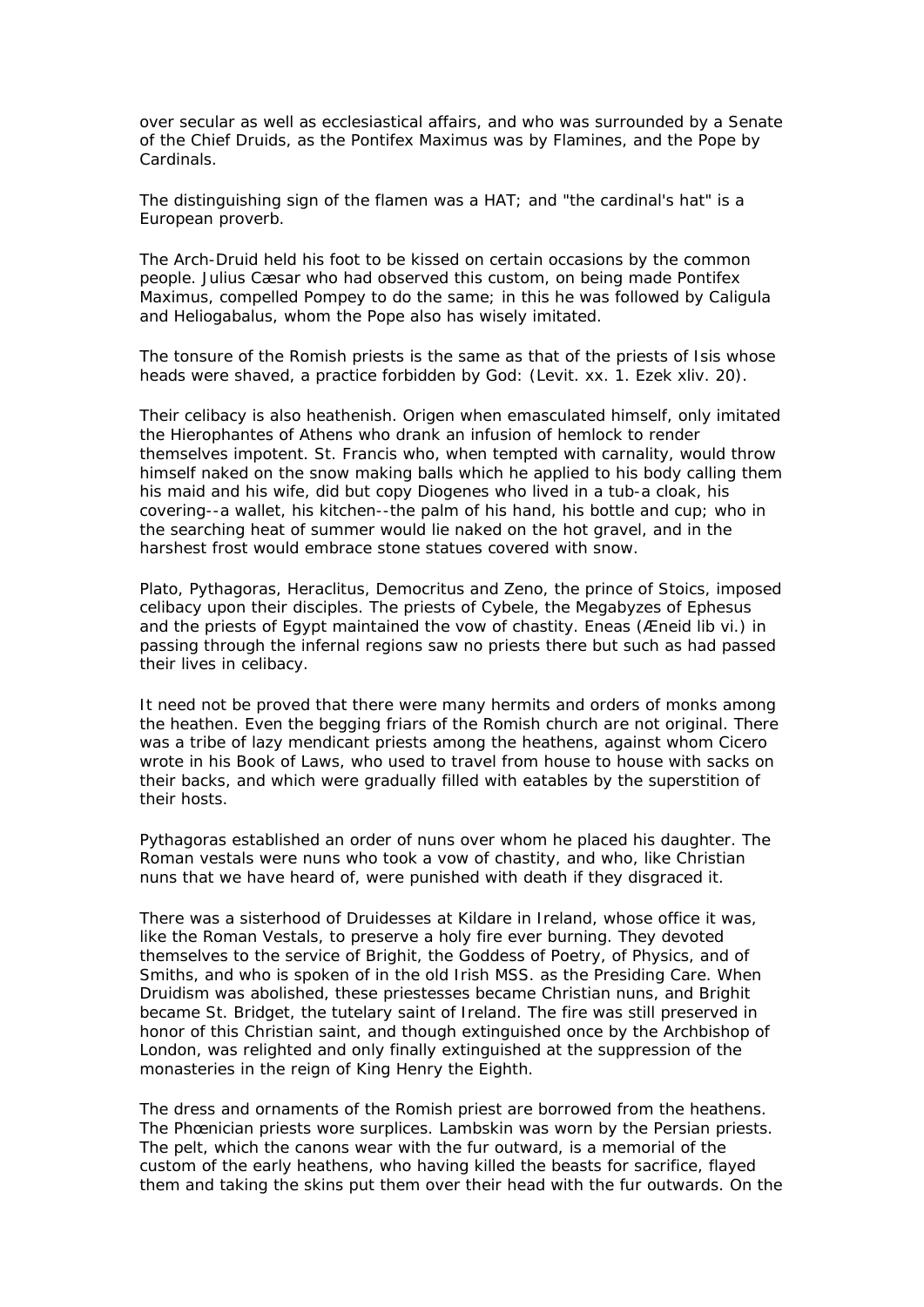over secular as well as ecclesiastical affairs, and who was surrounded by a Senate of the Chief Druids, as the Pontifex Maximus was by Flamines, and the Pope by Cardinals.

The distinguishing sign of the flamen was a HAT; and "the cardinal's hat" is a European proverb.

The Arch-Druid held his foot to be kissed on certain occasions by the common people. Julius Cæsar who had observed this custom, on being made Pontifex Maximus, compelled Pompey to do the same; in this he was followed by Caligula and Heliogabalus, whom the Pope also has wisely imitated.

The tonsure of the Romish priests is the same as that of the priests of Isis whose heads were shaved, a practice forbidden by God: (Levit. xx. 1. Ezek xliv. 20).

Their celibacy is also heathenish. Origen when emasculated himself, only imitated the Hierophantes of Athens who drank an infusion of hemlock to render themselves impotent. St. Francis who, when tempted with carnality, would throw himself naked on the snow making balls which he applied to his body calling them his maid and his wife, did but copy Diogenes who lived in a tub-a cloak, his covering--a wallet, his kitchen--the palm of his hand, his bottle and cup; who in the searching heat of summer would lie naked on the hot gravel, and in the harshest frost would embrace stone statues covered with snow.

Plato, Pythagoras, Heraclitus, Democritus and Zeno, the prince of Stoics, imposed celibacy upon their disciples. The priests of Cybele, the Megabyzes of Ephesus and the priests of Egypt maintained the vow of chastity. Eneas (Æneid lib vi.) in passing through the infernal regions saw no priests there but such as had passed their lives in celibacy.

It need not be proved that there were many hermits and orders of monks among the heathen. Even the begging friars of the Romish church are not original. There was a tribe of lazy mendicant priests among the heathens, against whom Cicero wrote in his Book of Laws, who used to travel from house to house with sacks on their backs, and which were gradually filled with eatables by the superstition of their hosts.

Pythagoras established an order of nuns over whom he placed his daughter. The Roman vestals were nuns who took a vow of chastity, and who, like Christian nuns that we have heard of, were punished with death if they disgraced it.

There was a sisterhood of Druidesses at Kildare in Ireland, whose office it was, like the Roman Vestals, to preserve a holy fire ever burning. They devoted themselves to the service of Brighit, the Goddess of Poetry, of Physics, and of Smiths, and who is spoken of in the old Irish MSS. as the Presiding Care. When Druidism was abolished, these priestesses became Christian nuns, and Brighit became St. Bridget, the tutelary saint of Ireland. The fire was still preserved in honor of this Christian saint, and though extinguished once by the Archbishop of London, was relighted and only finally extinguished at the suppression of the monasteries in the reign of King Henry the Eighth.

The dress and ornaments of the Romish priest are borrowed from the heathens. The Phœnician priests wore surplices. Lambskin was worn by the Persian priests. The pelt, which the canons wear with the fur outward, is a memorial of the custom of the early heathens, who having killed the beasts for sacrifice, flayed them and taking the skins put them over their head with the fur outwards. On the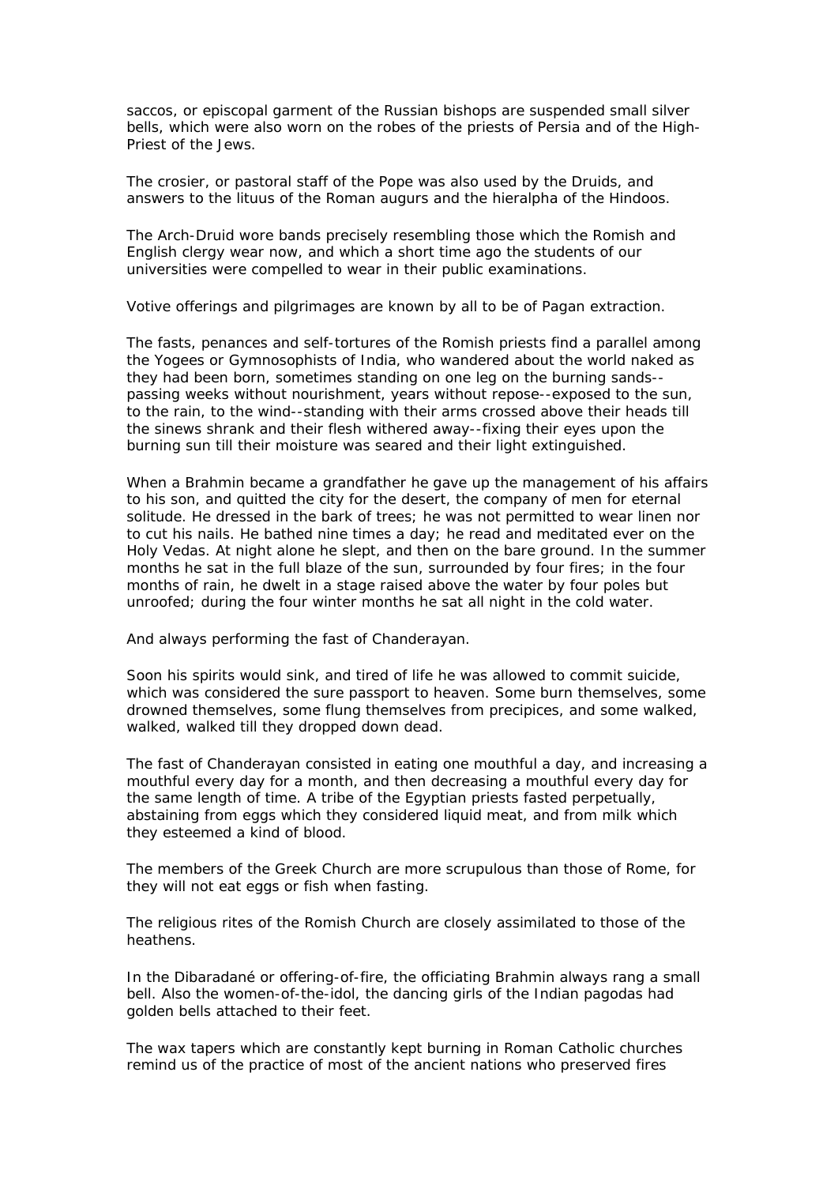saccos, or episcopal garment of the Russian bishops are suspended small silver bells, which were also worn on the robes of the priests of Persia and of the High-Priest of the Jews.

The crosier, or pastoral staff of the Pope was also used by the Druids, and answers to the lituus of the Roman augurs and the hieralpha of the Hindoos.

The Arch-Druid wore bands precisely resembling those which the Romish and English clergy wear now, and which a short time ago the students of our universities were compelled to wear in their public examinations.

Votive offerings and pilgrimages are known by all to be of Pagan extraction.

The fasts, penances and self-tortures of the Romish priests find a parallel among the Yogees or Gymnosophists of India, who wandered about the world naked as they had been born, sometimes standing on one leg on the burning sands--passing weeks without nourishment, years without repose--exposed to the sun, to the rain, to the wind--standing with their arms crossed above their heads till the sinews shrank and their flesh withered away--fixing their eyes upon the burning sun till their moisture was seared and their light extinguished.

When a Brahmin became a grandfather he gave up the management of his affairs to his son, and quitted the city for the desert, the company of men for eternal solitude. He dressed in the bark of trees; he was not permitted to wear linen nor to cut his nails. He bathed nine times a day; he read and meditated ever on the Holy Vedas. At night alone he slept, and then on the bare ground. In the summer months he sat in the full blaze of the sun, surrounded by four fires; in the four months of rain, he dwelt in a stage raised above the water by four poles but unroofed; during the four winter months he sat all night in the cold water.

And always performing the fast of Chanderayan.

Soon his spirits would sink, and tired of life he was allowed to commit suicide, which was considered the sure passport to heaven. Some burn themselves, some drowned themselves, some flung themselves from precipices, and some walked, walked, walked till they dropped down dead.

The fast of Chanderayan consisted in eating one mouthful a day, and increasing a mouthful every day for a month, and then decreasing a mouthful every day for the same length of time. A tribe of the Egyptian priests fasted perpetually, abstaining from eggs which they considered liquid meat, and from milk which they esteemed a kind of blood.

The members of the Greek Church are more scrupulous than those of Rome, for they will not eat eggs or fish when fasting.

The religious rites of the Romish Church are closely assimilated to those of the heathens.

In the Dibaradané or offering-of-fire, the officiating Brahmin always rang a small bell. Also the women-of-the-idol, the dancing girls of the Indian pagodas had golden bells attached to their feet.

The wax tapers which are constantly kept burning in Roman Catholic churches remind us of the practice of most of the ancient nations who preserved fires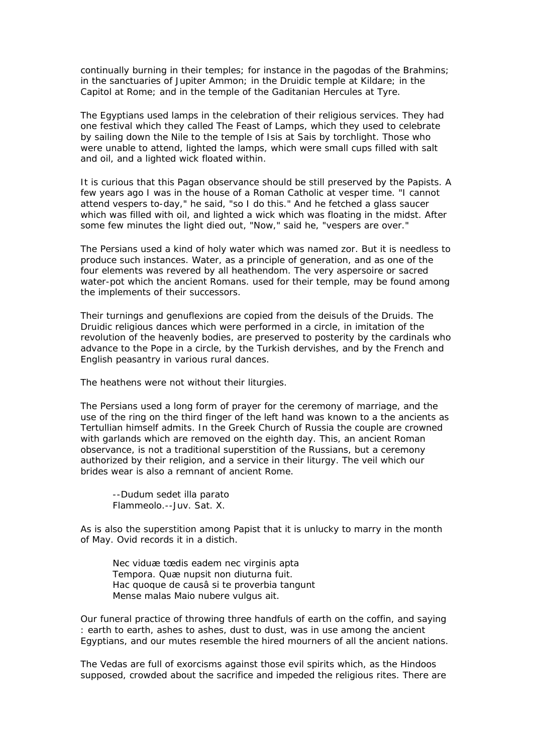continually burning in their temples; for instance in the pagodas of the Brahmins; in the sanctuaries of Jupiter Ammon; in the Druidic temple at Kildare; in the Capitol at Rome; and in the temple of the Gaditanian Hercules at Tyre.

The Egyptians used lamps in the celebration of their religious services. They had one festival which they called The Feast of Lamps, which they used to celebrate by sailing down the Nile to the temple of Isis at Sais by torchlight. Those who were unable to attend, lighted the lamps, which were small cups filled with salt and oil, and a lighted wick floated within.

It is curious that this Pagan observance should be still preserved by the Papists. A few years ago I was in the house of a Roman Catholic at vesper time. "I cannot attend vespers to-day," he said, "so I do this." And he fetched a glass saucer which was filled with oil, and lighted a wick which was floating in the midst. After some few minutes the light died out, "Now," said he, "vespers are over."

The Persians used a kind of holy water which was named zor. But it is needless to produce such instances. Water, as a principle of generation, and as one of the four elements was revered by all heathendom. The very aspersoire or sacred water-pot which the ancient Romans. used for their temple, may be found among the implements of their successors.

Their turnings and genuflexions are copied from the deisuls of the Druids. The Druidic religious dances which were performed in a circle, in imitation of the revolution of the heavenly bodies, are preserved to posterity by the cardinals who advance to the Pope in a circle, by the Turkish dervishes, and by the French and English peasantry in various rural dances.

The heathens were not without their liturgies.

The Persians used a long form of prayer for the ceremony of marriage, and the use of the ring on the third finger of the left hand was known to a the ancients as Tertullian himself admits. In the Greek Church of Russia the couple are crowned with garlands which are removed on the eighth day. This, an ancient Roman observance, is not a traditional superstition of the Russians, but a ceremony authorized by their religion, and a service in their liturgy. The veil which our brides wear is also a remnant of ancient Rome.

> --Dudum sedet illa parato
> Flammeolo.--Juv. Sat. X.

As is also the superstition among Papist that it is unlucky to marry in the month of May. Ovid records it in a distich.

> Nec viduæ tœdis eadem nec virginis apta
> Tempora. Quæ nupsit non diuturna fuit.
> Hac quoque de causâ si te proverbia tangunt
> Mense malas Maio nubere vulgus ait.

Our funeral practice of throwing three handfuls of earth on the coffin, and saying : earth to earth, ashes to ashes, dust to dust, was in use among the ancient Egyptians, and our mutes resemble the hired mourners of all the ancient nations.

The Vedas are full of exorcisms against those evil spirits which, as the Hindoos supposed, crowded about the sacrifice and impeded the religious rites. There are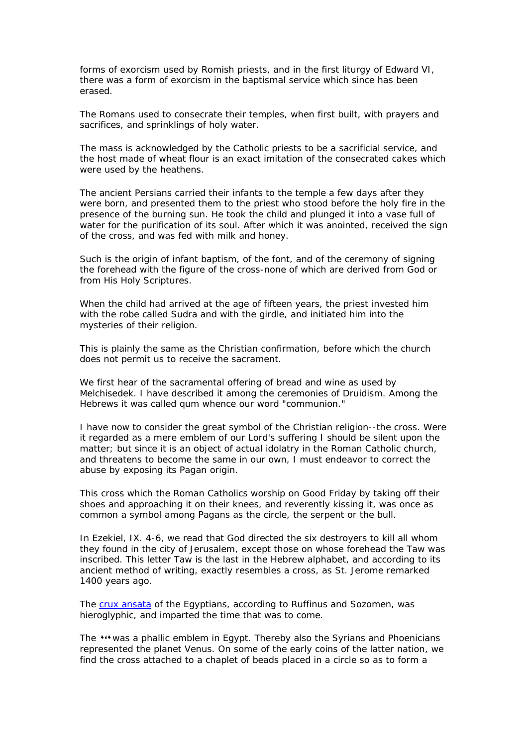forms of exorcism used by Romish priests, and in the first liturgy of Edward VI, there was a form of exorcism in the baptismal service which since has been erased.

The Romans used to consecrate their temples, when first built, with prayers and sacrifices, and sprinklings of holy water.

The mass is acknowledged by the Catholic priests to be a sacrificial service, and the host made of wheat flour is an exact imitation of the consecrated cakes which were used by the heathens.

The ancient Persians carried their infants to the temple a few days after they were born, and presented them to the priest who stood before the holy fire in the presence of the burning sun. He took the child and plunged it into a vase full of water for the purification of its soul. After which it was anointed, received the sign of the cross, and was fed with milk and honey.

Such is the origin of infant baptism, of the font, and of the ceremony of signing the forehead with the figure of the cross-none of which are derived from God or from His Holy Scriptures.

When the child had arrived at the age of fifteen years, the priest invested him with the robe called Sudra and with the girdle, and initiated him into the mysteries of their religion.

This is plainly the same as the Christian confirmation, before which the church does not permit us to receive the sacrament.

We first hear of the sacramental offering of bread and wine as used by Melchisedek. I have described it among the ceremonies of Druidism. Among the Hebrews it was called qum whence our word "communion."

I have now to consider the great symbol of the Christian religion--the cross. Were it regarded as a mere emblem of our Lord's suffering I should be silent upon the matter; but since it is an object of actual idolatry in the Roman Catholic church, and threatens to become the same in our own, I must endeavor to correct the abuse by exposing its Pagan origin.

This cross which the Roman Catholics worship on Good Friday by taking off their shoes and approaching it on their knees, and reverently kissing it, was once as common a symbol among Pagans as the circle, the serpent or the bull.

In Ezekiel, IX. 4-6, we read that God directed the six destroyers to kill all whom they found in the city of Jerusalem, except those on whose forehead the Taw was inscribed. This letter Taw is the last in the Hebrew alphabet, and according to its ancient method of writing, exactly resembles a cross, as St. Jerome remarked 1400 years ago.

The crux ansata of the Egyptians, according to Ruffinus and Sozomen, was hieroglyphic, and imparted the time that was to come.

The ♀ was a phallic emblem in Egypt. Thereby also the Syrians and Phoenicians represented the planet Venus. On some of the early coins of the latter nation, we find the cross attached to a chaplet of beads placed in a circle so as to form a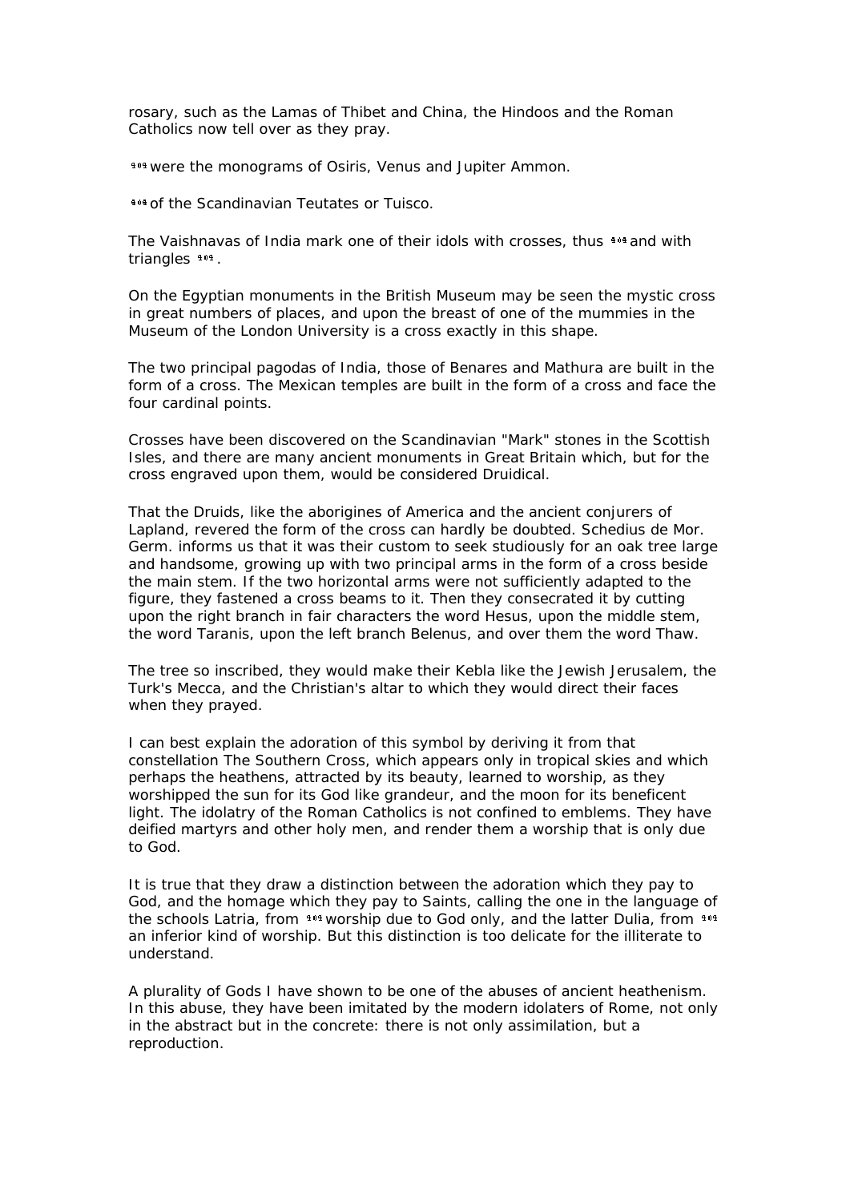rosary, such as the Lamas of Thibet and China, the Hindoos and the Roman Catholics now tell over as they pray.

were the monograms of Osiris, Venus and Jupiter Ammon.

of the Scandinavian Teutates or Tuisco.

The Vaishnavas of India mark one of their idols with crosses, thus and with triangles .

On the Egyptian monuments in the British Museum may be seen the mystic cross in great numbers of places, and upon the breast of one of the mummies in the Museum of the London University is a cross exactly in this shape.

The two principal pagodas of India, those of Benares and Mathura are built in the form of a cross. The Mexican temples are built in the form of a cross and face the four cardinal points.

Crosses have been discovered on the Scandinavian "Mark" stones in the Scottish Isles, and there are many ancient monuments in Great Britain which, but for the cross engraved upon them, would be considered Druidical.

That the Druids, like the aborigines of America and the ancient conjurers of Lapland, revered the form of the cross can hardly be doubted. Schedius de Mor. Germ. informs us that it was their custom to seek studiously for an oak tree large and handsome, growing up with two principal arms in the form of a cross beside the main stem. If the two horizontal arms were not sufficiently adapted to the figure, they fastened a cross beams to it. Then they consecrated it by cutting upon the right branch in fair characters the word Hesus, upon the middle stem, the word Taranis, upon the left branch Belenus, and over them the word Thaw.

The tree so inscribed, they would make their Kebla like the Jewish Jerusalem, the Turk's Mecca, and the Christian's altar to which they would direct their faces when they prayed.

I can best explain the adoration of this symbol by deriving it from that constellation The Southern Cross, which appears only in tropical skies and which perhaps the heathens, attracted by its beauty, learned to worship, as they worshipped the sun for its God like grandeur, and the moon for its beneficent light. The idolatry of the Roman Catholics is not confined to emblems. They have deified martyrs and other holy men, and render them a worship that is only due to God.

It is true that they draw a distinction between the adoration which they pay to God, and the homage which they pay to Saints, calling the one in the language of the schools Latria, from worship due to God only, and the latter Dulia, from an inferior kind of worship. But this distinction is too delicate for the illiterate to understand.

A plurality of Gods I have shown to be one of the abuses of ancient heathenism. In this abuse, they have been imitated by the modern idolaters of Rome, not only in the abstract but in the concrete: there is not only assimilation, but a reproduction.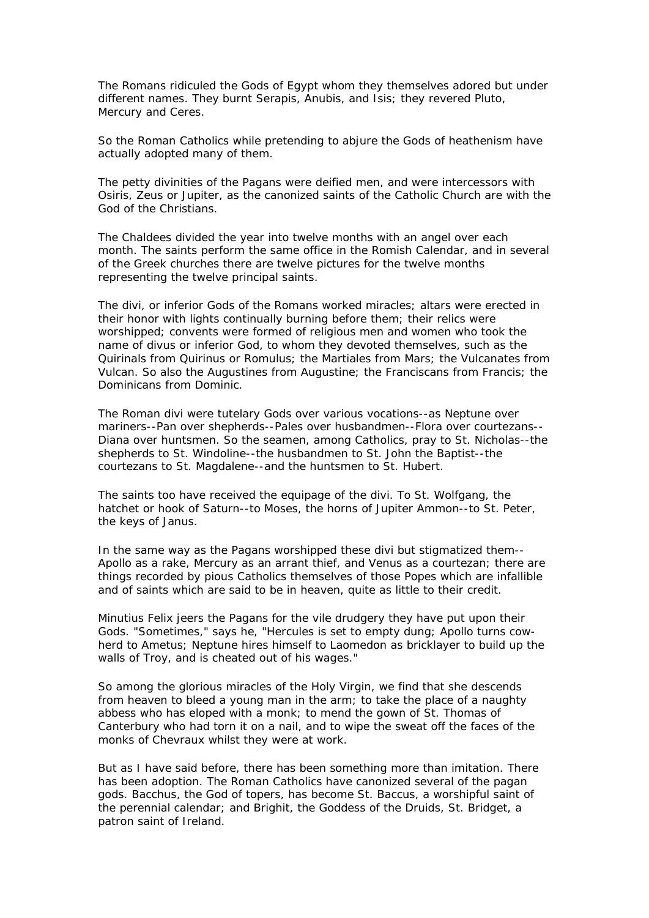The Romans ridiculed the Gods of Egypt whom they themselves adored but under different names. They burnt Serapis, Anubis, and Isis; they revered Pluto, Mercury and Ceres.

So the Roman Catholics while pretending to abjure the Gods of heathenism have actually adopted many of them.

The petty divinities of the Pagans were deified men, and were intercessors with Osiris, Zeus or Jupiter, as the canonized saints of the Catholic Church are with the God of the Christians.

The Chaldees divided the year into twelve months with an angel over each month. The saints perform the same office in the Romish Calendar, and in several of the Greek churches there are twelve pictures for the twelve months representing the twelve principal saints.

The divi, or inferior Gods of the Romans worked miracles; altars were erected in their honor with lights continually burning before them; their relics were worshipped; convents were formed of religious men and women who took the name of divus or inferior God, to whom they devoted themselves, such as the Quirinals from Quirinus or Romulus; the Martiales from Mars; the Vulcanates from Vulcan. So also the Augustines from Augustine; the Franciscans from Francis; the Dominicans from Dominic.

The Roman divi were tutelary Gods over various vocations--as Neptune over mariners--Pan over shepherds--Pales over husbandmen--Flora over courtezans--Diana over huntsmen. So the seamen, among Catholics, pray to St. Nicholas--the shepherds to St. Windoline--the husbandmen to St. John the Baptist--the courtezans to St. Magdalene--and the huntsmen to St. Hubert.

The saints too have received the equipage of the divi. To St. Wolfgang, the hatchet or hook of Saturn--to Moses, the horns of Jupiter Ammon--to St. Peter, the keys of Janus.

In the same way as the Pagans worshipped these divi but stigmatized them--Apollo as a rake, Mercury as an arrant thief, and Venus as a courtezan; there are things recorded by pious Catholics themselves of those Popes which are infallible and of saints which are said to be in heaven, quite as little to their credit.

Minutius Felix jeers the Pagans for the vile drudgery they have put upon their Gods. "Sometimes," says he, "Hercules is set to empty dung; Apollo turns cow-herd to Ametus; Neptune hires himself to Laomedon as bricklayer to build up the walls of Troy, and is cheated out of his wages."

So among the glorious miracles of the Holy Virgin, we find that she descends from heaven to bleed a young man in the arm; to take the place of a naughty abbess who has eloped with a monk; to mend the gown of St. Thomas of Canterbury who had torn it on a nail, and to wipe the sweat off the faces of the monks of Chevraux whilst they were at work.

But as I have said before, there has been something more than imitation. There has been adoption. The Roman Catholics have canonized several of the pagan gods. Bacchus, the God of topers, has become St. Baccus, a worshipful saint of the perennial calendar; and Brighit, the Goddess of the Druids, St. Bridget, a patron saint of Ireland.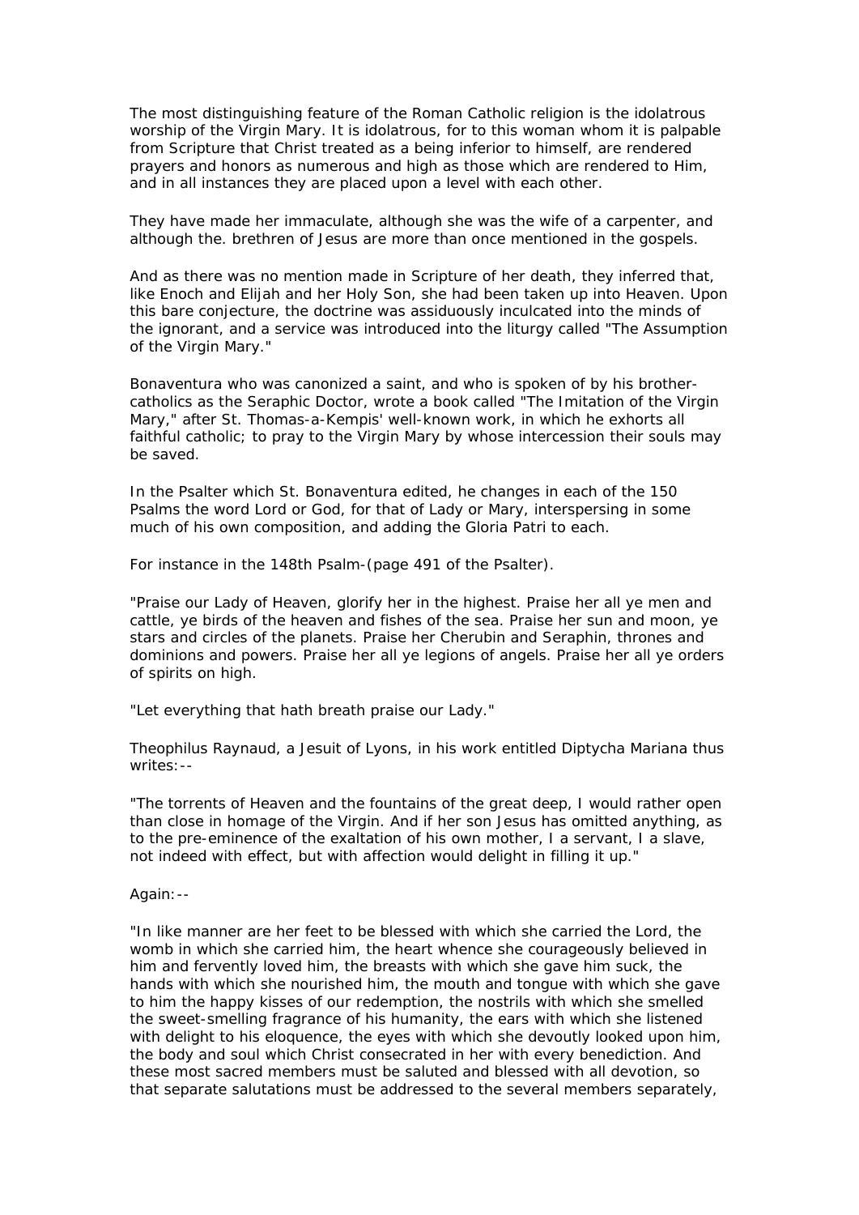The most distinguishing feature of the Roman Catholic religion is the idolatrous worship of the Virgin Mary. It is idolatrous, for to this woman whom it is palpable from Scripture that Christ treated as a being inferior to himself, are rendered prayers and honors as numerous and high as those which are rendered to Him, and in all instances they are placed upon a level with each other.

They have made her immaculate, although she was the wife of a carpenter, and although the. brethren of Jesus are more than once mentioned in the gospels.

And as there was no mention made in Scripture of her death, they inferred that, like Enoch and Elijah and her Holy Son, she had been taken up into Heaven. Upon this bare conjecture, the doctrine was assiduously inculcated into the minds of the ignorant, and a service was introduced into the liturgy called "The Assumption of the Virgin Mary."

Bonaventura who was canonized a saint, and who is spoken of by his brother-catholics as the Seraphic Doctor, wrote a book called "The Imitation of the Virgin Mary," after St. Thomas-a-Kempis' well-known work, in which he exhorts all faithful catholic; to pray to the Virgin Mary by whose intercession their souls may be saved.

In the Psalter which St. Bonaventura edited, he changes in each of the 150 Psalms the word Lord or God, for that of Lady or Mary, interspersing in some much of his own composition, and adding the Gloria Patri to each.

For instance in the 148th Psalm-(page 491 of the Psalter).

"Praise our Lady of Heaven, glorify her in the highest. Praise her all ye men and cattle, ye birds of the heaven and fishes of the sea. Praise her sun and moon, ye stars and circles of the planets. Praise her Cherubin and Seraphin, thrones and dominions and powers. Praise her all ye legions of angels. Praise her all ye orders of spirits on high.

"Let everything that hath breath praise our Lady."

Theophilus Raynaud, a Jesuit of Lyons, in his work entitled Diptycha Mariana thus writes:--

"The torrents of Heaven and the fountains of the great deep, I would rather open than close in homage of the Virgin. And if her son Jesus has omitted anything, as to the pre-eminence of the exaltation of his own mother, I a servant, I a slave, not indeed with effect, but with affection would delight in filling it up."

Again:--

"In like manner are her feet to be blessed with which she carried the Lord, the womb in which she carried him, the heart whence she courageously believed in him and fervently loved him, the breasts with which she gave him suck, the hands with which she nourished him, the mouth and tongue with which she gave to him the happy kisses of our redemption, the nostrils with which she smelled the sweet-smelling fragrance of his humanity, the ears with which she listened with delight to his eloquence, the eyes with which she devoutly looked upon him, the body and soul which Christ consecrated in her with every benediction. And these most sacred members must be saluted and blessed with all devotion, so that separate salutations must be addressed to the several members separately,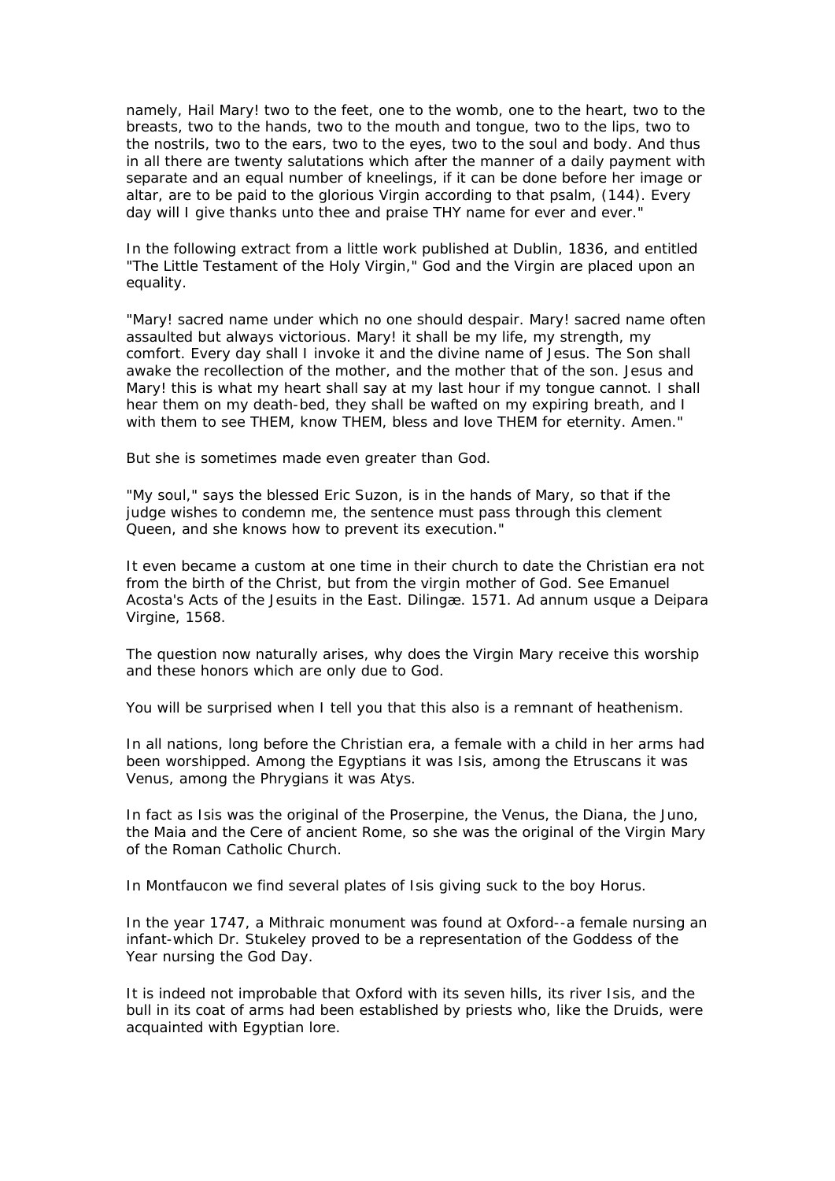namely, Hail Mary! two to the feet, one to the womb, one to the heart, two to the breasts, two to the hands, two to the mouth and tongue, two to the lips, two to the nostrils, two to the ears, two to the eyes, two to the soul and body. And thus in all there are twenty salutations which after the manner of a daily payment with separate and an equal number of kneelings, if it can be done before her image or altar, are to be paid to the glorious Virgin according to that psalm, (144). Every day will I give thanks unto thee and praise THY name for ever and ever."

In the following extract from a little work published at Dublin, 1836, and entitled "The Little Testament of the Holy Virgin," God and the Virgin are placed upon an equality.

"Mary! sacred name under which no one should despair. Mary! sacred name often assaulted but always victorious. Mary! it shall be my life, my strength, my comfort. Every day shall I invoke it and the divine name of Jesus. The Son shall awake the recollection of the mother, and the mother that of the son. Jesus and Mary! this is what my heart shall say at my last hour if my tongue cannot. I shall hear them on my death-bed, they shall be wafted on my expiring breath, and I with them to see THEM, know THEM, bless and love THEM for eternity. Amen."

But she is sometimes made even greater than God.

"My soul," says the blessed Eric Suzon, is in the hands of Mary, so that if the judge wishes to condemn me, the sentence must pass through this clement Queen, and she knows how to prevent its execution."

It even became a custom at one time in their church to date the Christian era not from the birth of the Christ, but from the virgin mother of God. See Emanuel Acosta's Acts of the Jesuits in the East. Dilingæ. 1571. Ad annum usque a Deipara Virgine, 1568.

The question now naturally arises, why does the Virgin Mary receive this worship and these honors which are only due to God.

You will be surprised when I tell you that this also is a remnant of heathenism.

In all nations, long before the Christian era, a female with a child in her arms had been worshipped. Among the Egyptians it was Isis, among the Etruscans it was Venus, among the Phrygians it was Atys.

In fact as Isis was the original of the Proserpine, the Venus, the Diana, the Juno, the Maia and the Cere of ancient Rome, so she was the original of the Virgin Mary of the Roman Catholic Church.

In Montfaucon we find several plates of Isis giving suck to the boy Horus.

In the year 1747, a Mithraic monument was found at Oxford--a female nursing an infant-which Dr. Stukeley proved to be a representation of the Goddess of the Year nursing the God Day.

It is indeed not improbable that Oxford with its seven hills, its river Isis, and the bull in its coat of arms had been established by priests who, like the Druids, were acquainted with Egyptian lore.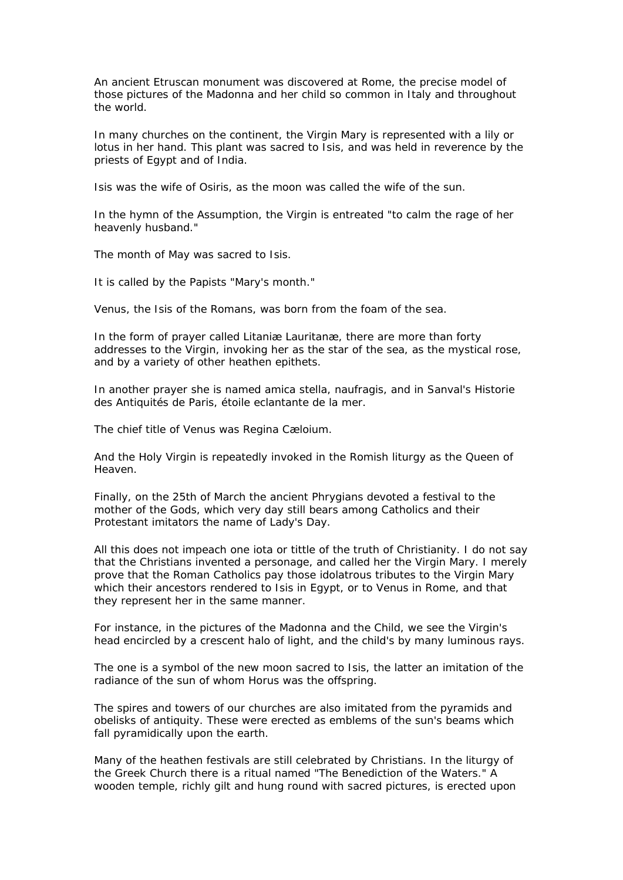An ancient Etruscan monument was discovered at Rome, the precise model of those pictures of the Madonna and her child so common in Italy and throughout the world.

In many churches on the continent, the Virgin Mary is represented with a lily or lotus in her hand. This plant was sacred to Isis, and was held in reverence by the priests of Egypt and of India.

Isis was the wife of Osiris, as the moon was called the wife of the sun.

In the hymn of the Assumption, the Virgin is entreated "to calm the rage of her heavenly husband."

The month of May was sacred to Isis.

It is called by the Papists "Mary's month."

Venus, the Isis of the Romans, was born from the foam of the sea.

In the form of prayer called Litaniæ Lauritanæ, there are more than forty addresses to the Virgin, invoking her as the star of the sea, as the mystical rose, and by a variety of other heathen epithets.

In another prayer she is named amica stella, naufragis, and in Sanval's Historie des Antiquités de Paris, étoile eclantante de la mer.

The chief title of Venus was Regina Cæloium.

And the Holy Virgin is repeatedly invoked in the Romish liturgy as the Queen of Heaven.

Finally, on the 25th of March the ancient Phrygians devoted a festival to the mother of the Gods, which very day still bears among Catholics and their Protestant imitators the name of Lady's Day.

All this does not impeach one iota or tittle of the truth of Christianity. I do not say that the Christians invented a personage, and called her the Virgin Mary. I merely prove that the Roman Catholics pay those idolatrous tributes to the Virgin Mary which their ancestors rendered to Isis in Egypt, or to Venus in Rome, and that they represent her in the same manner.

For instance, in the pictures of the Madonna and the Child, we see the Virgin's head encircled by a crescent halo of light, and the child's by many luminous rays.

The one is a symbol of the new moon sacred to Isis, the latter an imitation of the radiance of the sun of whom Horus was the offspring.

The spires and towers of our churches are also imitated from the pyramids and obelisks of antiquity. These were erected as emblems of the sun's beams which fall pyramidically upon the earth.

Many of the heathen festivals are still celebrated by Christians. In the liturgy of the Greek Church there is a ritual named "The Benediction of the Waters." A wooden temple, richly gilt and hung round with sacred pictures, is erected upon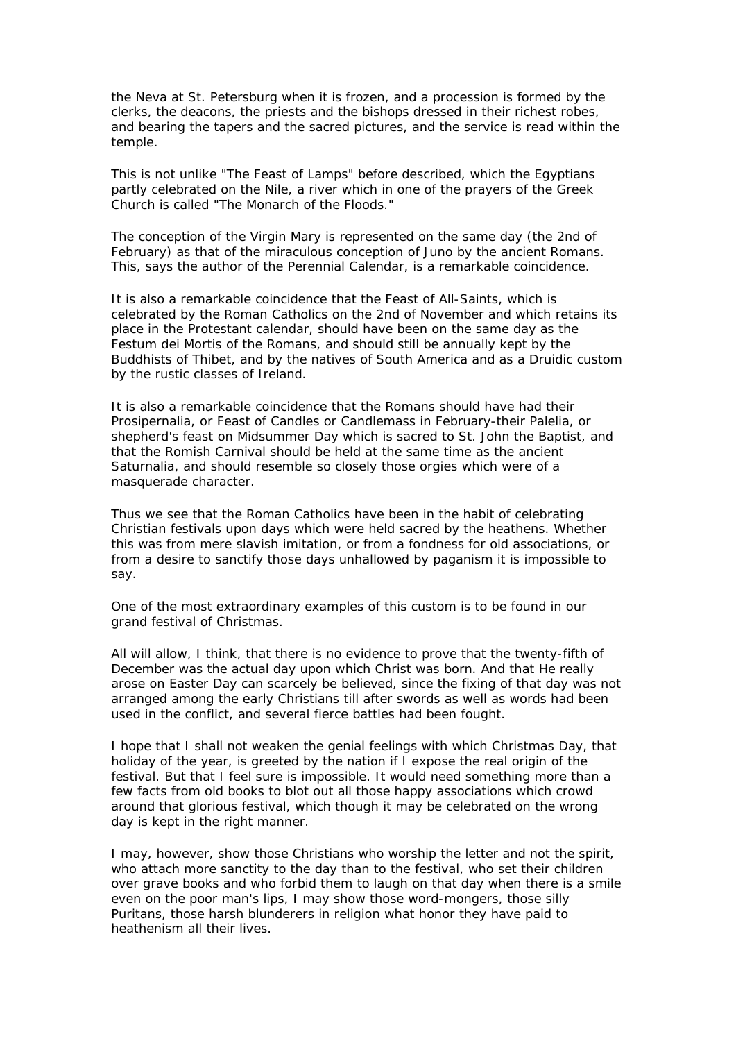the Neva at St. Petersburg when it is frozen, and a procession is formed by the clerks, the deacons, the priests and the bishops dressed in their richest robes, and bearing the tapers and the sacred pictures, and the service is read within the temple.

This is not unlike "The Feast of Lamps" before described, which the Egyptians partly celebrated on the Nile, a river which in one of the prayers of the Greek Church is called "The Monarch of the Floods."

The conception of the Virgin Mary is represented on the same day (the 2nd of February) as that of the miraculous conception of Juno by the ancient Romans. This, says the author of the Perennial Calendar, is a remarkable coincidence.

It is also a remarkable coincidence that the Feast of All-Saints, which is celebrated by the Roman Catholics on the 2nd of November and which retains its place in the Protestant calendar, should have been on the same day as the Festum dei Mortis of the Romans, and should still be annually kept by the Buddhists of Thibet, and by the natives of South America and as a Druidic custom by the rustic classes of Ireland.

It is also a remarkable coincidence that the Romans should have had their Prosipernalia, or Feast of Candles or Candlemass in February-their Palelia, or shepherd's feast on Midsummer Day which is sacred to St. John the Baptist, and that the Romish Carnival should be held at the same time as the ancient Saturnalia, and should resemble so closely those orgies which were of a masquerade character.

Thus we see that the Roman Catholics have been in the habit of celebrating Christian festivals upon days which were held sacred by the heathens. Whether this was from mere slavish imitation, or from a fondness for old associations, or from a desire to sanctify those days unhallowed by paganism it is impossible to say.

One of the most extraordinary examples of this custom is to be found in our grand festival of Christmas.

All will allow, I think, that there is no evidence to prove that the twenty-fifth of December was the actual day upon which Christ was born. And that He really arose on Easter Day can scarcely be believed, since the fixing of that day was not arranged among the early Christians till after swords as well as words had been used in the conflict, and several fierce battles had been fought.

I hope that I shall not weaken the genial feelings with which Christmas Day, that holiday of the year, is greeted by the nation if I expose the real origin of the festival. But that I feel sure is impossible. It would need something more than a few facts from old books to blot out all those happy associations which crowd around that glorious festival, which though it may be celebrated on the wrong day is kept in the right manner.

I may, however, show those Christians who worship the letter and not the spirit, who attach more sanctity to the day than to the festival, who set their children over grave books and who forbid them to laugh on that day when there is a smile even on the poor man's lips, I may show those word-mongers, those silly Puritans, those harsh blunderers in religion what honor they have paid to heathenism all their lives.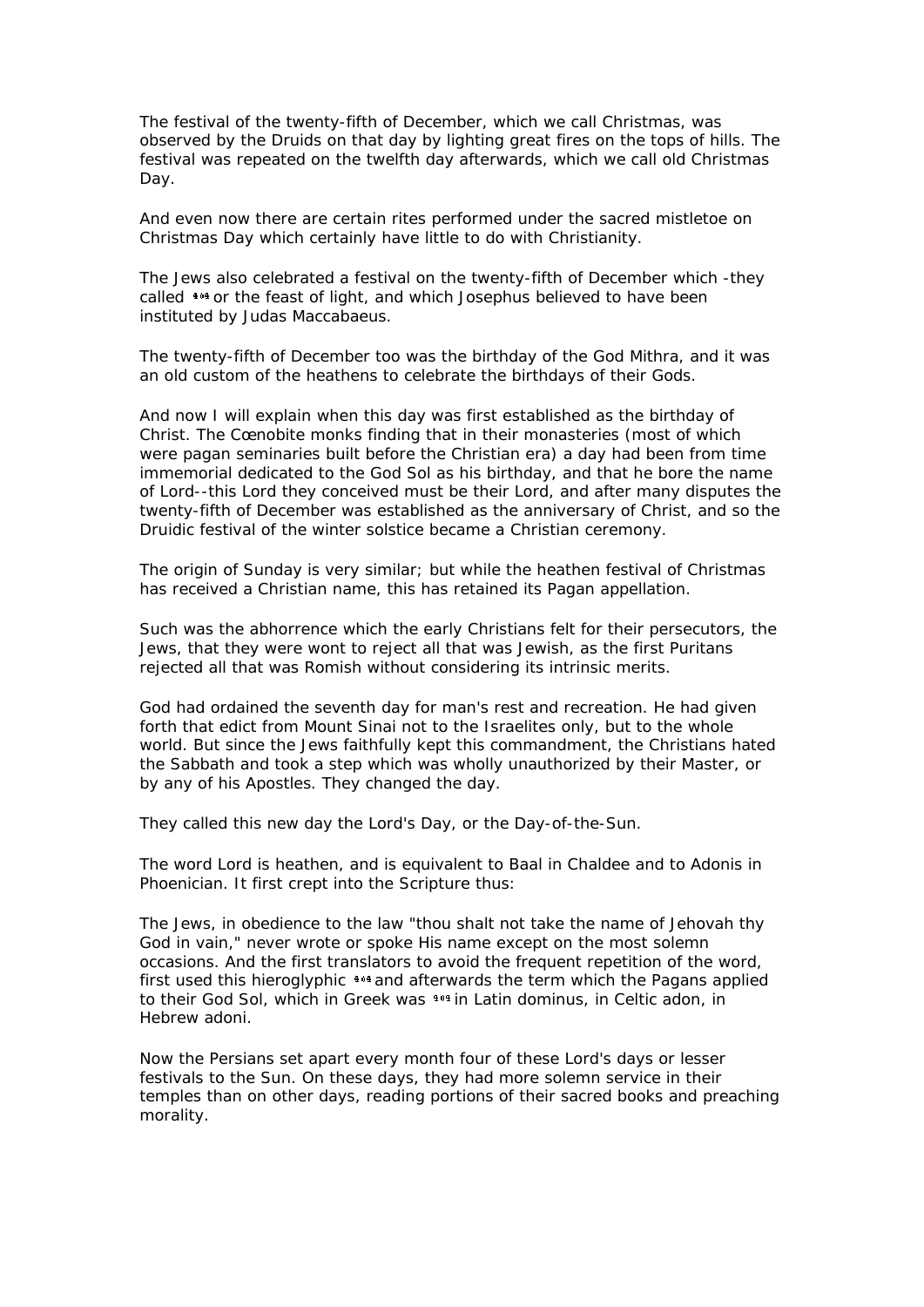The festival of the twenty-fifth of December, which we call Christmas, was observed by the Druids on that day by lighting great fires on the tops of hills. The festival was repeated on the twelfth day afterwards, which we call old Christmas Day.

And even now there are certain rites performed under the sacred mistletoe on Christmas Day which certainly have little to do with Christianity.

The Jews also celebrated a festival on the twenty-fifth of December which -they called ??? or the feast of light, and which Josephus believed to have been instituted by Judas Maccabaeus.

The twenty-fifth of December too was the birthday of the God Mithra, and it was an old custom of the heathens to celebrate the birthdays of their Gods.

And now I will explain when this day was first established as the birthday of Christ. The Cœnobite monks finding that in their monasteries (most of which were pagan seminaries built before the Christian era) a day had been from time immemorial dedicated to the God Sol as his birthday, and that he bore the name of Lord--this Lord they conceived must be their Lord, and after many disputes the twenty-fifth of December was established as the anniversary of Christ, and so the Druidic festival of the winter solstice became a Christian ceremony.

The origin of Sunday is very similar; but while the heathen festival of Christmas has received a Christian name, this has retained its Pagan appellation.

Such was the abhorrence which the early Christians felt for their persecutors, the Jews, that they were wont to reject all that was Jewish, as the first Puritans rejected all that was Romish without considering its intrinsic merits.

God had ordained the seventh day for man's rest and recreation. He had given forth that edict from Mount Sinai not to the Israelites only, but to the whole world. But since the Jews faithfully kept this commandment, the Christians hated the Sabbath and took a step which was wholly unauthorized by their Master, or by any of his Apostles. They changed the day.

They called this new day the Lord's Day, or the Day-of-the-Sun.

The word Lord is heathen, and is equivalent to Baal in Chaldee and to Adonis in Phoenician. It first crept into the Scripture thus:

The Jews, in obedience to the law "thou shalt not take the name of Jehovah thy God in vain," never wrote or spoke His name except on the most solemn occasions. And the first translators to avoid the frequent repetition of the word, first used this hieroglyphic ??? and afterwards the term which the Pagans applied to their God Sol, which in Greek was ??? in Latin dominus, in Celtic adon, in Hebrew adoni.

Now the Persians set apart every month four of these Lord's days or lesser festivals to the Sun. On these days, they had more solemn service in their temples than on other days, reading portions of their sacred books and preaching morality.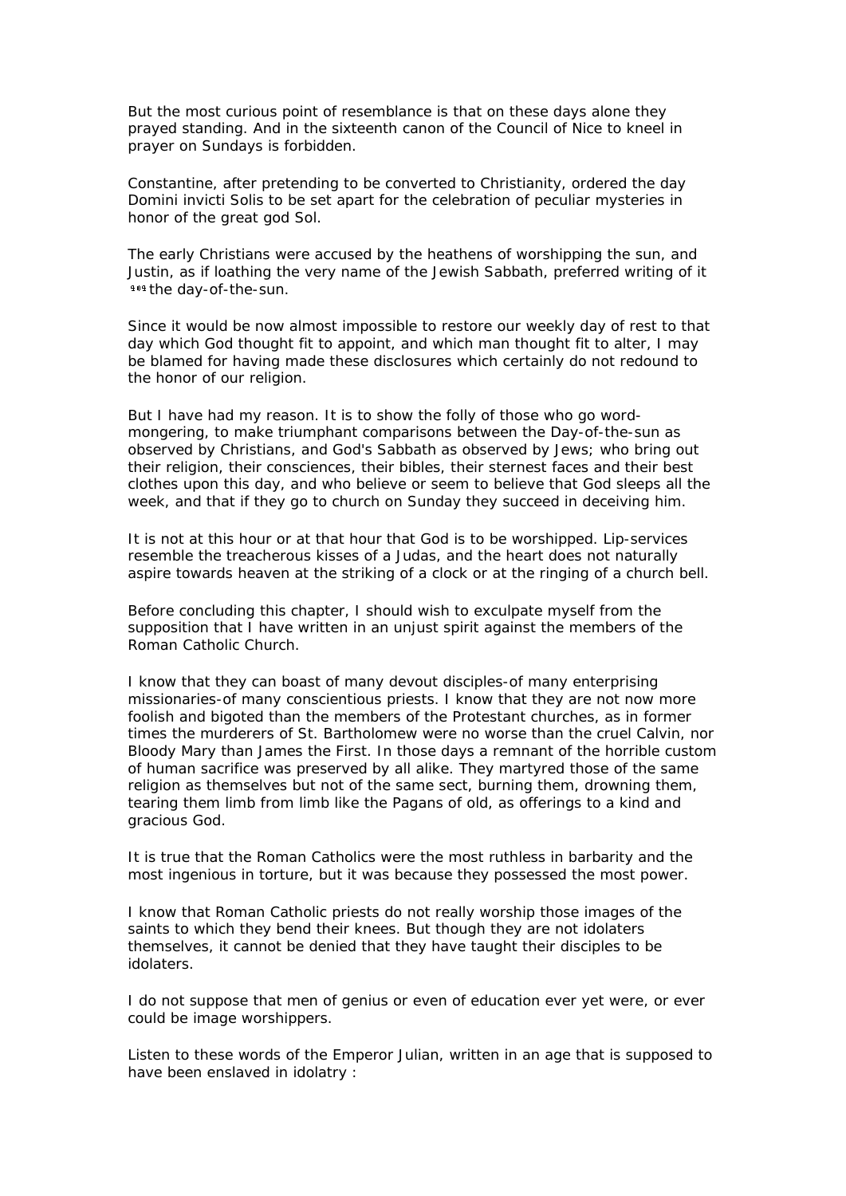But the most curious point of resemblance is that on these days alone they prayed standing. And in the sixteenth canon of the Council of Nice to kneel in prayer on Sundays is forbidden.

Constantine, after pretending to be converted to Christianity, ordered the day Domini invicti Solis to be set apart for the celebration of peculiar mysteries in honor of the great god Sol.

The early Christians were accused by the heathens of worshipping the sun, and Justin, as if loathing the very name of the Jewish Sabbath, preferred writing of it the day-of-the-sun.

Since it would be now almost impossible to restore our weekly day of rest to that day which God thought fit to appoint, and which man thought fit to alter, I may be blamed for having made these disclosures which certainly do not redound to the honor of our religion.

But I have had my reason. It is to show the folly of those who go word-mongering, to make triumphant comparisons between the Day-of-the-sun as observed by Christians, and God's Sabbath as observed by Jews; who bring out their religion, their consciences, their bibles, their sternest faces and their best clothes upon this day, and who believe or seem to believe that God sleeps all the week, and that if they go to church on Sunday they succeed in deceiving him.

It is not at this hour or at that hour that God is to be worshipped. Lip-services resemble the treacherous kisses of a Judas, and the heart does not naturally aspire towards heaven at the striking of a clock or at the ringing of a church bell.

Before concluding this chapter, I should wish to exculpate myself from the supposition that I have written in an unjust spirit against the members of the Roman Catholic Church.

I know that they can boast of many devout disciples-of many enterprising missionaries-of many conscientious priests. I know that they are not now more foolish and bigoted than the members of the Protestant churches, as in former times the murderers of St. Bartholomew were no worse than the cruel Calvin, nor Bloody Mary than James the First. In those days a remnant of the horrible custom of human sacrifice was preserved by all alike. They martyred those of the same religion as themselves but not of the same sect, burning them, drowning them, tearing them limb from limb like the Pagans of old, as offerings to a kind and gracious God.

It is true that the Roman Catholics were the most ruthless in barbarity and the most ingenious in torture, but it was because they possessed the most power.

I know that Roman Catholic priests do not really worship those images of the saints to which they bend their knees. But though they are not idolaters themselves, it cannot be denied that they have taught their disciples to be idolaters.

I do not suppose that men of genius or even of education ever yet were, or ever could be image worshippers.

Listen to these words of the Emperor Julian, written in an age that is supposed to have been enslaved in idolatry :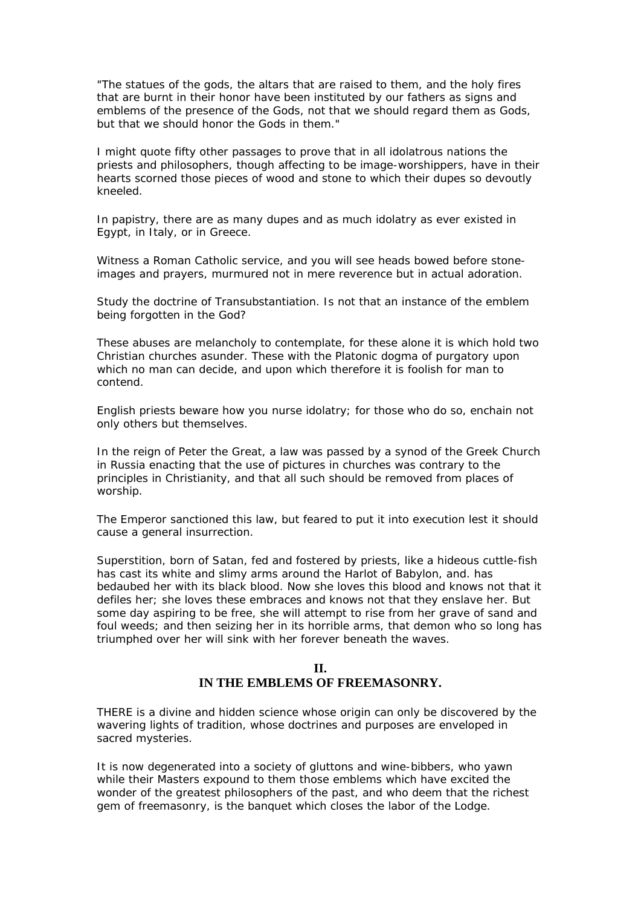"The statues of the gods, the altars that are raised to them, and the holy fires that are burnt in their honor have been instituted by our fathers as signs and emblems of the presence of the Gods, not that we should regard them as Gods, but that we should honor the Gods in them."

I might quote fifty other passages to prove that in all idolatrous nations the priests and philosophers, though affecting to be image-worshippers, have in their hearts scorned those pieces of wood and stone to which their dupes so devoutly kneeled.

In papistry, there are as many dupes and as much idolatry as ever existed in Egypt, in Italy, or in Greece.

Witness a Roman Catholic service, and you will see heads bowed before stone-images and prayers, murmured not in mere reverence but in actual adoration.

Study the doctrine of Transubstantiation. Is not that an instance of the emblem being forgotten in the God?

These abuses are melancholy to contemplate, for these alone it is which hold two Christian churches asunder. These with the Platonic dogma of purgatory upon which no man can decide, and upon which therefore it is foolish for man to contend.

English priests beware how you nurse idolatry; for those who do so, enchain not only others but themselves.

In the reign of Peter the Great, a law was passed by a synod of the Greek Church in Russia enacting that the use of pictures in churches was contrary to the principles in Christianity, and that all such should be removed from places of worship.

The Emperor sanctioned this law, but feared to put it into execution lest it should cause a general insurrection.

Superstition, born of Satan, fed and fostered by priests, like a hideous cuttle-fish has cast its white and slimy arms around the Harlot of Babylon, and. has bedaubed her with its black blood. Now she loves this blood and knows not that it defiles her; she loves these embraces and knows not that they enslave her. But some day aspiring to be free, she will attempt to rise from her grave of sand and foul weeds; and then seizing her in its horrible arms, that demon who so long has triumphed over her will sink with her forever beneath the waves.

## II.
## IN THE EMBLEMS OF FREEMASONRY.

THERE is a divine and hidden science whose origin can only be discovered by the wavering lights of tradition, whose doctrines and purposes are enveloped in sacred mysteries.

It is now degenerated into a society of gluttons and wine-bibbers, who yawn while their Masters expound to them those emblems which have excited the wonder of the greatest philosophers of the past, and who deem that the richest gem of freemasonry, is the banquet which closes the labor of the Lodge.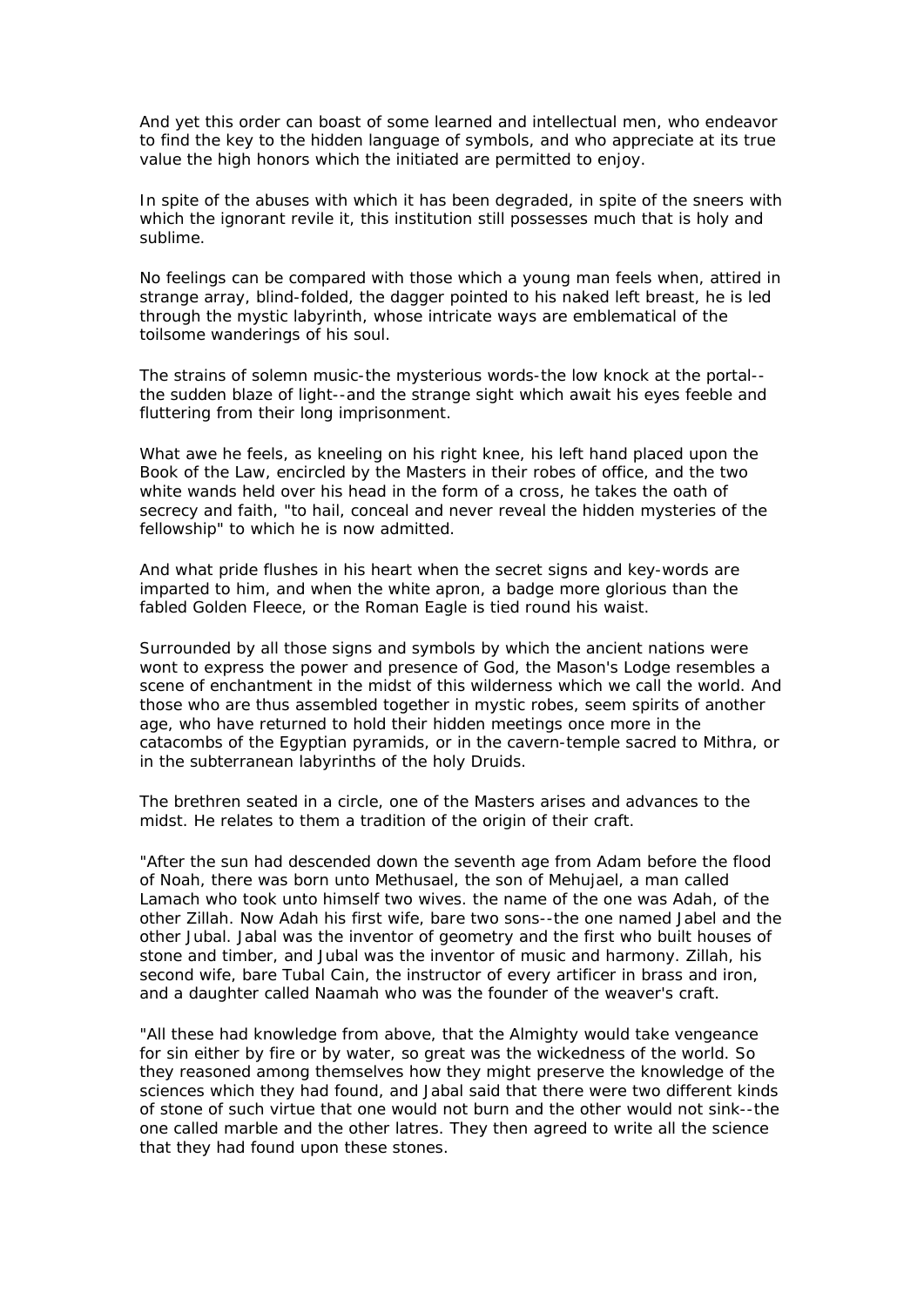And yet this order can boast of some learned and intellectual men, who endeavor to find the key to the hidden language of symbols, and who appreciate at its true value the high honors which the initiated are permitted to enjoy.

In spite of the abuses with which it has been degraded, in spite of the sneers with which the ignorant revile it, this institution still possesses much that is holy and sublime.

No feelings can be compared with those which a young man feels when, attired in strange array, blind-folded, the dagger pointed to his naked left breast, he is led through the mystic labyrinth, whose intricate ways are emblematical of the toilsome wanderings of his soul.

The strains of solemn music-the mysterious words-the low knock at the portal--the sudden blaze of light--and the strange sight which await his eyes feeble and fluttering from their long imprisonment.

What awe he feels, as kneeling on his right knee, his left hand placed upon the Book of the Law, encircled by the Masters in their robes of office, and the two white wands held over his head in the form of a cross, he takes the oath of secrecy and faith, "to hail, conceal and never reveal the hidden mysteries of the fellowship" to which he is now admitted.

And what pride flushes in his heart when the secret signs and key-words are imparted to him, and when the white apron, a badge more glorious than the fabled Golden Fleece, or the Roman Eagle is tied round his waist.

Surrounded by all those signs and symbols by which the ancient nations were wont to express the power and presence of God, the Mason's Lodge resembles a scene of enchantment in the midst of this wilderness which we call the world. And those who are thus assembled together in mystic robes, seem spirits of another age, who have returned to hold their hidden meetings once more in the catacombs of the Egyptian pyramids, or in the cavern-temple sacred to Mithra, or in the subterranean labyrinths of the holy Druids.

The brethren seated in a circle, one of the Masters arises and advances to the midst. He relates to them a tradition of the origin of their craft.

"After the sun had descended down the seventh age from Adam before the flood of Noah, there was born unto Methusael, the son of Mehujael, a man called Lamach who took unto himself two wives. the name of the one was Adah, of the other Zillah. Now Adah his first wife, bare two sons--the one named Jabel and the other Jubal. Jabal was the inventor of geometry and the first who built houses of stone and timber, and Jubal was the inventor of music and harmony. Zillah, his second wife, bare Tubal Cain, the instructor of every artificer in brass and iron, and a daughter called Naamah who was the founder of the weaver's craft.

"All these had knowledge from above, that the Almighty would take vengeance for sin either by fire or by water, so great was the wickedness of the world. So they reasoned among themselves how they might preserve the knowledge of the sciences which they had found, and Jabal said that there were two different kinds of stone of such virtue that one would not burn and the other would not sink--the one called marble and the other latres. They then agreed to write all the science that they had found upon these stones.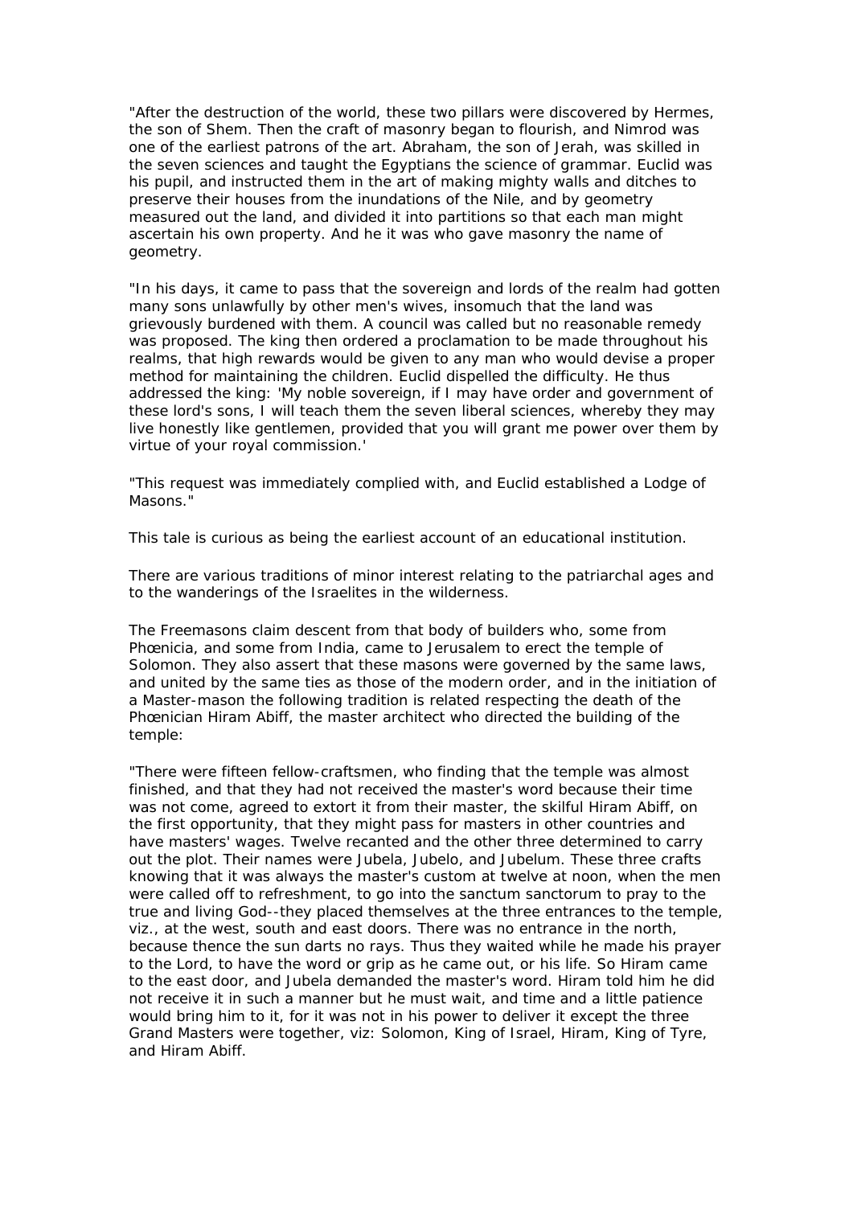"After the destruction of the world, these two pillars were discovered by Hermes, the son of Shem. Then the craft of masonry began to flourish, and Nimrod was one of the earliest patrons of the art. Abraham, the son of Jerah, was skilled in the seven sciences and taught the Egyptians the science of grammar. Euclid was his pupil, and instructed them in the art of making mighty walls and ditches to preserve their houses from the inundations of the Nile, and by geometry measured out the land, and divided it into partitions so that each man might ascertain his own property. And he it was who gave masonry the name of geometry.

"In his days, it came to pass that the sovereign and lords of the realm had gotten many sons unlawfully by other men's wives, insomuch that the land was grievously burdened with them. A council was called but no reasonable remedy was proposed. The king then ordered a proclamation to be made throughout his realms, that high rewards would be given to any man who would devise a proper method for maintaining the children. Euclid dispelled the difficulty. He thus addressed the king: 'My noble sovereign, if I may have order and government of these lord's sons, I will teach them the seven liberal sciences, whereby they may live honestly like gentlemen, provided that you will grant me power over them by virtue of your royal commission.'

"This request was immediately complied with, and Euclid established a Lodge of Masons."

This tale is curious as being the earliest account of an educational institution.

There are various traditions of minor interest relating to the patriarchal ages and to the wanderings of the Israelites in the wilderness.

The Freemasons claim descent from that body of builders who, some from Phœnicia, and some from India, came to Jerusalem to erect the temple of Solomon. They also assert that these masons were governed by the same laws, and united by the same ties as those of the modern order, and in the initiation of a Master-mason the following tradition is related respecting the death of the Phœnician Hiram Abiff, the master architect who directed the building of the temple:

"There were fifteen fellow-craftsmen, who finding that the temple was almost finished, and that they had not received the master's word because their time was not come, agreed to extort it from their master, the skilful Hiram Abiff, on the first opportunity, that they might pass for masters in other countries and have masters' wages. Twelve recanted and the other three determined to carry out the plot. Their names were Jubela, Jubelo, and Jubelum. These three crafts knowing that it was always the master's custom at twelve at noon, when the men were called off to refreshment, to go into the sanctum sanctorum to pray to the true and living God--they placed themselves at the three entrances to the temple, viz., at the west, south and east doors. There was no entrance in the north, because thence the sun darts no rays. Thus they waited while he made his prayer to the Lord, to have the word or grip as he came out, or his life. So Hiram came to the east door, and Jubela demanded the master's word. Hiram told him he did not receive it in such a manner but he must wait, and time and a little patience would bring him to it, for it was not in his power to deliver it except the three Grand Masters were together, viz: Solomon, King of Israel, Hiram, King of Tyre, and Hiram Abiff.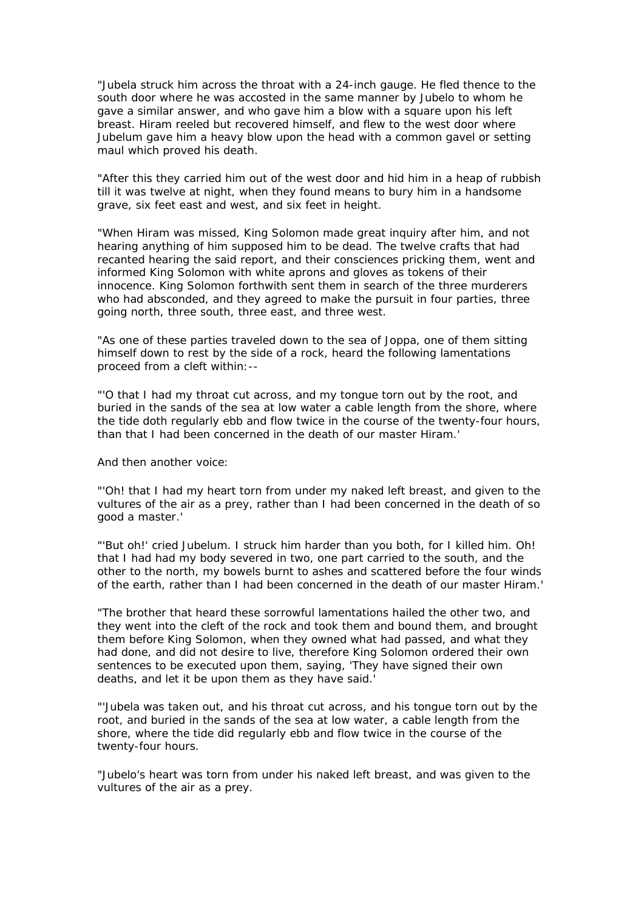"Jubela struck him across the throat with a 24-inch gauge. He fled thence to the south door where he was accosted in the same manner by Jubelo to whom he gave a similar answer, and who gave him a blow with a square upon his left breast. Hiram reeled but recovered himself, and flew to the west door where Jubelum gave him a heavy blow upon the head with a common gavel or setting maul which proved his death.

"After this they carried him out of the west door and hid him in a heap of rubbish till it was twelve at night, when they found means to bury him in a handsome grave, six feet east and west, and six feet in height.

"When Hiram was missed, King Solomon made great inquiry after him, and not hearing anything of him supposed him to be dead. The twelve crafts that had recanted hearing the said report, and their consciences pricking them, went and informed King Solomon with white aprons and gloves as tokens of their innocence. King Solomon forthwith sent them in search of the three murderers who had absconded, and they agreed to make the pursuit in four parties, three going north, three south, three east, and three west.

"As one of these parties traveled down to the sea of Joppa, one of them sitting himself down to rest by the side of a rock, heard the following lamentations proceed from a cleft within:--

"'O that I had my throat cut across, and my tongue torn out by the root, and buried in the sands of the sea at low water a cable length from the shore, where the tide doth regularly ebb and flow twice in the course of the twenty-four hours, than that I had been concerned in the death of our master Hiram.'

And then another voice:

"'Oh! that I had my heart torn from under my naked left breast, and given to the vultures of the air as a prey, rather than I had been concerned in the death of so good a master.'

"'But oh!' cried Jubelum. I struck him harder than you both, for I killed him. Oh! that I had had my body severed in two, one part carried to the south, and the other to the north, my bowels burnt to ashes and scattered before the four winds of the earth, rather than I had been concerned in the death of our master Hiram.'

"The brother that heard these sorrowful lamentations hailed the other two, and they went into the cleft of the rock and took them and bound them, and brought them before King Solomon, when they owned what had passed, and what they had done, and did not desire to live, therefore King Solomon ordered their own sentences to be executed upon them, saying, 'They have signed their own deaths, and let it be upon them as they have said.'

"'Jubela was taken out, and his throat cut across, and his tongue torn out by the root, and buried in the sands of the sea at low water, a cable length from the shore, where the tide did regularly ebb and flow twice in the course of the twenty-four hours.

"Jubelo's heart was torn from under his naked left breast, and was given to the vultures of the air as a prey.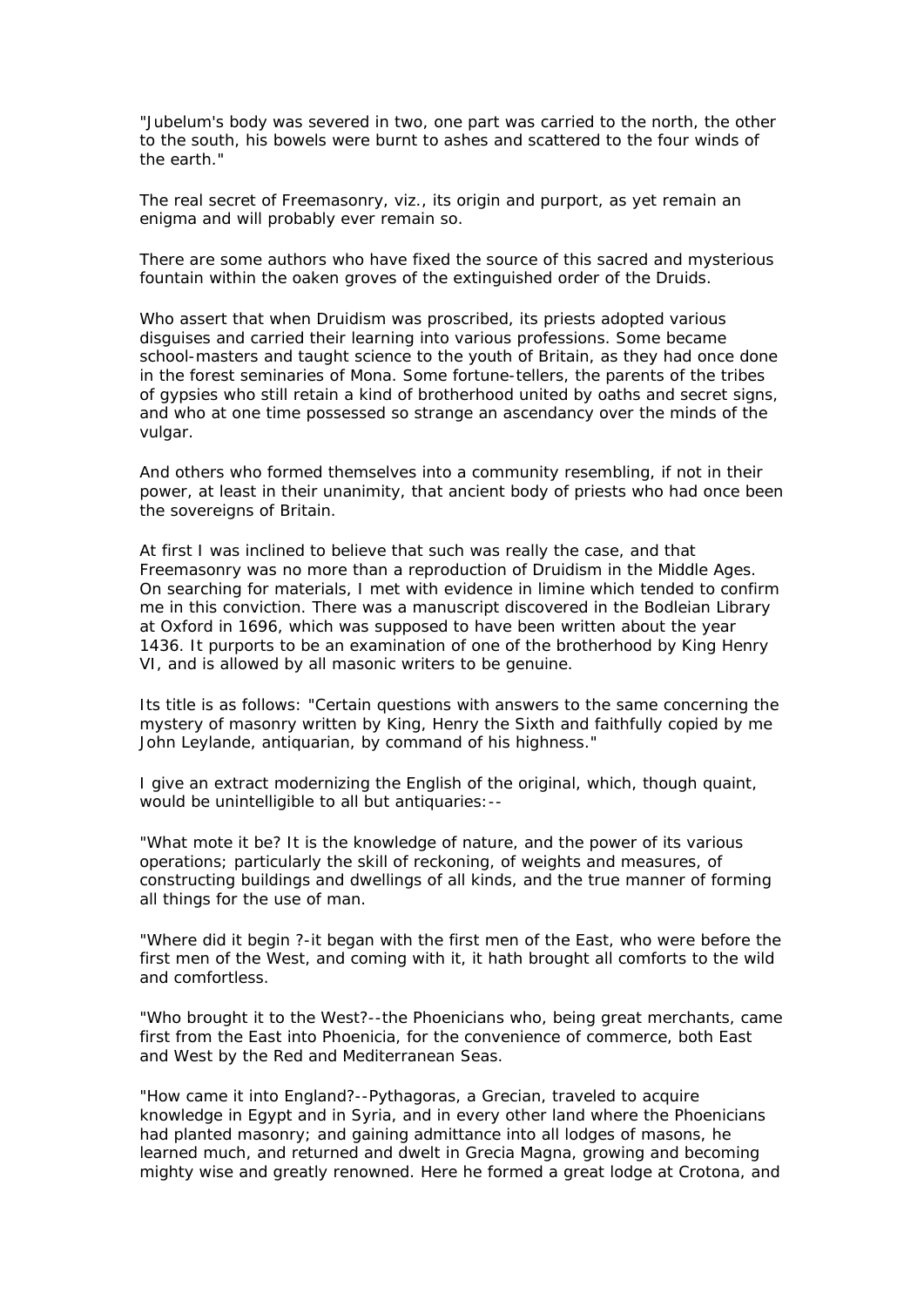"Jubelum's body was severed in two, one part was carried to the north, the other to the south, his bowels were burnt to ashes and scattered to the four winds of the earth."

The real secret of Freemasonry, viz., its origin and purport, as yet remain an enigma and will probably ever remain so.

There are some authors who have fixed the source of this sacred and mysterious fountain within the oaken groves of the extinguished order of the Druids.

Who assert that when Druidism was proscribed, its priests adopted various disguises and carried their learning into various professions. Some became school-masters and taught science to the youth of Britain, as they had once done in the forest seminaries of Mona. Some fortune-tellers, the parents of the tribes of gypsies who still retain a kind of brotherhood united by oaths and secret signs, and who at one time possessed so strange an ascendancy over the minds of the vulgar.

And others who formed themselves into a community resembling, if not in their power, at least in their unanimity, that ancient body of priests who had once been the sovereigns of Britain.

At first I was inclined to believe that such was really the case, and that Freemasonry was no more than a reproduction of Druidism in the Middle Ages. On searching for materials, I met with evidence in limine which tended to confirm me in this conviction. There was a manuscript discovered in the Bodleian Library at Oxford in 1696, which was supposed to have been written about the year 1436. It purports to be an examination of one of the brotherhood by King Henry VI, and is allowed by all masonic writers to be genuine.

Its title is as follows: "Certain questions with answers to the same concerning the mystery of masonry written by King, Henry the Sixth and faithfully copied by me John Leylande, antiquarian, by command of his highness."

I give an extract modernizing the English of the original, which, though quaint, would be unintelligible to all but antiquaries:--

"What mote it be? It is the knowledge of nature, and the power of its various operations; particularly the skill of reckoning, of weights and measures, of constructing buildings and dwellings of all kinds, and the true manner of forming all things for the use of man.

"Where did it begin ?-it began with the first men of the East, who were before the first men of the West, and coming with it, it hath brought all comforts to the wild and comfortless.

"Who brought it to the West?--the Phoenicians who, being great merchants, came first from the East into Phoenicia, for the convenience of commerce, both East and West by the Red and Mediterranean Seas.

"How came it into England?--Pythagoras, a Grecian, traveled to acquire knowledge in Egypt and in Syria, and in every other land where the Phoenicians had planted masonry; and gaining admittance into all lodges of masons, he learned much, and returned and dwelt in Grecia Magna, growing and becoming mighty wise and greatly renowned. Here he formed a great lodge at Crotona, and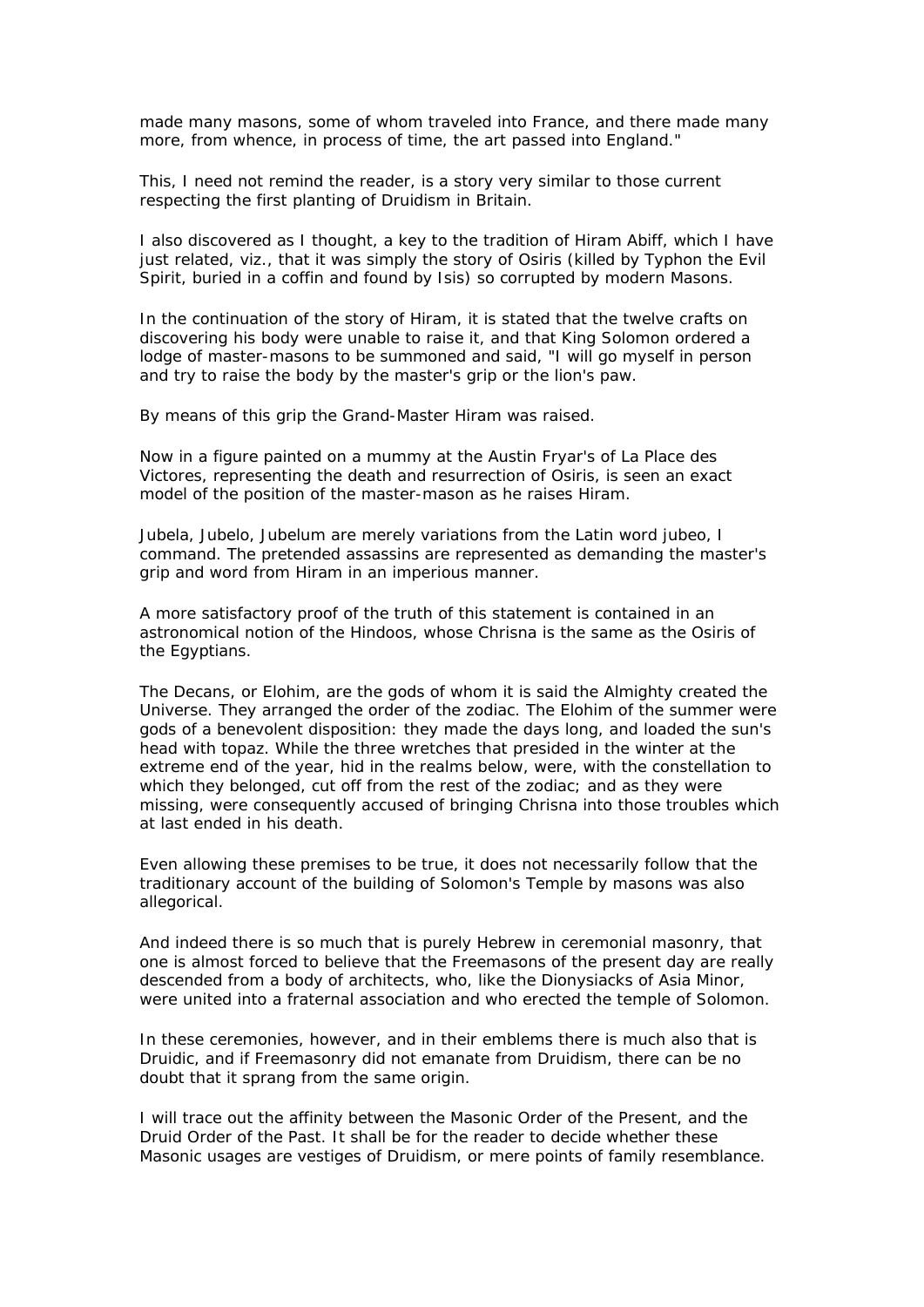made many masons, some of whom traveled into France, and there made many more, from whence, in process of time, the art passed into England."

This, I need not remind the reader, is a story very similar to those current respecting the first planting of Druidism in Britain.

I also discovered as I thought, a key to the tradition of Hiram Abiff, which I have just related, viz., that it was simply the story of Osiris (killed by Typhon the Evil Spirit, buried in a coffin and found by Isis) so corrupted by modern Masons.

In the continuation of the story of Hiram, it is stated that the twelve crafts on discovering his body were unable to raise it, and that King Solomon ordered a lodge of master-masons to be summoned and said, "I will go myself in person and try to raise the body by the master's grip or the lion's paw.

By means of this grip the Grand-Master Hiram was raised.

Now in a figure painted on a mummy at the Austin Fryar's of La Place des Victores, representing the death and resurrection of Osiris, is seen an exact model of the position of the master-mason as he raises Hiram.

Jubela, Jubelo, Jubelum are merely variations from the Latin word jubeo, I command. The pretended assassins are represented as demanding the master's grip and word from Hiram in an imperious manner.

A more satisfactory proof of the truth of this statement is contained in an astronomical notion of the Hindoos, whose Chrisna is the same as the Osiris of the Egyptians.

The Decans, or Elohim, are the gods of whom it is said the Almighty created the Universe. They arranged the order of the zodiac. The Elohim of the summer were gods of a benevolent disposition: they made the days long, and loaded the sun's head with topaz. While the three wretches that presided in the winter at the extreme end of the year, hid in the realms below, were, with the constellation to which they belonged, cut off from the rest of the zodiac; and as they were missing, were consequently accused of bringing Chrisna into those troubles which at last ended in his death.

Even allowing these premises to be true, it does not necessarily follow that the traditionary account of the building of Solomon's Temple by masons was also allegorical.

And indeed there is so much that is purely Hebrew in ceremonial masonry, that one is almost forced to believe that the Freemasons of the present day are really descended from a body of architects, who, like the Dionysiacks of Asia Minor, were united into a fraternal association and who erected the temple of Solomon.

In these ceremonies, however, and in their emblems there is much also that is Druidic, and if Freemasonry did not emanate from Druidism, there can be no doubt that it sprang from the same origin.

I will trace out the affinity between the Masonic Order of the Present, and the Druid Order of the Past. It shall be for the reader to decide whether these Masonic usages are vestiges of Druidism, or mere points of family resemblance.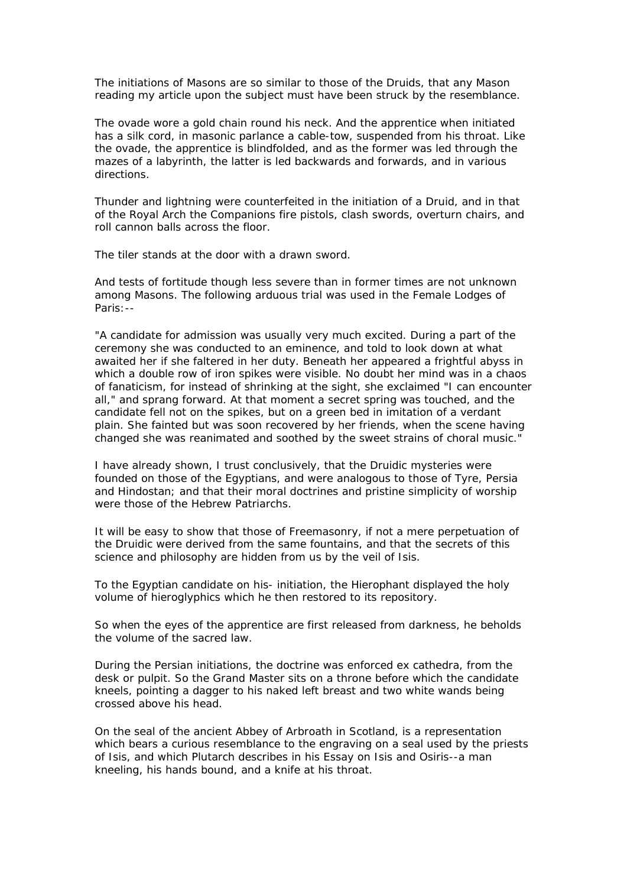The initiations of Masons are so similar to those of the Druids, that any Mason reading my article upon the subject must have been struck by the resemblance.

The ovade wore a gold chain round his neck. And the apprentice when initiated has a silk cord, in masonic parlance a cable-tow, suspended from his throat. Like the ovade, the apprentice is blindfolded, and as the former was led through the mazes of a labyrinth, the latter is led backwards and forwards, and in various directions.

Thunder and lightning were counterfeited in the initiation of a Druid, and in that of the Royal Arch the Companions fire pistols, clash swords, overturn chairs, and roll cannon balls across the floor.

The tiler stands at the door with a drawn sword.

And tests of fortitude though less severe than in former times are not unknown among Masons. The following arduous trial was used in the Female Lodges of Paris:--

"A candidate for admission was usually very much excited. During a part of the ceremony she was conducted to an eminence, and told to look down at what awaited her if she faltered in her duty. Beneath her appeared a frightful abyss in which a double row of iron spikes were visible. No doubt her mind was in a chaos of fanaticism, for instead of shrinking at the sight, she exclaimed "I can encounter all," and sprang forward. At that moment a secret spring was touched, and the candidate fell not on the spikes, but on a green bed in imitation of a verdant plain. She fainted but was soon recovered by her friends, when the scene having changed she was reanimated and soothed by the sweet strains of choral music."

I have already shown, I trust conclusively, that the Druidic mysteries were founded on those of the Egyptians, and were analogous to those of Tyre, Persia and Hindostan; and that their moral doctrines and pristine simplicity of worship were those of the Hebrew Patriarchs.

It will be easy to show that those of Freemasonry, if not a mere perpetuation of the Druidic were derived from the same fountains, and that the secrets of this science and philosophy are hidden from us by the veil of Isis.

To the Egyptian candidate on his- initiation, the Hierophant displayed the holy volume of hieroglyphics which he then restored to its repository.

So when the eyes of the apprentice are first released from darkness, he beholds the volume of the sacred law.

During the Persian initiations, the doctrine was enforced ex cathedra, from the desk or pulpit. So the Grand Master sits on a throne before which the candidate kneels, pointing a dagger to his naked left breast and two white wands being crossed above his head.

On the seal of the ancient Abbey of Arbroath in Scotland, is a representation which bears a curious resemblance to the engraving on a seal used by the priests of Isis, and which Plutarch describes in his Essay on Isis and Osiris--a man kneeling, his hands bound, and a knife at his throat.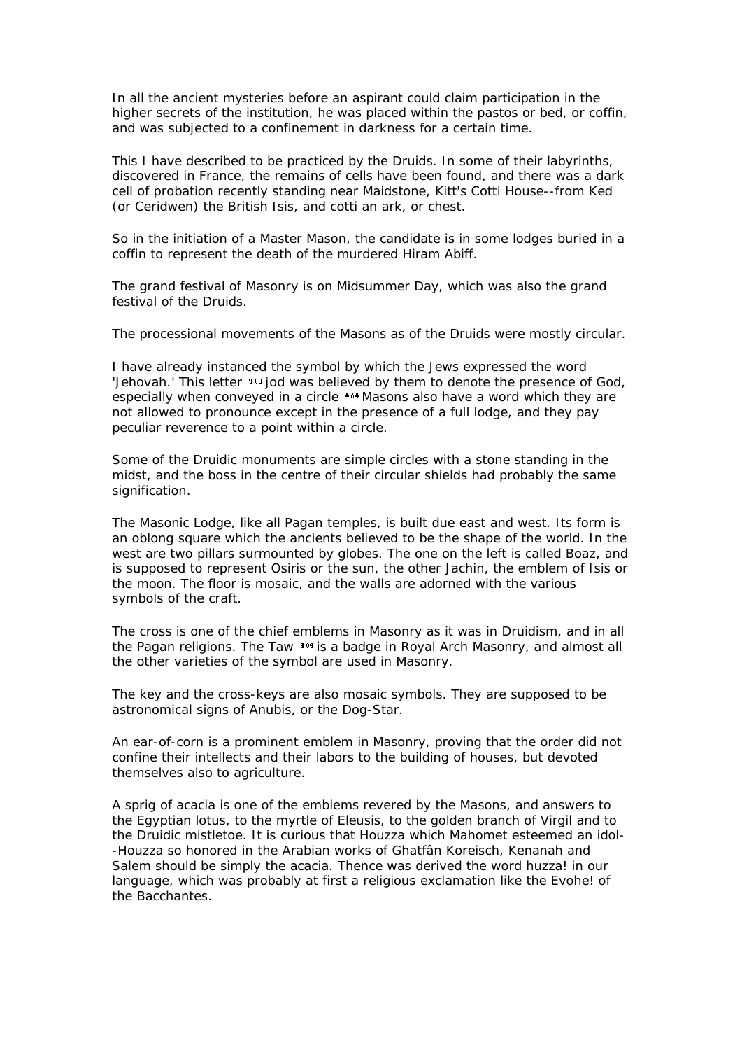In all the ancient mysteries before an aspirant could claim participation in the higher secrets of the institution, he was placed within the pastos or bed, or coffin, and was subjected to a confinement in darkness for a certain time.

This I have described to be practiced by the Druids. In some of their labyrinths, discovered in France, the remains of cells have been found, and there was a dark cell of probation recently standing near Maidstone, Kitt's Cotti House--from Ked (or Ceridwen) the British Isis, and cotti an ark, or chest.

So in the initiation of a Master Mason, the candidate is in some lodges buried in a coffin to represent the death of the murdered Hiram Abiff.

The grand festival of Masonry is on Midsummer Day, which was also the grand festival of the Druids.

The processional movements of the Masons as of the Druids were mostly circular.

I have already instanced the symbol by which the Jews expressed the word 'Jehovah.' This letter jod was believed by them to denote the presence of God, especially when conveyed in a circle Masons also have a word which they are not allowed to pronounce except in the presence of a full lodge, and they pay peculiar reverence to a point within a circle.

Some of the Druidic monuments are simple circles with a stone standing in the midst, and the boss in the centre of their circular shields had probably the same signification.

The Masonic Lodge, like all Pagan temples, is built due east and west. Its form is an oblong square which the ancients believed to be the shape of the world. In the west are two pillars surmounted by globes. The one on the left is called Boaz, and is supposed to represent Osiris or the sun, the other Jachin, the emblem of Isis or the moon. The floor is mosaic, and the walls are adorned with the various symbols of the craft.

The cross is one of the chief emblems in Masonry as it was in Druidism, and in all the Pagan religions. The Taw is a badge in Royal Arch Masonry, and almost all the other varieties of the symbol are used in Masonry.

The key and the cross-keys are also mosaic symbols. They are supposed to be astronomical signs of Anubis, or the Dog-Star.

An ear-of-corn is a prominent emblem in Masonry, proving that the order did not confine their intellects and their labors to the building of houses, but devoted themselves also to agriculture.

A sprig of acacia is one of the emblems revered by the Masons, and answers to the Egyptian lotus, to the myrtle of Eleusis, to the golden branch of Virgil and to the Druidic mistletoe. It is curious that Houzza which Mahomet esteemed an idol--Houzza so honored in the Arabian works of Ghatfân Koreisch, Kenanah and Salem should be simply the acacia. Thence was derived the word huzza! in our language, which was probably at first a religious exclamation like the Evohe! of the Bacchantes.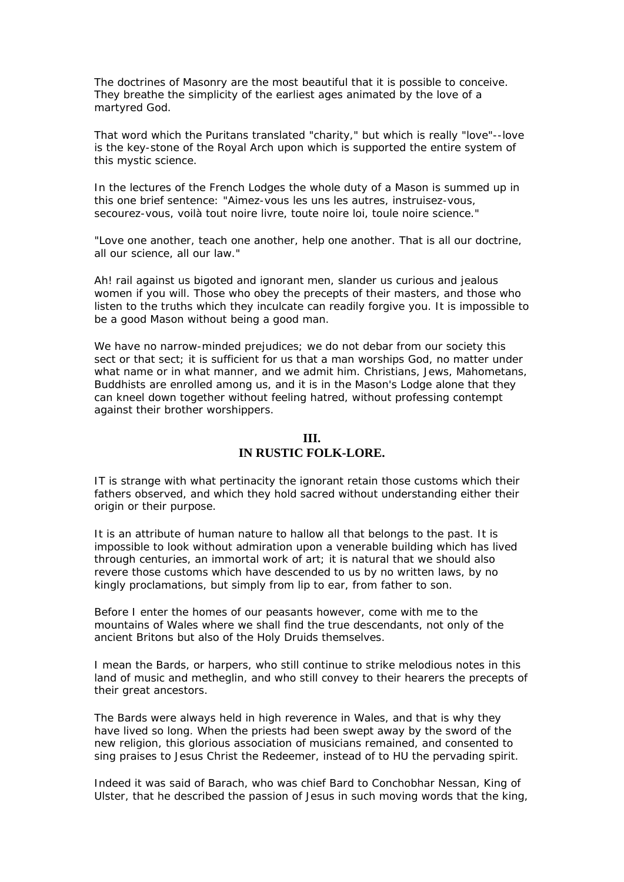The doctrines of Masonry are the most beautiful that it is possible to conceive. They breathe the simplicity of the earliest ages animated by the love of a martyred God.

That word which the Puritans translated "charity," but which is really "love"--love is the key-stone of the Royal Arch upon which is supported the entire system of this mystic science.

In the lectures of the French Lodges the whole duty of a Mason is summed up in this one brief sentence: "Aimez-vous les uns les autres, instruisez-vous, secourez-vous, voilà tout noire livre, toute noire loi, toule noire science."

"Love one another, teach one another, help one another. That is all our doctrine, all our science, all our law."

Ah! rail against us bigoted and ignorant men, slander us curious and jealous women if you will. Those who obey the precepts of their masters, and those who listen to the truths which they inculcate can readily forgive you. It is impossible to be a good Mason without being a good man.

We have no narrow-minded prejudices; we do not debar from our society this sect or that sect; it is sufficient for us that a man worships God, no matter under what name or in what manner, and we admit him. Christians, Jews, Mahometans, Buddhists are enrolled among us, and it is in the Mason's Lodge alone that they can kneel down together without feeling hatred, without professing contempt against their brother worshippers.

## III.
## IN RUSTIC FOLK-LORE.

IT is strange with what pertinacity the ignorant retain those customs which their fathers observed, and which they hold sacred without understanding either their origin or their purpose.

It is an attribute of human nature to hallow all that belongs to the past. It is impossible to look without admiration upon a venerable building which has lived through centuries, an immortal work of art; it is natural that we should also revere those customs which have descended to us by no written laws, by no kingly proclamations, but simply from lip to ear, from father to son.

Before I enter the homes of our peasants however, come with me to the mountains of Wales where we shall find the true descendants, not only of the ancient Britons but also of the Holy Druids themselves.

I mean the Bards, or harpers, who still continue to strike melodious notes in this land of music and metheglin, and who still convey to their hearers the precepts of their great ancestors.

The Bards were always held in high reverence in Wales, and that is why they have lived so long. When the priests had been swept away by the sword of the new religion, this glorious association of musicians remained, and consented to sing praises to Jesus Christ the Redeemer, instead of to HU the pervading spirit.

Indeed it was said of Barach, who was chief Bard to Conchobhar Nessan, King of Ulster, that he described the passion of Jesus in such moving words that the king,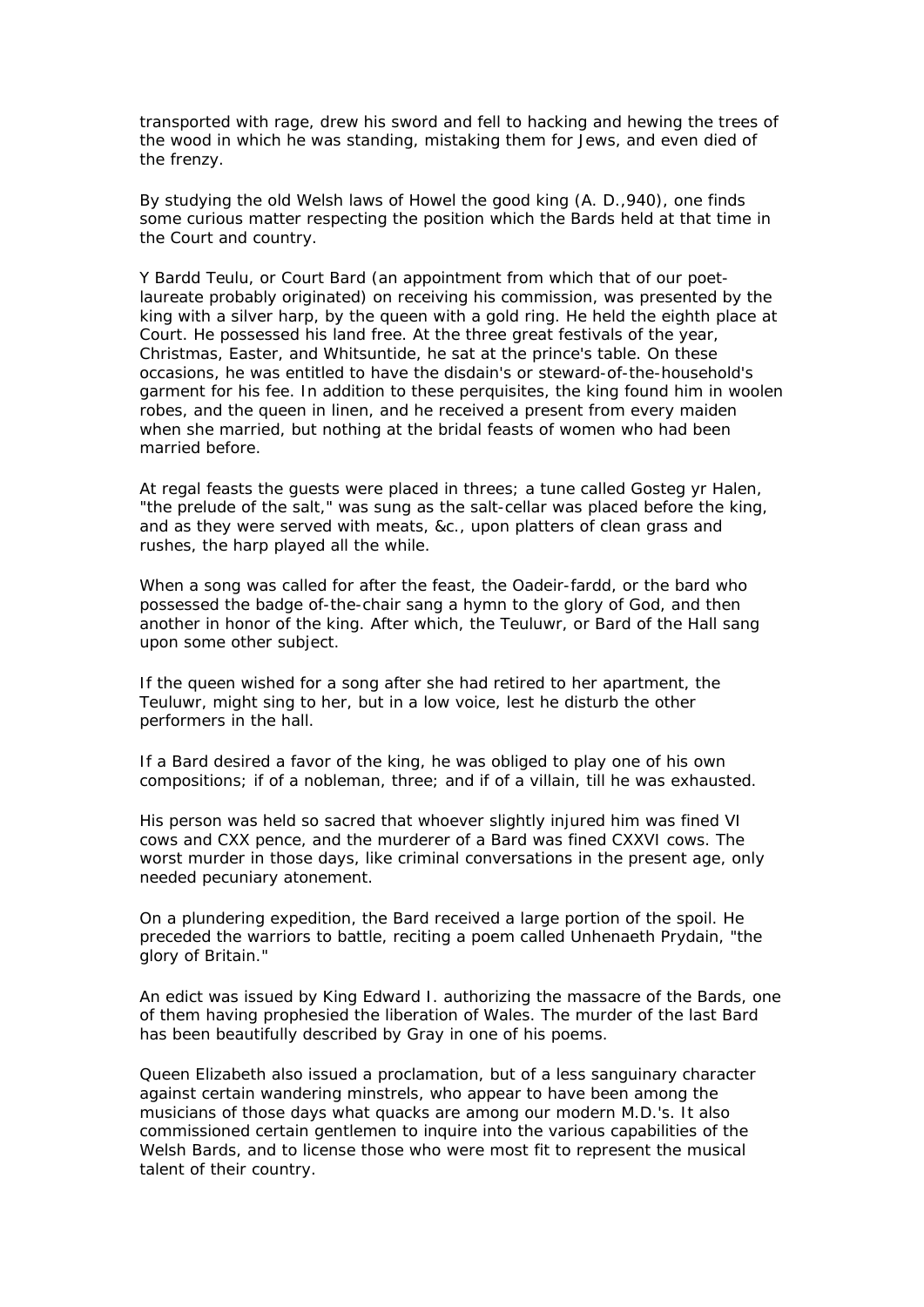transported with rage, drew his sword and fell to hacking and hewing the trees of the wood in which he was standing, mistaking them for Jews, and even died of the frenzy.

By studying the old Welsh laws of Howel the good king (A. D.,940), one finds some curious matter respecting the position which the Bards held at that time in the Court and country.

Y Bardd Teulu, or Court Bard (an appointment from which that of our poet-laureate probably originated) on receiving his commission, was presented by the king with a silver harp, by the queen with a gold ring. He held the eighth place at Court. He possessed his land free. At the three great festivals of the year, Christmas, Easter, and Whitsuntide, he sat at the prince's table. On these occasions, he was entitled to have the disdain's or steward-of-the-household's garment for his fee. In addition to these perquisites, the king found him in woolen robes, and the queen in linen, and he received a present from every maiden when she married, but nothing at the bridal feasts of women who had been married before.

At regal feasts the guests were placed in threes; a tune called Gosteg yr Halen, "the prelude of the salt," was sung as the salt-cellar was placed before the king, and as they were served with meats, &c., upon platters of clean grass and rushes, the harp played all the while.

When a song was called for after the feast, the Oadeir-fardd, or the bard who possessed the badge of-the-chair sang a hymn to the glory of God, and then another in honor of the king. After which, the Teuluwr, or Bard of the Hall sang upon some other subject.

If the queen wished for a song after she had retired to her apartment, the Teuluwr, might sing to her, but in a low voice, lest he disturb the other performers in the hall.

If a Bard desired a favor of the king, he was obliged to play one of his own compositions; if of a nobleman, three; and if of a villain, till he was exhausted.

His person was held so sacred that whoever slightly injured him was fined VI cows and CXX pence, and the murderer of a Bard was fined CXXVI cows. The worst murder in those days, like criminal conversations in the present age, only needed pecuniary atonement.

On a plundering expedition, the Bard received a large portion of the spoil. He preceded the warriors to battle, reciting a poem called Unhenaeth Prydain, "the glory of Britain."

An edict was issued by King Edward I. authorizing the massacre of the Bards, one of them having prophesied the liberation of Wales. The murder of the last Bard has been beautifully described by Gray in one of his poems.

Queen Elizabeth also issued a proclamation, but of a less sanguinary character against certain wandering minstrels, who appear to have been among the musicians of those days what quacks are among our modern M.D.'s. It also commissioned certain gentlemen to inquire into the various capabilities of the Welsh Bards, and to license those who were most fit to represent the musical talent of their country.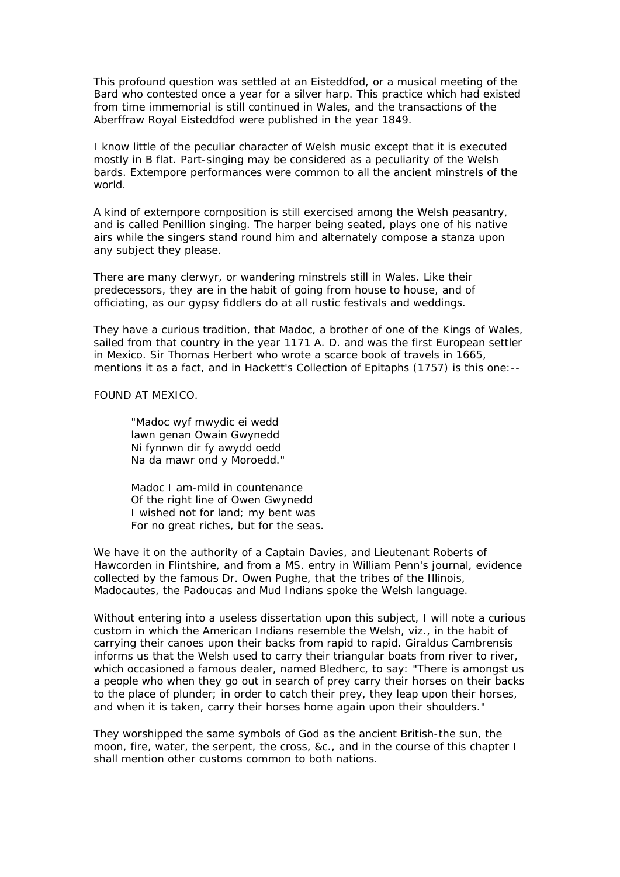This profound question was settled at an Eisteddfod, or a musical meeting of the Bard who contested once a year for a silver harp. This practice which had existed from time immemorial is still continued in Wales, and the transactions of the Aberffraw Royal Eisteddfod were published in the year 1849.

I know little of the peculiar character of Welsh music except that it is executed mostly in B flat. Part-singing may be considered as a peculiarity of the Welsh bards. Extempore performances were common to all the ancient minstrels of the world.

A kind of extempore composition is still exercised among the Welsh peasantry, and is called Penillion singing. The harper being seated, plays one of his native airs while the singers stand round him and alternately compose a stanza upon any subject they please.

There are many clerwyr, or wandering minstrels still in Wales. Like their predecessors, they are in the habit of going from house to house, and of officiating, as our gypsy fiddlers do at all rustic festivals and weddings.

They have a curious tradition, that Madoc, a brother of one of the Kings of Wales, sailed from that country in the year 1171 A. D. and was the first European settler in Mexico. Sir Thomas Herbert who wrote a scarce book of travels in 1665, mentions it as a fact, and in Hackett's Collection of Epitaphs (1757) is this one:--

FOUND AT MEXICO.

> "Madoc wyf mwydic ei wedd
> lawn genan Owain Gwynedd
> Ni fynnwn dir fy awydd oedd
> Na da mawr ond y Moroedd."
>
> Madoc I am-mild in countenance
> Of the right line of Owen Gwynedd
> I wished not for land; my bent was
> For no great riches, but for the seas.

We have it on the authority of a Captain Davies, and Lieutenant Roberts of Hawcorden in Flintshire, and from a MS. entry in William Penn's journal, evidence collected by the famous Dr. Owen Pughe, that the tribes of the Illinois, Madocautes, the Padoucas and Mud Indians spoke the Welsh language.

Without entering into a useless dissertation upon this subject, I will note a curious custom in which the American Indians resemble the Welsh, viz., in the habit of carrying their canoes upon their backs from rapid to rapid. Giraldus Cambrensis informs us that the Welsh used to carry their triangular boats from river to river, which occasioned a famous dealer, named Bledherc, to say: "There is amongst us a people who when they go out in search of prey carry their horses on their backs to the place of plunder; in order to catch their prey, they leap upon their horses, and when it is taken, carry their horses home again upon their shoulders."

They worshipped the same symbols of God as the ancient British-the sun, the moon, fire, water, the serpent, the cross, &c., and in the course of this chapter I shall mention other customs common to both nations.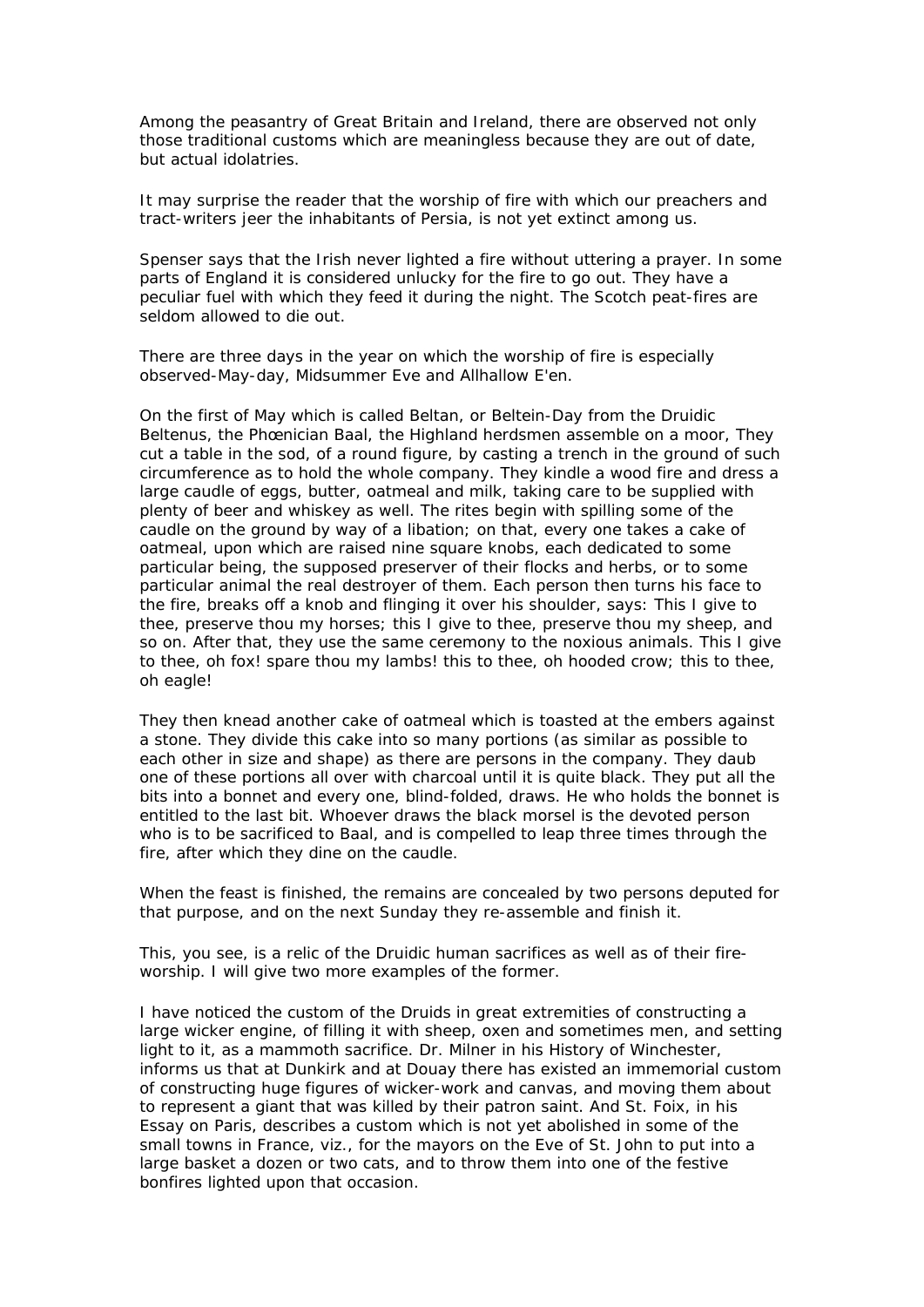Among the peasantry of Great Britain and Ireland, there are observed not only those traditional customs which are meaningless because they are out of date, but actual idolatries.

It may surprise the reader that the worship of fire with which our preachers and tract-writers jeer the inhabitants of Persia, is not yet extinct among us.

Spenser says that the Irish never lighted a fire without uttering a prayer. In some parts of England it is considered unlucky for the fire to go out. They have a peculiar fuel with which they feed it during the night. The Scotch peat-fires are seldom allowed to die out.

There are three days in the year on which the worship of fire is especially observed-May-day, Midsummer Eve and Allhallow E'en.

On the first of May which is called Beltan, or Beltein-Day from the Druidic Beltenus, the Phœnician Baal, the Highland herdsmen assemble on a moor, They cut a table in the sod, of a round figure, by casting a trench in the ground of such circumference as to hold the whole company. They kindle a wood fire and dress a large caudle of eggs, butter, oatmeal and milk, taking care to be supplied with plenty of beer and whiskey as well. The rites begin with spilling some of the caudle on the ground by way of a libation; on that, every one takes a cake of oatmeal, upon which are raised nine square knobs, each dedicated to some particular being, the supposed preserver of their flocks and herbs, or to some particular animal the real destroyer of them. Each person then turns his face to the fire, breaks off a knob and flinging it over his shoulder, says: This I give to thee, preserve thou my horses; this I give to thee, preserve thou my sheep, and so on. After that, they use the same ceremony to the noxious animals. This I give to thee, oh fox! spare thou my lambs! this to thee, oh hooded crow; this to thee, oh eagle!

They then knead another cake of oatmeal which is toasted at the embers against a stone. They divide this cake into so many portions (as similar as possible to each other in size and shape) as there are persons in the company. They daub one of these portions all over with charcoal until it is quite black. They put all the bits into a bonnet and every one, blind-folded, draws. He who holds the bonnet is entitled to the last bit. Whoever draws the black morsel is the devoted person who is to be sacrificed to Baal, and is compelled to leap three times through the fire, after which they dine on the caudle.

When the feast is finished, the remains are concealed by two persons deputed for that purpose, and on the next Sunday they re-assemble and finish it.

This, you see, is a relic of the Druidic human sacrifices as well as of their fire-worship. I will give two more examples of the former.

I have noticed the custom of the Druids in great extremities of constructing a large wicker engine, of filling it with sheep, oxen and sometimes men, and setting light to it, as a mammoth sacrifice. Dr. Milner in his History of Winchester, informs us that at Dunkirk and at Douay there has existed an immemorial custom of constructing huge figures of wicker-work and canvas, and moving them about to represent a giant that was killed by their patron saint. And St. Foix, in his Essay on Paris, describes a custom which is not yet abolished in some of the small towns in France, viz., for the mayors on the Eve of St. John to put into a large basket a dozen or two cats, and to throw them into one of the festive bonfires lighted upon that occasion.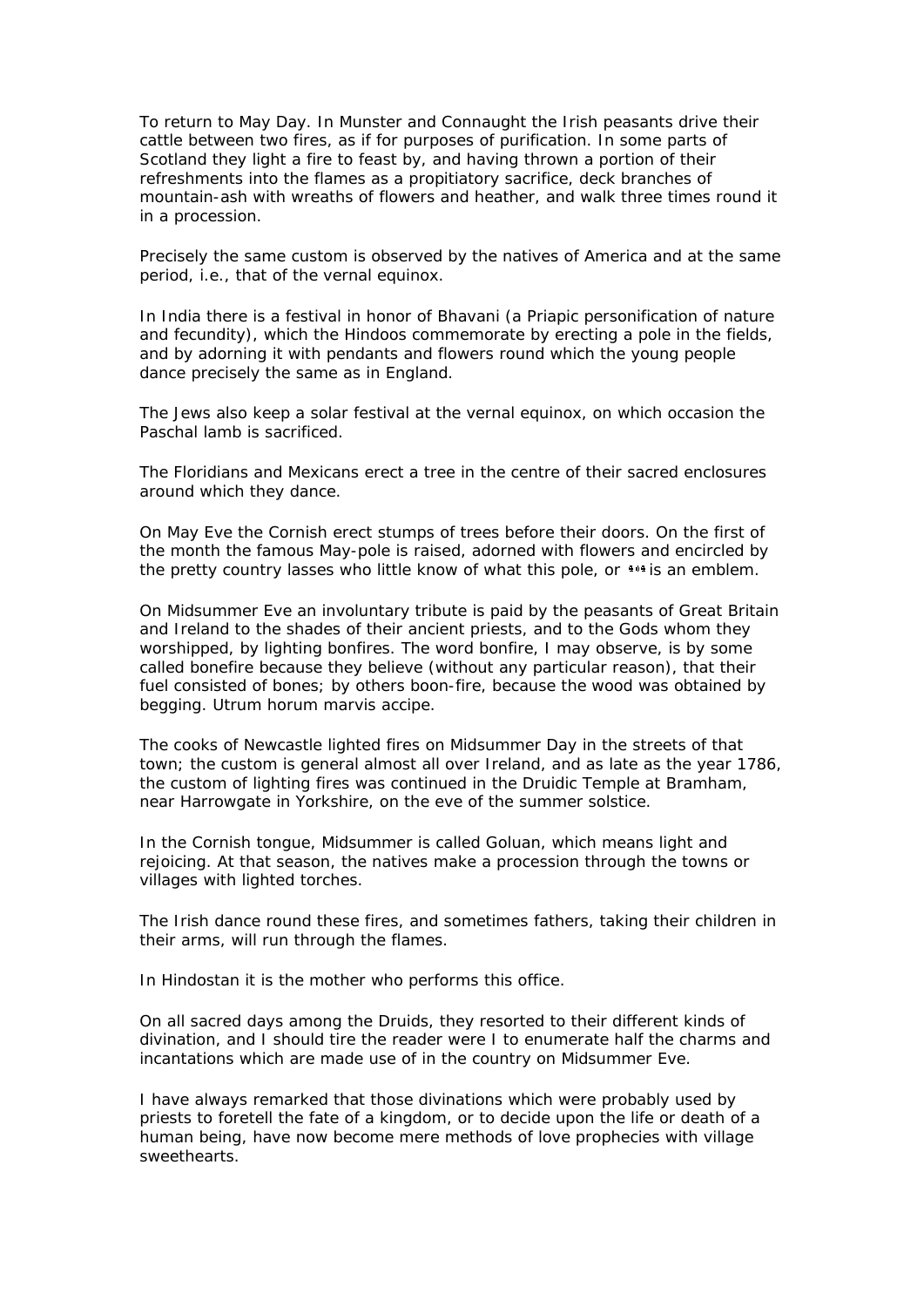To return to May Day. In Munster and Connaught the Irish peasants drive their cattle between two fires, as if for purposes of purification. In some parts of Scotland they light a fire to feast by, and having thrown a portion of their refreshments into the flames as a propitiatory sacrifice, deck branches of mountain-ash with wreaths of flowers and heather, and walk three times round it in a procession.

Precisely the same custom is observed by the natives of America and at the same period, i.e., that of the vernal equinox.

In India there is a festival in honor of Bhavani (a Priapic personification of nature and fecundity), which the Hindoos commemorate by erecting a pole in the fields, and by adorning it with pendants and flowers round which the young people dance precisely the same as in England.

The Jews also keep a solar festival at the vernal equinox, on which occasion the Paschal lamb is sacrificed.

The Floridians and Mexicans erect a tree in the centre of their sacred enclosures around which they dance.

On May Eve the Cornish erect stumps of trees before their doors. On the first of the month the famous May-pole is raised, adorned with flowers and encircled by the pretty country lasses who little know of what this pole, or ... is an emblem.

On Midsummer Eve an involuntary tribute is paid by the peasants of Great Britain and Ireland to the shades of their ancient priests, and to the Gods whom they worshipped, by lighting bonfires. The word bonfire, I may observe, is by some called bonefire because they believe (without any particular reason), that their fuel consisted of bones; by others boon-fire, because the wood was obtained by begging. Utrum horum marvis accipe.

The cooks of Newcastle lighted fires on Midsummer Day in the streets of that town; the custom is general almost all over Ireland, and as late as the year 1786, the custom of lighting fires was continued in the Druidic Temple at Bramham, near Harrowgate in Yorkshire, on the eve of the summer solstice.

In the Cornish tongue, Midsummer is called Goluan, which means light and rejoicing. At that season, the natives make a procession through the towns or villages with lighted torches.

The Irish dance round these fires, and sometimes fathers, taking their children in their arms, will run through the flames.

In Hindostan it is the mother who performs this office.

On all sacred days among the Druids, they resorted to their different kinds of divination, and I should tire the reader were I to enumerate half the charms and incantations which are made use of in the country on Midsummer Eve.

I have always remarked that those divinations which were probably used by priests to foretell the fate of a kingdom, or to decide upon the life or death of a human being, have now become mere methods of love prophecies with village sweethearts.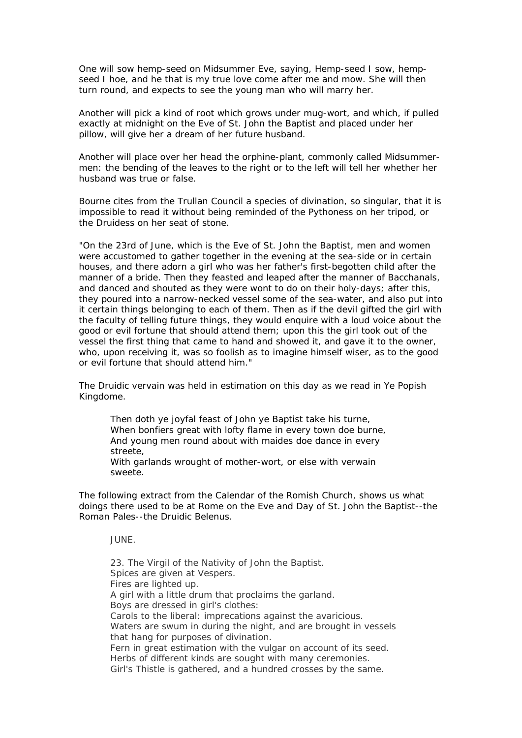One will sow hemp-seed on Midsummer Eve, saying, Hemp-seed I sow, hemp-seed I hoe, and he that is my true love come after me and mow. She will then turn round, and expects to see the young man who will marry her.

Another will pick a kind of root which grows under mug-wort, and which, if pulled exactly at midnight on the Eve of St. John the Baptist and placed under her pillow, will give her a dream of her future husband.

Another will place over her head the orphine-plant, commonly called Midsummer-men: the bending of the leaves to the right or to the left will tell her whether her husband was true or false.

Bourne cites from the Trullan Council a species of divination, so singular, that it is impossible to read it without being reminded of the Pythoness on her tripod, or the Druidess on her seat of stone.

"On the 23rd of June, which is the Eve of St. John the Baptist, men and women were accustomed to gather together in the evening at the sea-side or in certain houses, and there adorn a girl who was her father's first-begotten child after the manner of a bride. Then they feasted and leaped after the manner of Bacchanals, and danced and shouted as they were wont to do on their holy-days; after this, they poured into a narrow-necked vessel some of the sea-water, and also put into it certain things belonging to each of them. Then as if the devil gifted the girl with the faculty of telling future things, they would enquire with a loud voice about the good or evil fortune that should attend them; upon this the girl took out of the vessel the first thing that came to hand and showed it, and gave it to the owner, who, upon receiving it, was so foolish as to imagine himself wiser, as to the good or evil fortune that should attend him."

The Druidic vervain was held in estimation on this day as we read in Ye Popish Kingdome.

> Then doth ye joyfal feast of John ye Baptist take his turne,
> When bonfiers great with lofty flame in every town doe burne,
> And young men round about with maides doe dance in every streete,
> With garlands wrought of mother-wort, or else with verwain sweete.

The following extract from the Calendar of the Romish Church, shows us what doings there used to be at Rome on the Eve and Day of St. John the Baptist--the Roman Pales--the Druidic Belenus.

> JUNE.
>
> 23. The Virgil of the Nativity of John the Baptist.
> Spices are given at Vespers.
> Fires are lighted up.
> A girl with a little drum that proclaims the garland.
> Boys are dressed in girl's clothes:
> Carols to the liberal: imprecations against the avaricious.
> Waters are swum in during the night, and are brought in vessels that hang for purposes of divination.
> Fern in great estimation with the vulgar on account of its seed.
> Herbs of different kinds are sought with many ceremonies.
> Girl's Thistle is gathered, and a hundred crosses by the same.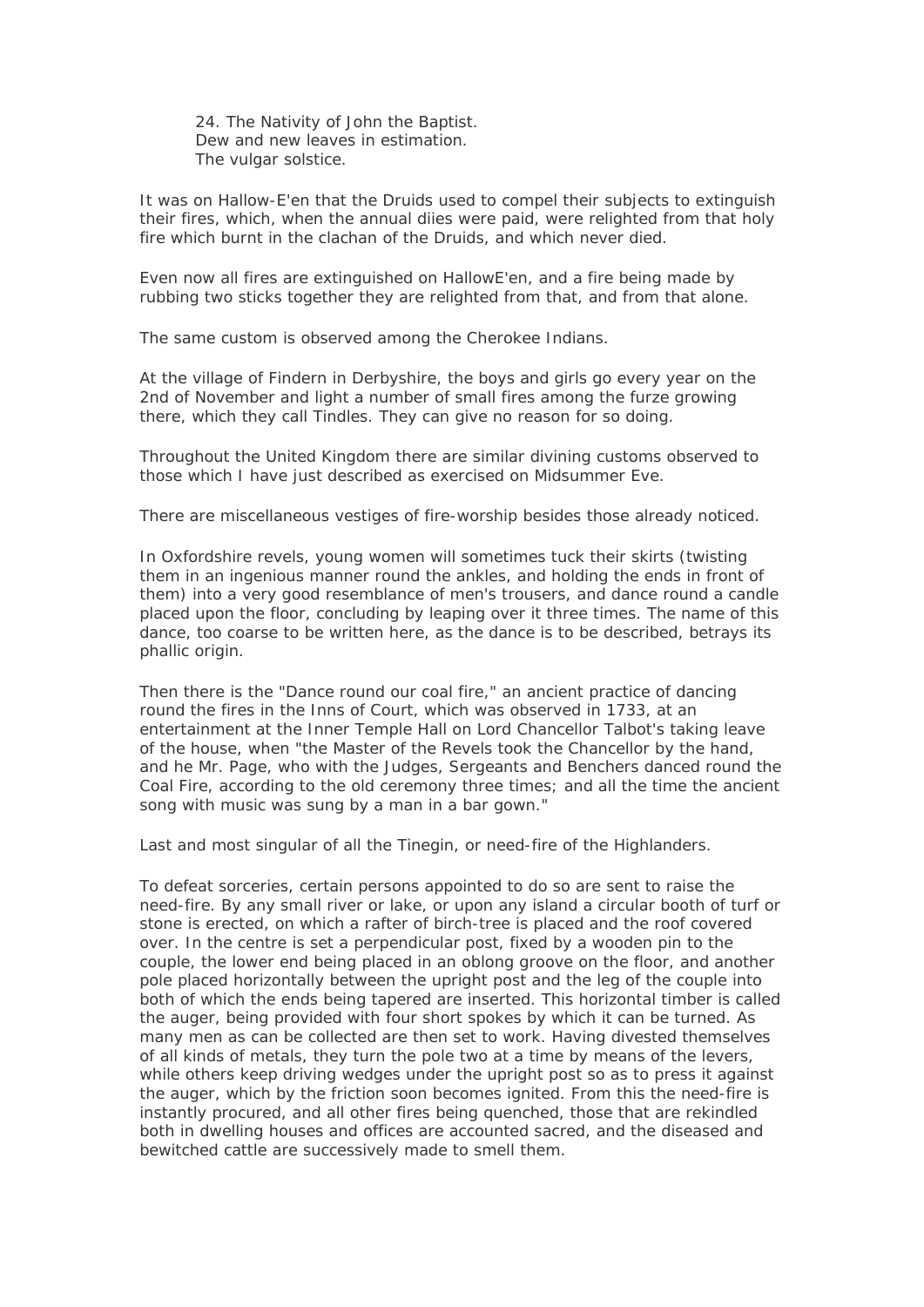24. The Nativity of John the Baptist.
Dew and new leaves in estimation.
The vulgar solstice.

It was on Hallow-E'en that the Druids used to compel their subjects to extinguish their fires, which, when the annual diies were paid, were relighted from that holy fire which burnt in the clachan of the Druids, and which never died.

Even now all fires are extinguished on HallowE'en, and a fire being made by rubbing two sticks together they are relighted from that, and from that alone.

The same custom is observed among the Cherokee Indians.

At the village of Findern in Derbyshire, the boys and girls go every year on the 2nd of November and light a number of small fires among the furze growing there, which they call Tindles. They can give no reason for so doing.

Throughout the United Kingdom there are similar divining customs observed to those which I have just described as exercised on Midsummer Eve.

There are miscellaneous vestiges of fire-worship besides those already noticed.

In Oxfordshire revels, young women will sometimes tuck their skirts (twisting them in an ingenious manner round the ankles, and holding the ends in front of them) into a very good resemblance of men's trousers, and dance round a candle placed upon the floor, concluding by leaping over it three times. The name of this dance, too coarse to be written here, as the dance is to be described, betrays its phallic origin.

Then there is the "Dance round our coal fire," an ancient practice of dancing round the fires in the Inns of Court, which was observed in 1733, at an entertainment at the Inner Temple Hall on Lord Chancellor Talbot's taking leave of the house, when "the Master of the Revels took the Chancellor by the hand, and he Mr. Page, who with the Judges, Sergeants and Benchers danced round the Coal Fire, according to the old ceremony three times; and all the time the ancient song with music was sung by a man in a bar gown."

Last and most singular of all the Tinegin, or need-fire of the Highlanders.

To defeat sorceries, certain persons appointed to do so are sent to raise the need-fire. By any small river or lake, or upon any island a circular booth of turf or stone is erected, on which a rafter of birch-tree is placed and the roof covered over. In the centre is set a perpendicular post, fixed by a wooden pin to the couple, the lower end being placed in an oblong groove on the floor, and another pole placed horizontally between the upright post and the leg of the couple into both of which the ends being tapered are inserted. This horizontal timber is called the auger, being provided with four short spokes by which it can be turned. As many men as can be collected are then set to work. Having divested themselves of all kinds of metals, they turn the pole two at a time by means of the levers, while others keep driving wedges under the upright post so as to press it against the auger, which by the friction soon becomes ignited. From this the need-fire is instantly procured, and all other fires being quenched, those that are rekindled both in dwelling houses and offices are accounted sacred, and the diseased and bewitched cattle are successively made to smell them.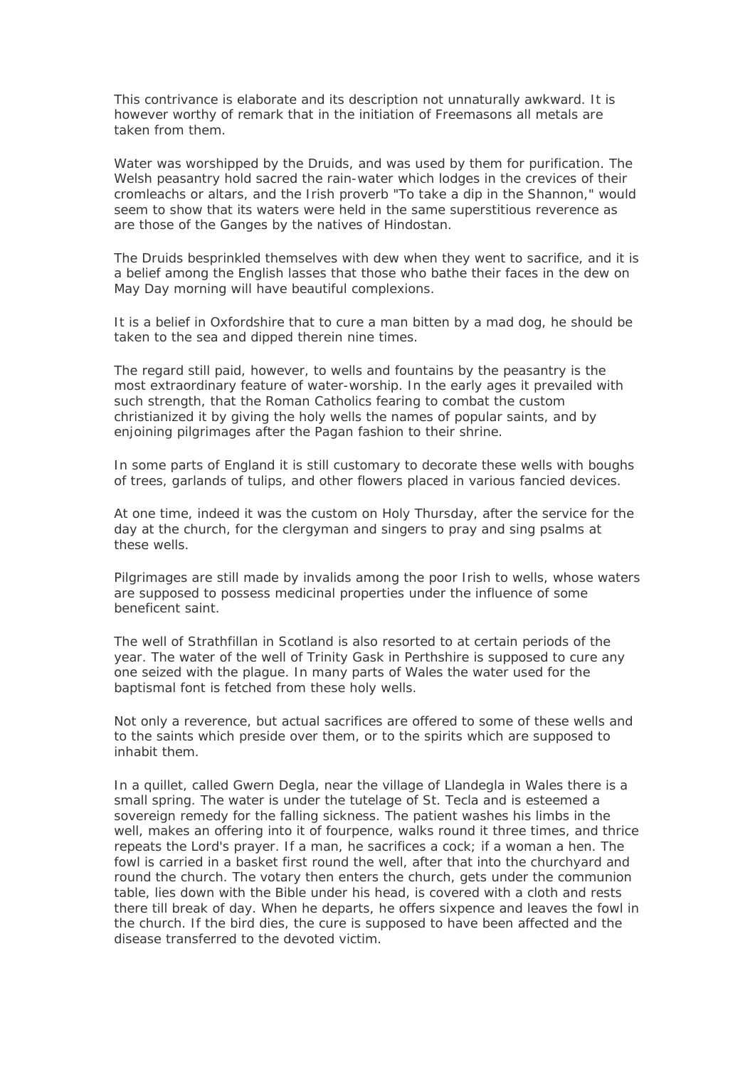This contrivance is elaborate and its description not unnaturally awkward. It is however worthy of remark that in the initiation of Freemasons all metals are taken from them.

Water was worshipped by the Druids, and was used by them for purification. The Welsh peasantry hold sacred the rain-water which lodges in the crevices of their cromleachs or altars, and the Irish proverb "To take a dip in the Shannon," would seem to show that its waters were held in the same superstitious reverence as are those of the Ganges by the natives of Hindostan.

The Druids besprinkled themselves with dew when they went to sacrifice, and it is a belief among the English lasses that those who bathe their faces in the dew on May Day morning will have beautiful complexions.

It is a belief in Oxfordshire that to cure a man bitten by a mad dog, he should be taken to the sea and dipped therein nine times.

The regard still paid, however, to wells and fountains by the peasantry is the most extraordinary feature of water-worship. In the early ages it prevailed with such strength, that the Roman Catholics fearing to combat the custom christianized it by giving the holy wells the names of popular saints, and by enjoining pilgrimages after the Pagan fashion to their shrine.

In some parts of England it is still customary to decorate these wells with boughs of trees, garlands of tulips, and other flowers placed in various fancied devices.

At one time, indeed it was the custom on Holy Thursday, after the service for the day at the church, for the clergyman and singers to pray and sing psalms at these wells.

Pilgrimages are still made by invalids among the poor Irish to wells, whose waters are supposed to possess medicinal properties under the influence of some beneficent saint.

The well of Strathfillan in Scotland is also resorted to at certain periods of the year. The water of the well of Trinity Gask in Perthshire is supposed to cure any one seized with the plague. In many parts of Wales the water used for the baptismal font is fetched from these holy wells.

Not only a reverence, but actual sacrifices are offered to some of these wells and to the saints which preside over them, or to the spirits which are supposed to inhabit them.

In a quillet, called Gwern Degla, near the village of Llandegla in Wales there is a small spring. The water is under the tutelage of St. Tecla and is esteemed a sovereign remedy for the falling sickness. The patient washes his limbs in the well, makes an offering into it of fourpence, walks round it three times, and thrice repeats the Lord's prayer. If a man, he sacrifices a cock; if a woman a hen. The fowl is carried in a basket first round the well, after that into the churchyard and round the church. The votary then enters the church, gets under the communion table, lies down with the Bible under his head, is covered with a cloth and rests there till break of day. When he departs, he offers sixpence and leaves the fowl in the church. If the bird dies, the cure is supposed to have been affected and the disease transferred to the devoted victim.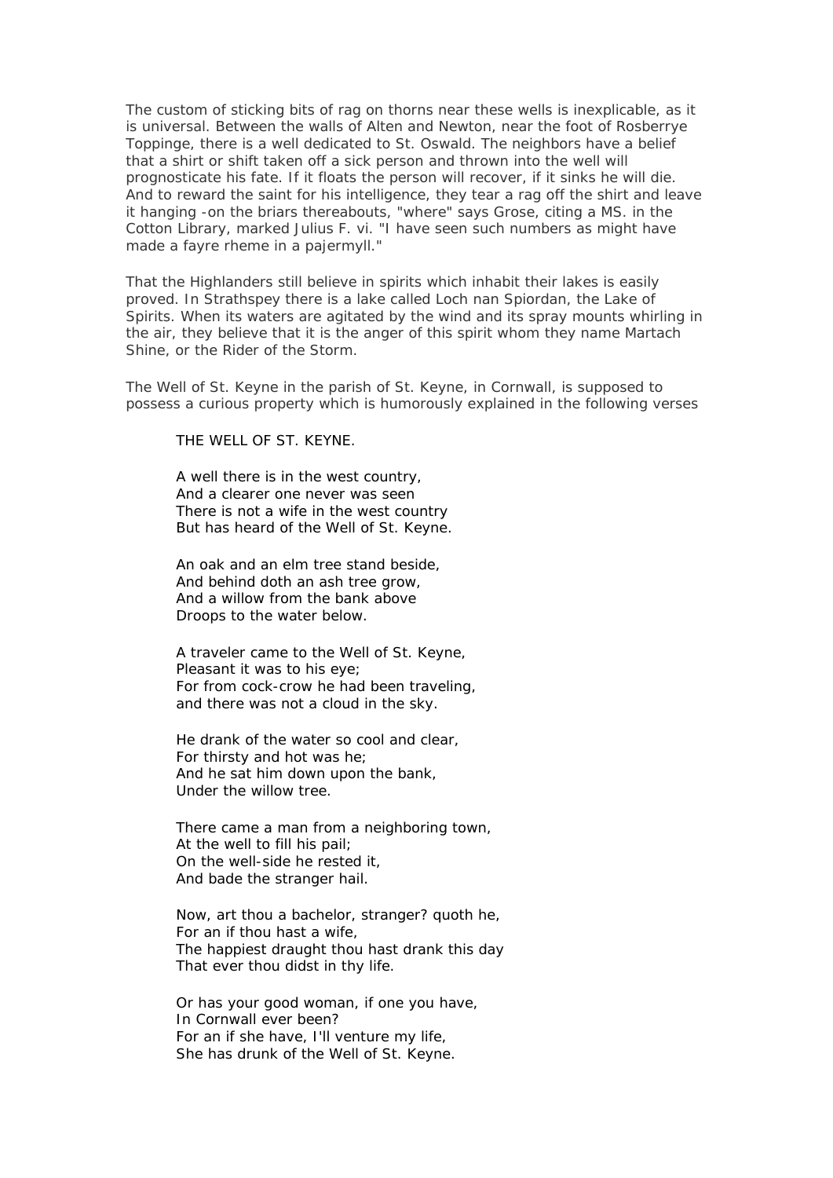The custom of sticking bits of rag on thorns near these wells is inexplicable, as it is universal. Between the walls of Alten and Newton, near the foot of Rosberrye Toppinge, there is a well dedicated to St. Oswald. The neighbors have a belief that a shirt or shift taken off a sick person and thrown into the well will prognosticate his fate. If it floats the person will recover, if it sinks he will die. And to reward the saint for his intelligence, they tear a rag off the shirt and leave it hanging -on the briars thereabouts, "where" says Grose, citing a MS. in the Cotton Library, marked Julius F. vi. "I have seen such numbers as might have made a fayre rheme in a pajermyll."

That the Highlanders still believe in spirits which inhabit their lakes is easily proved. In Strathspey there is a lake called Loch nan Spiordan, the Lake of Spirits. When its waters are agitated by the wind and its spray mounts whirling in the air, they believe that it is the anger of this spirit whom they name Martach Shine, or the Rider of the Storm.

The Well of St. Keyne in the parish of St. Keyne, in Cornwall, is supposed to possess a curious property which is humorously explained in the following verses

THE WELL OF ST. KEYNE.

A well there is in the west country,
And a clearer one never was seen
There is not a wife in the west country
But has heard of the Well of St. Keyne.

An oak and an elm tree stand beside,
And behind doth an ash tree grow,
And a willow from the bank above
Droops to the water below.

A traveler came to the Well of St. Keyne,
Pleasant it was to his eye;
For from cock-crow he had been traveling,
and there was not a cloud in the sky.

He drank of the water so cool and clear,
For thirsty and hot was he;
And he sat him down upon the bank,
Under the willow tree.

There came a man from a neighboring town,
At the well to fill his pail;
On the well-side he rested it,
And bade the stranger hail.

Now, art thou a bachelor, stranger? quoth he,
For an if thou hast a wife,
The happiest draught thou hast drank this day
That ever thou didst in thy life.

Or has your good woman, if one you have,
In Cornwall ever been?
For an if she have, I'll venture my life,
She has drunk of the Well of St. Keyne.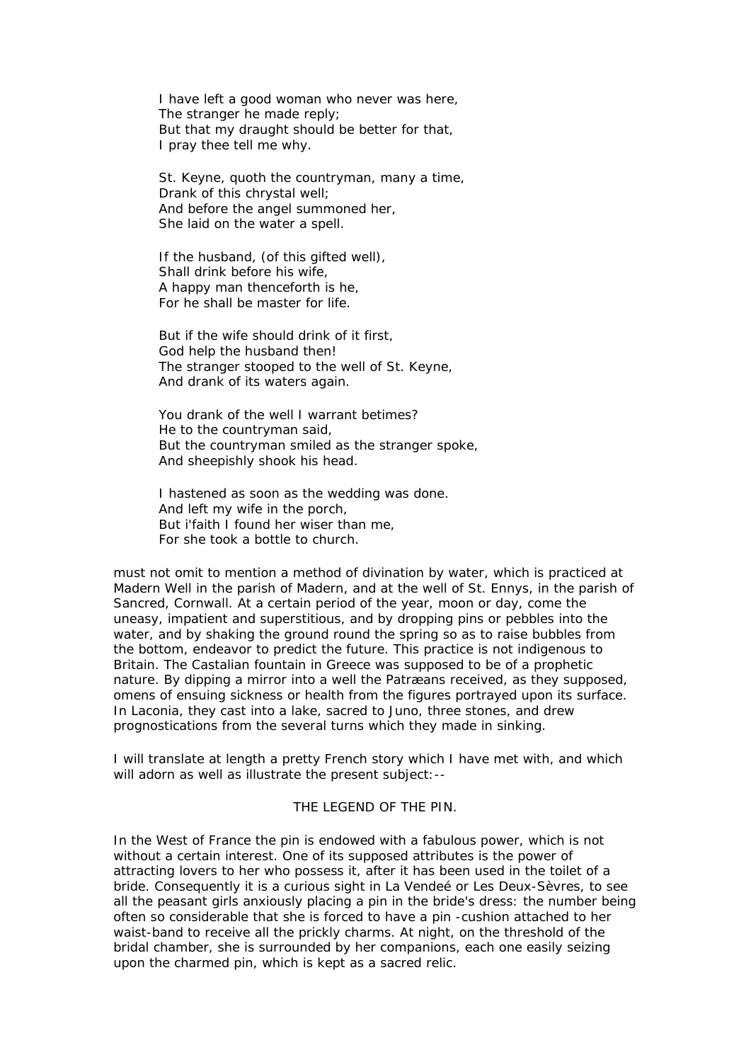I have left a good woman who never was here,  
The stranger he made reply;  
But that my draught should be better for that,  
I pray thee tell me why.

St. Keyne, quoth the countryman, many a time,  
Drank of this chrystal well;  
And before the angel summoned her,  
She laid on the water a spell.

If the husband, (of this gifted well),  
Shall drink before his wife,  
A happy man thenceforth is he,  
For he shall be master for life.

But if the wife should drink of it first,  
God help the husband then!  
The stranger stooped to the well of St. Keyne,  
And drank of its waters again.

You drank of the well I warrant betimes?  
He to the countryman said,  
But the countryman smiled as the stranger spoke,  
And sheepishly shook his head.

I hastened as soon as the wedding was done.  
And left my wife in the porch,  
But i'faith I found her wiser than me,  
For she took a bottle to church.

must not omit to mention a method of divination by water, which is practiced at Madern Well in the parish of Madern, and at the well of St. Ennys, in the parish of Sancred, Cornwall. At a certain period of the year, moon or day, come the uneasy, impatient and superstitious, and by dropping pins or pebbles into the water, and by shaking the ground round the spring so as to raise bubbles from the bottom, endeavor to predict the future. This practice is not indigenous to Britain. The Castalian fountain in Greece was supposed to be of a prophetic nature. By dipping a mirror into a well the Patræans received, as they supposed, omens of ensuing sickness or health from the figures portrayed upon its surface. In Laconia, they cast into a lake, sacred to Juno, three stones, and drew prognostications from the several turns which they made in sinking.

I will translate at length a pretty French story which I have met with, and which will adorn as well as illustrate the present subject:--

THE LEGEND OF THE PIN.

In the West of France the pin is endowed with a fabulous power, which is not without a certain interest. One of its supposed attributes is the power of attracting lovers to her who possess it, after it has been used in the toilet of a bride. Consequently it is a curious sight in La Vendeé or Les Deux-Sèvres, to see all the peasant girls anxiously placing a pin in the bride's dress: the number being often so considerable that she is forced to have a pin -cushion attached to her waist-band to receive all the prickly charms. At night, on the threshold of the bridal chamber, she is surrounded by her companions, each one easily seizing upon the charmed pin, which is kept as a sacred relic.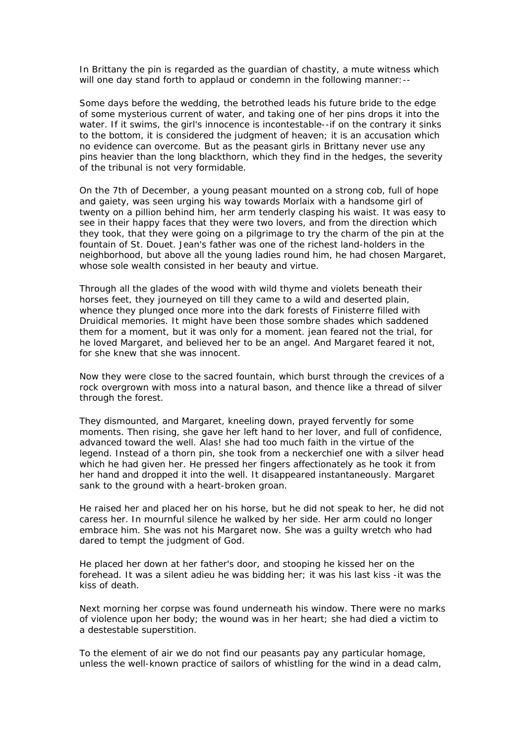In Brittany the pin is regarded as the guardian of chastity, a mute witness which will one day stand forth to applaud or condemn in the following manner:--

Some days before the wedding, the betrothed leads his future bride to the edge of some mysterious current of water, and taking one of her pins drops it into the water. If it swims, the girl's innocence is incontestable--if on the contrary it sinks to the bottom, it is considered the judgment of heaven; it is an accusation which no evidence can overcome. But as the peasant girls in Brittany never use any pins heavier than the long blackthorn, which they find in the hedges, the severity of the tribunal is not very formidable.

On the 7th of December, a young peasant mounted on a strong cob, full of hope and gaiety, was seen urging his way towards Morlaix with a handsome girl of twenty on a pillion behind him, her arm tenderly clasping his waist. It was easy to see in their happy faces that they were two lovers, and from the direction which they took, that they were going on a pilgrimage to try the charm of the pin at the fountain of St. Douet. Jean's father was one of the richest land-holders in the neighborhood, but above all the young ladies round him, he had chosen Margaret, whose sole wealth consisted in her beauty and virtue.

Through all the glades of the wood with wild thyme and violets beneath their horses feet, they journeyed on till they came to a wild and deserted plain, whence they plunged once more into the dark forests of Finisterre filled with Druidical memories. It might have been those sombre shades which saddened them for a moment, but it was only for a moment. jean feared not the trial, for he loved Margaret, and believed her to be an angel. And Margaret feared it not, for she knew that she was innocent.

Now they were close to the sacred fountain, which burst through the crevices of a rock overgrown with moss into a natural bason, and thence like a thread of silver through the forest.

They dismounted, and Margaret, kneeling down, prayed fervently for some moments. Then rising, she gave her left hand to her lover, and full of confidence, advanced toward the well. Alas! she had too much faith in the virtue of the legend. Instead of a thorn pin, she took from a neckerchief one with a silver head which he had given her. He pressed her fingers affectionately as he took it from her hand and dropped it into the well. It disappeared instantaneously. Margaret sank to the ground with a heart-broken groan.

He raised her and placed her on his horse, but he did not speak to her, he did not caress her. In mournful silence he walked by her side. Her arm could no longer embrace him. She was not his Margaret now. She was a guilty wretch who had dared to tempt the judgment of God.

He placed her down at her father's door, and stooping he kissed her on the forehead. It was a silent adieu he was bidding her; it was his last kiss -it was the kiss of death.

Next morning her corpse was found underneath his window. There were no marks of violence upon her body; the wound was in her heart; she had died a victim to a destestable superstition.

To the element of air we do not find our peasants pay any particular homage, unless the well-known practice of sailors of whistling for the wind in a dead calm,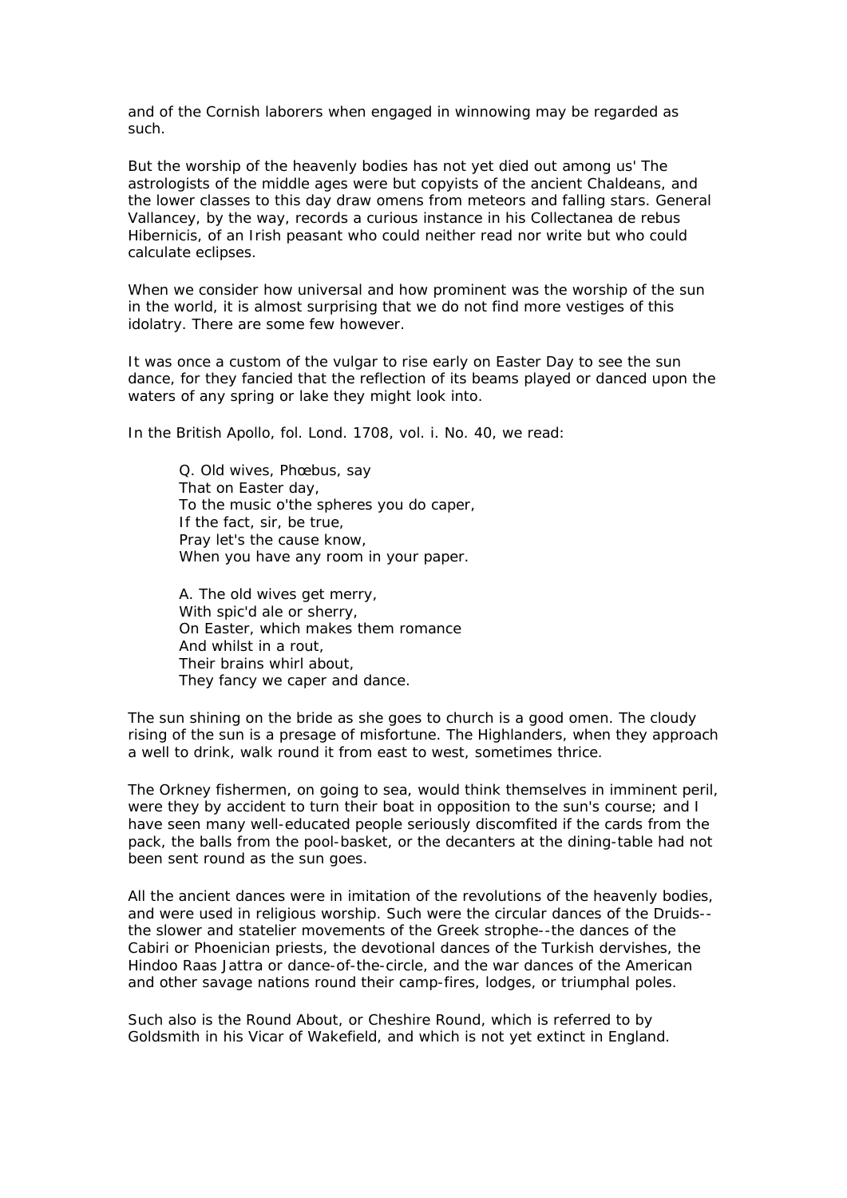and of the Cornish laborers when engaged in winnowing may be regarded as such.

But the worship of the heavenly bodies has not yet died out among us' The astrologists of the middle ages were but copyists of the ancient Chaldeans, and the lower classes to this day draw omens from meteors and falling stars. General Vallancey, by the way, records a curious instance in his Collectanea de rebus Hibernicis, of an Irish peasant who could neither read nor write but who could calculate eclipses.

When we consider how universal and how prominent was the worship of the sun in the world, it is almost surprising that we do not find more vestiges of this idolatry. There are some few however.

It was once a custom of the vulgar to rise early on Easter Day to see the sun dance, for they fancied that the reflection of its beams played or danced upon the waters of any spring or lake they might look into.

In the British Apollo, fol. Lond. 1708, vol. i. No. 40, we read:

> Q. Old wives, Phœbus, say
> That on Easter day,
> To the music o'the spheres you do caper,
> If the fact, sir, be true,
> Pray let's the cause know,
> When you have any room in your paper.
>
> A. The old wives get merry,
> With spic'd ale or sherry,
> On Easter, which makes them romance
> And whilst in a rout,
> Their brains whirl about,
> They fancy we caper and dance.

The sun shining on the bride as she goes to church is a good omen. The cloudy rising of the sun is a presage of misfortune. The Highlanders, when they approach a well to drink, walk round it from east to west, sometimes thrice.

The Orkney fishermen, on going to sea, would think themselves in imminent peril, were they by accident to turn their boat in opposition to the sun's course; and I have seen many well-educated people seriously discomfited if the cards from the pack, the balls from the pool-basket, or the decanters at the dining-table had not been sent round as the sun goes.

All the ancient dances were in imitation of the revolutions of the heavenly bodies, and were used in religious worship. Such were the circular dances of the Druids--the slower and statelier movements of the Greek strophe--the dances of the Cabiri or Phoenician priests, the devotional dances of the Turkish dervishes, the Hindoo Raas Jattra or dance-of-the-circle, and the war dances of the American and other savage nations round their camp-fires, lodges, or triumphal poles.

Such also is the Round About, or Cheshire Round, which is referred to by Goldsmith in his Vicar of Wakefield, and which is not yet extinct in England.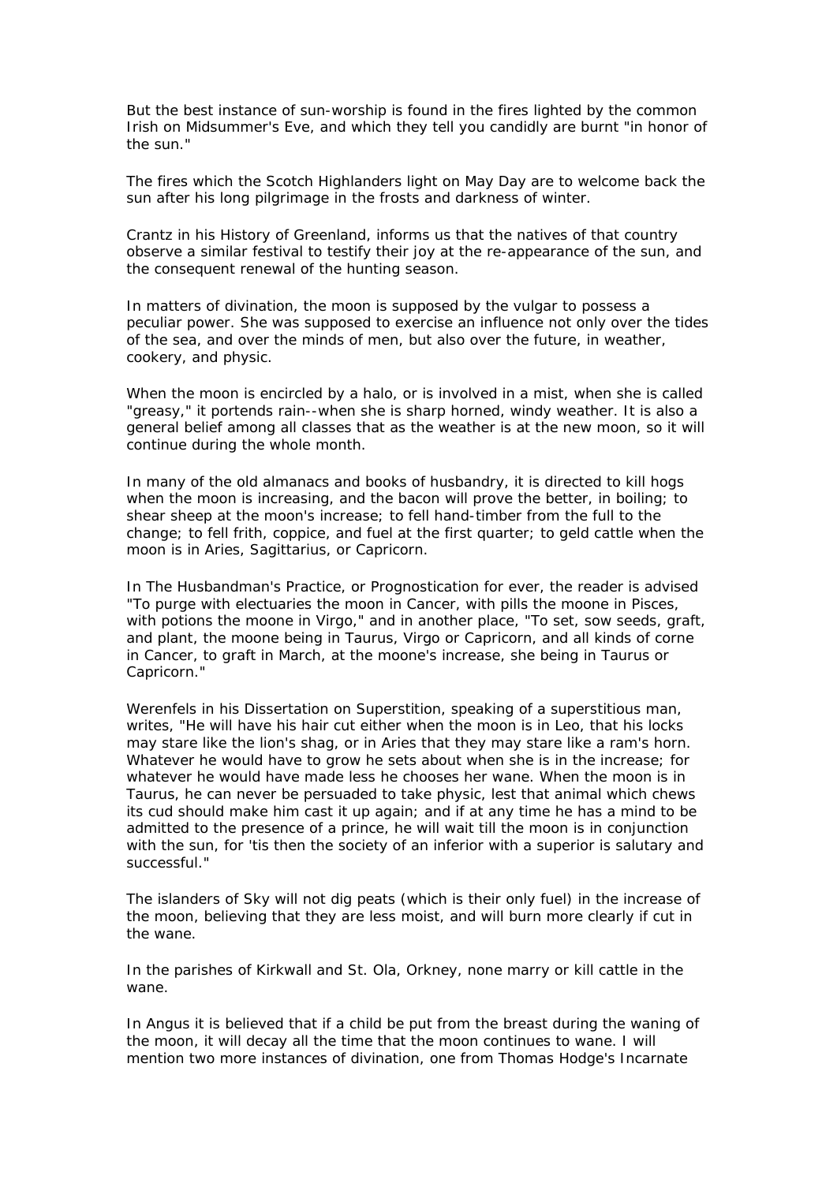But the best instance of sun-worship is found in the fires lighted by the common Irish on Midsummer's Eve, and which they tell you candidly are burnt "in honor of the sun."

The fires which the Scotch Highlanders light on May Day are to welcome back the sun after his long pilgrimage in the frosts and darkness of winter.

Crantz in his History of Greenland, informs us that the natives of that country observe a similar festival to testify their joy at the re-appearance of the sun, and the consequent renewal of the hunting season.

In matters of divination, the moon is supposed by the vulgar to possess a peculiar power. She was supposed to exercise an influence not only over the tides of the sea, and over the minds of men, but also over the future, in weather, cookery, and physic.

When the moon is encircled by a halo, or is involved in a mist, when she is called "greasy," it portends rain--when she is sharp horned, windy weather. It is also a general belief among all classes that as the weather is at the new moon, so it will continue during the whole month.

In many of the old almanacs and books of husbandry, it is directed to kill hogs when the moon is increasing, and the bacon will prove the better, in boiling; to shear sheep at the moon's increase; to fell hand-timber from the full to the change; to fell frith, coppice, and fuel at the first quarter; to geld cattle when the moon is in Aries, Sagittarius, or Capricorn.

In The Husbandman's Practice, or Prognostication for ever, the reader is advised "To purge with electuaries the moon in Cancer, with pills the moone in Pisces, with potions the moone in Virgo," and in another place, "To set, sow seeds, graft, and plant, the moone being in Taurus, Virgo or Capricorn, and all kinds of corne in Cancer, to graft in March, at the moone's increase, she being in Taurus or Capricorn."

Werenfels in his Dissertation on Superstition, speaking of a superstitious man, writes, "He will have his hair cut either when the moon is in Leo, that his locks may stare like the lion's shag, or in Aries that they may stare like a ram's horn. Whatever he would have to grow he sets about when she is in the increase; for whatever he would have made less he chooses her wane. When the moon is in Taurus, he can never be persuaded to take physic, lest that animal which chews its cud should make him cast it up again; and if at any time he has a mind to be admitted to the presence of a prince, he will wait till the moon is in conjunction with the sun, for 'tis then the society of an inferior with a superior is salutary and successful."

The islanders of Sky will not dig peats (which is their only fuel) in the increase of the moon, believing that they are less moist, and will burn more clearly if cut in the wane.

In the parishes of Kirkwall and St. Ola, Orkney, none marry or kill cattle in the wane.

In Angus it is believed that if a child be put from the breast during the waning of the moon, it will decay all the time that the moon continues to wane. I will mention two more instances of divination, one from Thomas Hodge's Incarnate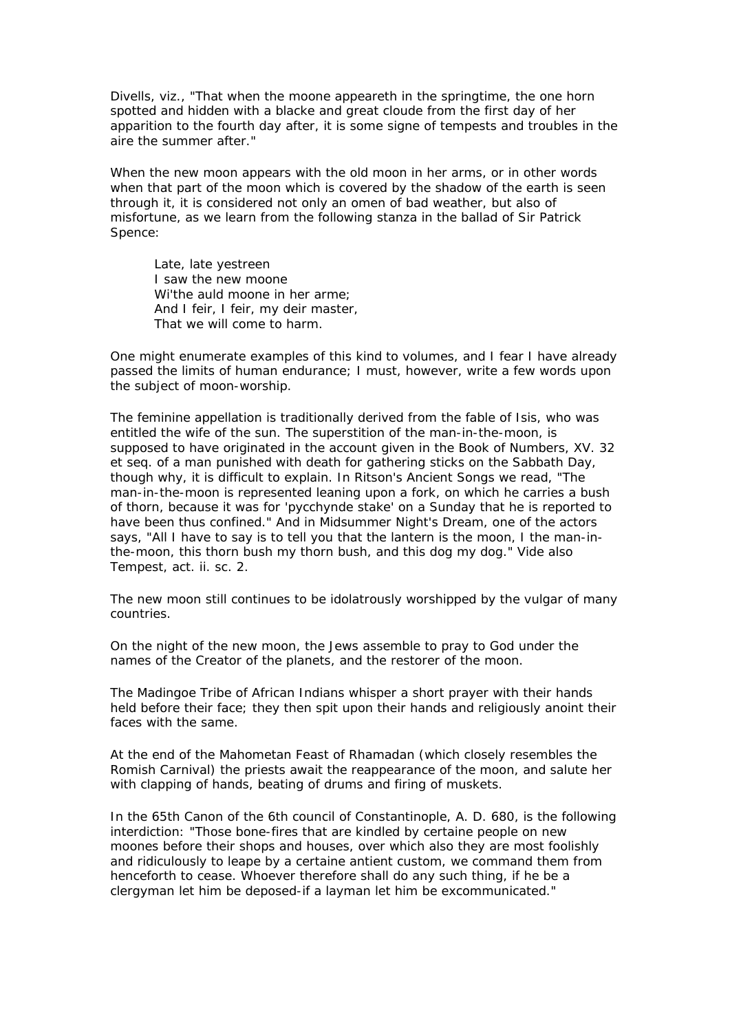Divells, viz., "That when the moone appeareth in the springtime, the one horn spotted and hidden with a blacke and great cloude from the first day of her apparition to the fourth day after, it is some signe of tempests and troubles in the aire the summer after."

When the new moon appears with the old moon in her arms, or in other words when that part of the moon which is covered by the shadow of the earth is seen through it, it is considered not only an omen of bad weather, but also of misfortune, as we learn from the following stanza in the ballad of Sir Patrick Spence:

> Late, late yestreen
> I saw the new moone
> Wi'the auld moone in her arme;
> And I feir, I feir, my deir master,
> That we will come to harm.

One might enumerate examples of this kind to volumes, and I fear I have already passed the limits of human endurance; I must, however, write a few words upon the subject of moon-worship.

The feminine appellation is traditionally derived from the fable of Isis, who was entitled the wife of the sun. The superstition of the man-in-the-moon, is supposed to have originated in the account given in the Book of Numbers, XV. 32 et seq. of a man punished with death for gathering sticks on the Sabbath Day, though why, it is difficult to explain. In Ritson's Ancient Songs we read, "The man-in-the-moon is represented leaning upon a fork, on which he carries a bush of thorn, because it was for 'pycchynde stake' on a Sunday that he is reported to have been thus confined." And in Midsummer Night's Dream, one of the actors says, "All I have to say is to tell you that the lantern is the moon, I the man-in-the-moon, this thorn bush my thorn bush, and this dog my dog." Vide also Tempest, act. ii. sc. 2.

The new moon still continues to be idolatrously worshipped by the vulgar of many countries.

On the night of the new moon, the Jews assemble to pray to God under the names of the Creator of the planets, and the restorer of the moon.

The Madingoe Tribe of African Indians whisper a short prayer with their hands held before their face; they then spit upon their hands and religiously anoint their faces with the same.

At the end of the Mahometan Feast of Rhamadan (which closely resembles the Romish Carnival) the priests await the reappearance of the moon, and salute her with clapping of hands, beating of drums and firing of muskets.

In the 65th Canon of the 6th council of Constantinople, A. D. 680, is the following interdiction: "Those bone-fires that are kindled by certaine people on new moones before their shops and houses, over which also they are most foolishly and ridiculously to leape by a certaine antient custom, we command them from henceforth to cease. Whoever therefore shall do any such thing, if he be a clergyman let him be deposed-if a layman let him be excommunicated."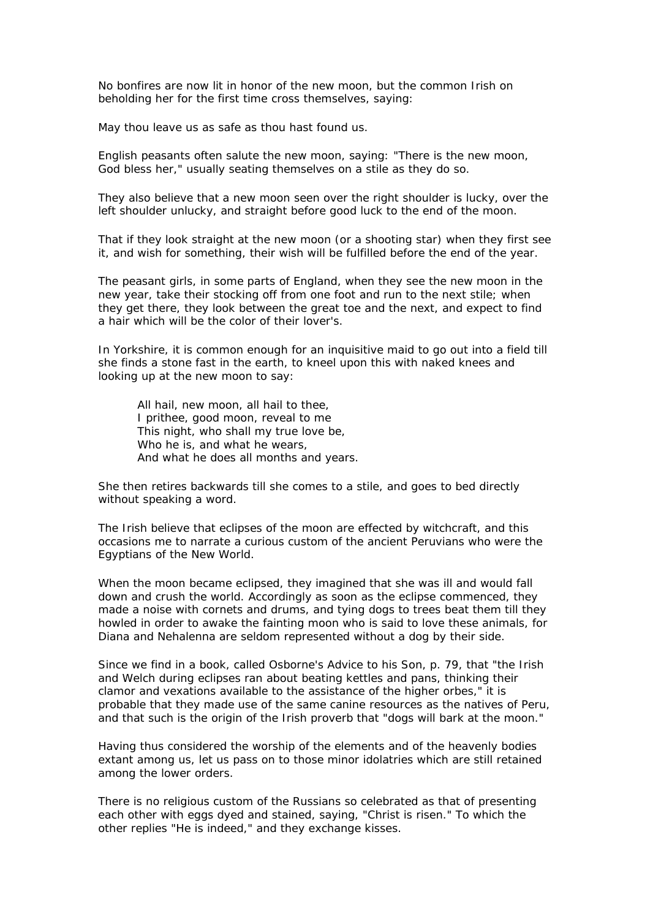No bonfires are now lit in honor of the new moon, but the common Irish on beholding her for the first time cross themselves, saying:

May thou leave us as safe as thou hast found us.

English peasants often salute the new moon, saying: "There is the new moon, God bless her," usually seating themselves on a stile as they do so.

They also believe that a new moon seen over the right shoulder is lucky, over the left shoulder unlucky, and straight before good luck to the end of the moon.

That if they look straight at the new moon (or a shooting star) when they first see it, and wish for something, their wish will be fulfilled before the end of the year.

The peasant girls, in some parts of England, when they see the new moon in the new year, take their stocking off from one foot and run to the next stile; when they get there, they look between the great toe and the next, and expect to find a hair which will be the color of their lover's.

In Yorkshire, it is common enough for an inquisitive maid to go out into a field till she finds a stone fast in the earth, to kneel upon this with naked knees and looking up at the new moon to say:

> All hail, new moon, all hail to thee,
> I prithee, good moon, reveal to me
> This night, who shall my true love be,
> Who he is, and what he wears,
> And what he does all months and years.

She then retires backwards till she comes to a stile, and goes to bed directly without speaking a word.

The Irish believe that eclipses of the moon are effected by witchcraft, and this occasions me to narrate a curious custom of the ancient Peruvians who were the Egyptians of the New World.

When the moon became eclipsed, they imagined that she was ill and would fall down and crush the world. Accordingly as soon as the eclipse commenced, they made a noise with cornets and drums, and tying dogs to trees beat them till they howled in order to awake the fainting moon who is said to love these animals, for Diana and Nehalenna are seldom represented without a dog by their side.

Since we find in a book, called Osborne's Advice to his Son, p. 79, that "the Irish and Welch during eclipses ran about beating kettles and pans, thinking their clamor and vexations available to the assistance of the higher orbes," it is probable that they made use of the same canine resources as the natives of Peru, and that such is the origin of the Irish proverb that "dogs will bark at the moon."

Having thus considered the worship of the elements and of the heavenly bodies extant among us, let us pass on to those minor idolatries which are still retained among the lower orders.

There is no religious custom of the Russians so celebrated as that of presenting each other with eggs dyed and stained, saying, "Christ is risen." To which the other replies "He is indeed," and they exchange kisses.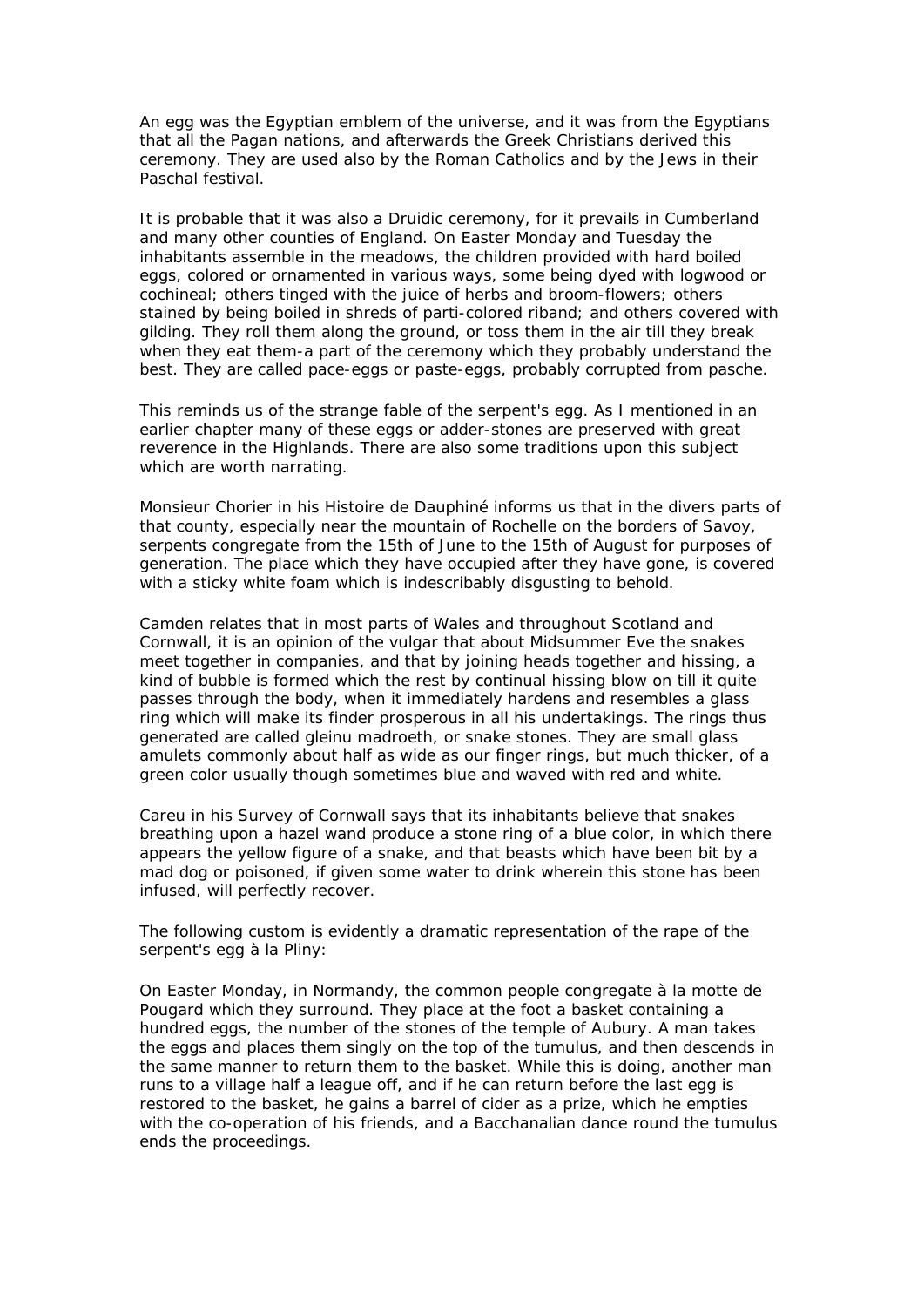An egg was the Egyptian emblem of the universe, and it was from the Egyptians that all the Pagan nations, and afterwards the Greek Christians derived this ceremony. They are used also by the Roman Catholics and by the Jews in their Paschal festival.

It is probable that it was also a Druidic ceremony, for it prevails in Cumberland and many other counties of England. On Easter Monday and Tuesday the inhabitants assemble in the meadows, the children provided with hard boiled eggs, colored or ornamented in various ways, some being dyed with logwood or cochineal; others tinged with the juice of herbs and broom-flowers; others stained by being boiled in shreds of parti-colored riband; and others covered with gilding. They roll them along the ground, or toss them in the air till they break when they eat them-a part of the ceremony which they probably understand the best. They are called pace-eggs or paste-eggs, probably corrupted from pasche.

This reminds us of the strange fable of the serpent's egg. As I mentioned in an earlier chapter many of these eggs or adder-stones are preserved with great reverence in the Highlands. There are also some traditions upon this subject which are worth narrating.

Monsieur Chorier in his Histoire de Dauphiné informs us that in the divers parts of that county, especially near the mountain of Rochelle on the borders of Savoy, serpents congregate from the 15th of June to the 15th of August for purposes of generation. The place which they have occupied after they have gone, is covered with a sticky white foam which is indescribably disgusting to behold.

Camden relates that in most parts of Wales and throughout Scotland and Cornwall, it is an opinion of the vulgar that about Midsummer Eve the snakes meet together in companies, and that by joining heads together and hissing, a kind of bubble is formed which the rest by continual hissing blow on till it quite passes through the body, when it immediately hardens and resembles a glass ring which will make its finder prosperous in all his undertakings. The rings thus generated are called gleinu madroeth, or snake stones. They are small glass amulets commonly about half as wide as our finger rings, but much thicker, of a green color usually though sometimes blue and waved with red and white.

Careu in his Survey of Cornwall says that its inhabitants believe that snakes breathing upon a hazel wand produce a stone ring of a blue color, in which there appears the yellow figure of a snake, and that beasts which have been bit by a mad dog or poisoned, if given some water to drink wherein this stone has been infused, will perfectly recover.

The following custom is evidently a dramatic representation of the rape of the serpent's egg à la Pliny:

On Easter Monday, in Normandy, the common people congregate à la motte de Pougard which they surround. They place at the foot a basket containing a hundred eggs, the number of the stones of the temple of Aubury. A man takes the eggs and places them singly on the top of the tumulus, and then descends in the same manner to return them to the basket. While this is doing, another man runs to a village half a league off, and if he can return before the last egg is restored to the basket, he gains a barrel of cider as a prize, which he empties with the co-operation of his friends, and a Bacchanalian dance round the tumulus ends the proceedings.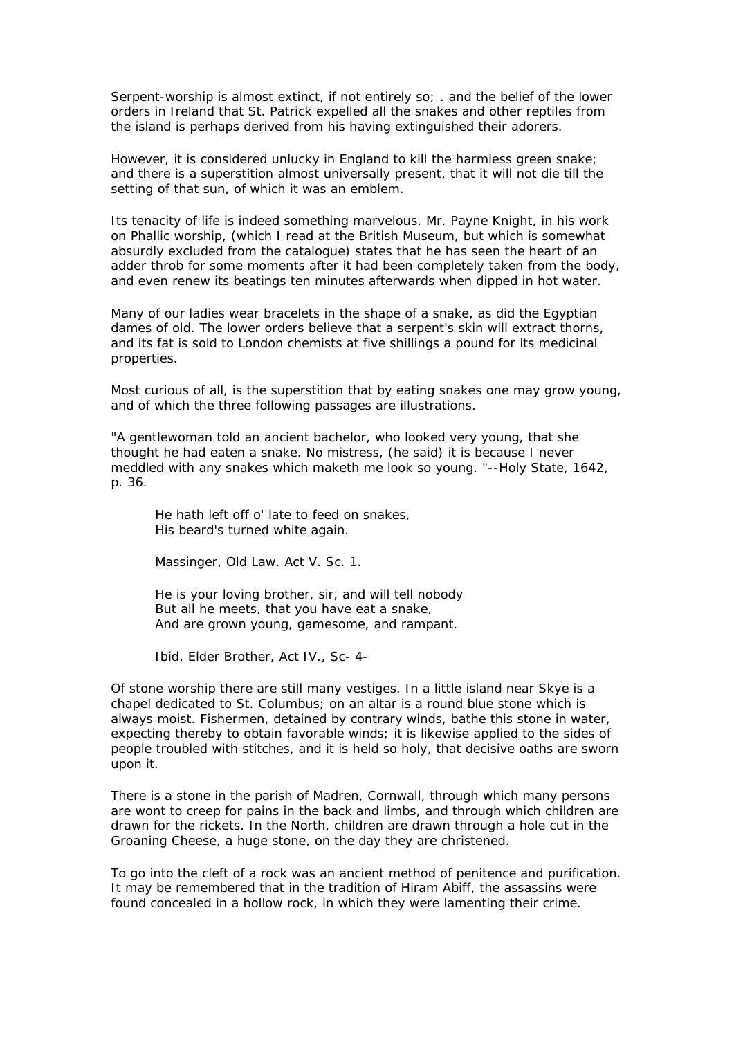Serpent-worship is almost extinct, if not entirely so; . and the belief of the lower orders in Ireland that St. Patrick expelled all the snakes and other reptiles from the island is perhaps derived from his having extinguished their adorers.

However, it is considered unlucky in England to kill the harmless green snake; and there is a superstition almost universally present, that it will not die till the setting of that sun, of which it was an emblem.

Its tenacity of life is indeed something marvelous. Mr. Payne Knight, in his work on Phallic worship, (which I read at the British Museum, but which is somewhat absurdly excluded from the catalogue) states that he has seen the heart of an adder throb for some moments after it had been completely taken from the body, and even renew its beatings ten minutes afterwards when dipped in hot water.

Many of our ladies wear bracelets in the shape of a snake, as did the Egyptian dames of old. The lower orders believe that a serpent's skin will extract thorns, and its fat is sold to London chemists at five shillings a pound for its medicinal properties.

Most curious of all, is the superstition that by eating snakes one may grow young, and of which the three following passages are illustrations.

"A gentlewoman told an ancient bachelor, who looked very young, that she thought he had eaten a snake. No mistress, (he said) it is because I never meddled with any snakes which maketh me look so young. "--Holy State, 1642, p. 36.

> He hath left off o' late to feed on snakes,
> His beard's turned white again.
>
> Massinger, Old Law. Act V. Sc. 1.
>
> He is your loving brother, sir, and will tell nobody
> But all he meets, that you have eat a snake,
> And are grown young, gamesome, and rampant.
>
> Ibid, Elder Brother, Act IV., Sc- 4-

Of stone worship there are still many vestiges. In a little island near Skye is a chapel dedicated to St. Columbus; on an altar is a round blue stone which is always moist. Fishermen, detained by contrary winds, bathe this stone in water, expecting thereby to obtain favorable winds; it is likewise applied to the sides of people troubled with stitches, and it is held so holy, that decisive oaths are sworn upon it.

There is a stone in the parish of Madren, Cornwall, through which many persons are wont to creep for pains in the back and limbs, and through which children are drawn for the rickets. In the North, children are drawn through a hole cut in the Groaning Cheese, a huge stone, on the day they are christened.

To go into the cleft of a rock was an ancient method of penitence and purification. It may be remembered that in the tradition of Hiram Abiff, the assassins were found concealed in a hollow rock, in which they were lamenting their crime.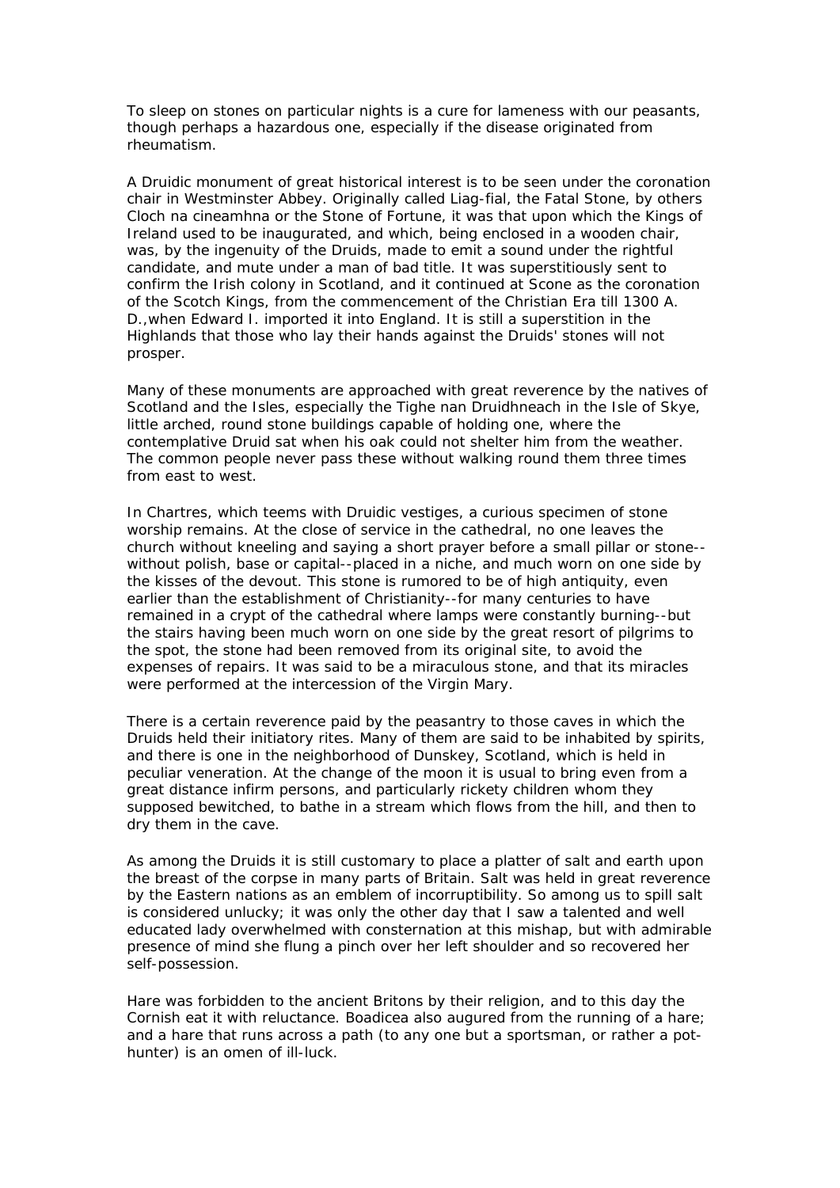To sleep on stones on particular nights is a cure for lameness with our peasants, though perhaps a hazardous one, especially if the disease originated from rheumatism.

A Druidic monument of great historical interest is to be seen under the coronation chair in Westminster Abbey. Originally called Liag-fial, the Fatal Stone, by others Cloch na cineamhna or the Stone of Fortune, it was that upon which the Kings of Ireland used to be inaugurated, and which, being enclosed in a wooden chair, was, by the ingenuity of the Druids, made to emit a sound under the rightful candidate, and mute under a man of bad title. It was superstitiously sent to confirm the Irish colony in Scotland, and it continued at Scone as the coronation of the Scotch Kings, from the commencement of the Christian Era till 1300 A. D.,when Edward I. imported it into England. It is still a superstition in the Highlands that those who lay their hands against the Druids' stones will not prosper.

Many of these monuments are approached with great reverence by the natives of Scotland and the Isles, especially the Tighe nan Druidhneach in the Isle of Skye, little arched, round stone buildings capable of holding one, where the contemplative Druid sat when his oak could not shelter him from the weather. The common people never pass these without walking round them three times from east to west.

In Chartres, which teems with Druidic vestiges, a curious specimen of stone worship remains. At the close of service in the cathedral, no one leaves the church without kneeling and saying a short prayer before a small pillar or stone--without polish, base or capital--placed in a niche, and much worn on one side by the kisses of the devout. This stone is rumored to be of high antiquity, even earlier than the establishment of Christianity--for many centuries to have remained in a crypt of the cathedral where lamps were constantly burning--but the stairs having been much worn on one side by the great resort of pilgrims to the spot, the stone had been removed from its original site, to avoid the expenses of repairs. It was said to be a miraculous stone, and that its miracles were performed at the intercession of the Virgin Mary.

There is a certain reverence paid by the peasantry to those caves in which the Druids held their initiatory rites. Many of them are said to be inhabited by spirits, and there is one in the neighborhood of Dunskey, Scotland, which is held in peculiar veneration. At the change of the moon it is usual to bring even from a great distance infirm persons, and particularly rickety children whom they supposed bewitched, to bathe in a stream which flows from the hill, and then to dry them in the cave.

As among the Druids it is still customary to place a platter of salt and earth upon the breast of the corpse in many parts of Britain. Salt was held in great reverence by the Eastern nations as an emblem of incorruptibility. So among us to spill salt is considered unlucky; it was only the other day that I saw a talented and well educated lady overwhelmed with consternation at this mishap, but with admirable presence of mind she flung a pinch over her left shoulder and so recovered her self-possession.

Hare was forbidden to the ancient Britons by their religion, and to this day the Cornish eat it with reluctance. Boadicea also augured from the running of a hare; and a hare that runs across a path (to any one but a sportsman, or rather a pot-hunter) is an omen of ill-luck.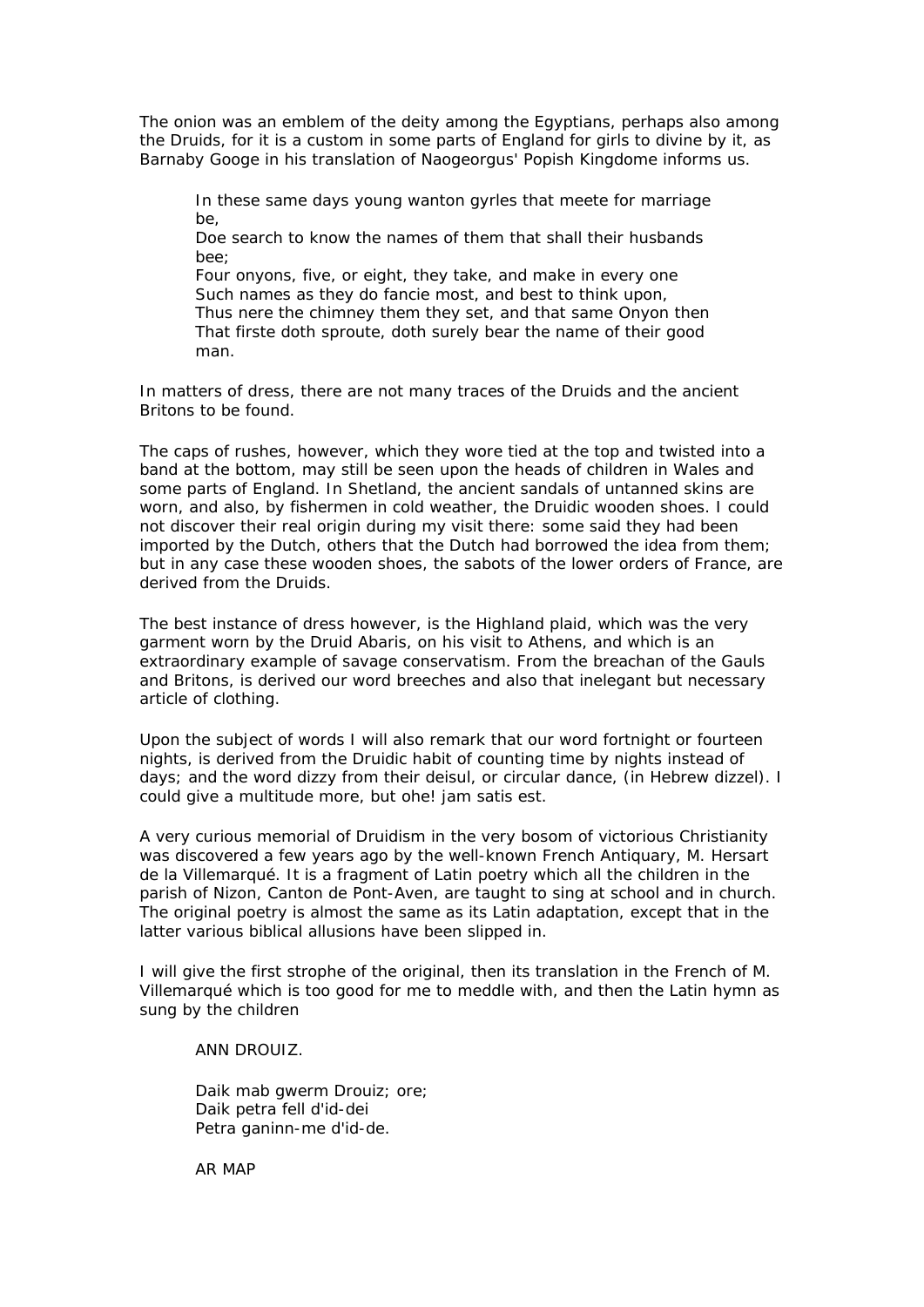The onion was an emblem of the deity among the Egyptians, perhaps also among the Druids, for it is a custom in some parts of England for girls to divine by it, as Barnaby Googe in his translation of Naogeorgus' Popish Kingdome informs us.

> In these same days young wanton gyrles that meete for marriage be,
> Doe search to know the names of them that shall their husbands bee;
> Four onyons, five, or eight, they take, and make in every one
> Such names as they do fancie most, and best to think upon,
> Thus nere the chimney them they set, and that same Onyon then
> That firste doth sproute, doth surely bear the name of their good man.

In matters of dress, there are not many traces of the Druids and the ancient Britons to be found.

The caps of rushes, however, which they wore tied at the top and twisted into a band at the bottom, may still be seen upon the heads of children in Wales and some parts of England. In Shetland, the ancient sandals of untanned skins are worn, and also, by fishermen in cold weather, the Druidic wooden shoes. I could not discover their real origin during my visit there: some said they had been imported by the Dutch, others that the Dutch had borrowed the idea from them; but in any case these wooden shoes, the sabots of the lower orders of France, are derived from the Druids.

The best instance of dress however, is the Highland plaid, which was the very garment worn by the Druid Abaris, on his visit to Athens, and which is an extraordinary example of savage conservatism. From the breachan of the Gauls and Britons, is derived our word breeches and also that inelegant but necessary article of clothing.

Upon the subject of words I will also remark that our word fortnight or fourteen nights, is derived from the Druidic habit of counting time by nights instead of days; and the word dizzy from their deisul, or circular dance, (in Hebrew dizzel). I could give a multitude more, but ohe! jam satis est.

A very curious memorial of Druidism in the very bosom of victorious Christianity was discovered a few years ago by the well-known French Antiquary, M. Hersart de la Villemarqué. It is a fragment of Latin poetry which all the children in the parish of Nizon, Canton de Pont-Aven, are taught to sing at school and in church. The original poetry is almost the same as its Latin adaptation, except that in the latter various biblical allusions have been slipped in.

I will give the first strophe of the original, then its translation in the French of M. Villemarqué which is too good for me to meddle with, and then the Latin hymn as sung by the children

> ANN DROUIZ.
>
> Daik mab gwerm Drouiz; ore;
> Daik petra fell d'id-dei
> Petra ganinn-me d'id-de.
>
> AR MAP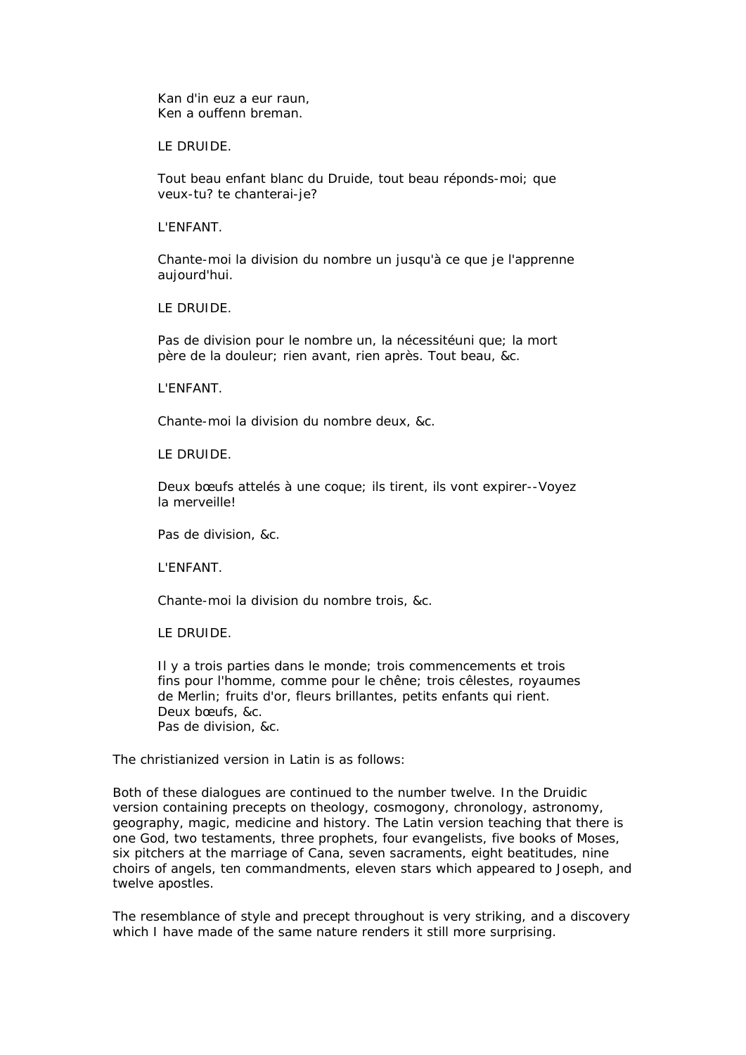Kan d'in euz a eur raun,
Ken a ouffenn breman.

LE DRUIDE.

Tout beau enfant blanc du Druide, tout beau réponds-moi; que veux-tu? te chanterai-je?

L'ENFANT.

Chante-moi la division du nombre un jusqu'à ce que je l'apprenne aujourd'hui.

LE DRUIDE.

Pas de division pour le nombre un, la nécessitéuni que; la mort père de la douleur; rien avant, rien après. Tout beau, &c.

L'ENFANT.

Chante-moi la division du nombre deux, &c.

LE DRUIDE.

Deux bœufs attelés à une coque; ils tirent, ils vont expirer--Voyez la merveille!

Pas de division, &c.

L'ENFANT.

Chante-moi la division du nombre trois, &c.

LE DRUIDE.

Il y a trois parties dans le monde; trois commencements et trois fins pour l'homme, comme pour le chêne; trois cêlestes, royaumes de Merlin; fruits d'or, fleurs brillantes, petits enfants qui rient.
Deux bœufs, &c.
Pas de division, &c.

The christianized version in Latin is as follows:

Both of these dialogues are continued to the number twelve. In the Druidic version containing precepts on theology, cosmogony, chronology, astronomy, geography, magic, medicine and history. The Latin version teaching that there is one God, two testaments, three prophets, four evangelists, five books of Moses, six pitchers at the marriage of Cana, seven sacraments, eight beatitudes, nine choirs of angels, ten commandments, eleven stars which appeared to Joseph, and twelve apostles.

The resemblance of style and precept throughout is very striking, and a discovery which I have made of the same nature renders it still more surprising.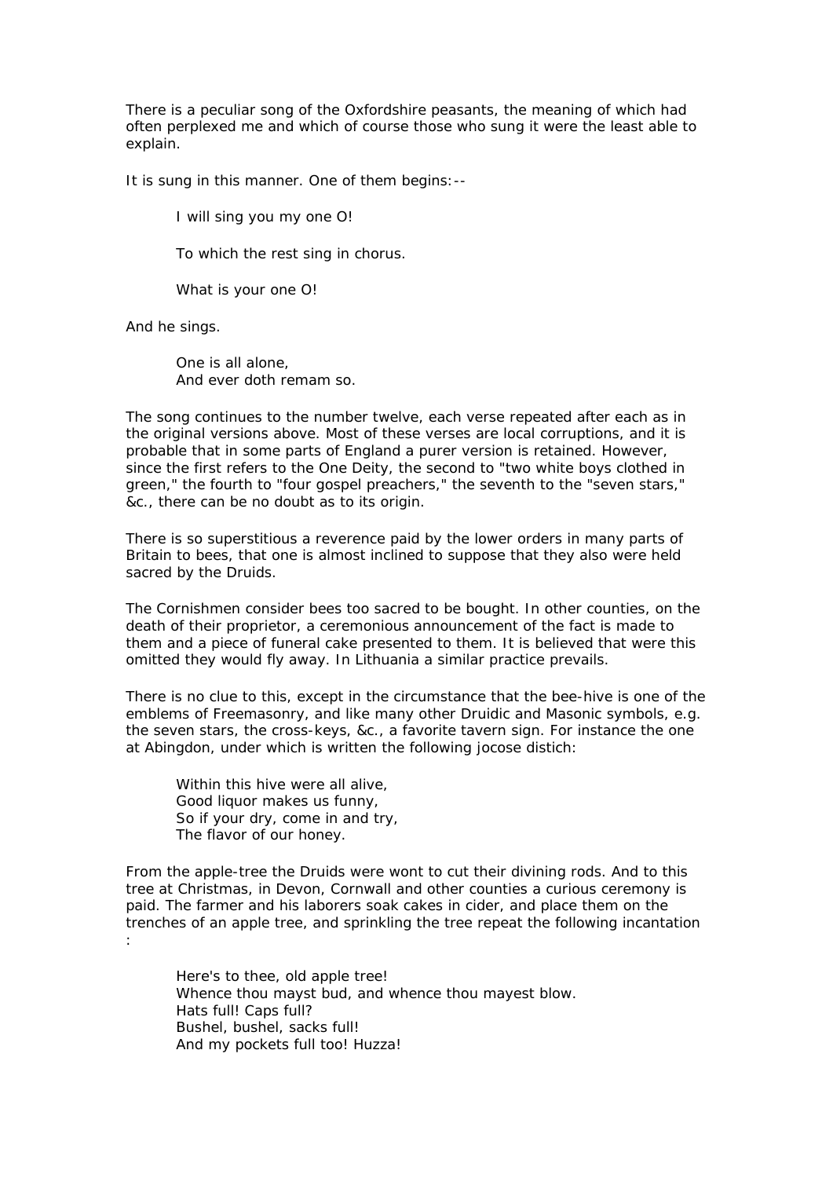There is a peculiar song of the Oxfordshire peasants, the meaning of which had often perplexed me and which of course those who sung it were the least able to explain.

It is sung in this manner. One of them begins:--

> I will sing you my one O!
>
> To which the rest sing in chorus.
>
> What is your one O!

And he sings.

> One is all alone,
> And ever doth remam so.

The song continues to the number twelve, each verse repeated after each as in the original versions above. Most of these verses are local corruptions, and it is probable that in some parts of England a purer version is retained. However, since the first refers to the One Deity, the second to "two white boys clothed in green," the fourth to "four gospel preachers," the seventh to the "seven stars," &c., there can be no doubt as to its origin.

There is so superstitious a reverence paid by the lower orders in many parts of Britain to bees, that one is almost inclined to suppose that they also were held sacred by the Druids.

The Cornishmen consider bees too sacred to be bought. In other counties, on the death of their proprietor, a ceremonious announcement of the fact is made to them and a piece of funeral cake presented to them. It is believed that were this omitted they would fly away. In Lithuania a similar practice prevails.

There is no clue to this, except in the circumstance that the bee-hive is one of the emblems of Freemasonry, and like many other Druidic and Masonic symbols, e.g. the seven stars, the cross-keys, &c., a favorite tavern sign. For instance the one at Abingdon, under which is written the following jocose distich:

> Within this hive were all alive,
> Good liquor makes us funny,
> So if your dry, come in and try,
> The flavor of our honey.

From the apple-tree the Druids were wont to cut their divining rods. And to this tree at Christmas, in Devon, Cornwall and other counties a curious ceremony is paid. The farmer and his laborers soak cakes in cider, and place them on the trenches of an apple tree, and sprinkling the tree repeat the following incantation :

> Here's to thee, old apple tree!
> Whence thou mayst bud, and whence thou mayest blow.
> Hats full! Caps full?
> Bushel, bushel, sacks full!
> And my pockets full too! Huzza!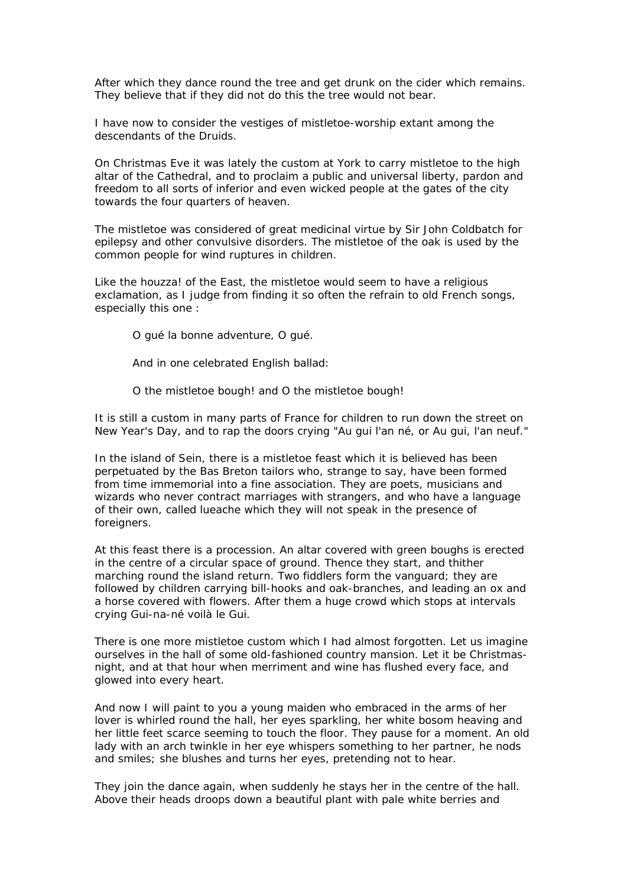After which they dance round the tree and get drunk on the cider which remains. They believe that if they did not do this the tree would not bear.

I have now to consider the vestiges of mistletoe-worship extant among the descendants of the Druids.

On Christmas Eve it was lately the custom at York to carry mistletoe to the high altar of the Cathedral, and to proclaim a public and universal liberty, pardon and freedom to all sorts of inferior and even wicked people at the gates of the city towards the four quarters of heaven.

The mistletoe was considered of great medicinal virtue by Sir John Coldbatch for epilepsy and other convulsive disorders. The mistletoe of the oak is used by the common people for wind ruptures in children.

Like the houzza! of the East, the mistletoe would seem to have a religious exclamation, as I judge from finding it so often the refrain to old French songs, especially this one :

> O gué la bonne adventure, O gué.
>
> And in one celebrated English ballad:
>
> O the mistletoe bough! and O the mistletoe bough!

It is still a custom in many parts of France for children to run down the street on New Year's Day, and to rap the doors crying "Au gui l'an né, or Au gui, l'an neuf."

In the island of Sein, there is a mistletoe feast which it is believed has been perpetuated by the Bas Breton tailors who, strange to say, have been formed from time immemorial into a fine association. They are poets, musicians and wizards who never contract marriages with strangers, and who have a language of their own, called lueache which they will not speak in the presence of foreigners.

At this feast there is a procession. An altar covered with green boughs is erected in the centre of a circular space of ground. Thence they start, and thither marching round the island return. Two fiddlers form the vanguard; they are followed by children carrying bill-hooks and oak-branches, and leading an ox and a horse covered with flowers. After them a huge crowd which stops at intervals crying Gui-na-né voilà le Gui.

There is one more mistletoe custom which I had almost forgotten. Let us imagine ourselves in the hall of some old-fashioned country mansion. Let it be Christmas-night, and at that hour when merriment and wine has flushed every face, and glowed into every heart.

And now I will paint to you a young maiden who embraced in the arms of her lover is whirled round the hall, her eyes sparkling, her white bosom heaving and her little feet scarce seeming to touch the floor. They pause for a moment. An old lady with an arch twinkle in her eye whispers something to her partner, he nods and smiles; she blushes and turns her eyes, pretending not to hear.

They join the dance again, when suddenly he stays her in the centre of the hall. Above their heads droops down a beautiful plant with pale white berries and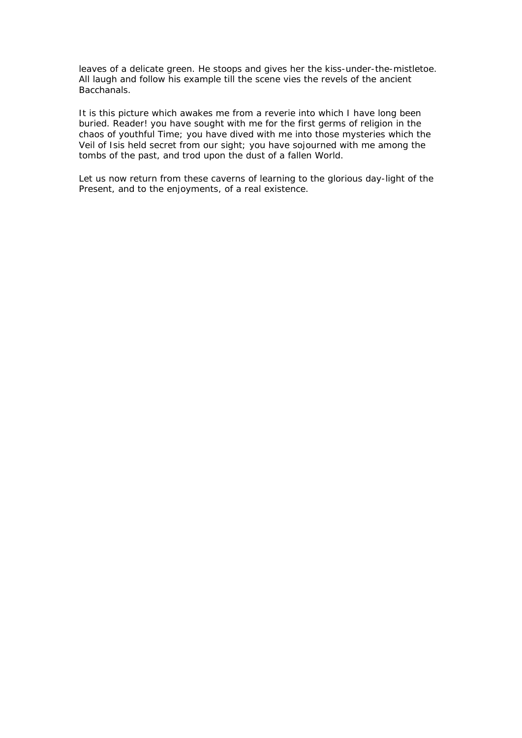leaves of a delicate green. He stoops and gives her the kiss-under-the-mistletoe. All laugh and follow his example till the scene vies the revels of the ancient Bacchanals.

It is this picture which awakes me from a reverie into which I have long been buried. Reader! you have sought with me for the first germs of religion in the chaos of youthful Time; you have dived with me into those mysteries which the Veil of Isis held secret from our sight; you have sojourned with me among the tombs of the past, and trod upon the dust of a fallen World.

Let us now return from these caverns of learning to the glorious day-light of the Present, and to the enjoyments, of a real existence.